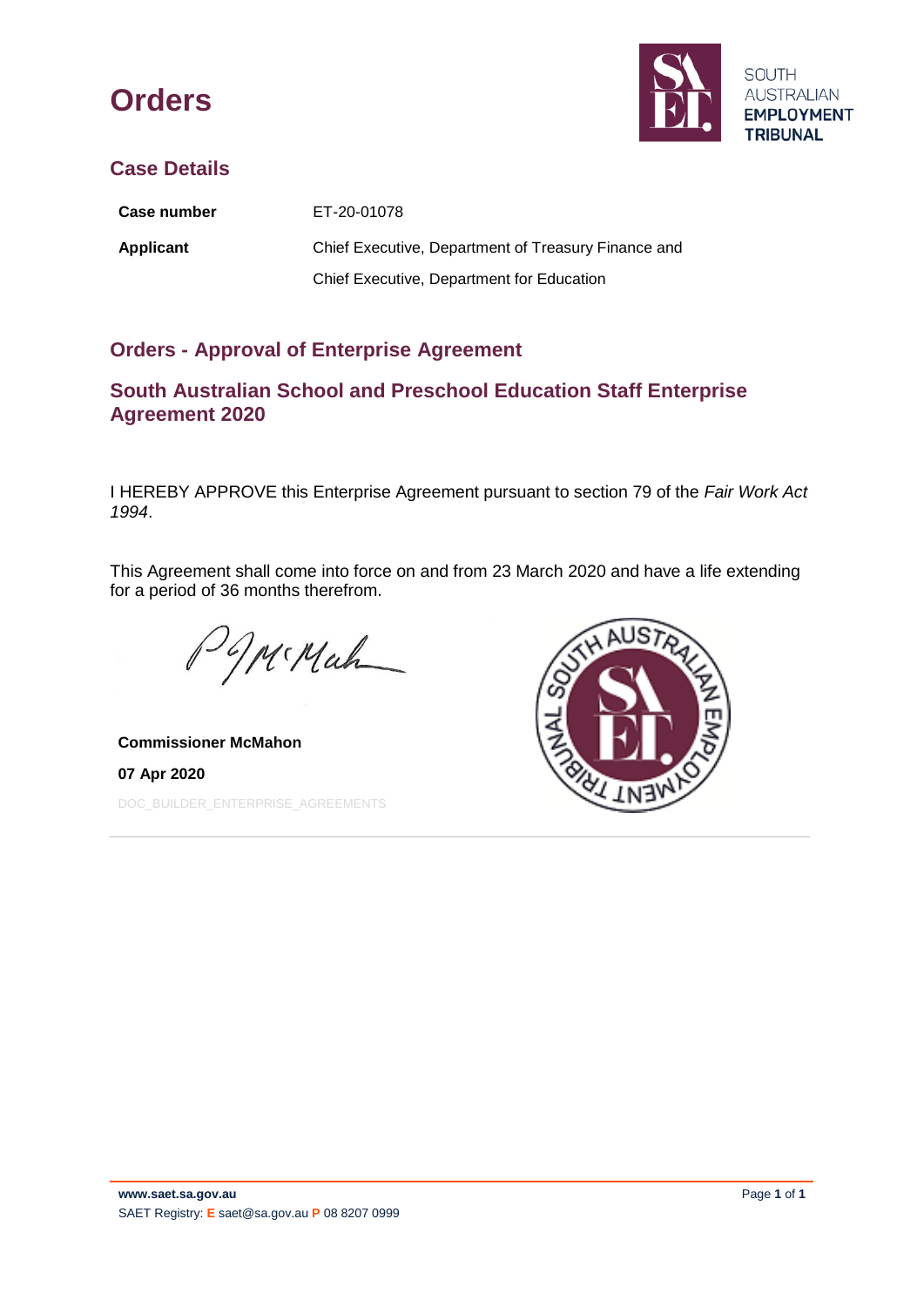# Orders

SOUTH AUSTRALIAN **EMPLOYMENT TRIBUNAL**

## Case Details

| | |
|---|---|
| **Case number** | ET-20-01078 |
| **Applicant** | Chief Executive, Department of Treasury Finance and Chief Executive, Department for Education |

## Orders - Approval of Enterprise Agreement

## South Australian School and Preschool Education Staff Enterprise Agreement 2020

I HEREBY APPROVE this Enterprise Agreement pursuant to section 79 of the *Fair Work Act 1994*.

This Agreement shall come into force on and from 23 March 2020 and have a life extending for a period of 36 months therefrom.

**Commissioner McMahon**

**07 Apr 2020**

DOC_BUILDER_ENTERPRISE_AGREEMENTS

**www.saet.sa.gov.au**
SAET Registry: **E** saet@sa.gov.au **P** 08 8207 0999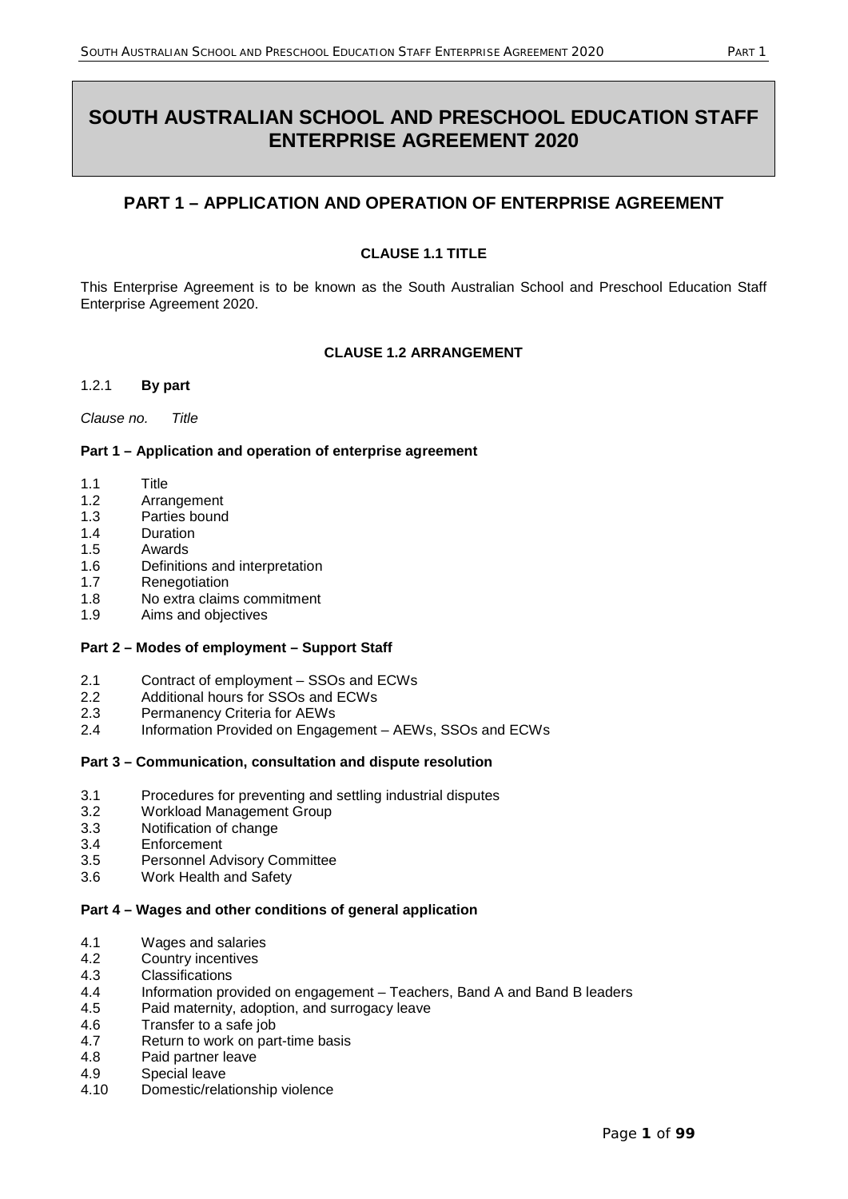# SOUTH AUSTRALIAN SCHOOL AND PRESCHOOL EDUCATION STAFF ENTERPRISE AGREEMENT 2020

## PART 1 – APPLICATION AND OPERATION OF ENTERPRISE AGREEMENT

### CLAUSE 1.1 TITLE

This Enterprise Agreement is to be known as the South Australian School and Preschool Education Staff Enterprise Agreement 2020.

### CLAUSE 1.2 ARRANGEMENT

1.2.1 **By part**

*Clause no. Title*

**Part 1 – Application and operation of enterprise agreement**

- 1.1 Title
- 1.2 Arrangement
- 1.3 Parties bound
- 1.4 Duration
- 1.5 Awards
- 1.6 Definitions and interpretation
- 1.7 Renegotiation
- 1.8 No extra claims commitment
- 1.9 Aims and objectives

**Part 2 – Modes of employment – Support Staff**

- 2.1 Contract of employment – SSOs and ECWs
- 2.2 Additional hours for SSOs and ECWs
- 2.3 Permanency Criteria for AEWs
- 2.4 Information Provided on Engagement – AEWs, SSOs and ECWs

**Part 3 – Communication, consultation and dispute resolution**

- 3.1 Procedures for preventing and settling industrial disputes
- 3.2 Workload Management Group
- 3.3 Notification of change
- 3.4 Enforcement
- 3.5 Personnel Advisory Committee
- 3.6 Work Health and Safety

**Part 4 – Wages and other conditions of general application**

- 4.1 Wages and salaries
- 4.2 Country incentives
- 4.3 Classifications
- 4.4 Information provided on engagement – Teachers, Band A and Band B leaders
- 4.5 Paid maternity, adoption, and surrogacy leave
- 4.6 Transfer to a safe job
- 4.7 Return to work on part-time basis
- 4.8 Paid partner leave
- 4.9 Special leave
- 4.10 Domestic/relationship violence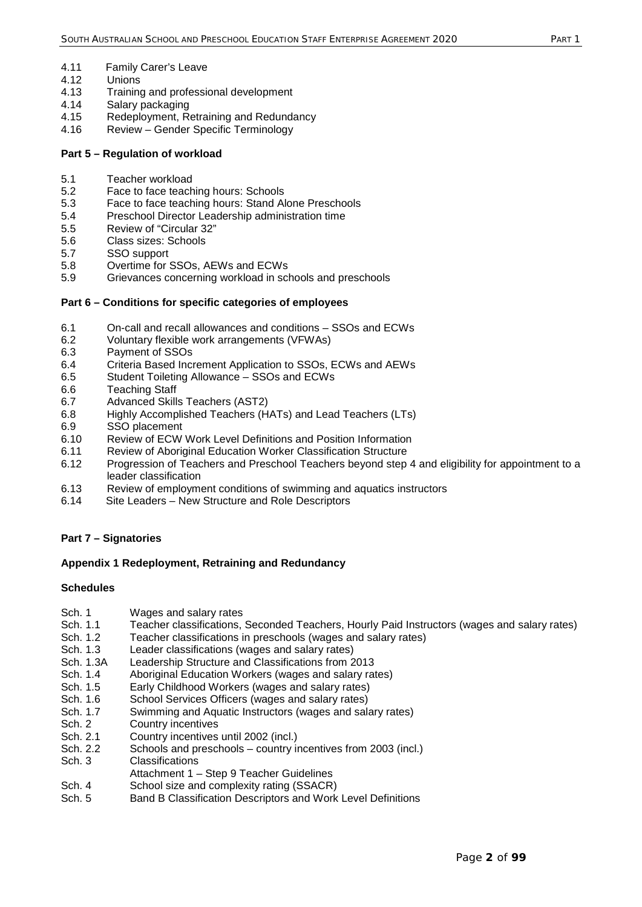4.11 Family Carer's Leave
4.12 Unions
4.13 Training and professional development
4.14 Salary packaging
4.15 Redeployment, Retraining and Redundancy
4.16 Review – Gender Specific Terminology

**Part 5 – Regulation of workload**

5.1 Teacher workload
5.2 Face to face teaching hours: Schools
5.3 Face to face teaching hours: Stand Alone Preschools
5.4 Preschool Director Leadership administration time
5.5 Review of "Circular 32"
5.6 Class sizes: Schools
5.7 SSO support
5.8 Overtime for SSOs, AEWs and ECWs
5.9 Grievances concerning workload in schools and preschools

**Part 6 – Conditions for specific categories of employees**

6.1 On-call and recall allowances and conditions – SSOs and ECWs
6.2 Voluntary flexible work arrangements (VFWAs)
6.3 Payment of SSOs
6.4 Criteria Based Increment Application to SSOs, ECWs and AEWs
6.5 Student Toileting Allowance – SSOs and ECWs
6.6 Teaching Staff
6.7 Advanced Skills Teachers (AST2)
6.8 Highly Accomplished Teachers (HATs) and Lead Teachers (LTs)
6.9 SSO placement
6.10 Review of ECW Work Level Definitions and Position Information
6.11 Review of Aboriginal Education Worker Classification Structure
6.12 Progression of Teachers and Preschool Teachers beyond step 4 and eligibility for appointment to a leader classification
6.13 Review of employment conditions of swimming and aquatics instructors
6.14 Site Leaders – New Structure and Role Descriptors

**Part 7 – Signatories**

**Appendix 1 Redeployment, Retraining and Redundancy**

**Schedules**

Sch. 1 Wages and salary rates
Sch. 1.1 Teacher classifications, Seconded Teachers, Hourly Paid Instructors (wages and salary rates)
Sch. 1.2 Teacher classifications in preschools (wages and salary rates)
Sch. 1.3 Leader classifications (wages and salary rates)
Sch. 1.3A Leadership Structure and Classifications from 2013
Sch. 1.4 Aboriginal Education Workers (wages and salary rates)
Sch. 1.5 Early Childhood Workers (wages and salary rates)
Sch. 1.6 School Services Officers (wages and salary rates)
Sch. 1.7 Swimming and Aquatic Instructors (wages and salary rates)
Sch. 2 Country incentives
Sch. 2.1 Country incentives until 2002 (incl.)
Sch. 2.2 Schools and preschools – country incentives from 2003 (incl.)
Sch. 3 Classifications
Attachment 1 – Step 9 Teacher Guidelines
Sch. 4 School size and complexity rating (SSACR)
Sch. 5 Band B Classification Descriptors and Work Level Definitions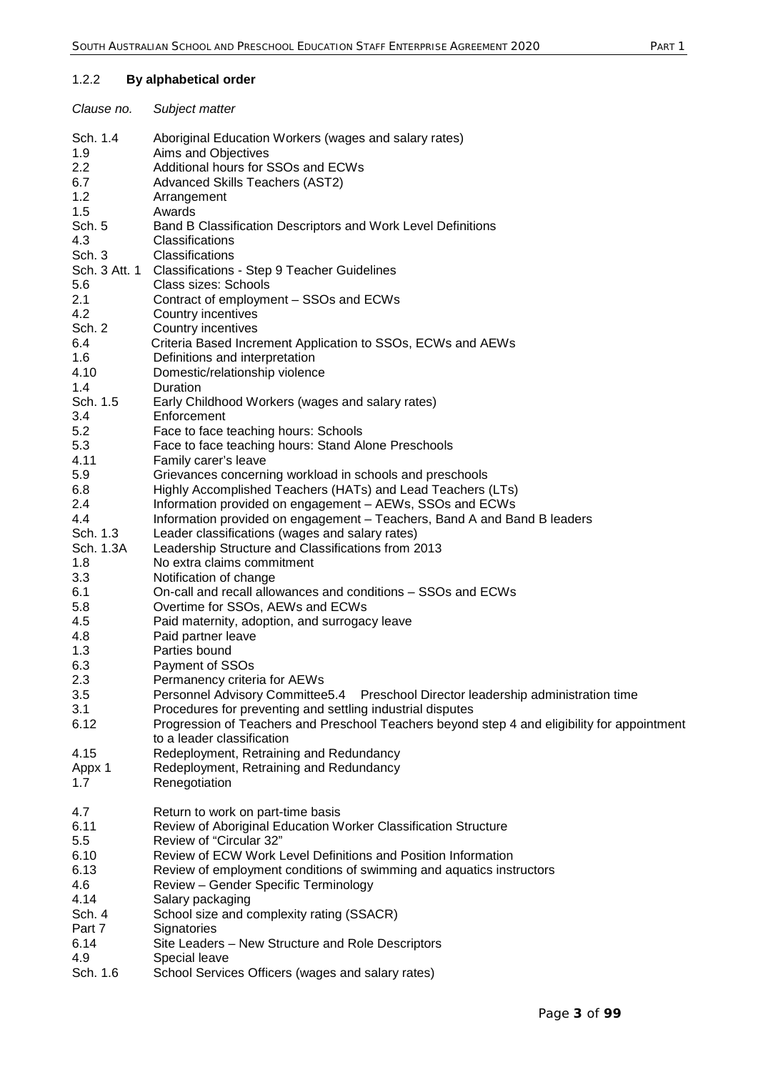### 1.2.2 **By alphabetical order**

| *Clause no.* | *Subject matter* |
|---|---|
| Sch. 1.4 | Aboriginal Education Workers (wages and salary rates) |
| 1.9 | Aims and Objectives |
| 2.2 | Additional hours for SSOs and ECWs |
| 6.7 | Advanced Skills Teachers (AST2) |
| 1.2 | Arrangement |
| 1.5 | Awards |
| Sch. 5 | Band B Classification Descriptors and Work Level Definitions |
| 4.3 | Classifications |
| Sch. 3 | Classifications |
| Sch. 3 Att. 1 | Classifications - Step 9 Teacher Guidelines |
| 5.6 | Class sizes: Schools |
| 2.1 | Contract of employment – SSOs and ECWs |
| 4.2 | Country incentives |
| Sch. 2 | Country incentives |
| 6.4 | Criteria Based Increment Application to SSOs, ECWs and AEWs |
| 1.6 | Definitions and interpretation |
| 4.10 | Domestic/relationship violence |
| 1.4 | Duration |
| Sch. 1.5 | Early Childhood Workers (wages and salary rates) |
| 3.4 | Enforcement |
| 5.2 | Face to face teaching hours: Schools |
| 5.3 | Face to face teaching hours: Stand Alone Preschools |
| 4.11 | Family carer's leave |
| 5.9 | Grievances concerning workload in schools and preschools |
| 6.8 | Highly Accomplished Teachers (HATs) and Lead Teachers (LTs) |
| 2.4 | Information provided on engagement – AEWs, SSOs and ECWs |
| 4.4 | Information provided on engagement – Teachers, Band A and Band B leaders |
| Sch. 1.3 | Leader classifications (wages and salary rates) |
| Sch. 1.3A | Leadership Structure and Classifications from 2013 |
| 1.8 | No extra claims commitment |
| 3.3 | Notification of change |
| 6.1 | On-call and recall allowances and conditions – SSOs and ECWs |
| 5.8 | Overtime for SSOs, AEWs and ECWs |
| 4.5 | Paid maternity, adoption, and surrogacy leave |
| 4.8 | Paid partner leave |
| 1.3 | Parties bound |
| 6.3 | Payment of SSOs |
| 2.3 | Permanency criteria for AEWs |
| 3.5 | Personnel Advisory Committee5.4 Preschool Director leadership administration time |
| 3.1 | Procedures for preventing and settling industrial disputes |
| 6.12 | Progression of Teachers and Preschool Teachers beyond step 4 and eligibility for appointment to a leader classification |
| 4.15 | Redeployment, Retraining and Redundancy |
| Appx 1 | Redeployment, Retraining and Redundancy |
| 1.7 | Renegotiation |
| 4.7 | Return to work on part-time basis |
| 6.11 | Review of Aboriginal Education Worker Classification Structure |
| 5.5 | Review of "Circular 32" |
| 6.10 | Review of ECW Work Level Definitions and Position Information |
| 6.13 | Review of employment conditions of swimming and aquatics instructors |
| 4.6 | Review – Gender Specific Terminology |
| 4.14 | Salary packaging |
| Sch. 4 | School size and complexity rating (SSACR) |
| Part 7 | Signatories |
| 6.14 | Site Leaders – New Structure and Role Descriptors |
| 4.9 | Special leave |
| Sch. 1.6 | School Services Officers (wages and salary rates) |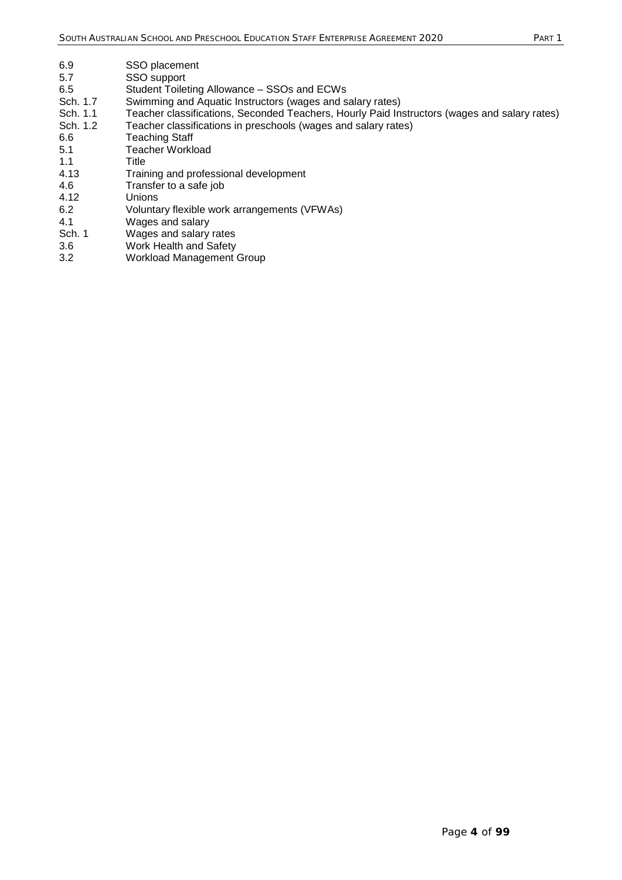| | |
|---|---|
| 6.9 | SSO placement |
| 5.7 | SSO support |
| 6.5 | Student Toileting Allowance – SSOs and ECWs |
| Sch. 1.7 | Swimming and Aquatic Instructors (wages and salary rates) |
| Sch. 1.1 | Teacher classifications, Seconded Teachers, Hourly Paid Instructors (wages and salary rates) |
| Sch. 1.2 | Teacher classifications in preschools (wages and salary rates) |
| 6.6 | Teaching Staff |
| 5.1 | Teacher Workload |
| 1.1 | Title |
| 4.13 | Training and professional development |
| 4.6 | Transfer to a safe job |
| 4.12 | Unions |
| 6.2 | Voluntary flexible work arrangements (VFWAs) |
| 4.1 | Wages and salary |
| Sch. 1 | Wages and salary rates |
| 3.6 | Work Health and Safety |
| 3.2 | Workload Management Group |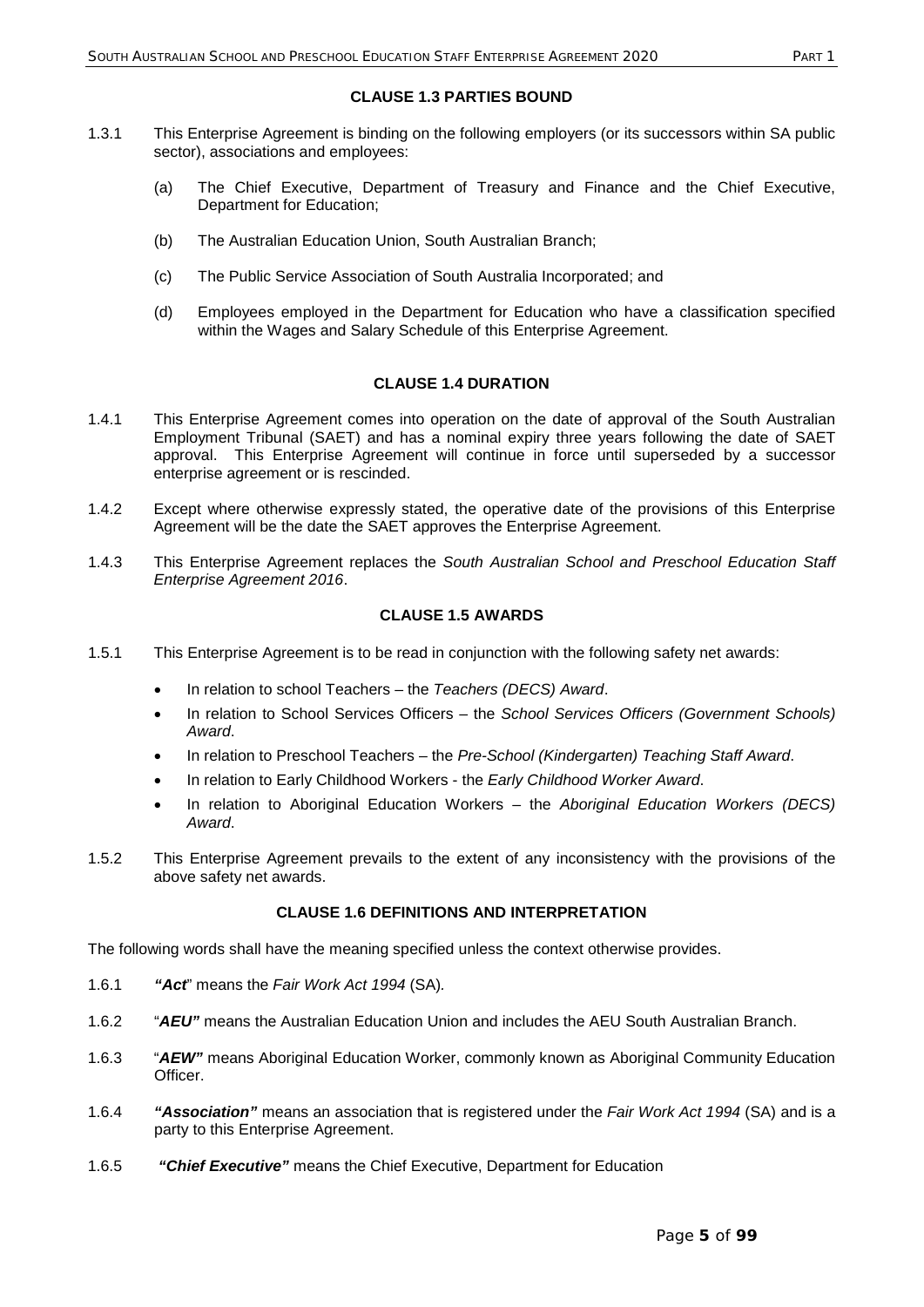### CLAUSE 1.3 PARTIES BOUND

1.3.1 This Enterprise Agreement is binding on the following employers (or its successors within SA public sector), associations and employees:

(a) The Chief Executive, Department of Treasury and Finance and the Chief Executive, Department for Education;

(b) The Australian Education Union, South Australian Branch;

(c) The Public Service Association of South Australia Incorporated; and

(d) Employees employed in the Department for Education who have a classification specified within the Wages and Salary Schedule of this Enterprise Agreement.

### CLAUSE 1.4 DURATION

1.4.1 This Enterprise Agreement comes into operation on the date of approval of the South Australian Employment Tribunal (SAET) and has a nominal expiry three years following the date of SAET approval. This Enterprise Agreement will continue in force until superseded by a successor enterprise agreement or is rescinded.

1.4.2 Except where otherwise expressly stated, the operative date of the provisions of this Enterprise Agreement will be the date the SAET approves the Enterprise Agreement.

1.4.3 This Enterprise Agreement replaces the *South Australian School and Preschool Education Staff Enterprise Agreement 2016*.

### CLAUSE 1.5 AWARDS

1.5.1 This Enterprise Agreement is to be read in conjunction with the following safety net awards:

- In relation to school Teachers – the *Teachers (DECS) Award*.
- In relation to School Services Officers – the *School Services Officers (Government Schools) Award*.
- In relation to Preschool Teachers – the *Pre-School (Kindergarten) Teaching Staff Award*.
- In relation to Early Childhood Workers - the *Early Childhood Worker Award*.
- In relation to Aboriginal Education Workers – the *Aboriginal Education Workers (DECS) Award*.

1.5.2 This Enterprise Agreement prevails to the extent of any inconsistency with the provisions of the above safety net awards.

### CLAUSE 1.6 DEFINITIONS AND INTERPRETATION

The following words shall have the meaning specified unless the context otherwise provides.

1.6.1 ***"Act"*** means the *Fair Work Act 1994* (SA).

1.6.2 "***AEU"*** means the Australian Education Union and includes the AEU South Australian Branch.

1.6.3 "***AEW"*** means Aboriginal Education Worker, commonly known as Aboriginal Community Education Officer.

1.6.4 ***"Association"*** means an association that is registered under the *Fair Work Act 1994* (SA) and is a party to this Enterprise Agreement.

1.6.5 ***"Chief Executive"*** means the Chief Executive, Department for Education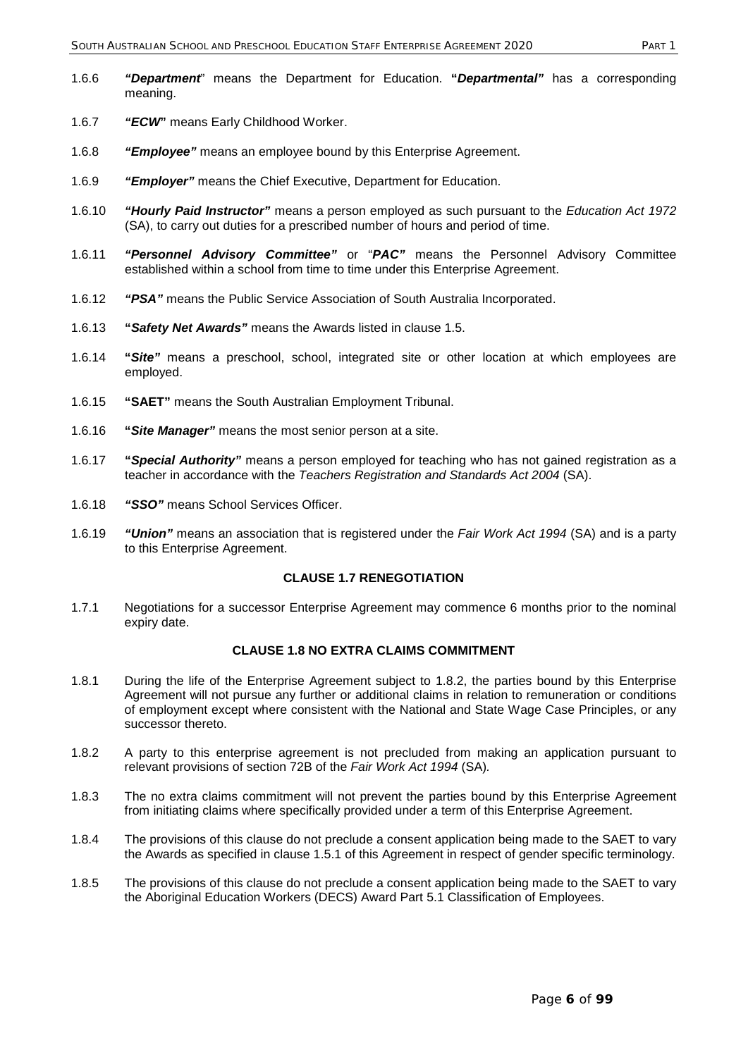1.6.6 ***"Department***" means the Department for Education. **"*Departmental"*** has a corresponding meaning.

1.6.7 ***"ECW*"** means Early Childhood Worker.

1.6.8 ***"Employee"*** means an employee bound by this Enterprise Agreement.

1.6.9 ***"Employer"*** means the Chief Executive, Department for Education.

1.6.10 ***"Hourly Paid Instructor"*** means a person employed as such pursuant to the *Education Act 1972* (SA), to carry out duties for a prescribed number of hours and period of time.

1.6.11 ***"Personnel Advisory Committee"*** or "***PAC"*** means the Personnel Advisory Committee established within a school from time to time under this Enterprise Agreement.

1.6.12 ***"PSA"*** means the Public Service Association of South Australia Incorporated.

1.6.13 **"*Safety Net Awards"*** means the Awards listed in clause 1.5.

1.6.14 **"*Site"*** means a preschool, school, integrated site or other location at which employees are employed.

1.6.15 **"SAET"** means the South Australian Employment Tribunal.

1.6.16 **"*Site Manager"*** means the most senior person at a site.

1.6.17 **"*Special Authority"*** means a person employed for teaching who has not gained registration as a teacher in accordance with the *Teachers Registration and Standards Act 2004* (SA).

1.6.18 ***"SSO"*** means School Services Officer.

1.6.19 ***"Union"*** means an association that is registered under the *Fair Work Act 1994* (SA) and is a party to this Enterprise Agreement.

### CLAUSE 1.7 RENEGOTIATION

1.7.1 Negotiations for a successor Enterprise Agreement may commence 6 months prior to the nominal expiry date.

### CLAUSE 1.8 NO EXTRA CLAIMS COMMITMENT

1.8.1 During the life of the Enterprise Agreement subject to 1.8.2, the parties bound by this Enterprise Agreement will not pursue any further or additional claims in relation to remuneration or conditions of employment except where consistent with the National and State Wage Case Principles, or any successor thereto.

1.8.2 A party to this enterprise agreement is not precluded from making an application pursuant to relevant provisions of section 72B of the *Fair Work Act 1994* (SA).

1.8.3 The no extra claims commitment will not prevent the parties bound by this Enterprise Agreement from initiating claims where specifically provided under a term of this Enterprise Agreement.

1.8.4 The provisions of this clause do not preclude a consent application being made to the SAET to vary the Awards as specified in clause 1.5.1 of this Agreement in respect of gender specific terminology.

1.8.5 The provisions of this clause do not preclude a consent application being made to the SAET to vary the Aboriginal Education Workers (DECS) Award Part 5.1 Classification of Employees.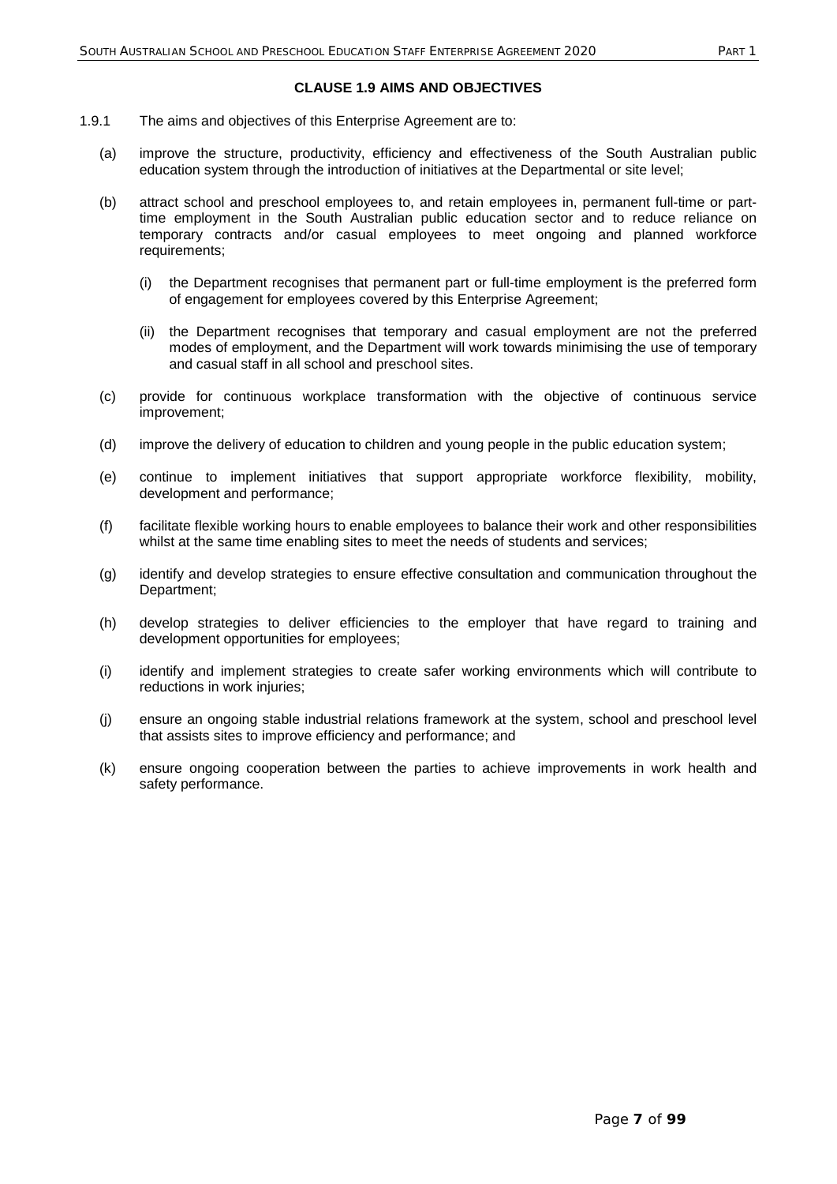**CLAUSE 1.9 AIMS AND OBJECTIVES**

1.9.1 The aims and objectives of this Enterprise Agreement are to:

(a) improve the structure, productivity, efficiency and effectiveness of the South Australian public education system through the introduction of initiatives at the Departmental or site level;

(b) attract school and preschool employees to, and retain employees in, permanent full-time or part-time employment in the South Australian public education sector and to reduce reliance on temporary contracts and/or casual employees to meet ongoing and planned workforce requirements;

   (i) the Department recognises that permanent part or full-time employment is the preferred form of engagement for employees covered by this Enterprise Agreement;

   (ii) the Department recognises that temporary and casual employment are not the preferred modes of employment, and the Department will work towards minimising the use of temporary and casual staff in all school and preschool sites.

(c) provide for continuous workplace transformation with the objective of continuous service improvement;

(d) improve the delivery of education to children and young people in the public education system;

(e) continue to implement initiatives that support appropriate workforce flexibility, mobility, development and performance;

(f) facilitate flexible working hours to enable employees to balance their work and other responsibilities whilst at the same time enabling sites to meet the needs of students and services;

(g) identify and develop strategies to ensure effective consultation and communication throughout the Department;

(h) develop strategies to deliver efficiencies to the employer that have regard to training and development opportunities for employees;

(i) identify and implement strategies to create safer working environments which will contribute to reductions in work injuries;

(j) ensure an ongoing stable industrial relations framework at the system, school and preschool level that assists sites to improve efficiency and performance; and

(k) ensure ongoing cooperation between the parties to achieve improvements in work health and safety performance.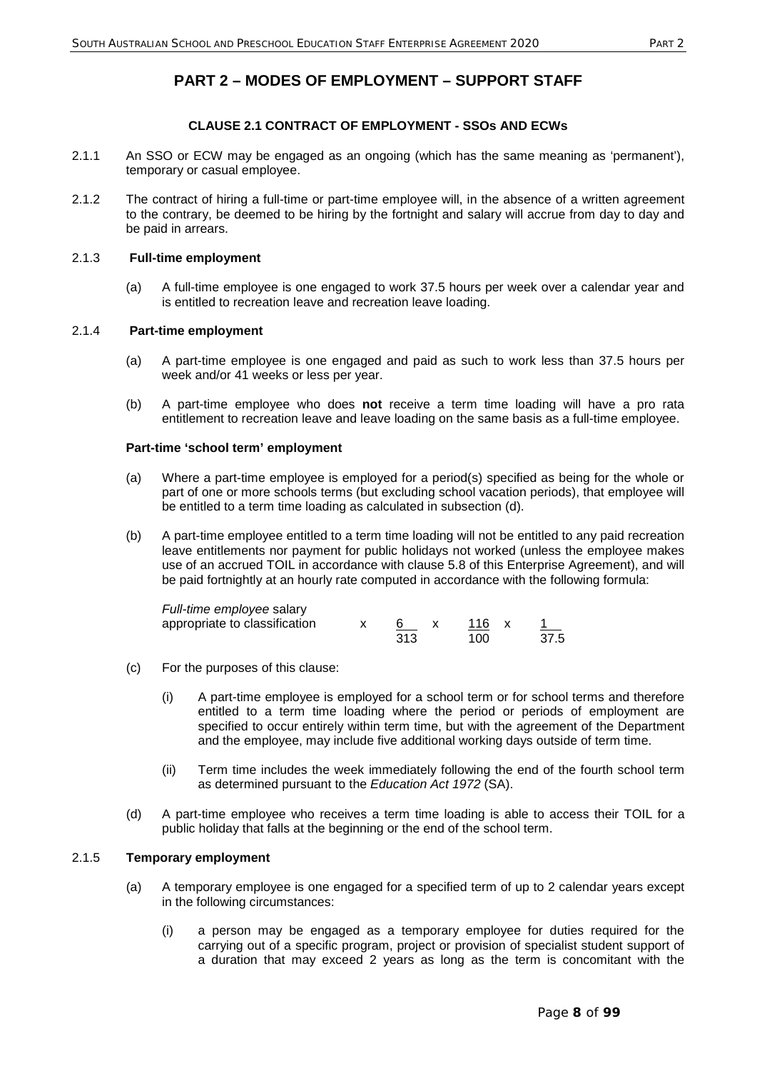# PART 2 – MODES OF EMPLOYMENT – SUPPORT STAFF

### CLAUSE 2.1 CONTRACT OF EMPLOYMENT - SSOs AND ECWs

2.1.1 An SSO or ECW may be engaged as an ongoing (which has the same meaning as 'permanent'), temporary or casual employee.

2.1.2 The contract of hiring a full-time or part-time employee will, in the absence of a written agreement to the contrary, be deemed to be hiring by the fortnight and salary will accrue from day to day and be paid in arrears.

2.1.3 **Full-time employment**

(a) A full-time employee is one engaged to work 37.5 hours per week over a calendar year and is entitled to recreation leave and recreation leave loading.

2.1.4 **Part-time employment**

(a) A part-time employee is one engaged and paid as such to work less than 37.5 hours per week and/or 41 weeks or less per year.

(b) A part-time employee who does **not** receive a term time loading will have a pro rata entitlement to recreation leave and leave loading on the same basis as a full-time employee.

**Part-time 'school term' employment**

(a) Where a part-time employee is employed for a period(s) specified as being for the whole or part of one or more schools terms (but excluding school vacation periods), that employee will be entitled to a term time loading as calculated in subsection (d).

(b) A part-time employee entitled to a term time loading will not be entitled to any paid recreation leave entitlements nor payment for public holidays not worked (unless the employee makes use of an accrued TOIL in accordance with clause 5.8 of this Enterprise Agreement), and will be paid fortnightly at an hourly rate computed in accordance with the following formula:

$$\text{\textit{Full-time employee} salary appropriate to classification} \times \frac{6}{313} \times \frac{116}{100} \times \frac{1}{37.5}$$

(c) For the purposes of this clause:

(i) A part-time employee is employed for a school term or for school terms and therefore entitled to a term time loading where the period or periods of employment are specified to occur entirely within term time, but with the agreement of the Department and the employee, may include five additional working days outside of term time.

(ii) Term time includes the week immediately following the end of the fourth school term as determined pursuant to the *Education Act 1972* (SA).

(d) A part-time employee who receives a term time loading is able to access their TOIL for a public holiday that falls at the beginning or the end of the school term.

2.1.5 **Temporary employment**

(a) A temporary employee is one engaged for a specified term of up to 2 calendar years except in the following circumstances:

(i) a person may be engaged as a temporary employee for duties required for the carrying out of a specific program, project or provision of specialist student support of a duration that may exceed 2 years as long as the term is concomitant with the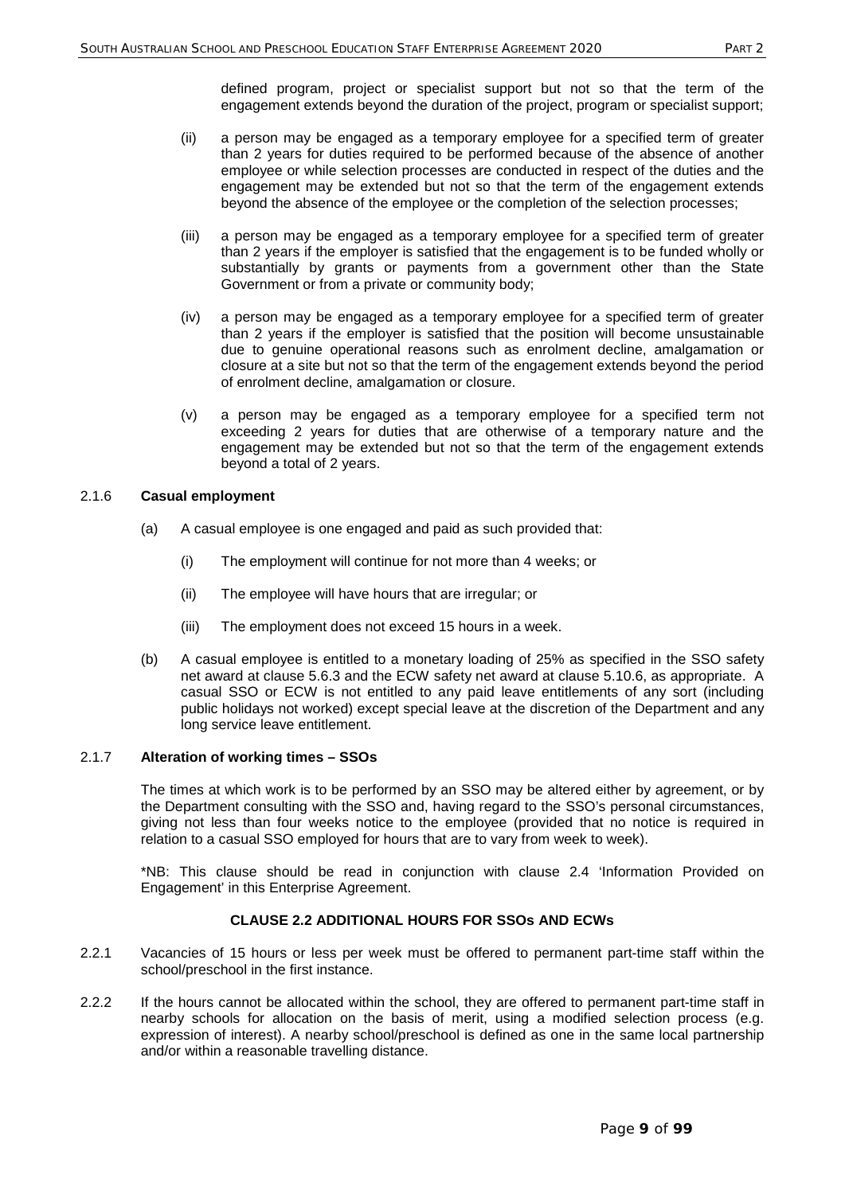defined program, project or specialist support but not so that the term of the engagement extends beyond the duration of the project, program or specialist support;

(ii) a person may be engaged as a temporary employee for a specified term of greater than 2 years for duties required to be performed because of the absence of another employee or while selection processes are conducted in respect of the duties and the engagement may be extended but not so that the term of the engagement extends beyond the absence of the employee or the completion of the selection processes;

(iii) a person may be engaged as a temporary employee for a specified term of greater than 2 years if the employer is satisfied that the engagement is to be funded wholly or substantially by grants or payments from a government other than the State Government or from a private or community body;

(iv) a person may be engaged as a temporary employee for a specified term of greater than 2 years if the employer is satisfied that the position will become unsustainable due to genuine operational reasons such as enrolment decline, amalgamation or closure at a site but not so that the term of the engagement extends beyond the period of enrolment decline, amalgamation or closure.

(v) a person may be engaged as a temporary employee for a specified term not exceeding 2 years for duties that are otherwise of a temporary nature and the engagement may be extended but not so that the term of the engagement extends beyond a total of 2 years.

2.1.6 **Casual employment**

(a) A casual employee is one engaged and paid as such provided that:

(i) The employment will continue for not more than 4 weeks; or

(ii) The employee will have hours that are irregular; or

(iii) The employment does not exceed 15 hours in a week.

(b) A casual employee is entitled to a monetary loading of 25% as specified in the SSO safety net award at clause 5.6.3 and the ECW safety net award at clause 5.10.6, as appropriate. A casual SSO or ECW is not entitled to any paid leave entitlements of any sort (including public holidays not worked) except special leave at the discretion of the Department and any long service leave entitlement.

2.1.7 **Alteration of working times – SSOs**

The times at which work is to be performed by an SSO may be altered either by agreement, or by the Department consulting with the SSO and, having regard to the SSO's personal circumstances, giving not less than four weeks notice to the employee (provided that no notice is required in relation to a casual SSO employed for hours that are to vary from week to week).

*NB: This clause should be read in conjunction with clause 2.4 'Information Provided on Engagement' in this Enterprise Agreement.

## CLAUSE 2.2 ADDITIONAL HOURS FOR SSOs AND ECWs

2.2.1 Vacancies of 15 hours or less per week must be offered to permanent part-time staff within the school/preschool in the first instance.

2.2.2 If the hours cannot be allocated within the school, they are offered to permanent part-time staff in nearby schools for allocation on the basis of merit, using a modified selection process (e.g. expression of interest). A nearby school/preschool is defined as one in the same local partnership and/or within a reasonable travelling distance.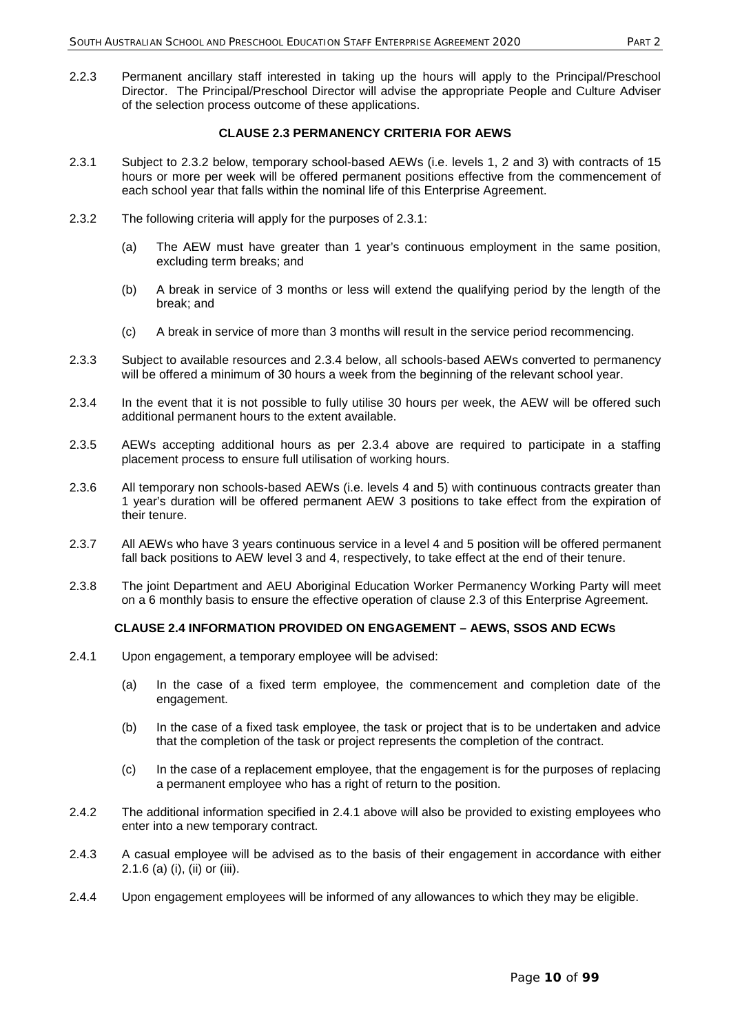2.2.3 Permanent ancillary staff interested in taking up the hours will apply to the Principal/Preschool Director. The Principal/Preschool Director will advise the appropriate People and Culture Adviser of the selection process outcome of these applications.

### CLAUSE 2.3 PERMANENCY CRITERIA FOR AEWS

2.3.1 Subject to 2.3.2 below, temporary school-based AEWs (i.e. levels 1, 2 and 3) with contracts of 15 hours or more per week will be offered permanent positions effective from the commencement of each school year that falls within the nominal life of this Enterprise Agreement.

2.3.2 The following criteria will apply for the purposes of 2.3.1:

(a) The AEW must have greater than 1 year's continuous employment in the same position, excluding term breaks; and

(b) A break in service of 3 months or less will extend the qualifying period by the length of the break; and

(c) A break in service of more than 3 months will result in the service period recommencing.

2.3.3 Subject to available resources and 2.3.4 below, all schools-based AEWs converted to permanency will be offered a minimum of 30 hours a week from the beginning of the relevant school year.

2.3.4 In the event that it is not possible to fully utilise 30 hours per week, the AEW will be offered such additional permanent hours to the extent available.

2.3.5 AEWs accepting additional hours as per 2.3.4 above are required to participate in a staffing placement process to ensure full utilisation of working hours.

2.3.6 All temporary non schools-based AEWs (i.e. levels 4 and 5) with continuous contracts greater than 1 year's duration will be offered permanent AEW 3 positions to take effect from the expiration of their tenure.

2.3.7 All AEWs who have 3 years continuous service in a level 4 and 5 position will be offered permanent fall back positions to AEW level 3 and 4, respectively, to take effect at the end of their tenure.

2.3.8 The joint Department and AEU Aboriginal Education Worker Permanency Working Party will meet on a 6 monthly basis to ensure the effective operation of clause 2.3 of this Enterprise Agreement.

### CLAUSE 2.4 INFORMATION PROVIDED ON ENGAGEMENT – AEWS, SSOS AND ECWS

2.4.1 Upon engagement, a temporary employee will be advised:

(a) In the case of a fixed term employee, the commencement and completion date of the engagement.

(b) In the case of a fixed task employee, the task or project that is to be undertaken and advice that the completion of the task or project represents the completion of the contract.

(c) In the case of a replacement employee, that the engagement is for the purposes of replacing a permanent employee who has a right of return to the position.

2.4.2 The additional information specified in 2.4.1 above will also be provided to existing employees who enter into a new temporary contract.

2.4.3 A casual employee will be advised as to the basis of their engagement in accordance with either 2.1.6 (a) (i), (ii) or (iii).

2.4.4 Upon engagement employees will be informed of any allowances to which they may be eligible.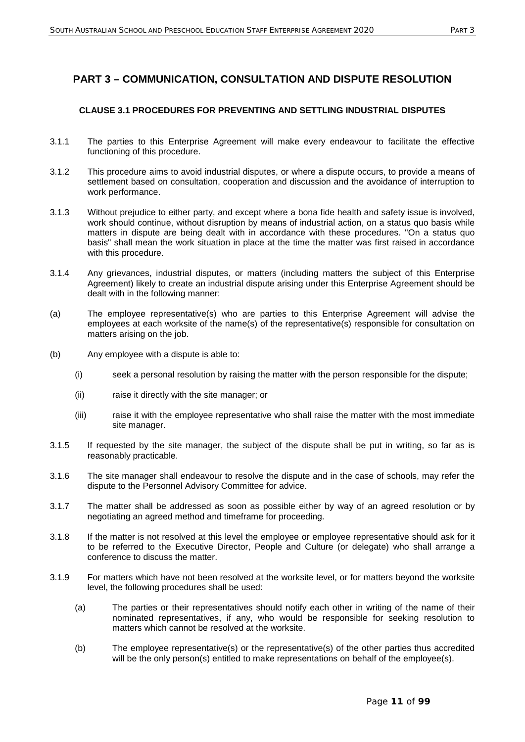## PART 3 – COMMUNICATION, CONSULTATION AND DISPUTE RESOLUTION

### CLAUSE 3.1 PROCEDURES FOR PREVENTING AND SETTLING INDUSTRIAL DISPUTES

3.1.1 The parties to this Enterprise Agreement will make every endeavour to facilitate the effective functioning of this procedure.

3.1.2 This procedure aims to avoid industrial disputes, or where a dispute occurs, to provide a means of settlement based on consultation, cooperation and discussion and the avoidance of interruption to work performance.

3.1.3 Without prejudice to either party, and except where a bona fide health and safety issue is involved, work should continue, without disruption by means of industrial action, on a status quo basis while matters in dispute are being dealt with in accordance with these procedures. "On a status quo basis" shall mean the work situation in place at the time the matter was first raised in accordance with this procedure.

3.1.4 Any grievances, industrial disputes, or matters (including matters the subject of this Enterprise Agreement) likely to create an industrial dispute arising under this Enterprise Agreement should be dealt with in the following manner:

(a) The employee representative(s) who are parties to this Enterprise Agreement will advise the employees at each worksite of the name(s) of the representative(s) responsible for consultation on matters arising on the job.

(b) Any employee with a dispute is able to:

- (i) seek a personal resolution by raising the matter with the person responsible for the dispute;
- (ii) raise it directly with the site manager; or
- (iii) raise it with the employee representative who shall raise the matter with the most immediate site manager.

3.1.5 If requested by the site manager, the subject of the dispute shall be put in writing, so far as is reasonably practicable.

3.1.6 The site manager shall endeavour to resolve the dispute and in the case of schools, may refer the dispute to the Personnel Advisory Committee for advice.

3.1.7 The matter shall be addressed as soon as possible either by way of an agreed resolution or by negotiating an agreed method and timeframe for proceeding.

3.1.8 If the matter is not resolved at this level the employee or employee representative should ask for it to be referred to the Executive Director, People and Culture (or delegate) who shall arrange a conference to discuss the matter.

3.1.9 For matters which have not been resolved at the worksite level, or for matters beyond the worksite level, the following procedures shall be used:

- (a) The parties or their representatives should notify each other in writing of the name of their nominated representatives, if any, who would be responsible for seeking resolution to matters which cannot be resolved at the worksite.
- (b) The employee representative(s) or the representative(s) of the other parties thus accredited will be the only person(s) entitled to make representations on behalf of the employee(s).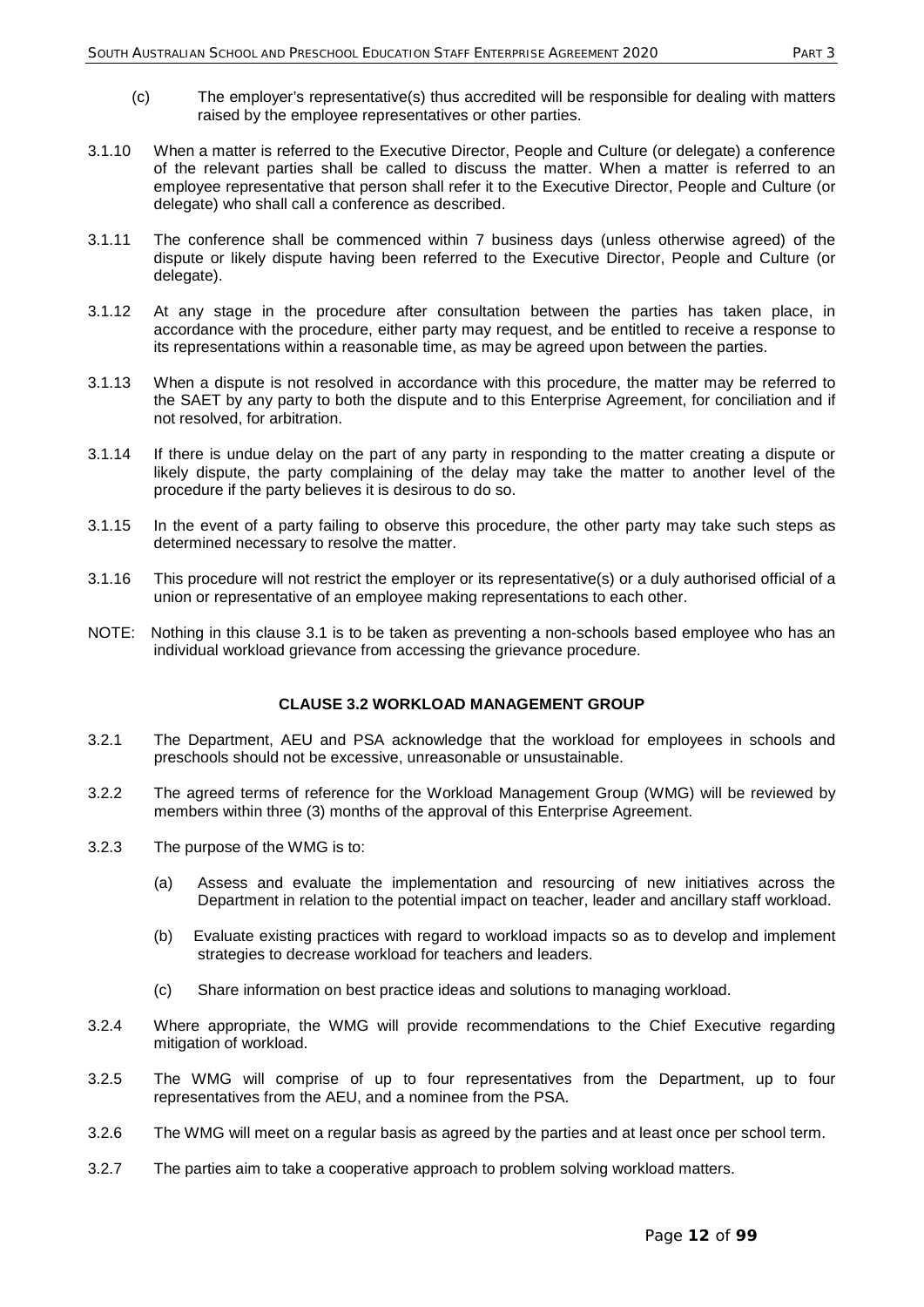(c) The employer's representative(s) thus accredited will be responsible for dealing with matters raised by the employee representatives or other parties.

3.1.10 When a matter is referred to the Executive Director, People and Culture (or delegate) a conference of the relevant parties shall be called to discuss the matter. When a matter is referred to an employee representative that person shall refer it to the Executive Director, People and Culture (or delegate) who shall call a conference as described.

3.1.11 The conference shall be commenced within 7 business days (unless otherwise agreed) of the dispute or likely dispute having been referred to the Executive Director, People and Culture (or delegate).

3.1.12 At any stage in the procedure after consultation between the parties has taken place, in accordance with the procedure, either party may request, and be entitled to receive a response to its representations within a reasonable time, as may be agreed upon between the parties.

3.1.13 When a dispute is not resolved in accordance with this procedure, the matter may be referred to the SAET by any party to both the dispute and to this Enterprise Agreement, for conciliation and if not resolved, for arbitration.

3.1.14 If there is undue delay on the part of any party in responding to the matter creating a dispute or likely dispute, the party complaining of the delay may take the matter to another level of the procedure if the party believes it is desirous to do so.

3.1.15 In the event of a party failing to observe this procedure, the other party may take such steps as determined necessary to resolve the matter.

3.1.16 This procedure will not restrict the employer or its representative(s) or a duly authorised official of a union or representative of an employee making representations to each other.

NOTE: Nothing in this clause 3.1 is to be taken as preventing a non-schools based employee who has an individual workload grievance from accessing the grievance procedure.

## CLAUSE 3.2 WORKLOAD MANAGEMENT GROUP

3.2.1 The Department, AEU and PSA acknowledge that the workload for employees in schools and preschools should not be excessive, unreasonable or unsustainable.

3.2.2 The agreed terms of reference for the Workload Management Group (WMG) will be reviewed by members within three (3) months of the approval of this Enterprise Agreement.

3.2.3 The purpose of the WMG is to:

(a) Assess and evaluate the implementation and resourcing of new initiatives across the Department in relation to the potential impact on teacher, leader and ancillary staff workload.

(b) Evaluate existing practices with regard to workload impacts so as to develop and implement strategies to decrease workload for teachers and leaders.

(c) Share information on best practice ideas and solutions to managing workload.

3.2.4 Where appropriate, the WMG will provide recommendations to the Chief Executive regarding mitigation of workload.

3.2.5 The WMG will comprise of up to four representatives from the Department, up to four representatives from the AEU, and a nominee from the PSA.

3.2.6 The WMG will meet on a regular basis as agreed by the parties and at least once per school term.

3.2.7 The parties aim to take a cooperative approach to problem solving workload matters.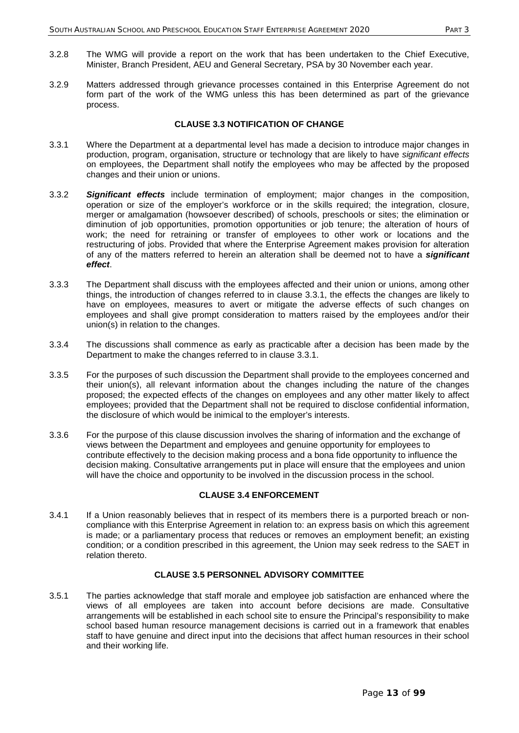3.2.8 The WMG will provide a report on the work that has been undertaken to the Chief Executive, Minister, Branch President, AEU and General Secretary, PSA by 30 November each year.

3.2.9 Matters addressed through grievance processes contained in this Enterprise Agreement do not form part of the work of the WMG unless this has been determined as part of the grievance process.

### CLAUSE 3.3 NOTIFICATION OF CHANGE

3.3.1 Where the Department at a departmental level has made a decision to introduce major changes in production, program, organisation, structure or technology that are likely to have *significant effects* on employees, the Department shall notify the employees who may be affected by the proposed changes and their union or unions.

3.3.2 ***Significant effects*** include termination of employment; major changes in the composition, operation or size of the employer's workforce or in the skills required; the integration, closure, merger or amalgamation (howsoever described) of schools, preschools or sites; the elimination or diminution of job opportunities, promotion opportunities or job tenure; the alteration of hours of work; the need for retraining or transfer of employees to other work or locations and the restructuring of jobs. Provided that where the Enterprise Agreement makes provision for alteration of any of the matters referred to herein an alteration shall be deemed not to have a ***significant effect***.

3.3.3 The Department shall discuss with the employees affected and their union or unions, among other things, the introduction of changes referred to in clause 3.3.1, the effects the changes are likely to have on employees, measures to avert or mitigate the adverse effects of such changes on employees and shall give prompt consideration to matters raised by the employees and/or their union(s) in relation to the changes.

3.3.4 The discussions shall commence as early as practicable after a decision has been made by the Department to make the changes referred to in clause 3.3.1.

3.3.5 For the purposes of such discussion the Department shall provide to the employees concerned and their union(s), all relevant information about the changes including the nature of the changes proposed; the expected effects of the changes on employees and any other matter likely to affect employees; provided that the Department shall not be required to disclose confidential information, the disclosure of which would be inimical to the employer's interests.

3.3.6 For the purpose of this clause discussion involves the sharing of information and the exchange of views between the Department and employees and genuine opportunity for employees to contribute effectively to the decision making process and a bona fide opportunity to influence the decision making. Consultative arrangements put in place will ensure that the employees and union will have the choice and opportunity to be involved in the discussion process in the school.

### CLAUSE 3.4 ENFORCEMENT

3.4.1 If a Union reasonably believes that in respect of its members there is a purported breach or non-compliance with this Enterprise Agreement in relation to: an express basis on which this agreement is made; or a parliamentary process that reduces or removes an employment benefit; an existing condition; or a condition prescribed in this agreement, the Union may seek redress to the SAET in relation thereto.

### CLAUSE 3.5 PERSONNEL ADVISORY COMMITTEE

3.5.1 The parties acknowledge that staff morale and employee job satisfaction are enhanced where the views of all employees are taken into account before decisions are made. Consultative arrangements will be established in each school site to ensure the Principal's responsibility to make school based human resource management decisions is carried out in a framework that enables staff to have genuine and direct input into the decisions that affect human resources in their school and their working life.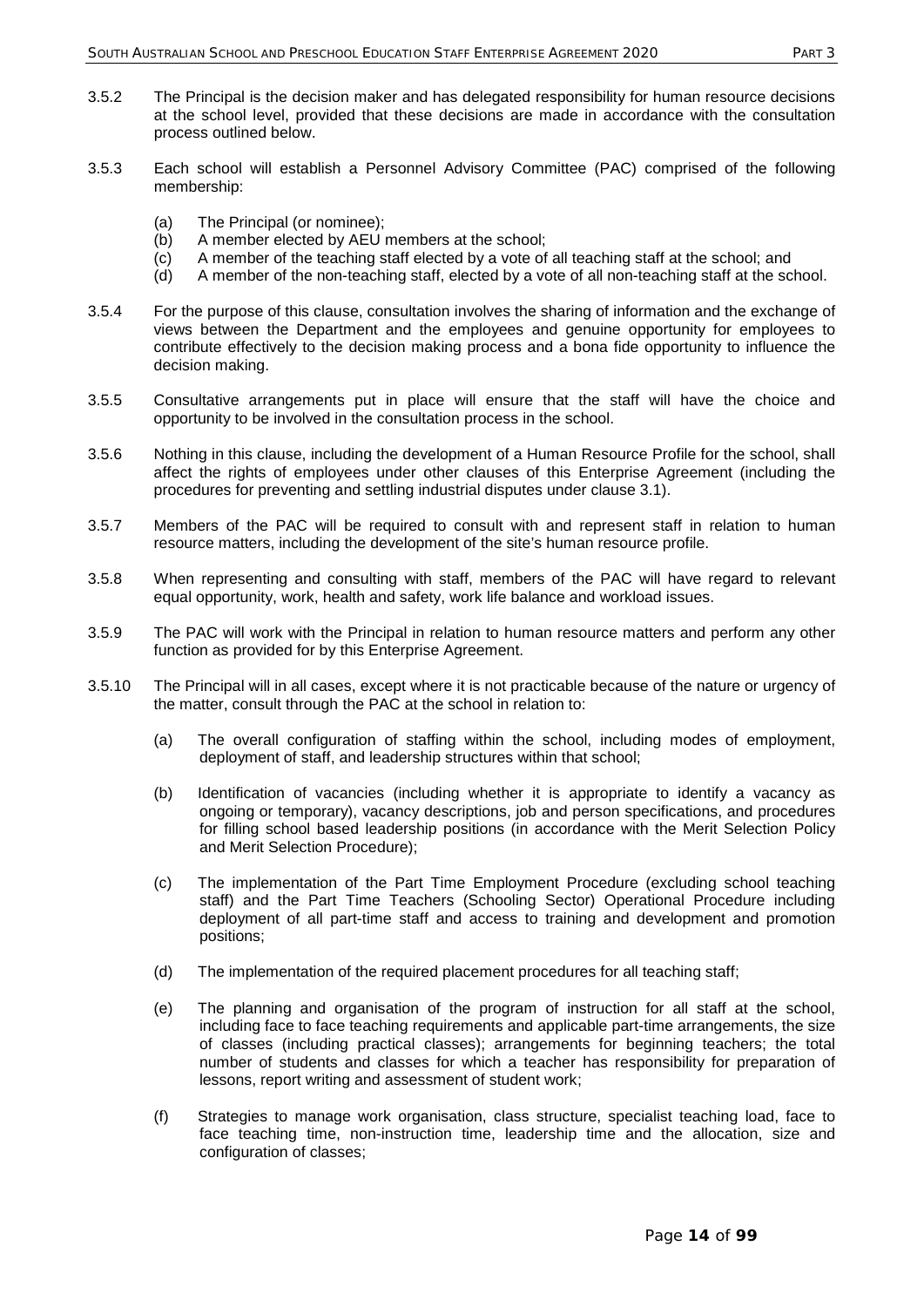3.5.2 The Principal is the decision maker and has delegated responsibility for human resource decisions at the school level, provided that these decisions are made in accordance with the consultation process outlined below.

3.5.3 Each school will establish a Personnel Advisory Committee (PAC) comprised of the following membership:

(a) The Principal (or nominee);
(b) A member elected by AEU members at the school;
(c) A member of the teaching staff elected by a vote of all teaching staff at the school; and
(d) A member of the non-teaching staff, elected by a vote of all non-teaching staff at the school.

3.5.4 For the purpose of this clause, consultation involves the sharing of information and the exchange of views between the Department and the employees and genuine opportunity for employees to contribute effectively to the decision making process and a bona fide opportunity to influence the decision making.

3.5.5 Consultative arrangements put in place will ensure that the staff will have the choice and opportunity to be involved in the consultation process in the school.

3.5.6 Nothing in this clause, including the development of a Human Resource Profile for the school, shall affect the rights of employees under other clauses of this Enterprise Agreement (including the procedures for preventing and settling industrial disputes under clause 3.1).

3.5.7 Members of the PAC will be required to consult with and represent staff in relation to human resource matters, including the development of the site's human resource profile.

3.5.8 When representing and consulting with staff, members of the PAC will have regard to relevant equal opportunity, work, health and safety, work life balance and workload issues.

3.5.9 The PAC will work with the Principal in relation to human resource matters and perform any other function as provided for by this Enterprise Agreement.

3.5.10 The Principal will in all cases, except where it is not practicable because of the nature or urgency of the matter, consult through the PAC at the school in relation to:

(a) The overall configuration of staffing within the school, including modes of employment, deployment of staff, and leadership structures within that school;

(b) Identification of vacancies (including whether it is appropriate to identify a vacancy as ongoing or temporary), vacancy descriptions, job and person specifications, and procedures for filling school based leadership positions (in accordance with the Merit Selection Policy and Merit Selection Procedure);

(c) The implementation of the Part Time Employment Procedure (excluding school teaching staff) and the Part Time Teachers (Schooling Sector) Operational Procedure including deployment of all part-time staff and access to training and development and promotion positions;

(d) The implementation of the required placement procedures for all teaching staff;

(e) The planning and organisation of the program of instruction for all staff at the school, including face to face teaching requirements and applicable part-time arrangements, the size of classes (including practical classes); arrangements for beginning teachers; the total number of students and classes for which a teacher has responsibility for preparation of lessons, report writing and assessment of student work;

(f) Strategies to manage work organisation, class structure, specialist teaching load, face to face teaching time, non-instruction time, leadership time and the allocation, size and configuration of classes;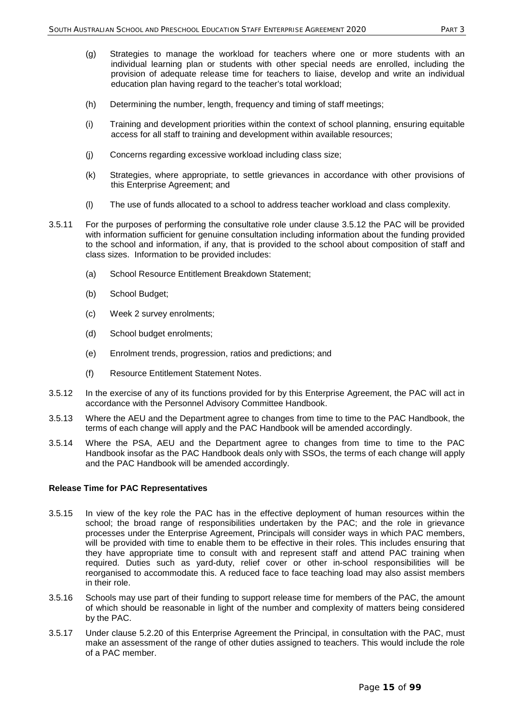(g) Strategies to manage the workload for teachers where one or more students with an individual learning plan or students with other special needs are enrolled, including the provision of adequate release time for teachers to liaise, develop and write an individual education plan having regard to the teacher's total workload;

(h) Determining the number, length, frequency and timing of staff meetings;

(i) Training and development priorities within the context of school planning, ensuring equitable access for all staff to training and development within available resources;

(j) Concerns regarding excessive workload including class size;

(k) Strategies, where appropriate, to settle grievances in accordance with other provisions of this Enterprise Agreement; and

(l) The use of funds allocated to a school to address teacher workload and class complexity.

3.5.11 For the purposes of performing the consultative role under clause 3.5.12 the PAC will be provided with information sufficient for genuine consultation including information about the funding provided to the school and information, if any, that is provided to the school about composition of staff and class sizes. Information to be provided includes:

(a) School Resource Entitlement Breakdown Statement;

(b) School Budget;

(c) Week 2 survey enrolments;

(d) School budget enrolments;

(e) Enrolment trends, progression, ratios and predictions; and

(f) Resource Entitlement Statement Notes.

3.5.12 In the exercise of any of its functions provided for by this Enterprise Agreement, the PAC will act in accordance with the Personnel Advisory Committee Handbook.

3.5.13 Where the AEU and the Department agree to changes from time to time to the PAC Handbook, the terms of each change will apply and the PAC Handbook will be amended accordingly.

3.5.14 Where the PSA, AEU and the Department agree to changes from time to time to the PAC Handbook insofar as the PAC Handbook deals only with SSOs, the terms of each change will apply and the PAC Handbook will be amended accordingly.

**Release Time for PAC Representatives**

3.5.15 In view of the key role the PAC has in the effective deployment of human resources within the school; the broad range of responsibilities undertaken by the PAC; and the role in grievance processes under the Enterprise Agreement, Principals will consider ways in which PAC members, will be provided with time to enable them to be effective in their roles. This includes ensuring that they have appropriate time to consult with and represent staff and attend PAC training when required. Duties such as yard-duty, relief cover or other in-school responsibilities will be reorganised to accommodate this. A reduced face to face teaching load may also assist members in their role.

3.5.16 Schools may use part of their funding to support release time for members of the PAC, the amount of which should be reasonable in light of the number and complexity of matters being considered by the PAC.

3.5.17 Under clause 5.2.20 of this Enterprise Agreement the Principal, in consultation with the PAC, must make an assessment of the range of other duties assigned to teachers. This would include the role of a PAC member.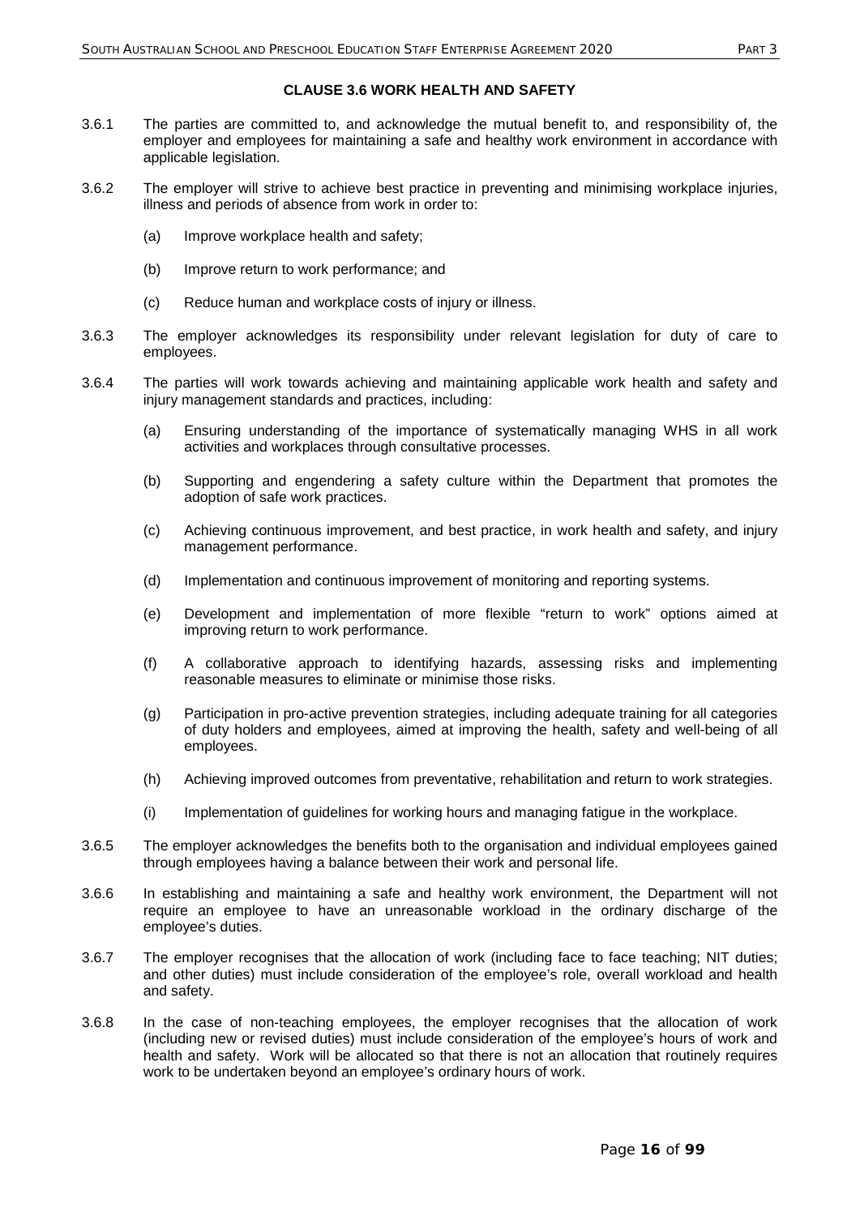## CLAUSE 3.6 WORK HEALTH AND SAFETY

3.6.1 The parties are committed to, and acknowledge the mutual benefit to, and responsibility of, the employer and employees for maintaining a safe and healthy work environment in accordance with applicable legislation.

3.6.2 The employer will strive to achieve best practice in preventing and minimising workplace injuries, illness and periods of absence from work in order to:

- (a) Improve workplace health and safety;
- (b) Improve return to work performance; and
- (c) Reduce human and workplace costs of injury or illness.

3.6.3 The employer acknowledges its responsibility under relevant legislation for duty of care to employees.

3.6.4 The parties will work towards achieving and maintaining applicable work health and safety and injury management standards and practices, including:

- (a) Ensuring understanding of the importance of systematically managing WHS in all work activities and workplaces through consultative processes.
- (b) Supporting and engendering a safety culture within the Department that promotes the adoption of safe work practices.
- (c) Achieving continuous improvement, and best practice, in work health and safety, and injury management performance.
- (d) Implementation and continuous improvement of monitoring and reporting systems.
- (e) Development and implementation of more flexible "return to work" options aimed at improving return to work performance.
- (f) A collaborative approach to identifying hazards, assessing risks and implementing reasonable measures to eliminate or minimise those risks.
- (g) Participation in pro-active prevention strategies, including adequate training for all categories of duty holders and employees, aimed at improving the health, safety and well-being of all employees.
- (h) Achieving improved outcomes from preventative, rehabilitation and return to work strategies.
- (i) Implementation of guidelines for working hours and managing fatigue in the workplace.

3.6.5 The employer acknowledges the benefits both to the organisation and individual employees gained through employees having a balance between their work and personal life.

3.6.6 In establishing and maintaining a safe and healthy work environment, the Department will not require an employee to have an unreasonable workload in the ordinary discharge of the employee's duties.

3.6.7 The employer recognises that the allocation of work (including face to face teaching; NIT duties; and other duties) must include consideration of the employee's role, overall workload and health and safety.

3.6.8 In the case of non-teaching employees, the employer recognises that the allocation of work (including new or revised duties) must include consideration of the employee's hours of work and health and safety. Work will be allocated so that there is not an allocation that routinely requires work to be undertaken beyond an employee's ordinary hours of work.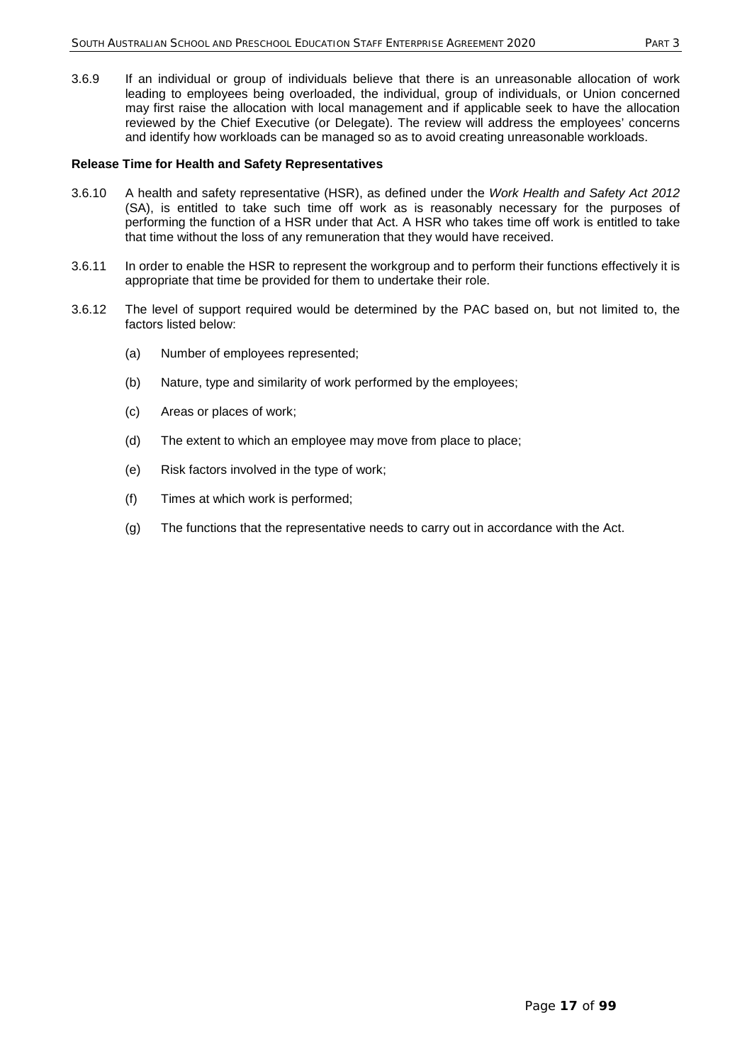3.6.9 If an individual or group of individuals believe that there is an unreasonable allocation of work leading to employees being overloaded, the individual, group of individuals, or Union concerned may first raise the allocation with local management and if applicable seek to have the allocation reviewed by the Chief Executive (or Delegate). The review will address the employees' concerns and identify how workloads can be managed so as to avoid creating unreasonable workloads.

**Release Time for Health and Safety Representatives**

3.6.10 A health and safety representative (HSR), as defined under the *Work Health and Safety Act 2012* (SA), is entitled to take such time off work as is reasonably necessary for the purposes of performing the function of a HSR under that Act. A HSR who takes time off work is entitled to take that time without the loss of any remuneration that they would have received.

3.6.11 In order to enable the HSR to represent the workgroup and to perform their functions effectively it is appropriate that time be provided for them to undertake their role.

3.6.12 The level of support required would be determined by the PAC based on, but not limited to, the factors listed below:

(a) Number of employees represented;

(b) Nature, type and similarity of work performed by the employees;

(c) Areas or places of work;

(d) The extent to which an employee may move from place to place;

(e) Risk factors involved in the type of work;

(f) Times at which work is performed;

(g) The functions that the representative needs to carry out in accordance with the Act.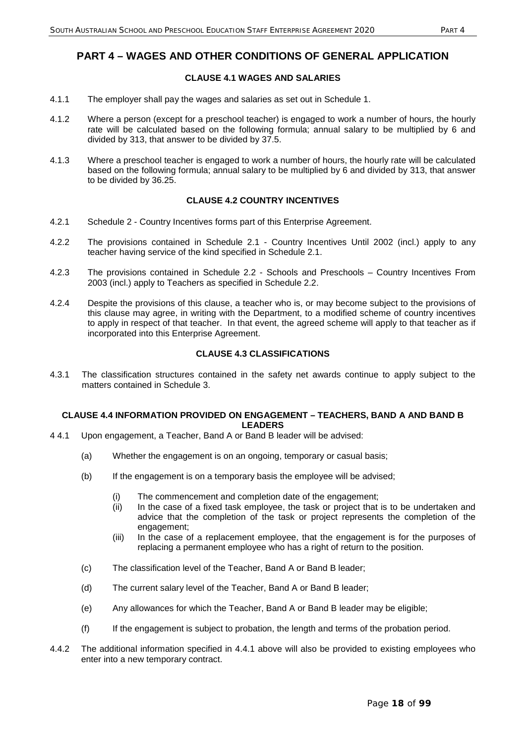# PART 4 – WAGES AND OTHER CONDITIONS OF GENERAL APPLICATION

### CLAUSE 4.1 WAGES AND SALARIES

4.1.1 The employer shall pay the wages and salaries as set out in Schedule 1.

4.1.2 Where a person (except for a preschool teacher) is engaged to work a number of hours, the hourly rate will be calculated based on the following formula; annual salary to be multiplied by 6 and divided by 313, that answer to be divided by 37.5.

4.1.3 Where a preschool teacher is engaged to work a number of hours, the hourly rate will be calculated based on the following formula; annual salary to be multiplied by 6 and divided by 313, that answer to be divided by 36.25.

### CLAUSE 4.2 COUNTRY INCENTIVES

4.2.1 Schedule 2 - Country Incentives forms part of this Enterprise Agreement.

4.2.2 The provisions contained in Schedule 2.1 - Country Incentives Until 2002 (incl.) apply to any teacher having service of the kind specified in Schedule 2.1.

4.2.3 The provisions contained in Schedule 2.2 - Schools and Preschools – Country Incentives From 2003 (incl.) apply to Teachers as specified in Schedule 2.2.

4.2.4 Despite the provisions of this clause, a teacher who is, or may become subject to the provisions of this clause may agree, in writing with the Department, to a modified scheme of country incentives to apply in respect of that teacher. In that event, the agreed scheme will apply to that teacher as if incorporated into this Enterprise Agreement.

### CLAUSE 4.3 CLASSIFICATIONS

4.3.1 The classification structures contained in the safety net awards continue to apply subject to the matters contained in Schedule 3.

### CLAUSE 4.4 INFORMATION PROVIDED ON ENGAGEMENT – TEACHERS, BAND A AND BAND B LEADERS

4 4.1 Upon engagement, a Teacher, Band A or Band B leader will be advised:

(a) Whether the engagement is on an ongoing, temporary or casual basis;

(b) If the engagement is on a temporary basis the employee will be advised;

   (i) The commencement and completion date of the engagement;
   (ii) In the case of a fixed task employee, the task or project that is to be undertaken and advice that the completion of the task or project represents the completion of the engagement;
   (iii) In the case of a replacement employee, that the engagement is for the purposes of replacing a permanent employee who has a right of return to the position.

(c) The classification level of the Teacher, Band A or Band B leader;

(d) The current salary level of the Teacher, Band A or Band B leader;

(e) Any allowances for which the Teacher, Band A or Band B leader may be eligible;

(f) If the engagement is subject to probation, the length and terms of the probation period.

4.4.2 The additional information specified in 4.4.1 above will also be provided to existing employees who enter into a new temporary contract.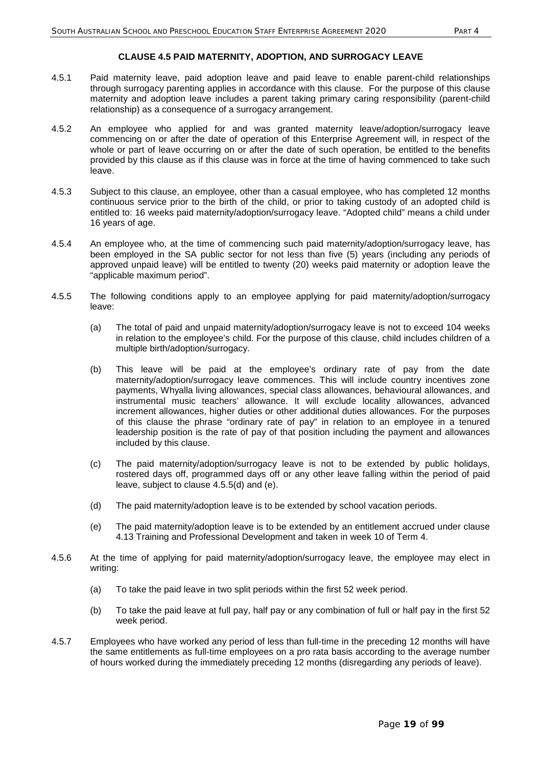## CLAUSE 4.5 PAID MATERNITY, ADOPTION, AND SURROGACY LEAVE

4.5.1 Paid maternity leave, paid adoption leave and paid leave to enable parent-child relationships through surrogacy parenting applies in accordance with this clause. For the purpose of this clause maternity and adoption leave includes a parent taking primary caring responsibility (parent-child relationship) as a consequence of a surrogacy arrangement.

4.5.2 An employee who applied for and was granted maternity leave/adoption/surrogacy leave commencing on or after the date of operation of this Enterprise Agreement will, in respect of the whole or part of leave occurring on or after the date of such operation, be entitled to the benefits provided by this clause as if this clause was in force at the time of having commenced to take such leave.

4.5.3 Subject to this clause, an employee, other than a casual employee, who has completed 12 months continuous service prior to the birth of the child, or prior to taking custody of an adopted child is entitled to: 16 weeks paid maternity/adoption/surrogacy leave. "Adopted child" means a child under 16 years of age.

4.5.4 An employee who, at the time of commencing such paid maternity/adoption/surrogacy leave, has been employed in the SA public sector for not less than five (5) years (including any periods of approved unpaid leave) will be entitled to twenty (20) weeks paid maternity or adoption leave the "applicable maximum period".

4.5.5 The following conditions apply to an employee applying for paid maternity/adoption/surrogacy leave:

(a) The total of paid and unpaid maternity/adoption/surrogacy leave is not to exceed 104 weeks in relation to the employee's child. For the purpose of this clause, child includes children of a multiple birth/adoption/surrogacy.

(b) This leave will be paid at the employee's ordinary rate of pay from the date maternity/adoption/surrogacy leave commences. This will include country incentives zone payments, Whyalla living allowances, special class allowances, behavioural allowances, and instrumental music teachers' allowance. It will exclude locality allowances, advanced increment allowances, higher duties or other additional duties allowances. For the purposes of this clause the phrase "ordinary rate of pay" in relation to an employee in a tenured leadership position is the rate of pay of that position including the payment and allowances included by this clause.

(c) The paid maternity/adoption/surrogacy leave is not to be extended by public holidays, rostered days off, programmed days off or any other leave falling within the period of paid leave, subject to clause 4.5.5(d) and (e).

(d) The paid maternity/adoption leave is to be extended by school vacation periods.

(e) The paid maternity/adoption leave is to be extended by an entitlement accrued under clause 4.13 Training and Professional Development and taken in week 10 of Term 4.

4.5.6 At the time of applying for paid maternity/adoption/surrogacy leave, the employee may elect in writing:

(a) To take the paid leave in two split periods within the first 52 week period.

(b) To take the paid leave at full pay, half pay or any combination of full or half pay in the first 52 week period.

4.5.7 Employees who have worked any period of less than full-time in the preceding 12 months will have the same entitlements as full-time employees on a pro rata basis according to the average number of hours worked during the immediately preceding 12 months (disregarding any periods of leave).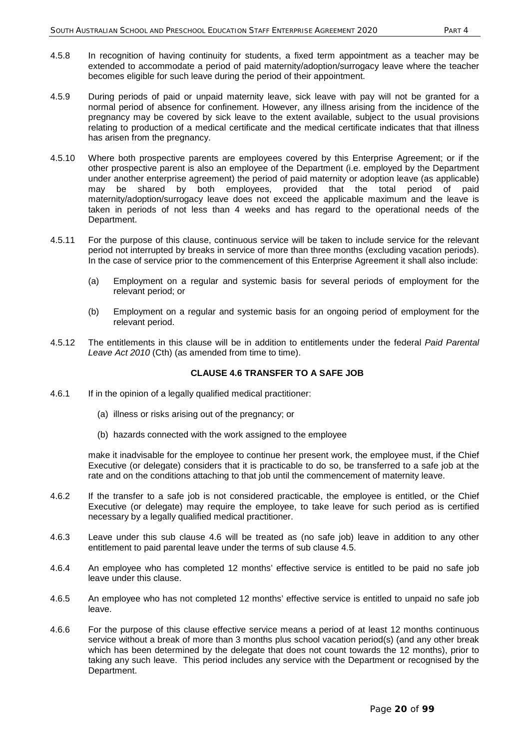4.5.8 In recognition of having continuity for students, a fixed term appointment as a teacher may be extended to accommodate a period of paid maternity/adoption/surrogacy leave where the teacher becomes eligible for such leave during the period of their appointment.

4.5.9 During periods of paid or unpaid maternity leave, sick leave with pay will not be granted for a normal period of absence for confinement. However, any illness arising from the incidence of the pregnancy may be covered by sick leave to the extent available, subject to the usual provisions relating to production of a medical certificate and the medical certificate indicates that that illness has arisen from the pregnancy.

4.5.10 Where both prospective parents are employees covered by this Enterprise Agreement; or if the other prospective parent is also an employee of the Department (i.e. employed by the Department under another enterprise agreement) the period of paid maternity or adoption leave (as applicable) may be shared by both employees, provided that the total period of paid maternity/adoption/surrogacy leave does not exceed the applicable maximum and the leave is taken in periods of not less than 4 weeks and has regard to the operational needs of the Department.

4.5.11 For the purpose of this clause, continuous service will be taken to include service for the relevant period not interrupted by breaks in service of more than three months (excluding vacation periods). In the case of service prior to the commencement of this Enterprise Agreement it shall also include:

(a) Employment on a regular and systemic basis for several periods of employment for the relevant period; or

(b) Employment on a regular and systemic basis for an ongoing period of employment for the relevant period.

4.5.12 The entitlements in this clause will be in addition to entitlements under the federal *Paid Parental Leave Act 2010* (Cth) (as amended from time to time).

### CLAUSE 4.6 TRANSFER TO A SAFE JOB

4.6.1 If in the opinion of a legally qualified medical practitioner:

(a) illness or risks arising out of the pregnancy; or

(b) hazards connected with the work assigned to the employee

make it inadvisable for the employee to continue her present work, the employee must, if the Chief Executive (or delegate) considers that it is practicable to do so, be transferred to a safe job at the rate and on the conditions attaching to that job until the commencement of maternity leave.

4.6.2 If the transfer to a safe job is not considered practicable, the employee is entitled, or the Chief Executive (or delegate) may require the employee, to take leave for such period as is certified necessary by a legally qualified medical practitioner.

4.6.3 Leave under this sub clause 4.6 will be treated as (no safe job) leave in addition to any other entitlement to paid parental leave under the terms of sub clause 4.5.

4.6.4 An employee who has completed 12 months' effective service is entitled to be paid no safe job leave under this clause.

4.6.5 An employee who has not completed 12 months' effective service is entitled to unpaid no safe job leave.

4.6.6 For the purpose of this clause effective service means a period of at least 12 months continuous service without a break of more than 3 months plus school vacation period(s) (and any other break which has been determined by the delegate that does not count towards the 12 months), prior to taking any such leave. This period includes any service with the Department or recognised by the Department.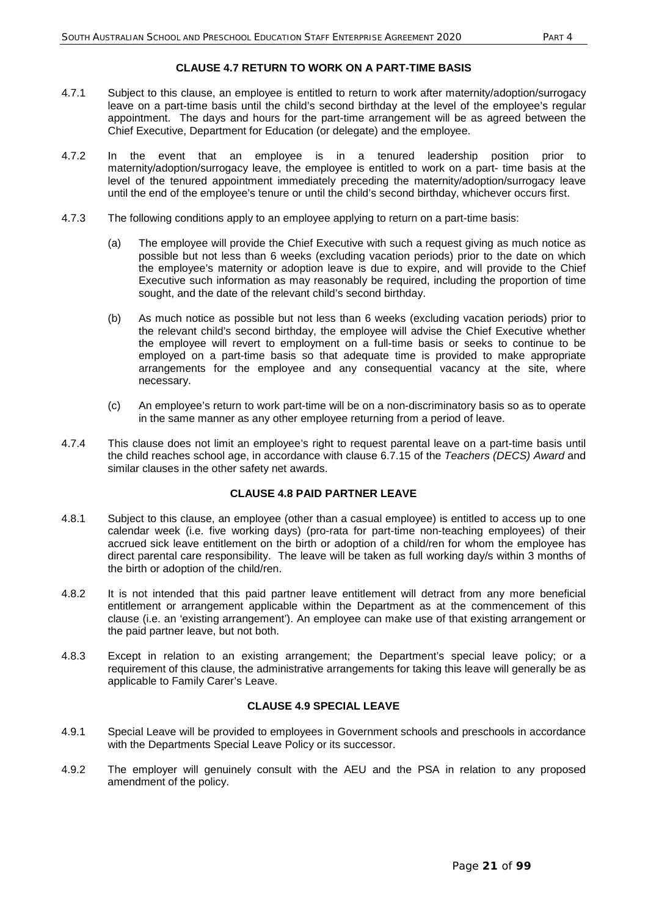### CLAUSE 4.7 RETURN TO WORK ON A PART-TIME BASIS

4.7.1 Subject to this clause, an employee is entitled to return to work after maternity/adoption/surrogacy leave on a part-time basis until the child's second birthday at the level of the employee's regular appointment. The days and hours for the part-time arrangement will be as agreed between the Chief Executive, Department for Education (or delegate) and the employee.

4.7.2 In the event that an employee is in a tenured leadership position prior to maternity/adoption/surrogacy leave, the employee is entitled to work on a part- time basis at the level of the tenured appointment immediately preceding the maternity/adoption/surrogacy leave until the end of the employee's tenure or until the child's second birthday, whichever occurs first.

4.7.3 The following conditions apply to an employee applying to return on a part-time basis:

(a) The employee will provide the Chief Executive with such a request giving as much notice as possible but not less than 6 weeks (excluding vacation periods) prior to the date on which the employee's maternity or adoption leave is due to expire, and will provide to the Chief Executive such information as may reasonably be required, including the proportion of time sought, and the date of the relevant child's second birthday.

(b) As much notice as possible but not less than 6 weeks (excluding vacation periods) prior to the relevant child's second birthday, the employee will advise the Chief Executive whether the employee will revert to employment on a full-time basis or seeks to continue to be employed on a part-time basis so that adequate time is provided to make appropriate arrangements for the employee and any consequential vacancy at the site, where necessary.

(c) An employee's return to work part-time will be on a non-discriminatory basis so as to operate in the same manner as any other employee returning from a period of leave.

4.7.4 This clause does not limit an employee's right to request parental leave on a part-time basis until the child reaches school age, in accordance with clause 6.7.15 of the *Teachers (DECS) Award* and similar clauses in the other safety net awards.

### CLAUSE 4.8 PAID PARTNER LEAVE

4.8.1 Subject to this clause, an employee (other than a casual employee) is entitled to access up to one calendar week (i.e. five working days) (pro-rata for part-time non-teaching employees) of their accrued sick leave entitlement on the birth or adoption of a child/ren for whom the employee has direct parental care responsibility. The leave will be taken as full working day/s within 3 months of the birth or adoption of the child/ren.

4.8.2 It is not intended that this paid partner leave entitlement will detract from any more beneficial entitlement or arrangement applicable within the Department as at the commencement of this clause (i.e. an 'existing arrangement'). An employee can make use of that existing arrangement or the paid partner leave, but not both.

4.8.3 Except in relation to an existing arrangement; the Department's special leave policy; or a requirement of this clause, the administrative arrangements for taking this leave will generally be as applicable to Family Carer's Leave.

### CLAUSE 4.9 SPECIAL LEAVE

4.9.1 Special Leave will be provided to employees in Government schools and preschools in accordance with the Departments Special Leave Policy or its successor.

4.9.2 The employer will genuinely consult with the AEU and the PSA in relation to any proposed amendment of the policy.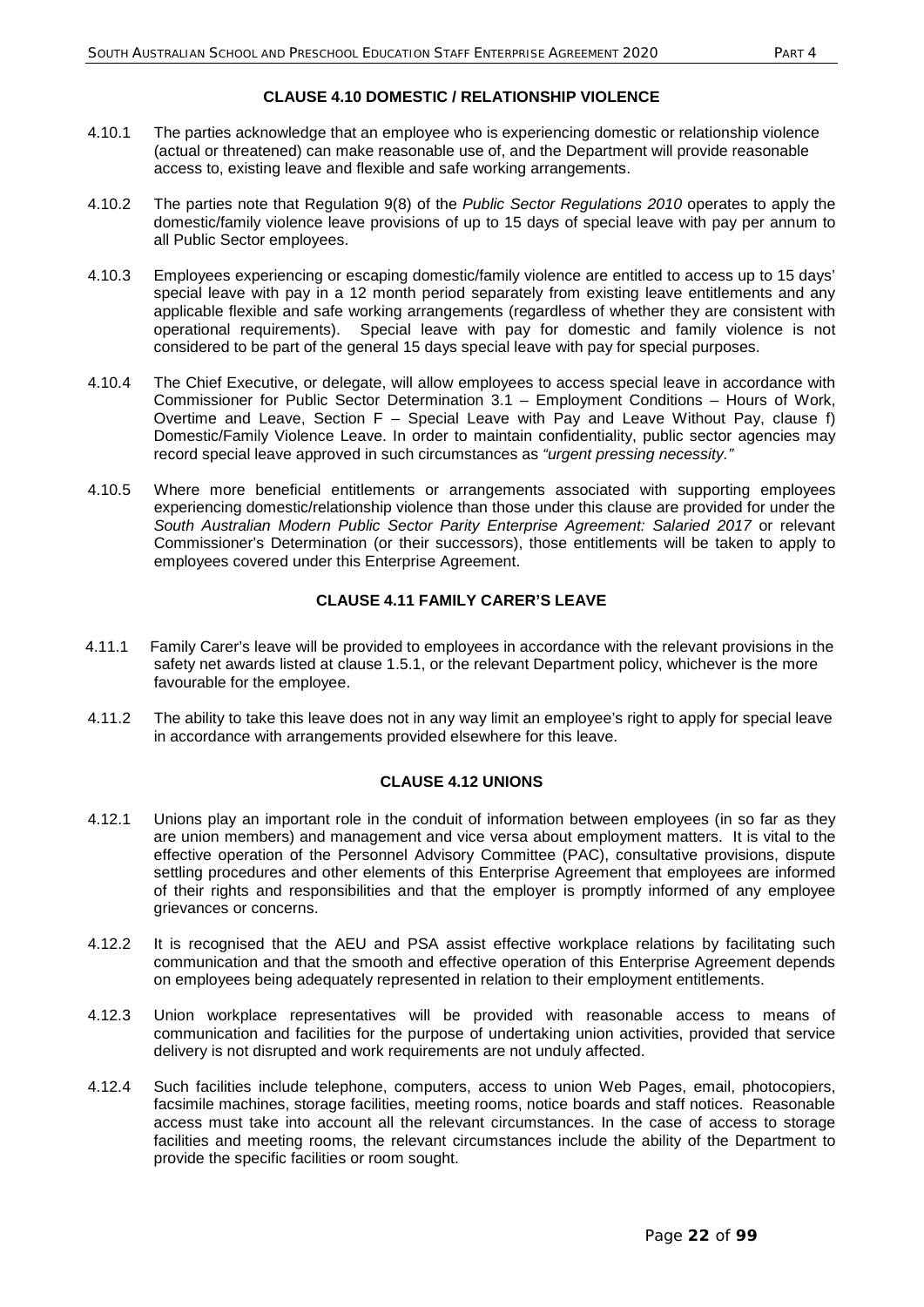## CLAUSE 4.10 DOMESTIC / RELATIONSHIP VIOLENCE

4.10.1 The parties acknowledge that an employee who is experiencing domestic or relationship violence (actual or threatened) can make reasonable use of, and the Department will provide reasonable access to, existing leave and flexible and safe working arrangements.

4.10.2 The parties note that Regulation 9(8) of the *Public Sector Regulations 2010* operates to apply the domestic/family violence leave provisions of up to 15 days of special leave with pay per annum to all Public Sector employees.

4.10.3 Employees experiencing or escaping domestic/family violence are entitled to access up to 15 days' special leave with pay in a 12 month period separately from existing leave entitlements and any applicable flexible and safe working arrangements (regardless of whether they are consistent with operational requirements). Special leave with pay for domestic and family violence is not considered to be part of the general 15 days special leave with pay for special purposes.

4.10.4 The Chief Executive, or delegate, will allow employees to access special leave in accordance with Commissioner for Public Sector Determination 3.1 – Employment Conditions – Hours of Work, Overtime and Leave, Section F – Special Leave with Pay and Leave Without Pay, clause f) Domestic/Family Violence Leave. In order to maintain confidentiality, public sector agencies may record special leave approved in such circumstances as *"urgent pressing necessity."*

4.10.5 Where more beneficial entitlements or arrangements associated with supporting employees experiencing domestic/relationship violence than those under this clause are provided for under the *South Australian Modern Public Sector Parity Enterprise Agreement: Salaried 2017* or relevant Commissioner's Determination (or their successors), those entitlements will be taken to apply to employees covered under this Enterprise Agreement.

## CLAUSE 4.11 FAMILY CARER'S LEAVE

4.11.1 Family Carer's leave will be provided to employees in accordance with the relevant provisions in the safety net awards listed at clause 1.5.1, or the relevant Department policy, whichever is the more favourable for the employee.

4.11.2 The ability to take this leave does not in any way limit an employee's right to apply for special leave in accordance with arrangements provided elsewhere for this leave.

## CLAUSE 4.12 UNIONS

4.12.1 Unions play an important role in the conduit of information between employees (in so far as they are union members) and management and vice versa about employment matters. It is vital to the effective operation of the Personnel Advisory Committee (PAC), consultative provisions, dispute settling procedures and other elements of this Enterprise Agreement that employees are informed of their rights and responsibilities and that the employer is promptly informed of any employee grievances or concerns.

4.12.2 It is recognised that the AEU and PSA assist effective workplace relations by facilitating such communication and that the smooth and effective operation of this Enterprise Agreement depends on employees being adequately represented in relation to their employment entitlements.

4.12.3 Union workplace representatives will be provided with reasonable access to means of communication and facilities for the purpose of undertaking union activities, provided that service delivery is not disrupted and work requirements are not unduly affected.

4.12.4 Such facilities include telephone, computers, access to union Web Pages, email, photocopiers, facsimile machines, storage facilities, meeting rooms, notice boards and staff notices. Reasonable access must take into account all the relevant circumstances. In the case of access to storage facilities and meeting rooms, the relevant circumstances include the ability of the Department to provide the specific facilities or room sought.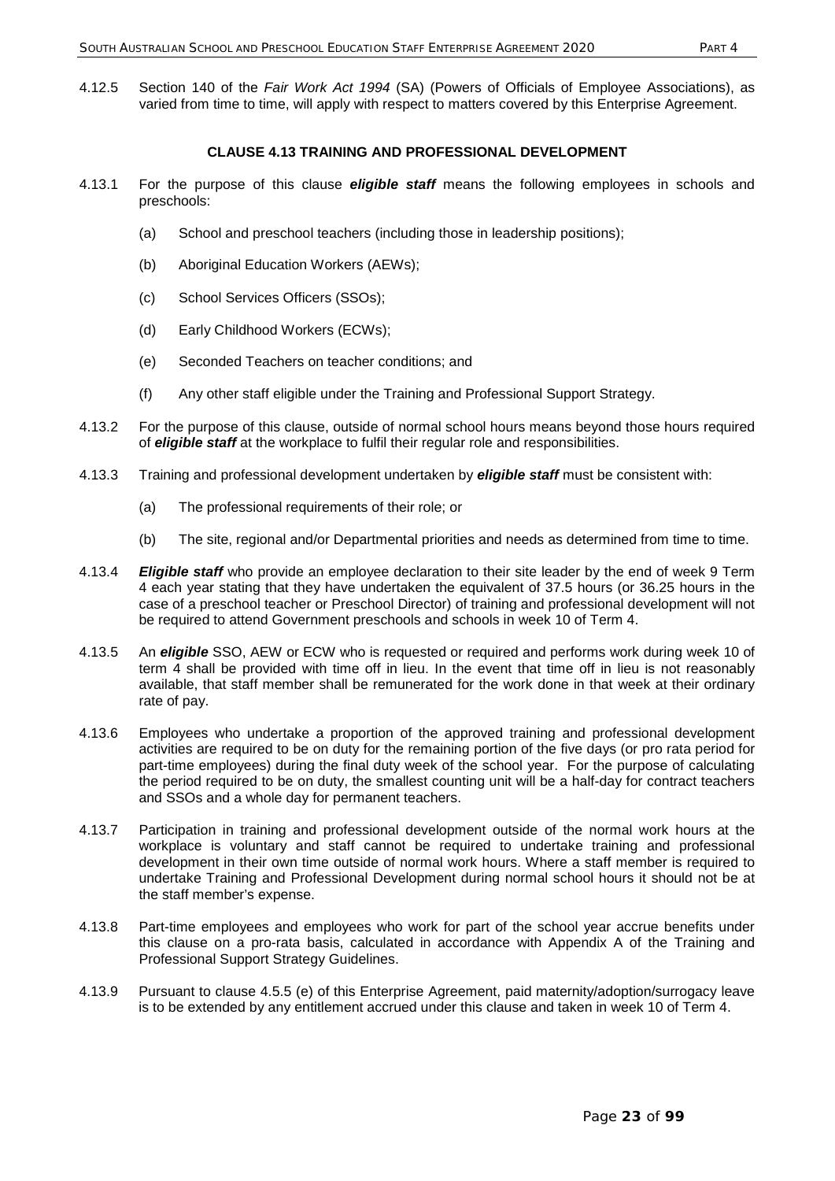4.12.5 Section 140 of the *Fair Work Act 1994* (SA) (Powers of Officials of Employee Associations), as varied from time to time, will apply with respect to matters covered by this Enterprise Agreement.

## CLAUSE 4.13 TRAINING AND PROFESSIONAL DEVELOPMENT

4.13.1 For the purpose of this clause ***eligible staff*** means the following employees in schools and preschools:

(a) School and preschool teachers (including those in leadership positions);

(b) Aboriginal Education Workers (AEWs);

(c) School Services Officers (SSOs);

(d) Early Childhood Workers (ECWs);

(e) Seconded Teachers on teacher conditions; and

(f) Any other staff eligible under the Training and Professional Support Strategy.

4.13.2 For the purpose of this clause, outside of normal school hours means beyond those hours required of ***eligible staff*** at the workplace to fulfil their regular role and responsibilities.

4.13.3 Training and professional development undertaken by ***eligible staff*** must be consistent with:

(a) The professional requirements of their role; or

(b) The site, regional and/or Departmental priorities and needs as determined from time to time.

4.13.4 ***Eligible staff*** who provide an employee declaration to their site leader by the end of week 9 Term 4 each year stating that they have undertaken the equivalent of 37.5 hours (or 36.25 hours in the case of a preschool teacher or Preschool Director) of training and professional development will not be required to attend Government preschools and schools in week 10 of Term 4.

4.13.5 An ***eligible*** SSO, AEW or ECW who is requested or required and performs work during week 10 of term 4 shall be provided with time off in lieu. In the event that time off in lieu is not reasonably available, that staff member shall be remunerated for the work done in that week at their ordinary rate of pay.

4.13.6 Employees who undertake a proportion of the approved training and professional development activities are required to be on duty for the remaining portion of the five days (or pro rata period for part-time employees) during the final duty week of the school year. For the purpose of calculating the period required to be on duty, the smallest counting unit will be a half-day for contract teachers and SSOs and a whole day for permanent teachers.

4.13.7 Participation in training and professional development outside of the normal work hours at the workplace is voluntary and staff cannot be required to undertake training and professional development in their own time outside of normal work hours. Where a staff member is required to undertake Training and Professional Development during normal school hours it should not be at the staff member's expense.

4.13.8 Part-time employees and employees who work for part of the school year accrue benefits under this clause on a pro-rata basis, calculated in accordance with Appendix A of the Training and Professional Support Strategy Guidelines.

4.13.9 Pursuant to clause 4.5.5 (e) of this Enterprise Agreement, paid maternity/adoption/surrogacy leave is to be extended by any entitlement accrued under this clause and taken in week 10 of Term 4.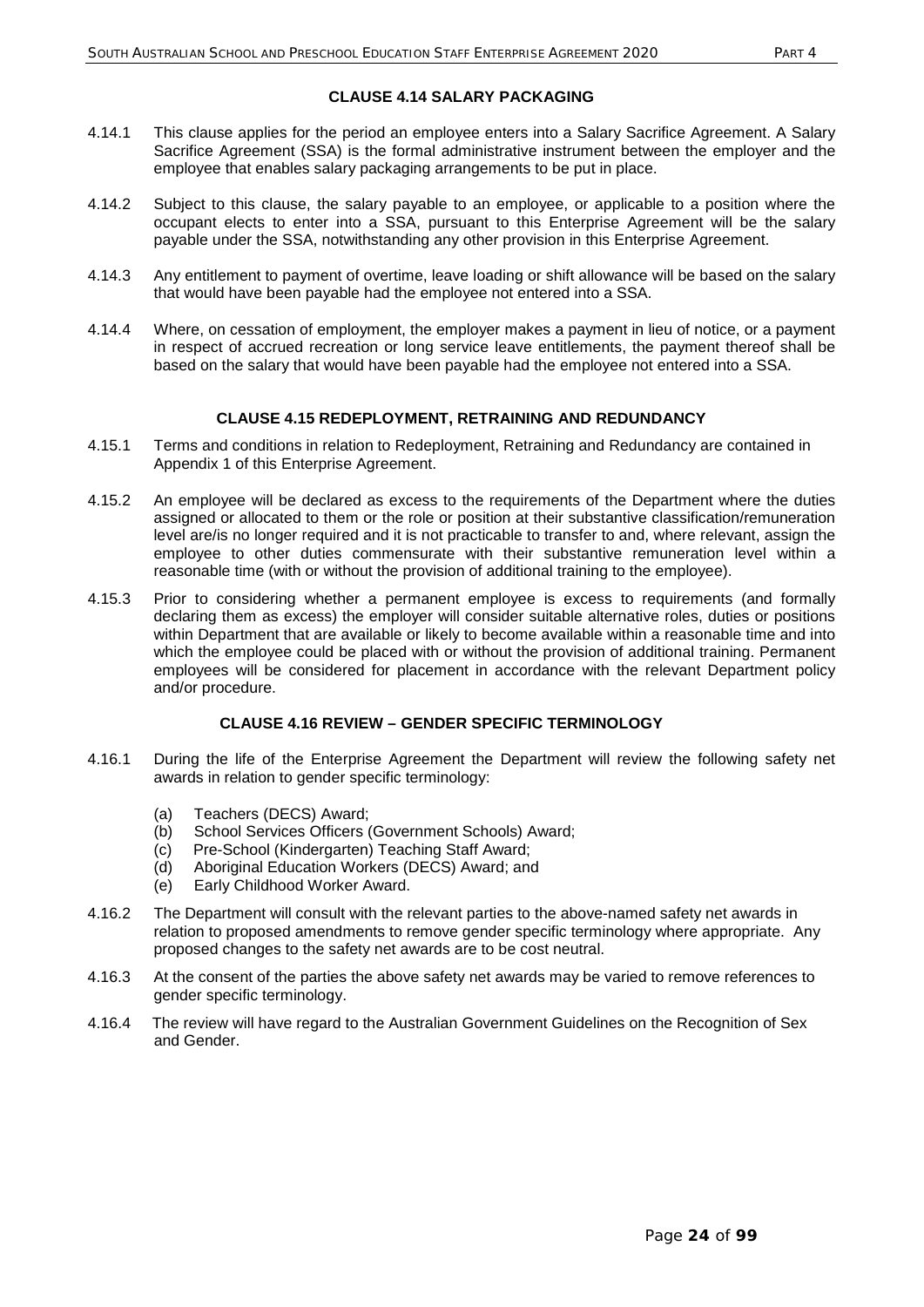## CLAUSE 4.14 SALARY PACKAGING

4.14.1 This clause applies for the period an employee enters into a Salary Sacrifice Agreement. A Salary Sacrifice Agreement (SSA) is the formal administrative instrument between the employer and the employee that enables salary packaging arrangements to be put in place.

4.14.2 Subject to this clause, the salary payable to an employee, or applicable to a position where the occupant elects to enter into a SSA, pursuant to this Enterprise Agreement will be the salary payable under the SSA, notwithstanding any other provision in this Enterprise Agreement.

4.14.3 Any entitlement to payment of overtime, leave loading or shift allowance will be based on the salary that would have been payable had the employee not entered into a SSA.

4.14.4 Where, on cessation of employment, the employer makes a payment in lieu of notice, or a payment in respect of accrued recreation or long service leave entitlements, the payment thereof shall be based on the salary that would have been payable had the employee not entered into a SSA.

## CLAUSE 4.15 REDEPLOYMENT, RETRAINING AND REDUNDANCY

4.15.1 Terms and conditions in relation to Redeployment, Retraining and Redundancy are contained in Appendix 1 of this Enterprise Agreement.

4.15.2 An employee will be declared as excess to the requirements of the Department where the duties assigned or allocated to them or the role or position at their substantive classification/remuneration level are/is no longer required and it is not practicable to transfer to and, where relevant, assign the employee to other duties commensurate with their substantive remuneration level within a reasonable time (with or without the provision of additional training to the employee).

4.15.3 Prior to considering whether a permanent employee is excess to requirements (and formally declaring them as excess) the employer will consider suitable alternative roles, duties or positions within Department that are available or likely to become available within a reasonable time and into which the employee could be placed with or without the provision of additional training. Permanent employees will be considered for placement in accordance with the relevant Department policy and/or procedure.

## CLAUSE 4.16 REVIEW – GENDER SPECIFIC TERMINOLOGY

4.16.1 During the life of the Enterprise Agreement the Department will review the following safety net awards in relation to gender specific terminology:

(a) Teachers (DECS) Award;
(b) School Services Officers (Government Schools) Award;
(c) Pre-School (Kindergarten) Teaching Staff Award;
(d) Aboriginal Education Workers (DECS) Award; and
(e) Early Childhood Worker Award.

4.16.2 The Department will consult with the relevant parties to the above-named safety net awards in relation to proposed amendments to remove gender specific terminology where appropriate. Any proposed changes to the safety net awards are to be cost neutral.

4.16.3 At the consent of the parties the above safety net awards may be varied to remove references to gender specific terminology.

4.16.4 The review will have regard to the Australian Government Guidelines on the Recognition of Sex and Gender.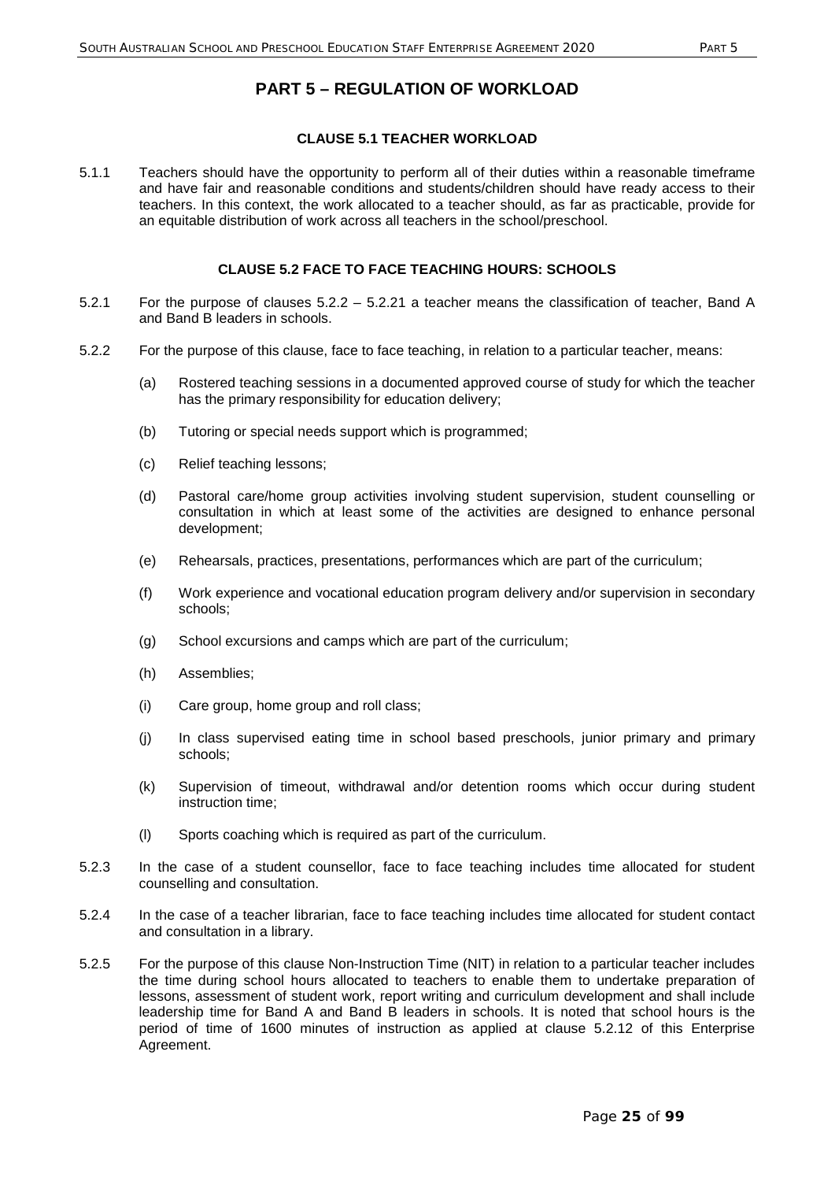# PART 5 – REGULATION OF WORKLOAD

### CLAUSE 5.1 TEACHER WORKLOAD

5.1.1 Teachers should have the opportunity to perform all of their duties within a reasonable timeframe and have fair and reasonable conditions and students/children should have ready access to their teachers. In this context, the work allocated to a teacher should, as far as practicable, provide for an equitable distribution of work across all teachers in the school/preschool.

### CLAUSE 5.2 FACE TO FACE TEACHING HOURS: SCHOOLS

5.2.1 For the purpose of clauses 5.2.2 – 5.2.21 a teacher means the classification of teacher, Band A and Band B leaders in schools.

5.2.2 For the purpose of this clause, face to face teaching, in relation to a particular teacher, means:

(a) Rostered teaching sessions in a documented approved course of study for which the teacher has the primary responsibility for education delivery;

(b) Tutoring or special needs support which is programmed;

(c) Relief teaching lessons;

(d) Pastoral care/home group activities involving student supervision, student counselling or consultation in which at least some of the activities are designed to enhance personal development;

(e) Rehearsals, practices, presentations, performances which are part of the curriculum;

(f) Work experience and vocational education program delivery and/or supervision in secondary schools;

(g) School excursions and camps which are part of the curriculum;

(h) Assemblies;

(i) Care group, home group and roll class;

(j) In class supervised eating time in school based preschools, junior primary and primary schools;

(k) Supervision of timeout, withdrawal and/or detention rooms which occur during student instruction time;

(l) Sports coaching which is required as part of the curriculum.

5.2.3 In the case of a student counsellor, face to face teaching includes time allocated for student counselling and consultation.

5.2.4 In the case of a teacher librarian, face to face teaching includes time allocated for student contact and consultation in a library.

5.2.5 For the purpose of this clause Non-Instruction Time (NIT) in relation to a particular teacher includes the time during school hours allocated to teachers to enable them to undertake preparation of lessons, assessment of student work, report writing and curriculum development and shall include leadership time for Band A and Band B leaders in schools. It is noted that school hours is the period of time of 1600 minutes of instruction as applied at clause 5.2.12 of this Enterprise Agreement.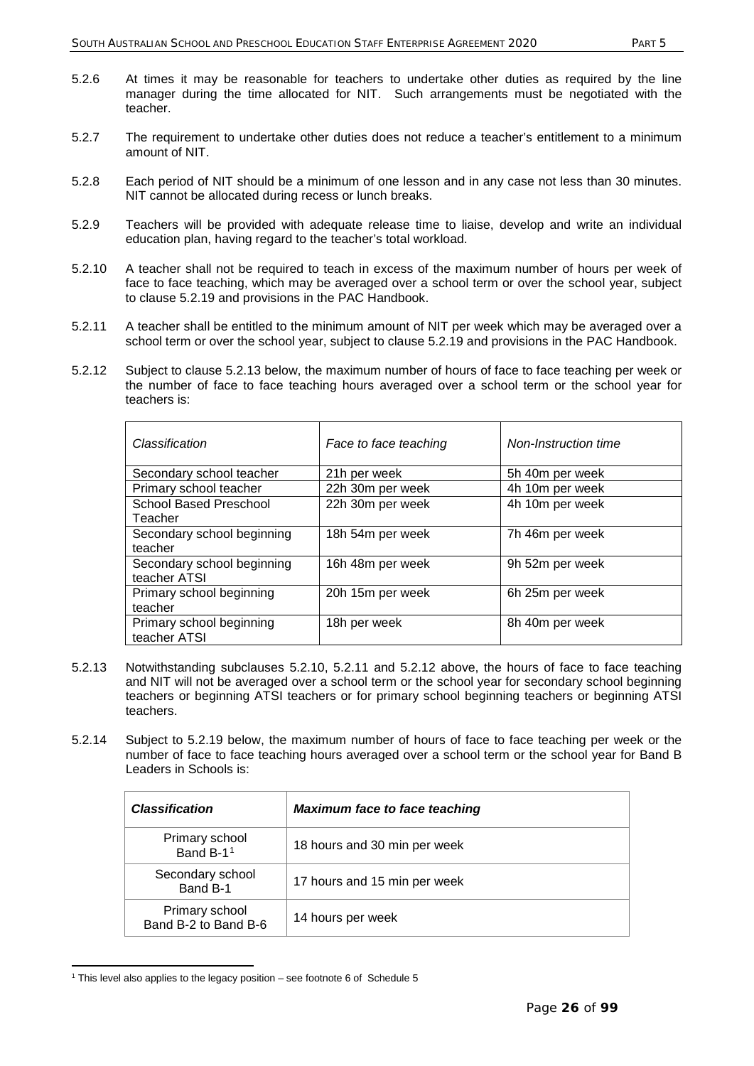5.2.6 At times it may be reasonable for teachers to undertake other duties as required by the line manager during the time allocated for NIT. Such arrangements must be negotiated with the teacher.

5.2.7 The requirement to undertake other duties does not reduce a teacher's entitlement to a minimum amount of NIT.

5.2.8 Each period of NIT should be a minimum of one lesson and in any case not less than 30 minutes. NIT cannot be allocated during recess or lunch breaks.

5.2.9 Teachers will be provided with adequate release time to liaise, develop and write an individual education plan, having regard to the teacher's total workload.

5.2.10 A teacher shall not be required to teach in excess of the maximum number of hours per week of face to face teaching, which may be averaged over a school term or over the school year, subject to clause 5.2.19 and provisions in the PAC Handbook.

5.2.11 A teacher shall be entitled to the minimum amount of NIT per week which may be averaged over a school term or over the school year, subject to clause 5.2.19 and provisions in the PAC Handbook.

5.2.12 Subject to clause 5.2.13 below, the maximum number of hours of face to face teaching per week or the number of face to face teaching hours averaged over a school term or the school year for teachers is:

| *Classification* | *Face to face teaching* | *Non-Instruction time* |
|---|---|---|
| Secondary school teacher | 21h per week | 5h 40m per week |
| Primary school teacher | 22h 30m per week | 4h 10m per week |
| School Based Preschool Teacher | 22h 30m per week | 4h 10m per week |
| Secondary school beginning teacher | 18h 54m per week | 7h 46m per week |
| Secondary school beginning teacher ATSI | 16h 48m per week | 9h 52m per week |
| Primary school beginning teacher | 20h 15m per week | 6h 25m per week |
| Primary school beginning teacher ATSI | 18h per week | 8h 40m per week |

5.2.13 Notwithstanding subclauses 5.2.10, 5.2.11 and 5.2.12 above, the hours of face to face teaching and NIT will not be averaged over a school term or the school year for secondary school beginning teachers or beginning ATSI teachers or for primary school beginning teachers or beginning ATSI teachers.

5.2.14 Subject to 5.2.19 below, the maximum number of hours of face to face teaching per week or the number of face to face teaching hours averaged over a school term or the school year for Band B Leaders in Schools is:

| ***Classification*** | ***Maximum face to face teaching*** |
|---|---|
| Primary school Band B-1[1] | 18 hours and 30 min per week |
| Secondary school Band B-1 | 17 hours and 15 min per week |
| Primary school Band B-2 to Band B-6 | 14 hours per week |

[1] This level also applies to the legacy position – see footnote 6 of Schedule 5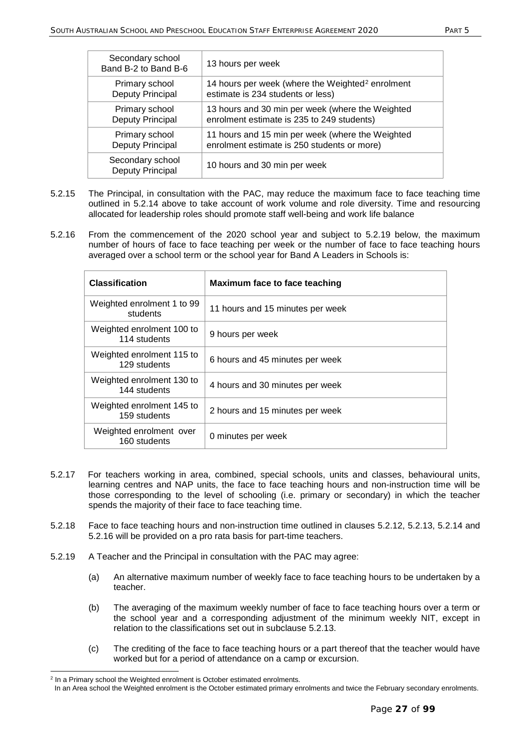| | |
|---|---|
| Secondary school Band B-2 to Band B-6 | 13 hours per week |
| Primary school Deputy Principal | 14 hours per week (where the Weighted[2] enrolment estimate is 234 students or less) |
| Primary school Deputy Principal | 13 hours and 30 min per week (where the Weighted enrolment estimate is 235 to 249 students) |
| Primary school Deputy Principal | 11 hours and 15 min per week (where the Weighted enrolment estimate is 250 students or more) |
| Secondary school Deputy Principal | 10 hours and 30 min per week |

5.2.15 The Principal, in consultation with the PAC, may reduce the maximum face to face teaching time outlined in 5.2.14 above to take account of work volume and role diversity. Time and resourcing allocated for leadership roles should promote staff well-being and work life balance

5.2.16 From the commencement of the 2020 school year and subject to 5.2.19 below, the maximum number of hours of face to face teaching per week or the number of face to face teaching hours averaged over a school term or the school year for Band A Leaders in Schools is:

| Classification | Maximum face to face teaching |
|---|---|
| Weighted enrolment 1 to 99 students | 11 hours and 15 minutes per week |
| Weighted enrolment 100 to 114 students | 9 hours per week |
| Weighted enrolment 115 to 129 students | 6 hours and 45 minutes per week |
| Weighted enrolment 130 to 144 students | 4 hours and 30 minutes per week |
| Weighted enrolment 145 to 159 students | 2 hours and 15 minutes per week |
| Weighted enrolment over 160 students | 0 minutes per week |

5.2.17 For teachers working in area, combined, special schools, units and classes, behavioural units, learning centres and NAP units, the face to face teaching hours and non-instruction time will be those corresponding to the level of schooling (i.e. primary or secondary) in which the teacher spends the majority of their face to face teaching time.

5.2.18 Face to face teaching hours and non-instruction time outlined in clauses 5.2.12, 5.2.13, 5.2.14 and 5.2.16 will be provided on a pro rata basis for part-time teachers.

5.2.19 A Teacher and the Principal in consultation with the PAC may agree:

(a) An alternative maximum number of weekly face to face teaching hours to be undertaken by a teacher.

(b) The averaging of the maximum weekly number of face to face teaching hours over a term or the school year and a corresponding adjustment of the minimum weekly NIT, except in relation to the classifications set out in subclause 5.2.13.

(c) The crediting of the face to face teaching hours or a part thereof that the teacher would have worked but for a period of attendance on a camp or excursion.

[2] In a Primary school the Weighted enrolment is October estimated enrolments.
In an Area school the Weighted enrolment is the October estimated primary enrolments and twice the February secondary enrolments.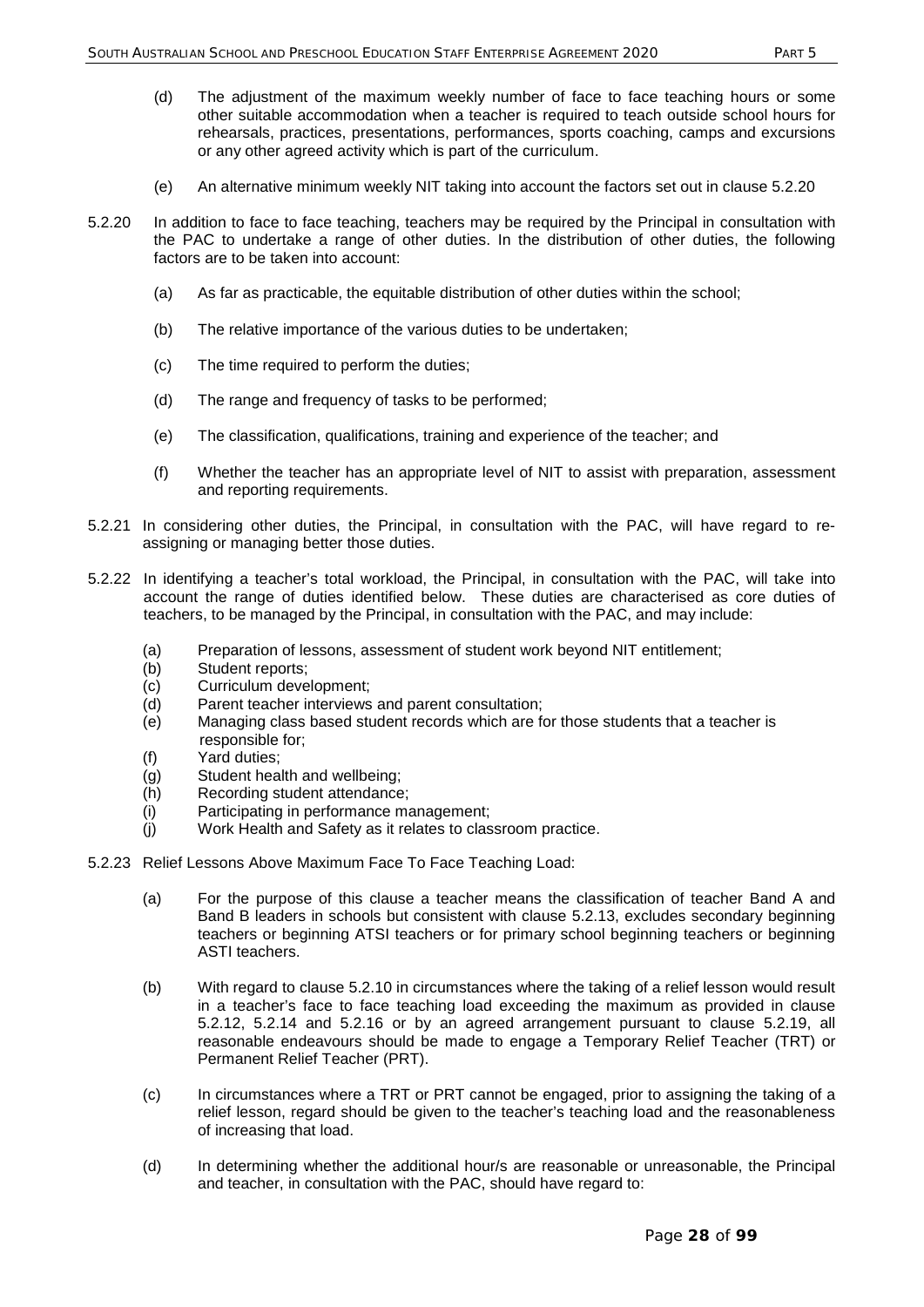(d) The adjustment of the maximum weekly number of face to face teaching hours or some other suitable accommodation when a teacher is required to teach outside school hours for rehearsals, practices, presentations, performances, sports coaching, camps and excursions or any other agreed activity which is part of the curriculum.

(e) An alternative minimum weekly NIT taking into account the factors set out in clause 5.2.20

5.2.20 In addition to face to face teaching, teachers may be required by the Principal in consultation with the PAC to undertake a range of other duties. In the distribution of other duties, the following factors are to be taken into account:

(a) As far as practicable, the equitable distribution of other duties within the school;

(b) The relative importance of the various duties to be undertaken;

(c) The time required to perform the duties;

(d) The range and frequency of tasks to be performed;

(e) The classification, qualifications, training and experience of the teacher; and

(f) Whether the teacher has an appropriate level of NIT to assist with preparation, assessment and reporting requirements.

5.2.21 In considering other duties, the Principal, in consultation with the PAC, will have regard to re-assigning or managing better those duties.

5.2.22 In identifying a teacher's total workload, the Principal, in consultation with the PAC, will take into account the range of duties identified below. These duties are characterised as core duties of teachers, to be managed by the Principal, in consultation with the PAC, and may include:

(a) Preparation of lessons, assessment of student work beyond NIT entitlement;
(b) Student reports;
(c) Curriculum development;
(d) Parent teacher interviews and parent consultation;
(e) Managing class based student records which are for those students that a teacher is responsible for;
(f) Yard duties;
(g) Student health and wellbeing;
(h) Recording student attendance;
(i) Participating in performance management;
(j) Work Health and Safety as it relates to classroom practice.

5.2.23 Relief Lessons Above Maximum Face To Face Teaching Load:

(a) For the purpose of this clause a teacher means the classification of teacher Band A and Band B leaders in schools but consistent with clause 5.2.13, excludes secondary beginning teachers or beginning ATSI teachers or for primary school beginning teachers or beginning ASTI teachers.

(b) With regard to clause 5.2.10 in circumstances where the taking of a relief lesson would result in a teacher's face to face teaching load exceeding the maximum as provided in clause 5.2.12, 5.2.14 and 5.2.16 or by an agreed arrangement pursuant to clause 5.2.19, all reasonable endeavours should be made to engage a Temporary Relief Teacher (TRT) or Permanent Relief Teacher (PRT).

(c) In circumstances where a TRT or PRT cannot be engaged, prior to assigning the taking of a relief lesson, regard should be given to the teacher's teaching load and the reasonableness of increasing that load.

(d) In determining whether the additional hour/s are reasonable or unreasonable, the Principal and teacher, in consultation with the PAC, should have regard to: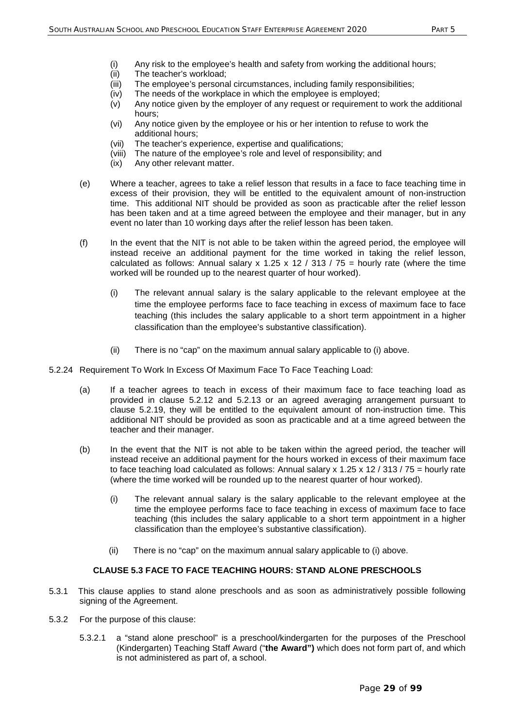(i) Any risk to the employee's health and safety from working the additional hours;
(ii) The teacher's workload;
(iii) The employee's personal circumstances, including family responsibilities;
(iv) The needs of the workplace in which the employee is employed;
(v) Any notice given by the employer of any request or requirement to work the additional hours;
(vi) Any notice given by the employee or his or her intention to refuse to work the additional hours;
(vii) The teacher's experience, expertise and qualifications;
(viii) The nature of the employee's role and level of responsibility; and
(ix) Any other relevant matter.

(e) Where a teacher, agrees to take a relief lesson that results in a face to face teaching time in excess of their provision, they will be entitled to the equivalent amount of non-instruction time. This additional NIT should be provided as soon as practicable after the relief lesson has been taken and at a time agreed between the employee and their manager, but in any event no later than 10 working days after the relief lesson has been taken.

(f) In the event that the NIT is not able to be taken within the agreed period, the employee will instead receive an additional payment for the time worked in taking the relief lesson, calculated as follows: Annual salary x 1.25 x 12 / 313 / 75 = hourly rate (where the time worked will be rounded up to the nearest quarter of hour worked).

(i) The relevant annual salary is the salary applicable to the relevant employee at the time the employee performs face to face teaching in excess of maximum face to face teaching (this includes the salary applicable to a short term appointment in a higher classification than the employee's substantive classification).

(ii) There is no "cap" on the maximum annual salary applicable to (i) above.

5.2.24 Requirement To Work In Excess Of Maximum Face To Face Teaching Load:

(a) If a teacher agrees to teach in excess of their maximum face to face teaching load as provided in clause 5.2.12 and 5.2.13 or an agreed averaging arrangement pursuant to clause 5.2.19, they will be entitled to the equivalent amount of non-instruction time. This additional NIT should be provided as soon as practicable and at a time agreed between the teacher and their manager.

(b) In the event that the NIT is not able to be taken within the agreed period, the teacher will instead receive an additional payment for the hours worked in excess of their maximum face to face teaching load calculated as follows: Annual salary x 1.25 x 12 / 313 / 75 = hourly rate (where the time worked will be rounded up to the nearest quarter of hour worked).

(i) The relevant annual salary is the salary applicable to the relevant employee at the time the employee performs face to face teaching in excess of maximum face to face teaching (this includes the salary applicable to a short term appointment in a higher classification than the employee's substantive classification).

(ii) There is no "cap" on the maximum annual salary applicable to (i) above.

## CLAUSE 5.3 FACE TO FACE TEACHING HOURS: STAND ALONE PRESCHOOLS

5.3.1 This clause applies to stand alone preschools and as soon as administratively possible following signing of the Agreement.

5.3.2 For the purpose of this clause:

5.3.2.1 a "stand alone preschool" is a preschool/kindergarten for the purposes of the Preschool (Kindergarten) Teaching Staff Award ("**the Award")** which does not form part of, and which is not administered as part of, a school.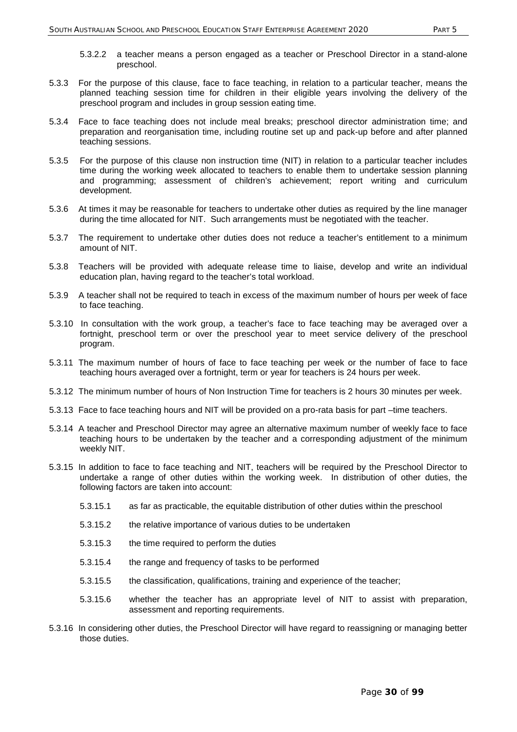5.3.2.2 a teacher means a person engaged as a teacher or Preschool Director in a stand-alone preschool.

5.3.3 For the purpose of this clause, face to face teaching, in relation to a particular teacher, means the planned teaching session time for children in their eligible years involving the delivery of the preschool program and includes in group session eating time.

5.3.4 Face to face teaching does not include meal breaks; preschool director administration time; and preparation and reorganisation time, including routine set up and pack-up before and after planned teaching sessions.

5.3.5 For the purpose of this clause non instruction time (NIT) in relation to a particular teacher includes time during the working week allocated to teachers to enable them to undertake session planning and programming; assessment of children's achievement; report writing and curriculum development.

5.3.6 At times it may be reasonable for teachers to undertake other duties as required by the line manager during the time allocated for NIT. Such arrangements must be negotiated with the teacher.

5.3.7 The requirement to undertake other duties does not reduce a teacher's entitlement to a minimum amount of NIT.

5.3.8 Teachers will be provided with adequate release time to liaise, develop and write an individual education plan, having regard to the teacher's total workload.

5.3.9 A teacher shall not be required to teach in excess of the maximum number of hours per week of face to face teaching.

5.3.10 In consultation with the work group, a teacher's face to face teaching may be averaged over a fortnight, preschool term or over the preschool year to meet service delivery of the preschool program.

5.3.11 The maximum number of hours of face to face teaching per week or the number of face to face teaching hours averaged over a fortnight, term or year for teachers is 24 hours per week.

5.3.12 The minimum number of hours of Non Instruction Time for teachers is 2 hours 30 minutes per week.

5.3.13 Face to face teaching hours and NIT will be provided on a pro-rata basis for part –time teachers.

5.3.14 A teacher and Preschool Director may agree an alternative maximum number of weekly face to face teaching hours to be undertaken by the teacher and a corresponding adjustment of the minimum weekly NIT.

5.3.15 In addition to face to face teaching and NIT, teachers will be required by the Preschool Director to undertake a range of other duties within the working week. In distribution of other duties, the following factors are taken into account:

5.3.15.1 as far as practicable, the equitable distribution of other duties within the preschool

5.3.15.2 the relative importance of various duties to be undertaken

5.3.15.3 the time required to perform the duties

5.3.15.4 the range and frequency of tasks to be performed

5.3.15.5 the classification, qualifications, training and experience of the teacher;

5.3.15.6 whether the teacher has an appropriate level of NIT to assist with preparation, assessment and reporting requirements.

5.3.16 In considering other duties, the Preschool Director will have regard to reassigning or managing better those duties.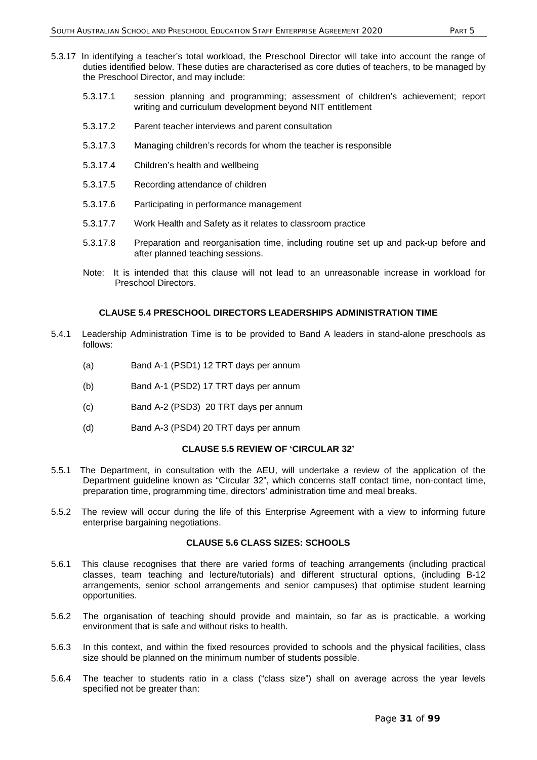5.3.17 In identifying a teacher's total workload, the Preschool Director will take into account the range of duties identified below. These duties are characterised as core duties of teachers, to be managed by the Preschool Director, and may include:

- 5.3.17.1 session planning and programming; assessment of children's achievement; report writing and curriculum development beyond NIT entitlement
- 5.3.17.2 Parent teacher interviews and parent consultation
- 5.3.17.3 Managing children's records for whom the teacher is responsible
- 5.3.17.4 Children's health and wellbeing
- 5.3.17.5 Recording attendance of children
- 5.3.17.6 Participating in performance management
- 5.3.17.7 Work Health and Safety as it relates to classroom practice
- 5.3.17.8 Preparation and reorganisation time, including routine set up and pack-up before and after planned teaching sessions.

Note: It is intended that this clause will not lead to an unreasonable increase in workload for Preschool Directors.

## CLAUSE 5.4 PRESCHOOL DIRECTORS LEADERSHIPS ADMINISTRATION TIME

5.4.1 Leadership Administration Time is to be provided to Band A leaders in stand-alone preschools as follows:

- (a) Band A-1 (PSD1) 12 TRT days per annum
- (b) Band A-1 (PSD2) 17 TRT days per annum
- (c) Band A-2 (PSD3) 20 TRT days per annum
- (d) Band A-3 (PSD4) 20 TRT days per annum

## CLAUSE 5.5 REVIEW OF 'CIRCULAR 32'

5.5.1 The Department, in consultation with the AEU, will undertake a review of the application of the Department guideline known as "Circular 32", which concerns staff contact time, non-contact time, preparation time, programming time, directors' administration time and meal breaks.

5.5.2 The review will occur during the life of this Enterprise Agreement with a view to informing future enterprise bargaining negotiations.

## CLAUSE 5.6 CLASS SIZES: SCHOOLS

5.6.1 This clause recognises that there are varied forms of teaching arrangements (including practical classes, team teaching and lecture/tutorials) and different structural options, (including B-12 arrangements, senior school arrangements and senior campuses) that optimise student learning opportunities.

5.6.2 The organisation of teaching should provide and maintain, so far as is practicable, a working environment that is safe and without risks to health.

5.6.3 In this context, and within the fixed resources provided to schools and the physical facilities, class size should be planned on the minimum number of students possible.

5.6.4 The teacher to students ratio in a class ("class size") shall on average across the year levels specified not be greater than: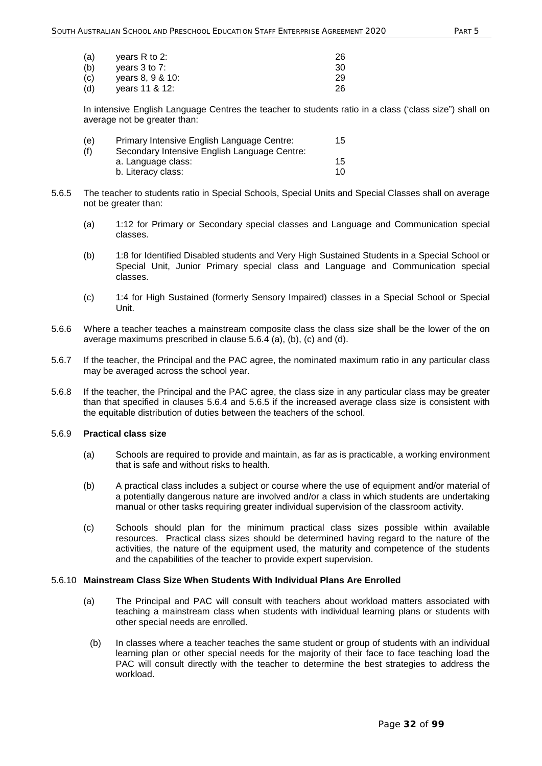| | | |
|---|---|---|
| (a) | years R to 2: | 26 |
| (b) | years 3 to 7: | 30 |
| (c) | years 8, 9 & 10: | 29 |
| (d) | years 11 & 12: | 26 |

In intensive English Language Centres the teacher to students ratio in a class ('class size") shall on average not be greater than:

| | | |
|---|---|---|
| (e) | Primary Intensive English Language Centre: | 15 |
| (f) | Secondary Intensive English Language Centre: | |
| | a. Language class: | 15 |
| | b. Literacy class: | 10 |

5.6.5 The teacher to students ratio in Special Schools, Special Units and Special Classes shall on average not be greater than:

(a) 1:12 for Primary or Secondary special classes and Language and Communication special classes.

(b) 1:8 for Identified Disabled students and Very High Sustained Students in a Special School or Special Unit, Junior Primary special class and Language and Communication special classes.

(c) 1:4 for High Sustained (formerly Sensory Impaired) classes in a Special School or Special Unit.

5.6.6 Where a teacher teaches a mainstream composite class the class size shall be the lower of the on average maximums prescribed in clause 5.6.4 (a), (b), (c) and (d).

5.6.7 If the teacher, the Principal and the PAC agree, the nominated maximum ratio in any particular class may be averaged across the school year.

5.6.8 If the teacher, the Principal and the PAC agree, the class size in any particular class may be greater than that specified in clauses 5.6.4 and 5.6.5 if the increased average class size is consistent with the equitable distribution of duties between the teachers of the school.

5.6.9 **Practical class size**

(a) Schools are required to provide and maintain, as far as is practicable, a working environment that is safe and without risks to health.

(b) A practical class includes a subject or course where the use of equipment and/or material of a potentially dangerous nature are involved and/or a class in which students are undertaking manual or other tasks requiring greater individual supervision of the classroom activity.

(c) Schools should plan for the minimum practical class sizes possible within available resources. Practical class sizes should be determined having regard to the nature of the activities, the nature of the equipment used, the maturity and competence of the students and the capabilities of the teacher to provide expert supervision.

5.6.10 **Mainstream Class Size When Students With Individual Plans Are Enrolled**

(a) The Principal and PAC will consult with teachers about workload matters associated with teaching a mainstream class when students with individual learning plans or students with other special needs are enrolled.

(b) In classes where a teacher teaches the same student or group of students with an individual learning plan or other special needs for the majority of their face to face teaching load the PAC will consult directly with the teacher to determine the best strategies to address the workload.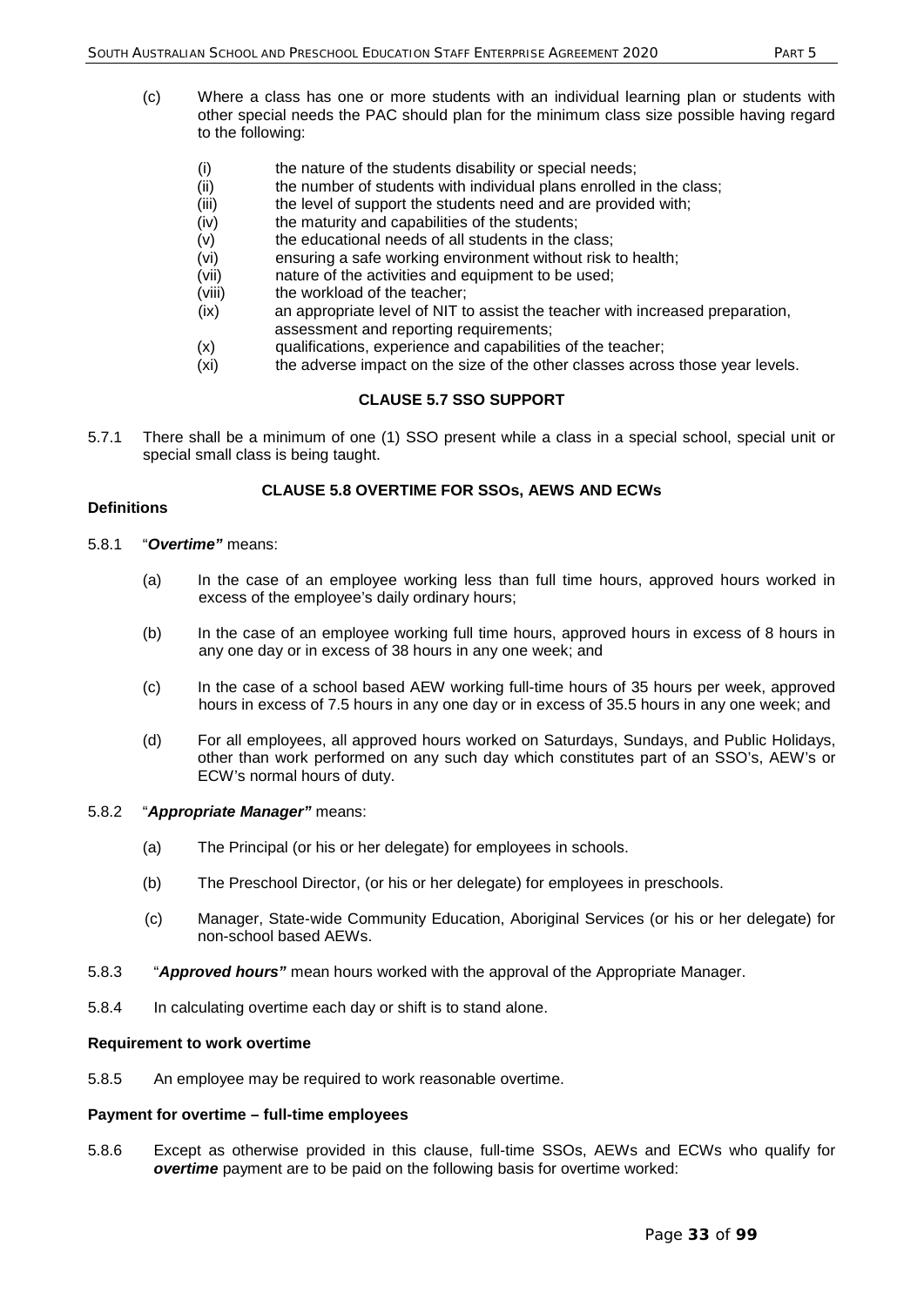(c) Where a class has one or more students with an individual learning plan or students with other special needs the PAC should plan for the minimum class size possible having regard to the following:

- (i) the nature of the students disability or special needs;
- (ii) the number of students with individual plans enrolled in the class;
- (iii) the level of support the students need and are provided with;
- (iv) the maturity and capabilities of the students;
- (v) the educational needs of all students in the class;
- (vi) ensuring a safe working environment without risk to health;
- (vii) nature of the activities and equipment to be used;
- (viii) the workload of the teacher;
- (ix) an appropriate level of NIT to assist the teacher with increased preparation, assessment and reporting requirements;
- (x) qualifications, experience and capabilities of the teacher;
- (xi) the adverse impact on the size of the other classes across those year levels.

### CLAUSE 5.7 SSO SUPPORT

5.7.1 There shall be a minimum of one (1) SSO present while a class in a special school, special unit or special small class is being taught.

### CLAUSE 5.8 OVERTIME FOR SSOs, AEWS AND ECWs

**Definitions**

5.8.1 "***Overtime"*** means:

(a) In the case of an employee working less than full time hours, approved hours worked in excess of the employee's daily ordinary hours;

(b) In the case of an employee working full time hours, approved hours in excess of 8 hours in any one day or in excess of 38 hours in any one week; and

(c) In the case of a school based AEW working full-time hours of 35 hours per week, approved hours in excess of 7.5 hours in any one day or in excess of 35.5 hours in any one week; and

(d) For all employees, all approved hours worked on Saturdays, Sundays, and Public Holidays, other than work performed on any such day which constitutes part of an SSO's, AEW's or ECW's normal hours of duty.

5.8.2 "***Appropriate Manager"*** means:

(a) The Principal (or his or her delegate) for employees in schools.

(b) The Preschool Director, (or his or her delegate) for employees in preschools.

(c) Manager, State-wide Community Education, Aboriginal Services (or his or her delegate) for non-school based AEWs.

5.8.3 "***Approved hours"*** mean hours worked with the approval of the Appropriate Manager.

5.8.4 In calculating overtime each day or shift is to stand alone.

**Requirement to work overtime**

5.8.5 An employee may be required to work reasonable overtime.

**Payment for overtime – full-time employees**

5.8.6 Except as otherwise provided in this clause, full-time SSOs, AEWs and ECWs who qualify for ***overtime*** payment are to be paid on the following basis for overtime worked: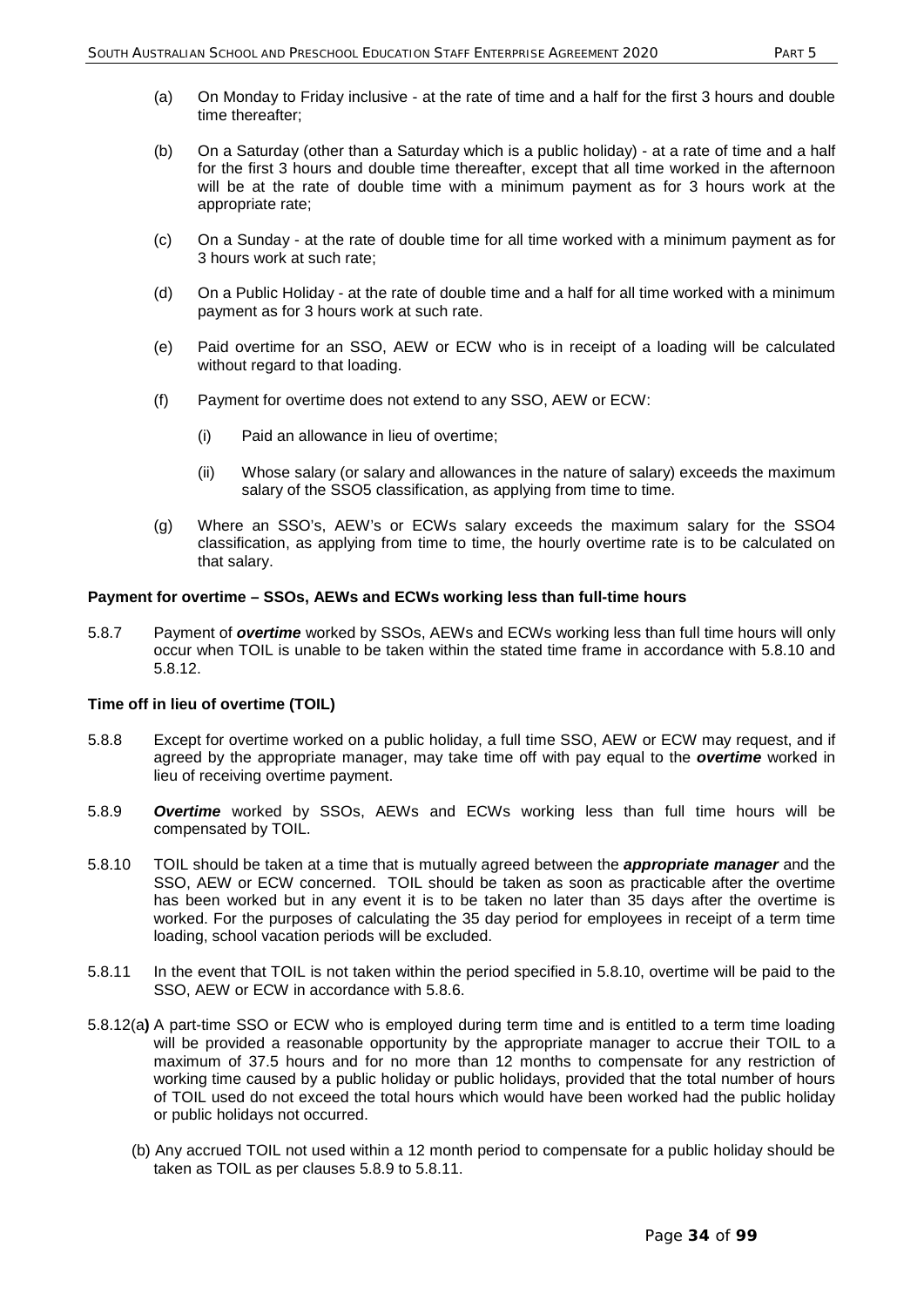(a) On Monday to Friday inclusive - at the rate of time and a half for the first 3 hours and double time thereafter;

(b) On a Saturday (other than a Saturday which is a public holiday) - at a rate of time and a half for the first 3 hours and double time thereafter, except that all time worked in the afternoon will be at the rate of double time with a minimum payment as for 3 hours work at the appropriate rate;

(c) On a Sunday - at the rate of double time for all time worked with a minimum payment as for 3 hours work at such rate;

(d) On a Public Holiday - at the rate of double time and a half for all time worked with a minimum payment as for 3 hours work at such rate.

(e) Paid overtime for an SSO, AEW or ECW who is in receipt of a loading will be calculated without regard to that loading.

(f) Payment for overtime does not extend to any SSO, AEW or ECW:

(i) Paid an allowance in lieu of overtime;

(ii) Whose salary (or salary and allowances in the nature of salary) exceeds the maximum salary of the SSO5 classification, as applying from time to time.

(g) Where an SSO's, AEW's or ECWs salary exceeds the maximum salary for the SSO4 classification, as applying from time to time, the hourly overtime rate is to be calculated on that salary.

**Payment for overtime – SSOs, AEWs and ECWs working less than full-time hours**

5.8.7 Payment of ***overtime*** worked by SSOs, AEWs and ECWs working less than full time hours will only occur when TOIL is unable to be taken within the stated time frame in accordance with 5.8.10 and 5.8.12.

**Time off in lieu of overtime (TOIL)**

5.8.8 Except for overtime worked on a public holiday, a full time SSO, AEW or ECW may request, and if agreed by the appropriate manager, may take time off with pay equal to the ***overtime*** worked in lieu of receiving overtime payment.

5.8.9 ***Overtime*** worked by SSOs, AEWs and ECWs working less than full time hours will be compensated by TOIL.

5.8.10 TOIL should be taken at a time that is mutually agreed between the ***appropriate manager*** and the SSO, AEW or ECW concerned. TOIL should be taken as soon as practicable after the overtime has been worked but in any event it is to be taken no later than 35 days after the overtime is worked. For the purposes of calculating the 35 day period for employees in receipt of a term time loading, school vacation periods will be excluded.

5.8.11 In the event that TOIL is not taken within the period specified in 5.8.10, overtime will be paid to the SSO, AEW or ECW in accordance with 5.8.6.

5.8.12(a) A part-time SSO or ECW who is employed during term time and is entitled to a term time loading will be provided a reasonable opportunity by the appropriate manager to accrue their TOIL to a maximum of 37.5 hours and for no more than 12 months to compensate for any restriction of working time caused by a public holiday or public holidays, provided that the total number of hours of TOIL used do not exceed the total hours which would have been worked had the public holiday or public holidays not occurred.

(b) Any accrued TOIL not used within a 12 month period to compensate for a public holiday should be taken as TOIL as per clauses 5.8.9 to 5.8.11.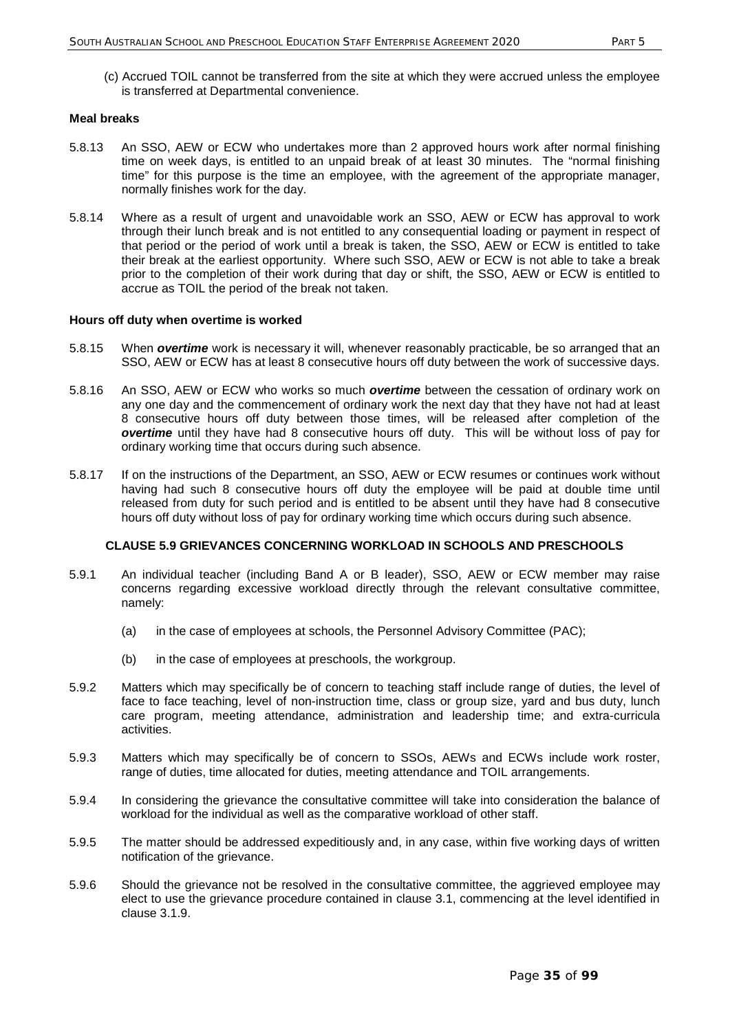(c) Accrued TOIL cannot be transferred from the site at which they were accrued unless the employee is transferred at Departmental convenience.

**Meal breaks**

5.8.13 An SSO, AEW or ECW who undertakes more than 2 approved hours work after normal finishing time on week days, is entitled to an unpaid break of at least 30 minutes. The "normal finishing time" for this purpose is the time an employee, with the agreement of the appropriate manager, normally finishes work for the day.

5.8.14 Where as a result of urgent and unavoidable work an SSO, AEW or ECW has approval to work through their lunch break and is not entitled to any consequential loading or payment in respect of that period or the period of work until a break is taken, the SSO, AEW or ECW is entitled to take their break at the earliest opportunity. Where such SSO, AEW or ECW is not able to take a break prior to the completion of their work during that day or shift, the SSO, AEW or ECW is entitled to accrue as TOIL the period of the break not taken.

**Hours off duty when overtime is worked**

5.8.15 When ***overtime*** work is necessary it will, whenever reasonably practicable, be so arranged that an SSO, AEW or ECW has at least 8 consecutive hours off duty between the work of successive days.

5.8.16 An SSO, AEW or ECW who works so much ***overtime*** between the cessation of ordinary work on any one day and the commencement of ordinary work the next day that they have not had at least 8 consecutive hours off duty between those times, will be released after completion of the ***overtime*** until they have had 8 consecutive hours off duty. This will be without loss of pay for ordinary working time that occurs during such absence.

5.8.17 If on the instructions of the Department, an SSO, AEW or ECW resumes or continues work without having had such 8 consecutive hours off duty the employee will be paid at double time until released from duty for such period and is entitled to be absent until they have had 8 consecutive hours off duty without loss of pay for ordinary working time which occurs during such absence.

## CLAUSE 5.9 GRIEVANCES CONCERNING WORKLOAD IN SCHOOLS AND PRESCHOOLS

5.9.1 An individual teacher (including Band A or B leader), SSO, AEW or ECW member may raise concerns regarding excessive workload directly through the relevant consultative committee, namely:

(a) in the case of employees at schools, the Personnel Advisory Committee (PAC);

(b) in the case of employees at preschools, the workgroup.

5.9.2 Matters which may specifically be of concern to teaching staff include range of duties, the level of face to face teaching, level of non-instruction time, class or group size, yard and bus duty, lunch care program, meeting attendance, administration and leadership time; and extra-curricula activities.

5.9.3 Matters which may specifically be of concern to SSOs, AEWs and ECWs include work roster, range of duties, time allocated for duties, meeting attendance and TOIL arrangements.

5.9.4 In considering the grievance the consultative committee will take into consideration the balance of workload for the individual as well as the comparative workload of other staff.

5.9.5 The matter should be addressed expeditiously and, in any case, within five working days of written notification of the grievance.

5.9.6 Should the grievance not be resolved in the consultative committee, the aggrieved employee may elect to use the grievance procedure contained in clause 3.1, commencing at the level identified in clause 3.1.9.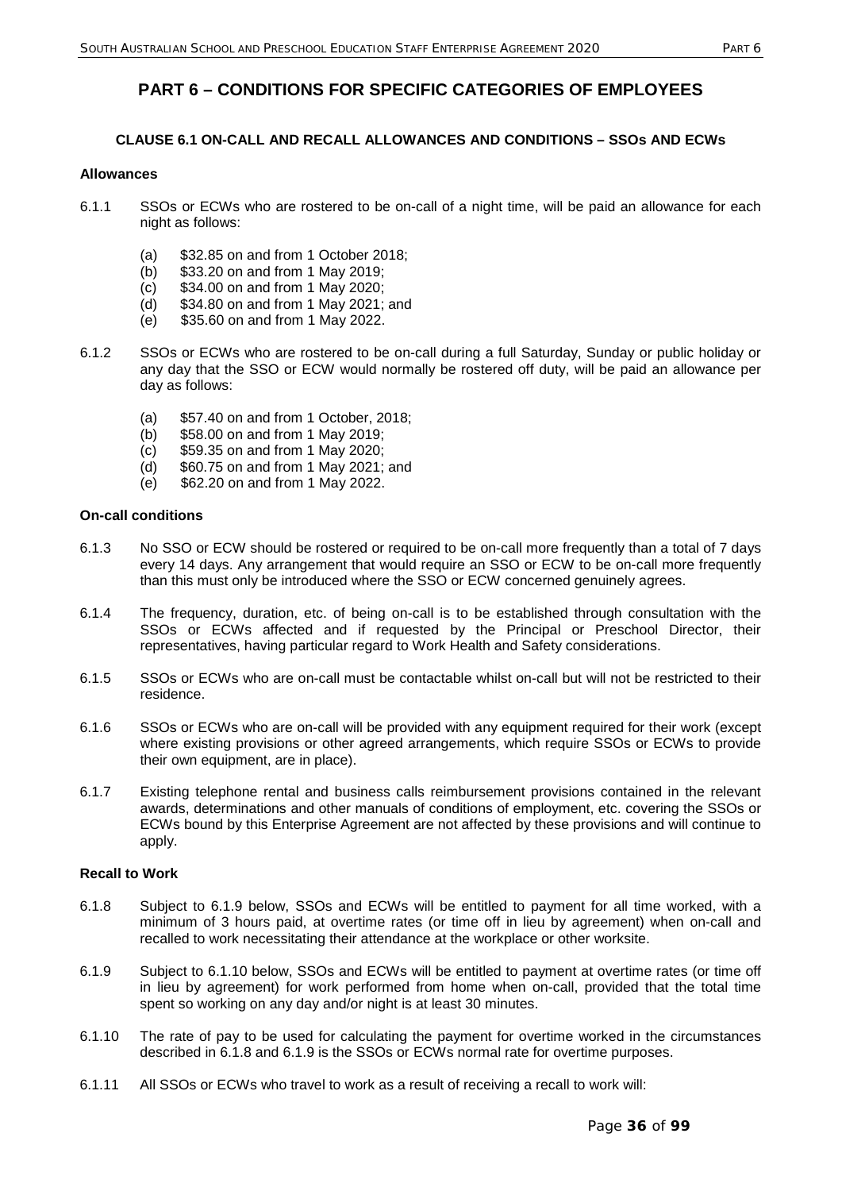# PART 6 – CONDITIONS FOR SPECIFIC CATEGORIES OF EMPLOYEES

## CLAUSE 6.1 ON-CALL AND RECALL ALLOWANCES AND CONDITIONS – SSOs AND ECWs

### Allowances

6.1.1 SSOs or ECWs who are rostered to be on-call of a night time, will be paid an allowance for each night as follows:

(a) $32.85 on and from 1 October 2018;
(b) $33.20 on and from 1 May 2019;
(c) $34.00 on and from 1 May 2020;
(d) $34.80 on and from 1 May 2021; and
(e) $35.60 on and from 1 May 2022.

6.1.2 SSOs or ECWs who are rostered to be on-call during a full Saturday, Sunday or public holiday or any day that the SSO or ECW would normally be rostered off duty, will be paid an allowance per day as follows:

(a) $57.40 on and from 1 October, 2018;
(b) $58.00 on and from 1 May 2019;
(c) $59.35 on and from 1 May 2020;
(d) $60.75 on and from 1 May 2021; and
(e) $62.20 on and from 1 May 2022.

### On-call conditions

6.1.3 No SSO or ECW should be rostered or required to be on-call more frequently than a total of 7 days every 14 days. Any arrangement that would require an SSO or ECW to be on-call more frequently than this must only be introduced where the SSO or ECW concerned genuinely agrees.

6.1.4 The frequency, duration, etc. of being on-call is to be established through consultation with the SSOs or ECWs affected and if requested by the Principal or Preschool Director, their representatives, having particular regard to Work Health and Safety considerations.

6.1.5 SSOs or ECWs who are on-call must be contactable whilst on-call but will not be restricted to their residence.

6.1.6 SSOs or ECWs who are on-call will be provided with any equipment required for their work (except where existing provisions or other agreed arrangements, which require SSOs or ECWs to provide their own equipment, are in place).

6.1.7 Existing telephone rental and business calls reimbursement provisions contained in the relevant awards, determinations and other manuals of conditions of employment, etc. covering the SSOs or ECWs bound by this Enterprise Agreement are not affected by these provisions and will continue to apply.

### Recall to Work

6.1.8 Subject to 6.1.9 below, SSOs and ECWs will be entitled to payment for all time worked, with a minimum of 3 hours paid, at overtime rates (or time off in lieu by agreement) when on-call and recalled to work necessitating their attendance at the workplace or other worksite.

6.1.9 Subject to 6.1.10 below, SSOs and ECWs will be entitled to payment at overtime rates (or time off in lieu by agreement) for work performed from home when on-call, provided that the total time spent so working on any day and/or night is at least 30 minutes.

6.1.10 The rate of pay to be used for calculating the payment for overtime worked in the circumstances described in 6.1.8 and 6.1.9 is the SSOs or ECWs normal rate for overtime purposes.

6.1.11 All SSOs or ECWs who travel to work as a result of receiving a recall to work will: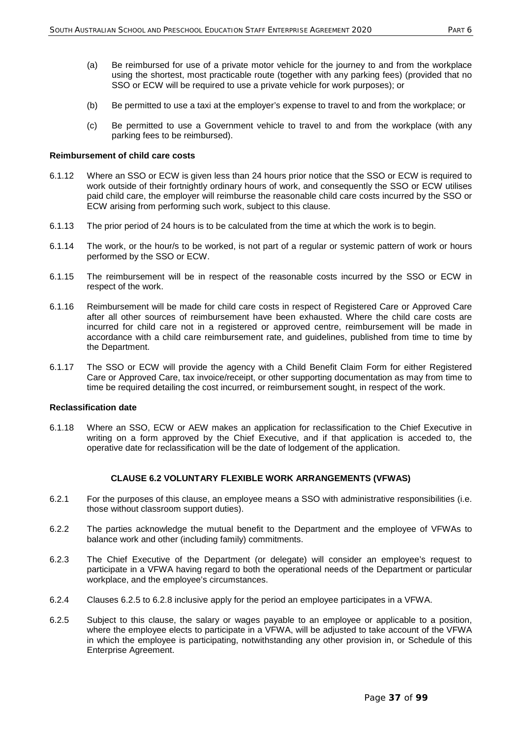(a) Be reimbursed for use of a private motor vehicle for the journey to and from the workplace using the shortest, most practicable route (together with any parking fees) (provided that no SSO or ECW will be required to use a private vehicle for work purposes); or

(b) Be permitted to use a taxi at the employer's expense to travel to and from the workplace; or

(c) Be permitted to use a Government vehicle to travel to and from the workplace (with any parking fees to be reimbursed).

**Reimbursement of child care costs**

6.1.12 Where an SSO or ECW is given less than 24 hours prior notice that the SSO or ECW is required to work outside of their fortnightly ordinary hours of work, and consequently the SSO or ECW utilises paid child care, the employer will reimburse the reasonable child care costs incurred by the SSO or ECW arising from performing such work, subject to this clause.

6.1.13 The prior period of 24 hours is to be calculated from the time at which the work is to begin.

6.1.14 The work, or the hour/s to be worked, is not part of a regular or systemic pattern of work or hours performed by the SSO or ECW.

6.1.15 The reimbursement will be in respect of the reasonable costs incurred by the SSO or ECW in respect of the work.

6.1.16 Reimbursement will be made for child care costs in respect of Registered Care or Approved Care after all other sources of reimbursement have been exhausted. Where the child care costs are incurred for child care not in a registered or approved centre, reimbursement will be made in accordance with a child care reimbursement rate, and guidelines, published from time to time by the Department.

6.1.17 The SSO or ECW will provide the agency with a Child Benefit Claim Form for either Registered Care or Approved Care, tax invoice/receipt, or other supporting documentation as may from time to time be required detailing the cost incurred, or reimbursement sought, in respect of the work.

**Reclassification date**

6.1.18 Where an SSO, ECW or AEW makes an application for reclassification to the Chief Executive in writing on a form approved by the Chief Executive, and if that application is acceded to, the operative date for reclassification will be the date of lodgement of the application.

## CLAUSE 6.2 VOLUNTARY FLEXIBLE WORK ARRANGEMENTS (VFWAS)

6.2.1 For the purposes of this clause, an employee means a SSO with administrative responsibilities (i.e. those without classroom support duties).

6.2.2 The parties acknowledge the mutual benefit to the Department and the employee of VFWAs to balance work and other (including family) commitments.

6.2.3 The Chief Executive of the Department (or delegate) will consider an employee's request to participate in a VFWA having regard to both the operational needs of the Department or particular workplace, and the employee's circumstances.

6.2.4 Clauses 6.2.5 to 6.2.8 inclusive apply for the period an employee participates in a VFWA.

6.2.5 Subject to this clause, the salary or wages payable to an employee or applicable to a position, where the employee elects to participate in a VFWA, will be adjusted to take account of the VFWA in which the employee is participating, notwithstanding any other provision in, or Schedule of this Enterprise Agreement.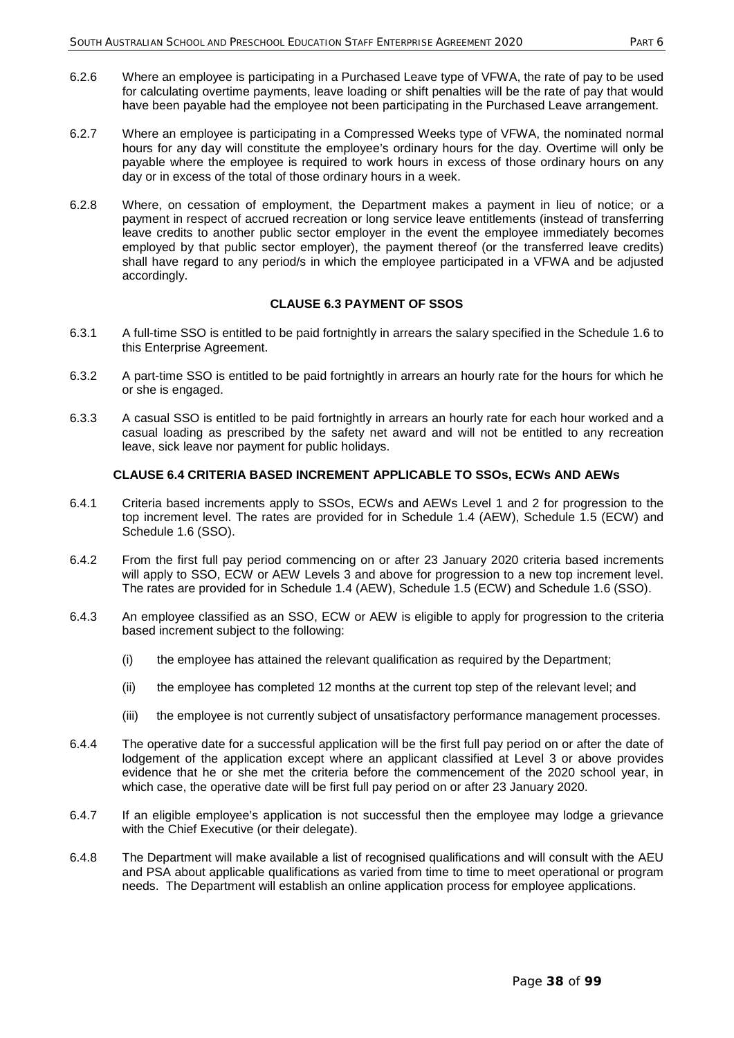6.2.6 Where an employee is participating in a Purchased Leave type of VFWA, the rate of pay to be used for calculating overtime payments, leave loading or shift penalties will be the rate of pay that would have been payable had the employee not been participating in the Purchased Leave arrangement.

6.2.7 Where an employee is participating in a Compressed Weeks type of VFWA, the nominated normal hours for any day will constitute the employee's ordinary hours for the day. Overtime will only be payable where the employee is required to work hours in excess of those ordinary hours on any day or in excess of the total of those ordinary hours in a week.

6.2.8 Where, on cessation of employment, the Department makes a payment in lieu of notice; or a payment in respect of accrued recreation or long service leave entitlements (instead of transferring leave credits to another public sector employer in the event the employee immediately becomes employed by that public sector employer), the payment thereof (or the transferred leave credits) shall have regard to any period/s in which the employee participated in a VFWA and be adjusted accordingly.

### CLAUSE 6.3 PAYMENT OF SSOS

6.3.1 A full-time SSO is entitled to be paid fortnightly in arrears the salary specified in the Schedule 1.6 to this Enterprise Agreement.

6.3.2 A part-time SSO is entitled to be paid fortnightly in arrears an hourly rate for the hours for which he or she is engaged.

6.3.3 A casual SSO is entitled to be paid fortnightly in arrears an hourly rate for each hour worked and a casual loading as prescribed by the safety net award and will not be entitled to any recreation leave, sick leave nor payment for public holidays.

### CLAUSE 6.4 CRITERIA BASED INCREMENT APPLICABLE TO SSOs, ECWs AND AEWs

6.4.1 Criteria based increments apply to SSOs, ECWs and AEWs Level 1 and 2 for progression to the top increment level. The rates are provided for in Schedule 1.4 (AEW), Schedule 1.5 (ECW) and Schedule 1.6 (SSO).

6.4.2 From the first full pay period commencing on or after 23 January 2020 criteria based increments will apply to SSO, ECW or AEW Levels 3 and above for progression to a new top increment level. The rates are provided for in Schedule 1.4 (AEW), Schedule 1.5 (ECW) and Schedule 1.6 (SSO).

6.4.3 An employee classified as an SSO, ECW or AEW is eligible to apply for progression to the criteria based increment subject to the following:

(i) the employee has attained the relevant qualification as required by the Department;

(ii) the employee has completed 12 months at the current top step of the relevant level; and

(iii) the employee is not currently subject of unsatisfactory performance management processes.

6.4.4 The operative date for a successful application will be the first full pay period on or after the date of lodgement of the application except where an applicant classified at Level 3 or above provides evidence that he or she met the criteria before the commencement of the 2020 school year, in which case, the operative date will be first full pay period on or after 23 January 2020.

6.4.7 If an eligible employee's application is not successful then the employee may lodge a grievance with the Chief Executive (or their delegate).

6.4.8 The Department will make available a list of recognised qualifications and will consult with the AEU and PSA about applicable qualifications as varied from time to time to meet operational or program needs. The Department will establish an online application process for employee applications.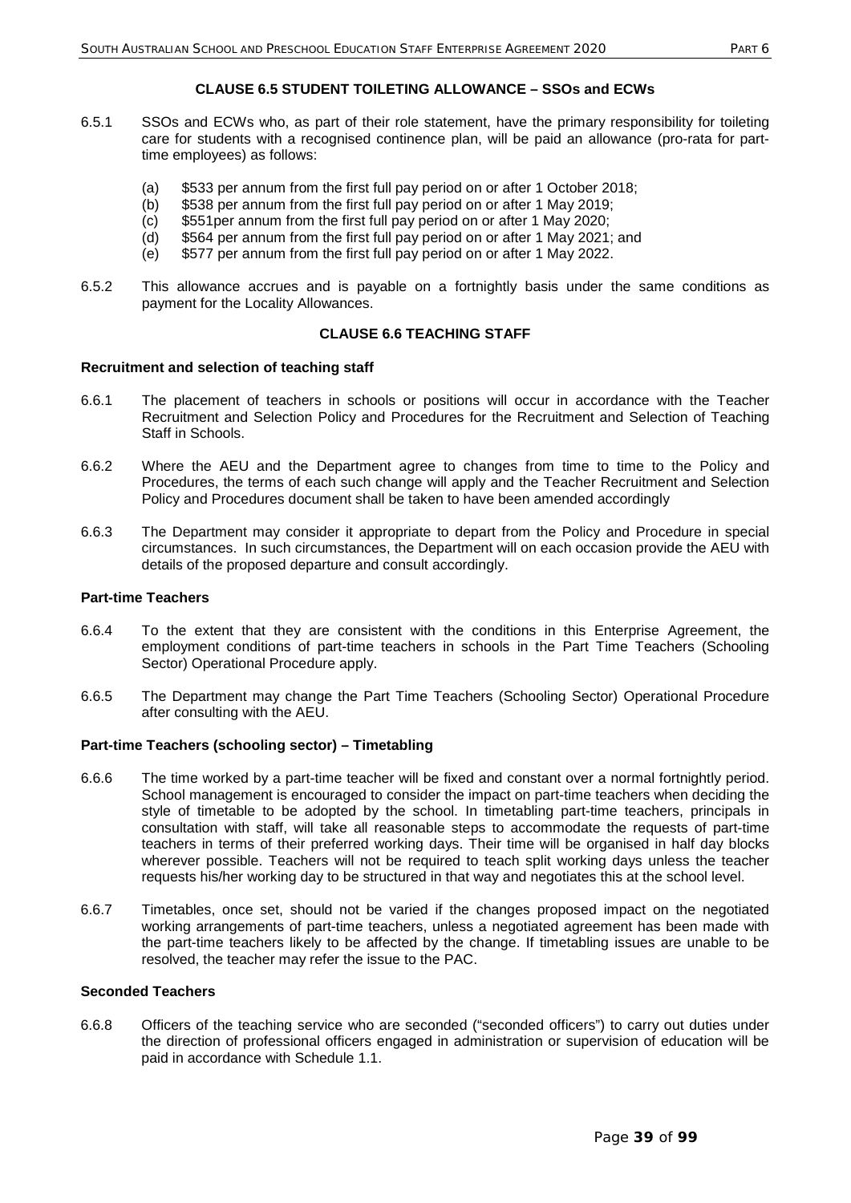## CLAUSE 6.5 STUDENT TOILETING ALLOWANCE – SSOs and ECWs

6.5.1 SSOs and ECWs who, as part of their role statement, have the primary responsibility for toileting care for students with a recognised continence plan, will be paid an allowance (pro-rata for part-time employees) as follows:

(a) $533 per annum from the first full pay period on or after 1 October 2018;
(b) $538 per annum from the first full pay period on or after 1 May 2019;
(c) $551per annum from the first full pay period on or after 1 May 2020;
(d) $564 per annum from the first full pay period on or after 1 May 2021; and
(e) $577 per annum from the first full pay period on or after 1 May 2022.

6.5.2 This allowance accrues and is payable on a fortnightly basis under the same conditions as payment for the Locality Allowances.

## CLAUSE 6.6 TEACHING STAFF

**Recruitment and selection of teaching staff**

6.6.1 The placement of teachers in schools or positions will occur in accordance with the Teacher Recruitment and Selection Policy and Procedures for the Recruitment and Selection of Teaching Staff in Schools.

6.6.2 Where the AEU and the Department agree to changes from time to time to the Policy and Procedures, the terms of each such change will apply and the Teacher Recruitment and Selection Policy and Procedures document shall be taken to have been amended accordingly

6.6.3 The Department may consider it appropriate to depart from the Policy and Procedure in special circumstances. In such circumstances, the Department will on each occasion provide the AEU with details of the proposed departure and consult accordingly.

**Part-time Teachers**

6.6.4 To the extent that they are consistent with the conditions in this Enterprise Agreement, the employment conditions of part-time teachers in schools in the Part Time Teachers (Schooling Sector) Operational Procedure apply.

6.6.5 The Department may change the Part Time Teachers (Schooling Sector) Operational Procedure after consulting with the AEU.

**Part-time Teachers (schooling sector) – Timetabling**

6.6.6 The time worked by a part-time teacher will be fixed and constant over a normal fortnightly period. School management is encouraged to consider the impact on part-time teachers when deciding the style of timetable to be adopted by the school. In timetabling part-time teachers, principals in consultation with staff, will take all reasonable steps to accommodate the requests of part-time teachers in terms of their preferred working days. Their time will be organised in half day blocks wherever possible. Teachers will not be required to teach split working days unless the teacher requests his/her working day to be structured in that way and negotiates this at the school level.

6.6.7 Timetables, once set, should not be varied if the changes proposed impact on the negotiated working arrangements of part-time teachers, unless a negotiated agreement has been made with the part-time teachers likely to be affected by the change. If timetabling issues are unable to be resolved, the teacher may refer the issue to the PAC.

**Seconded Teachers**

6.6.8 Officers of the teaching service who are seconded ("seconded officers") to carry out duties under the direction of professional officers engaged in administration or supervision of education will be paid in accordance with Schedule 1.1.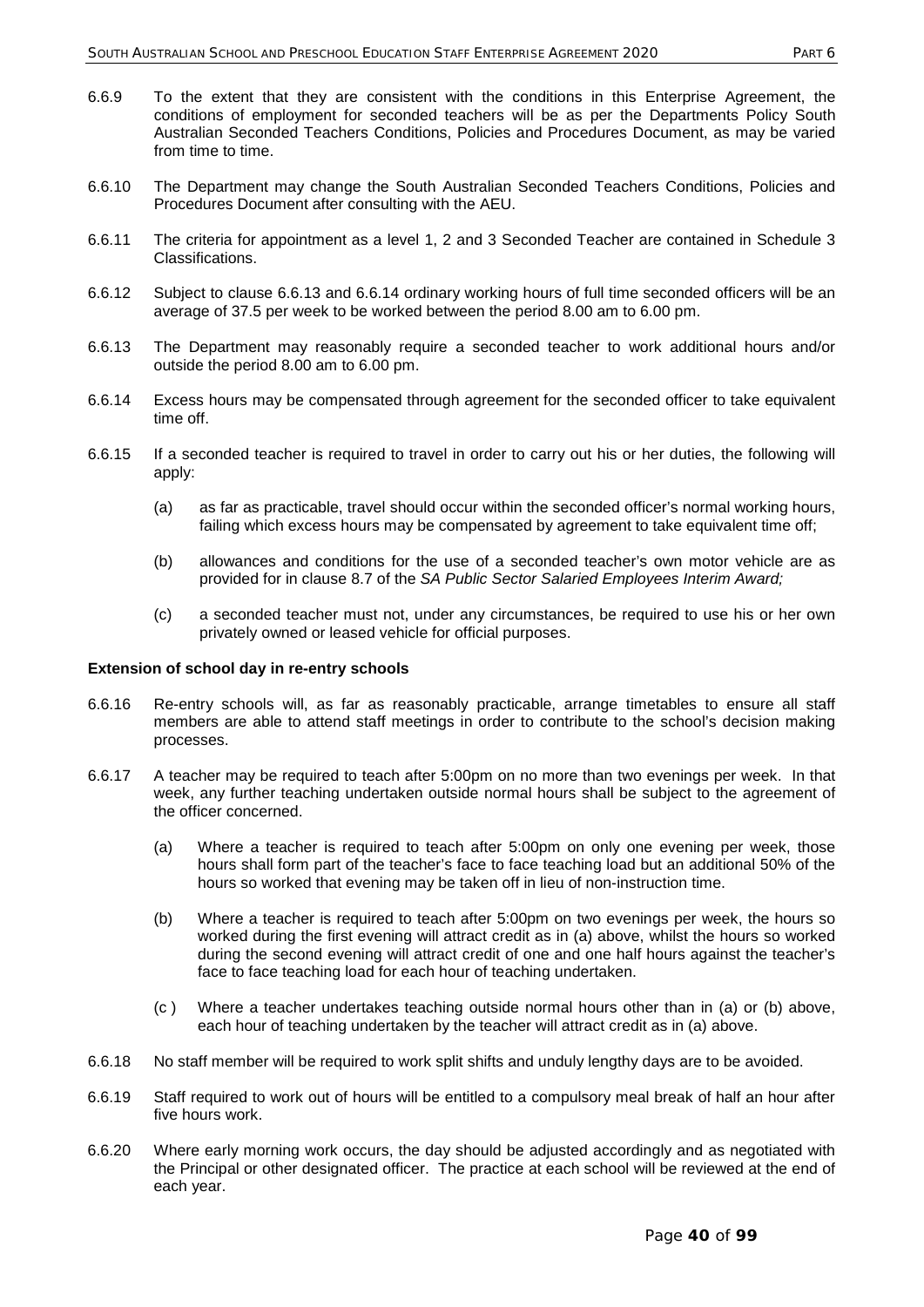6.6.9 To the extent that they are consistent with the conditions in this Enterprise Agreement, the conditions of employment for seconded teachers will be as per the Departments Policy South Australian Seconded Teachers Conditions, Policies and Procedures Document, as may be varied from time to time.

6.6.10 The Department may change the South Australian Seconded Teachers Conditions, Policies and Procedures Document after consulting with the AEU.

6.6.11 The criteria for appointment as a level 1, 2 and 3 Seconded Teacher are contained in Schedule 3 Classifications.

6.6.12 Subject to clause 6.6.13 and 6.6.14 ordinary working hours of full time seconded officers will be an average of 37.5 per week to be worked between the period 8.00 am to 6.00 pm.

6.6.13 The Department may reasonably require a seconded teacher to work additional hours and/or outside the period 8.00 am to 6.00 pm.

6.6.14 Excess hours may be compensated through agreement for the seconded officer to take equivalent time off.

6.6.15 If a seconded teacher is required to travel in order to carry out his or her duties, the following will apply:

(a) as far as practicable, travel should occur within the seconded officer's normal working hours, failing which excess hours may be compensated by agreement to take equivalent time off;

(b) allowances and conditions for the use of a seconded teacher's own motor vehicle are as provided for in clause 8.7 of the *SA Public Sector Salaried Employees Interim Award;*

(c) a seconded teacher must not, under any circumstances, be required to use his or her own privately owned or leased vehicle for official purposes.

**Extension of school day in re-entry schools**

6.6.16 Re-entry schools will, as far as reasonably practicable, arrange timetables to ensure all staff members are able to attend staff meetings in order to contribute to the school's decision making processes.

6.6.17 A teacher may be required to teach after 5:00pm on no more than two evenings per week. In that week, any further teaching undertaken outside normal hours shall be subject to the agreement of the officer concerned.

(a) Where a teacher is required to teach after 5:00pm on only one evening per week, those hours shall form part of the teacher's face to face teaching load but an additional 50% of the hours so worked that evening may be taken off in lieu of non-instruction time.

(b) Where a teacher is required to teach after 5:00pm on two evenings per week, the hours so worked during the first evening will attract credit as in (a) above, whilst the hours so worked during the second evening will attract credit of one and one half hours against the teacher's face to face teaching load for each hour of teaching undertaken.

(c ) Where a teacher undertakes teaching outside normal hours other than in (a) or (b) above, each hour of teaching undertaken by the teacher will attract credit as in (a) above.

6.6.18 No staff member will be required to work split shifts and unduly lengthy days are to be avoided.

6.6.19 Staff required to work out of hours will be entitled to a compulsory meal break of half an hour after five hours work.

6.6.20 Where early morning work occurs, the day should be adjusted accordingly and as negotiated with the Principal or other designated officer. The practice at each school will be reviewed at the end of each year.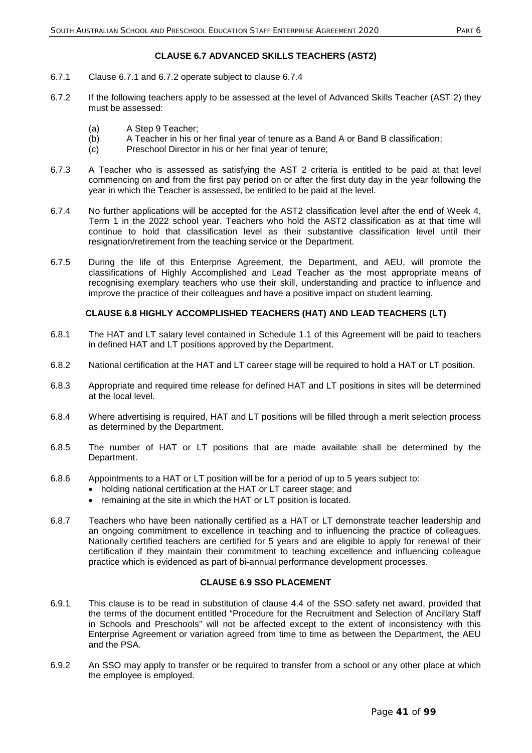### CLAUSE 6.7 ADVANCED SKILLS TEACHERS (AST2)

6.7.1 Clause 6.7.1 and 6.7.2 operate subject to clause 6.7.4

6.7.2 If the following teachers apply to be assessed at the level of Advanced Skills Teacher (AST 2) they must be assessed:

- (a) A Step 9 Teacher;
- (b) A Teacher in his or her final year of tenure as a Band A or Band B classification;
- (c) Preschool Director in his or her final year of tenure;

6.7.3 A Teacher who is assessed as satisfying the AST 2 criteria is entitled to be paid at that level commencing on and from the first pay period on or after the first duty day in the year following the year in which the Teacher is assessed, be entitled to be paid at the level.

6.7.4 No further applications will be accepted for the AST2 classification level after the end of Week 4, Term 1 in the 2022 school year. Teachers who hold the AST2 classification as at that time will continue to hold that classification level as their substantive classification level until their resignation/retirement from the teaching service or the Department.

6.7.5 During the life of this Enterprise Agreement, the Department, and AEU, will promote the classifications of Highly Accomplished and Lead Teacher as the most appropriate means of recognising exemplary teachers who use their skill, understanding and practice to influence and improve the practice of their colleagues and have a positive impact on student learning.

### CLAUSE 6.8 HIGHLY ACCOMPLISHED TEACHERS (HAT) AND LEAD TEACHERS (LT)

6.8.1 The HAT and LT salary level contained in Schedule 1.1 of this Agreement will be paid to teachers in defined HAT and LT positions approved by the Department.

6.8.2 National certification at the HAT and LT career stage will be required to hold a HAT or LT position.

6.8.3 Appropriate and required time release for defined HAT and LT positions in sites will be determined at the local level.

6.8.4 Where advertising is required, HAT and LT positions will be filled through a merit selection process as determined by the Department.

6.8.5 The number of HAT or LT positions that are made available shall be determined by the Department.

6.8.6 Appointments to a HAT or LT position will be for a period of up to 5 years subject to:

- holding national certification at the HAT or LT career stage; and
- remaining at the site in which the HAT or LT position is located.

6.8.7 Teachers who have been nationally certified as a HAT or LT demonstrate teacher leadership and an ongoing commitment to excellence in teaching and to influencing the practice of colleagues. Nationally certified teachers are certified for 5 years and are eligible to apply for renewal of their certification if they maintain their commitment to teaching excellence and influencing colleague practice which is evidenced as part of bi-annual performance development processes.

### CLAUSE 6.9 SSO PLACEMENT

6.9.1 This clause is to be read in substitution of clause 4.4 of the SSO safety net award, provided that the terms of the document entitled "Procedure for the Recruitment and Selection of Ancillary Staff in Schools and Preschools" will not be affected except to the extent of inconsistency with this Enterprise Agreement or variation agreed from time to time as between the Department, the AEU and the PSA.

6.9.2 An SSO may apply to transfer or be required to transfer from a school or any other place at which the employee is employed.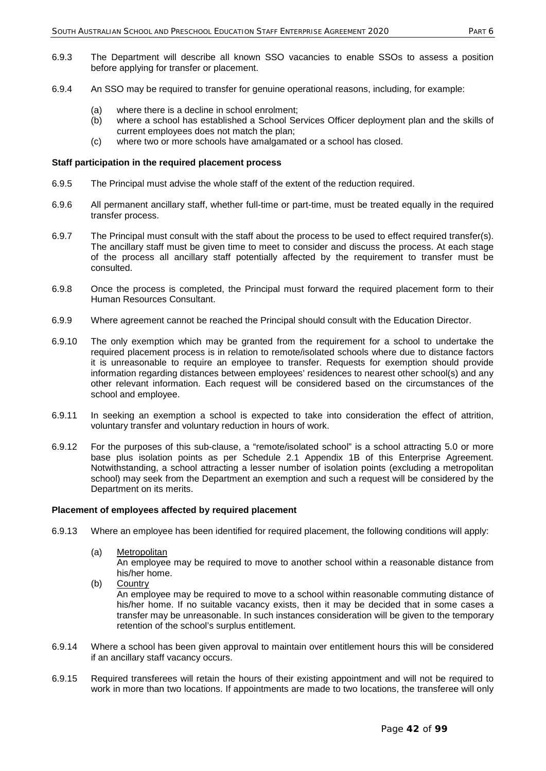6.9.3 The Department will describe all known SSO vacancies to enable SSOs to assess a position before applying for transfer or placement.

6.9.4 An SSO may be required to transfer for genuine operational reasons, including, for example:

(a) where there is a decline in school enrolment;
(b) where a school has established a School Services Officer deployment plan and the skills of current employees does not match the plan;
(c) where two or more schools have amalgamated or a school has closed.

**Staff participation in the required placement process**

6.9.5 The Principal must advise the whole staff of the extent of the reduction required.

6.9.6 All permanent ancillary staff, whether full-time or part-time, must be treated equally in the required transfer process.

6.9.7 The Principal must consult with the staff about the process to be used to effect required transfer(s). The ancillary staff must be given time to meet to consider and discuss the process. At each stage of the process all ancillary staff potentially affected by the requirement to transfer must be consulted.

6.9.8 Once the process is completed, the Principal must forward the required placement form to their Human Resources Consultant.

6.9.9 Where agreement cannot be reached the Principal should consult with the Education Director.

6.9.10 The only exemption which may be granted from the requirement for a school to undertake the required placement process is in relation to remote/isolated schools where due to distance factors it is unreasonable to require an employee to transfer. Requests for exemption should provide information regarding distances between employees' residences to nearest other school(s) and any other relevant information. Each request will be considered based on the circumstances of the school and employee.

6.9.11 In seeking an exemption a school is expected to take into consideration the effect of attrition, voluntary transfer and voluntary reduction in hours of work.

6.9.12 For the purposes of this sub-clause, a "remote/isolated school" is a school attracting 5.0 or more base plus isolation points as per Schedule 2.1 Appendix 1B of this Enterprise Agreement. Notwithstanding, a school attracting a lesser number of isolation points (excluding a metropolitan school) may seek from the Department an exemption and such a request will be considered by the Department on its merits.

**Placement of employees affected by required placement**

6.9.13 Where an employee has been identified for required placement, the following conditions will apply:

(a) Metropolitan
An employee may be required to move to another school within a reasonable distance from his/her home.

(b) Country
An employee may be required to move to a school within reasonable commuting distance of his/her home. If no suitable vacancy exists, then it may be decided that in some cases a transfer may be unreasonable. In such instances consideration will be given to the temporary retention of the school's surplus entitlement.

6.9.14 Where a school has been given approval to maintain over entitlement hours this will be considered if an ancillary staff vacancy occurs.

6.9.15 Required transferees will retain the hours of their existing appointment and will not be required to work in more than two locations. If appointments are made to two locations, the transferee will only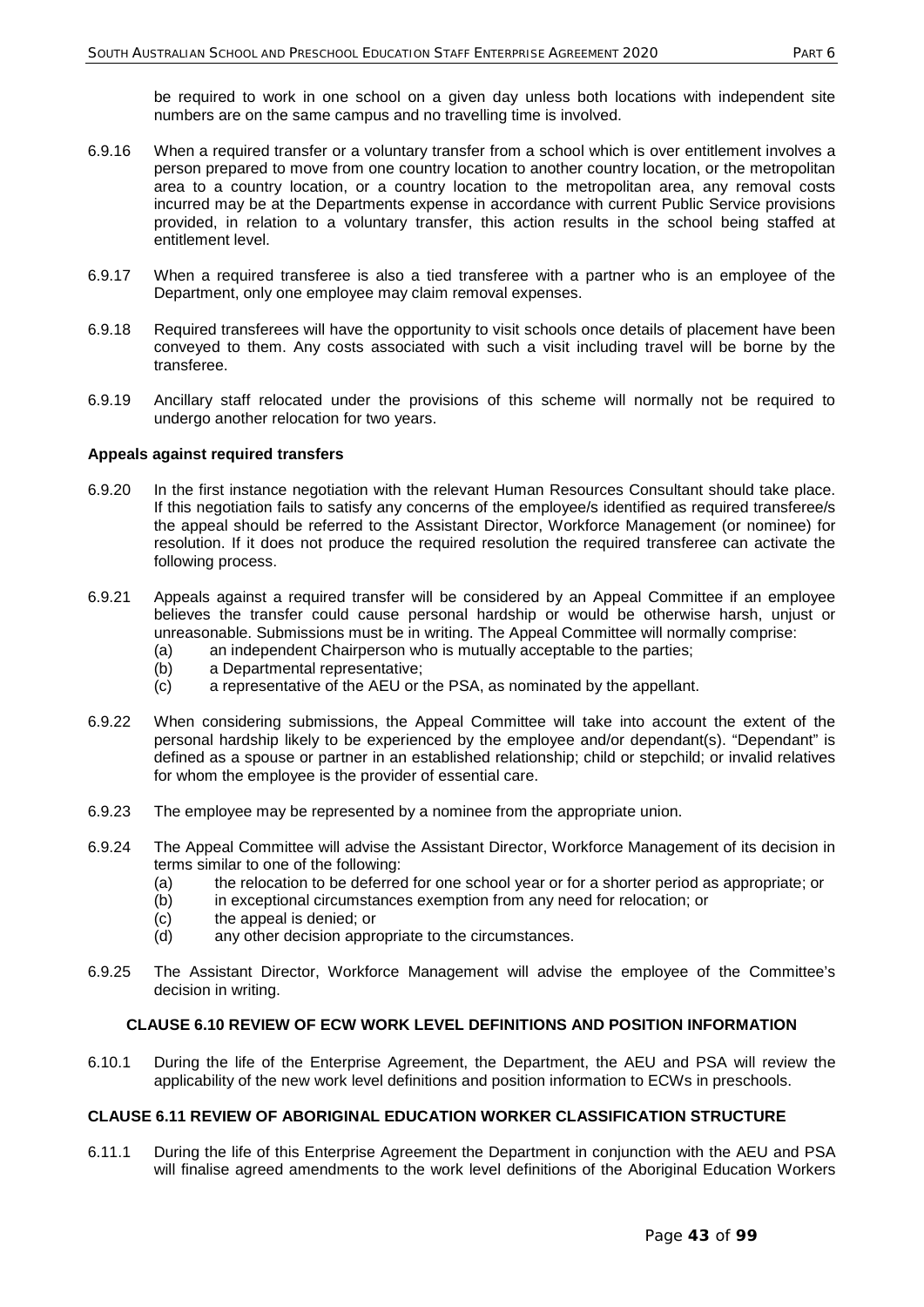be required to work in one school on a given day unless both locations with independent site numbers are on the same campus and no travelling time is involved.

6.9.16 When a required transfer or a voluntary transfer from a school which is over entitlement involves a person prepared to move from one country location to another country location, or the metropolitan area to a country location, or a country location to the metropolitan area, any removal costs incurred may be at the Departments expense in accordance with current Public Service provisions provided, in relation to a voluntary transfer, this action results in the school being staffed at entitlement level.

6.9.17 When a required transferee is also a tied transferee with a partner who is an employee of the Department, only one employee may claim removal expenses.

6.9.18 Required transferees will have the opportunity to visit schools once details of placement have been conveyed to them. Any costs associated with such a visit including travel will be borne by the transferee.

6.9.19 Ancillary staff relocated under the provisions of this scheme will normally not be required to undergo another relocation for two years.

**Appeals against required transfers**

6.9.20 In the first instance negotiation with the relevant Human Resources Consultant should take place. If this negotiation fails to satisfy any concerns of the employee/s identified as required transferee/s the appeal should be referred to the Assistant Director, Workforce Management (or nominee) for resolution. If it does not produce the required resolution the required transferee can activate the following process.

6.9.21 Appeals against a required transfer will be considered by an Appeal Committee if an employee believes the transfer could cause personal hardship or would be otherwise harsh, unjust or unreasonable. Submissions must be in writing. The Appeal Committee will normally comprise:

- (a) an independent Chairperson who is mutually acceptable to the parties;
- (b) a Departmental representative;
- (c) a representative of the AEU or the PSA, as nominated by the appellant.

6.9.22 When considering submissions, the Appeal Committee will take into account the extent of the personal hardship likely to be experienced by the employee and/or dependant(s). "Dependant" is defined as a spouse or partner in an established relationship; child or stepchild; or invalid relatives for whom the employee is the provider of essential care.

6.9.23 The employee may be represented by a nominee from the appropriate union.

6.9.24 The Appeal Committee will advise the Assistant Director, Workforce Management of its decision in terms similar to one of the following:

- (a) the relocation to be deferred for one school year or for a shorter period as appropriate; or
- (b) in exceptional circumstances exemption from any need for relocation; or
- (c) the appeal is denied; or
- (d) any other decision appropriate to the circumstances.

6.9.25 The Assistant Director, Workforce Management will advise the employee of the Committee's decision in writing.

## CLAUSE 6.10 REVIEW OF ECW WORK LEVEL DEFINITIONS AND POSITION INFORMATION

6.10.1 During the life of the Enterprise Agreement, the Department, the AEU and PSA will review the applicability of the new work level definitions and position information to ECWs in preschools.

## CLAUSE 6.11 REVIEW OF ABORIGINAL EDUCATION WORKER CLASSIFICATION STRUCTURE

6.11.1 During the life of this Enterprise Agreement the Department in conjunction with the AEU and PSA will finalise agreed amendments to the work level definitions of the Aboriginal Education Workers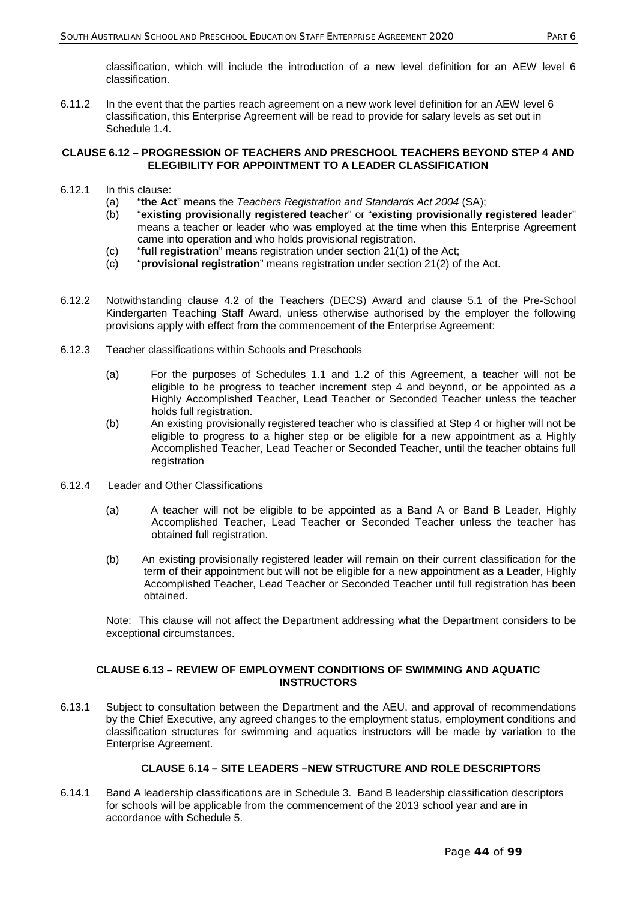classification, which will include the introduction of a new level definition for an AEW level 6 classification.

6.11.2 In the event that the parties reach agreement on a new work level definition for an AEW level 6 classification, this Enterprise Agreement will be read to provide for salary levels as set out in Schedule 1.4.

### CLAUSE 6.12 – PROGRESSION OF TEACHERS AND PRESCHOOL TEACHERS BEYOND STEP 4 AND ELEGIBILITY FOR APPOINTMENT TO A LEADER CLASSIFICATION

6.12.1 In this clause:

(a) "**the Act**" means the *Teachers Registration and Standards Act 2004* (SA);

(b) "**existing provisionally registered teacher**" or "**existing provisionally registered leader**" means a teacher or leader who was employed at the time when this Enterprise Agreement came into operation and who holds provisional registration.

(c) "**full registration**" means registration under section 21(1) of the Act;

(c) "**provisional registration**" means registration under section 21(2) of the Act.

6.12.2 Notwithstanding clause 4.2 of the Teachers (DECS) Award and clause 5.1 of the Pre-School Kindergarten Teaching Staff Award, unless otherwise authorised by the employer the following provisions apply with effect from the commencement of the Enterprise Agreement:

6.12.3 Teacher classifications within Schools and Preschools

(a) For the purposes of Schedules 1.1 and 1.2 of this Agreement, a teacher will not be eligible to be progress to teacher increment step 4 and beyond, or be appointed as a Highly Accomplished Teacher, Lead Teacher or Seconded Teacher unless the teacher holds full registration.

(b) An existing provisionally registered teacher who is classified at Step 4 or higher will not be eligible to progress to a higher step or be eligible for a new appointment as a Highly Accomplished Teacher, Lead Teacher or Seconded Teacher, until the teacher obtains full registration

6.12.4 Leader and Other Classifications

(a) A teacher will not be eligible to be appointed as a Band A or Band B Leader, Highly Accomplished Teacher, Lead Teacher or Seconded Teacher unless the teacher has obtained full registration.

(b) An existing provisionally registered leader will remain on their current classification for the term of their appointment but will not be eligible for a new appointment as a Leader, Highly Accomplished Teacher, Lead Teacher or Seconded Teacher until full registration has been obtained.

Note: This clause will not affect the Department addressing what the Department considers to be exceptional circumstances.

### CLAUSE 6.13 – REVIEW OF EMPLOYMENT CONDITIONS OF SWIMMING AND AQUATIC INSTRUCTORS

6.13.1 Subject to consultation between the Department and the AEU, and approval of recommendations by the Chief Executive, any agreed changes to the employment status, employment conditions and classification structures for swimming and aquatics instructors will be made by variation to the Enterprise Agreement.

### CLAUSE 6.14 – SITE LEADERS –NEW STRUCTURE AND ROLE DESCRIPTORS

6.14.1 Band A leadership classifications are in Schedule 3. Band B leadership classification descriptors for schools will be applicable from the commencement of the 2013 school year and are in accordance with Schedule 5.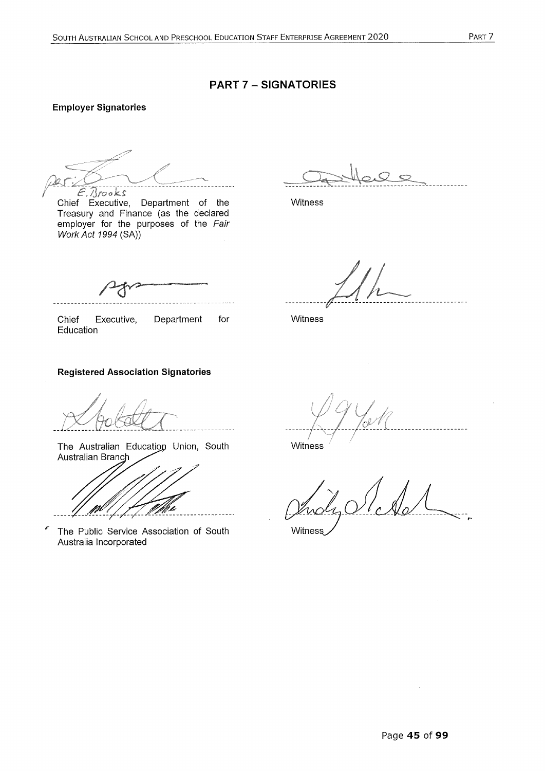# PART 7 – SIGNATORIES

**Employer Signatories**

E. Brooks

Chief Executive, Department of the Treasury and Finance (as the declared employer for the purposes of the *Fair Work Act 1994* (SA))

Witness

Chief Executive, Department for Education

Witness

**Registered Association Signatories**

The Australian Education Union, South Australian Branch

Witness

The Public Service Association of South Australia Incorporated

Witness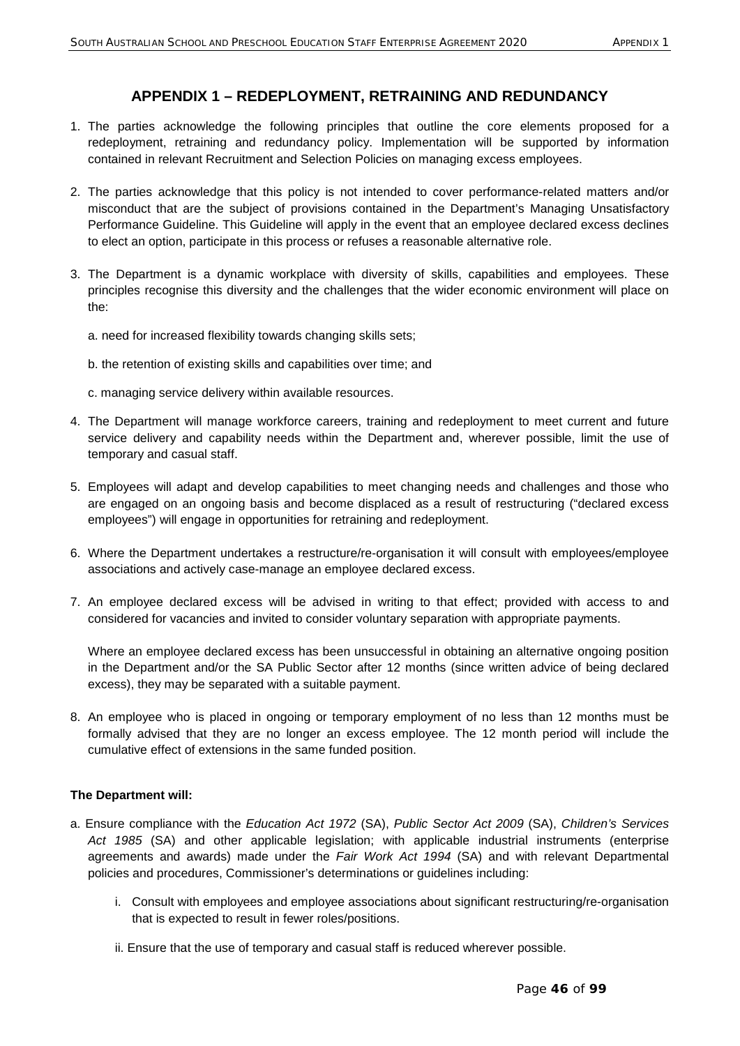## APPENDIX 1 – REDEPLOYMENT, RETRAINING AND REDUNDANCY

1. The parties acknowledge the following principles that outline the core elements proposed for a redeployment, retraining and redundancy policy. Implementation will be supported by information contained in relevant Recruitment and Selection Policies on managing excess employees.

2. The parties acknowledge that this policy is not intended to cover performance-related matters and/or misconduct that are the subject of provisions contained in the Department's Managing Unsatisfactory Performance Guideline. This Guideline will apply in the event that an employee declared excess declines to elect an option, participate in this process or refuses a reasonable alternative role.

3. The Department is a dynamic workplace with diversity of skills, capabilities and employees. These principles recognise this diversity and the challenges that the wider economic environment will place on the:

   a. need for increased flexibility towards changing skills sets;

   b. the retention of existing skills and capabilities over time; and

   c. managing service delivery within available resources.

4. The Department will manage workforce careers, training and redeployment to meet current and future service delivery and capability needs within the Department and, wherever possible, limit the use of temporary and casual staff.

5. Employees will adapt and develop capabilities to meet changing needs and challenges and those who are engaged on an ongoing basis and become displaced as a result of restructuring ("declared excess employees") will engage in opportunities for retraining and redeployment.

6. Where the Department undertakes a restructure/re-organisation it will consult with employees/employee associations and actively case-manage an employee declared excess.

7. An employee declared excess will be advised in writing to that effect; provided with access to and considered for vacancies and invited to consider voluntary separation with appropriate payments.

   Where an employee declared excess has been unsuccessful in obtaining an alternative ongoing position in the Department and/or the SA Public Sector after 12 months (since written advice of being declared excess), they may be separated with a suitable payment.

8. An employee who is placed in ongoing or temporary employment of no less than 12 months must be formally advised that they are no longer an excess employee. The 12 month period will include the cumulative effect of extensions in the same funded position.

**The Department will:**

a. Ensure compliance with the *Education Act 1972* (SA), *Public Sector Act 2009* (SA), *Children's Services Act 1985* (SA) and other applicable legislation; with applicable industrial instruments (enterprise agreements and awards) made under the *Fair Work Act 1994* (SA) and with relevant Departmental policies and procedures, Commissioner's determinations or guidelines including:

   i. Consult with employees and employee associations about significant restructuring/re-organisation that is expected to result in fewer roles/positions.

   ii. Ensure that the use of temporary and casual staff is reduced wherever possible.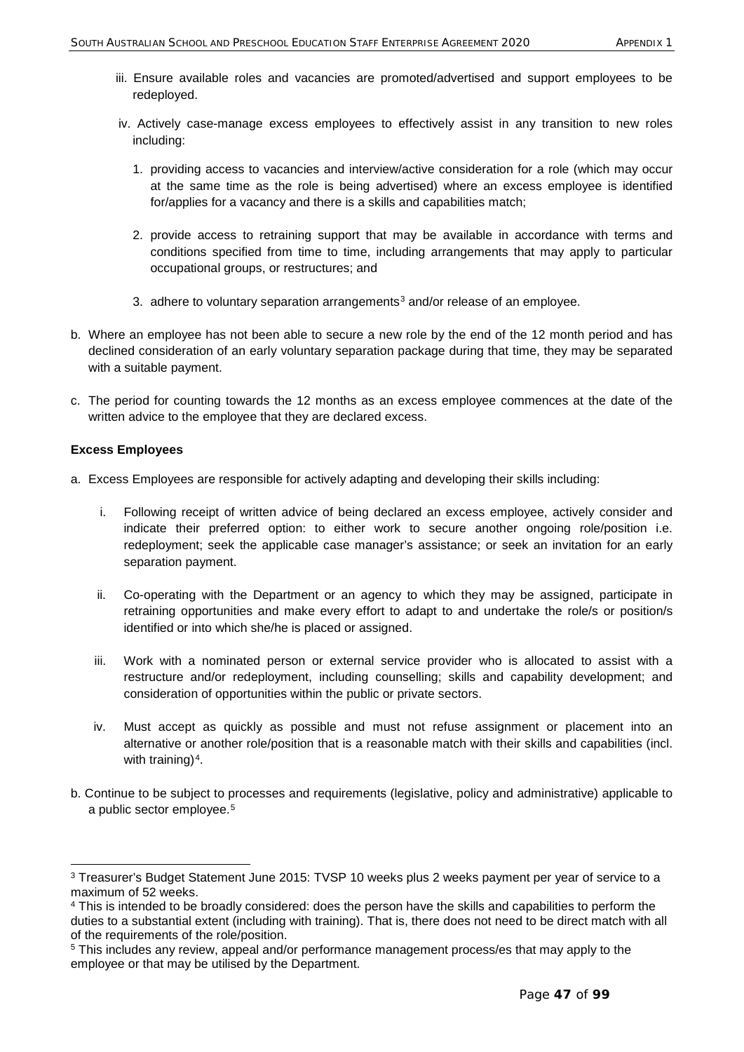iii. Ensure available roles and vacancies are promoted/advertised and support employees to be redeployed.

iv. Actively case-manage excess employees to effectively assist in any transition to new roles including:

1. providing access to vacancies and interview/active consideration for a role (which may occur at the same time as the role is being advertised) where an excess employee is identified for/applies for a vacancy and there is a skills and capabilities match;
2. provide access to retraining support that may be available in accordance with terms and conditions specified from time to time, including arrangements that may apply to particular occupational groups, or restructures; and
3. adhere to voluntary separation arrangements[3] and/or release of an employee.

b. Where an employee has not been able to secure a new role by the end of the 12 month period and has declined consideration of an early voluntary separation package during that time, they may be separated with a suitable payment.

c. The period for counting towards the 12 months as an excess employee commences at the date of the written advice to the employee that they are declared excess.

**Excess Employees**

a. Excess Employees are responsible for actively adapting and developing their skills including:

i. Following receipt of written advice of being declared an excess employee, actively consider and indicate their preferred option: to either work to secure another ongoing role/position i.e. redeployment; seek the applicable case manager's assistance; or seek an invitation for an early separation payment.

ii. Co-operating with the Department or an agency to which they may be assigned, participate in retraining opportunities and make every effort to adapt to and undertake the role/s or position/s identified or into which she/he is placed or assigned.

iii. Work with a nominated person or external service provider who is allocated to assist with a restructure and/or redeployment, including counselling; skills and capability development; and consideration of opportunities within the public or private sectors.

iv. Must accept as quickly as possible and must not refuse assignment or placement into an alternative or another role/position that is a reasonable match with their skills and capabilities (incl. with training)[4].

b. Continue to be subject to processes and requirements (legislative, policy and administrative) applicable to a public sector employee.[5]

---

[3] Treasurer's Budget Statement June 2015: TVSP 10 weeks plus 2 weeks payment per year of service to a maximum of 52 weeks.

[4] This is intended to be broadly considered: does the person have the skills and capabilities to perform the duties to a substantial extent (including with training). That is, there does not need to be direct match with all of the requirements of the role/position.

[5] This includes any review, appeal and/or performance management process/es that may apply to the employee or that may be utilised by the Department.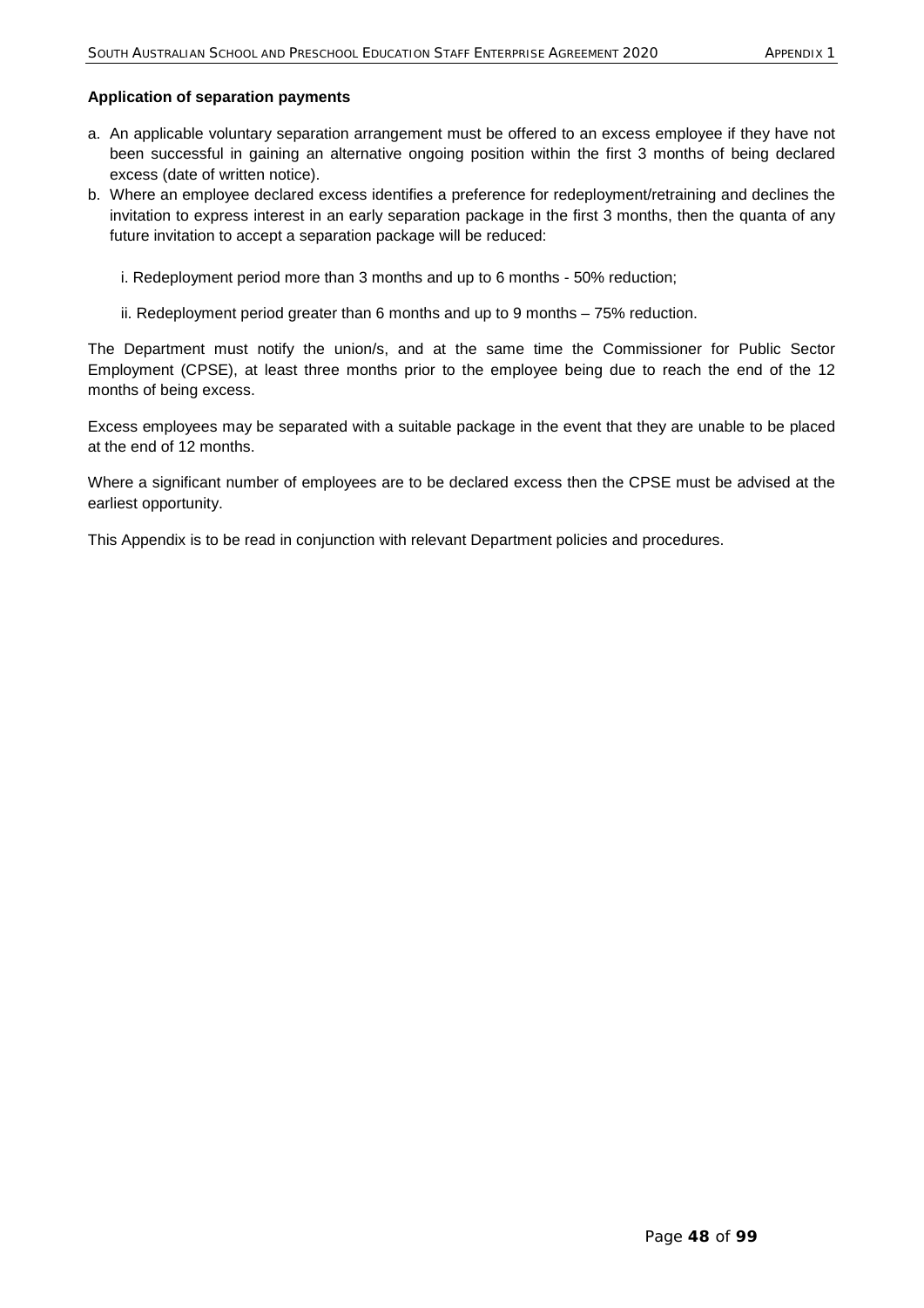**Application of separation payments**

a. An applicable voluntary separation arrangement must be offered to an excess employee if they have not been successful in gaining an alternative ongoing position within the first 3 months of being declared excess (date of written notice).

b. Where an employee declared excess identifies a preference for redeployment/retraining and declines the invitation to express interest in an early separation package in the first 3 months, then the quanta of any future invitation to accept a separation package will be reduced:

   i. Redeployment period more than 3 months and up to 6 months - 50% reduction;

   ii. Redeployment period greater than 6 months and up to 9 months – 75% reduction.

The Department must notify the union/s, and at the same time the Commissioner for Public Sector Employment (CPSE), at least three months prior to the employee being due to reach the end of the 12 months of being excess.

Excess employees may be separated with a suitable package in the event that they are unable to be placed at the end of 12 months.

Where a significant number of employees are to be declared excess then the CPSE must be advised at the earliest opportunity.

This Appendix is to be read in conjunction with relevant Department policies and procedures.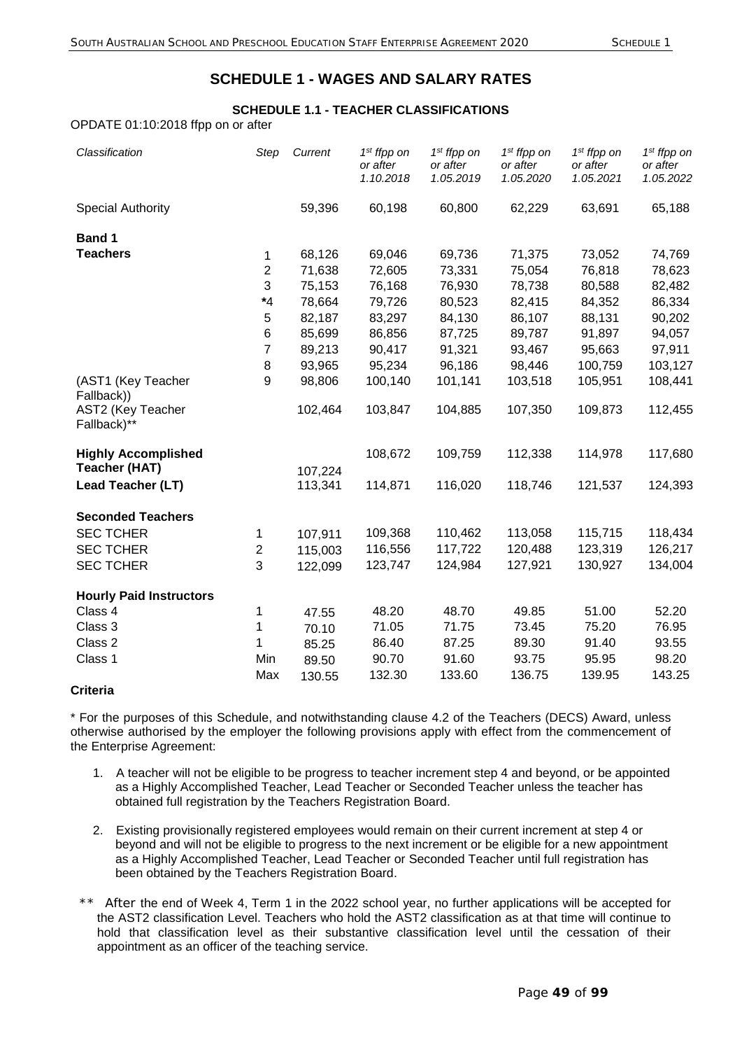# SCHEDULE 1 - WAGES AND SALARY RATES

### SCHEDULE 1.1 - TEACHER CLASSIFICATIONS

OPDATE 01:10:2018 ffpp on or after

| *Classification* | *Step* | *Current* | *1st ffpp on or after 1.10.2018* | *1st ffpp on or after 1.05.2019* | *1st ffpp on or after 1.05.2020* | *1st ffpp on or after 1.05.2021* | *1st ffpp on or after 1.05.2022* |
|---|---|---|---|---|---|---|---|
| Special Authority | | 59,396 | 60,198 | 60,800 | 62,229 | 63,691 | 65,188 |
| **Band 1** | | | | | | | |
| **Teachers** | 1 | 68,126 | 69,046 | 69,736 | 71,375 | 73,052 | 74,769 |
| | 2 | 71,638 | 72,605 | 73,331 | 75,054 | 76,818 | 78,623 |
| | 3 | 75,153 | 76,168 | 76,930 | 78,738 | 80,588 | 82,482 |
| | *4 | 78,664 | 79,726 | 80,523 | 82,415 | 84,352 | 86,334 |
| | 5 | 82,187 | 83,297 | 84,130 | 86,107 | 88,131 | 90,202 |
| | 6 | 85,699 | 86,856 | 87,725 | 89,787 | 91,897 | 94,057 |
| | 7 | 89,213 | 90,417 | 91,321 | 93,467 | 95,663 | 97,911 |
| | 8 | 93,965 | 95,234 | 96,186 | 98,446 | 100,759 | 103,127 |
| (AST1 (Key Teacher Fallback)) | 9 | 98,806 | 100,140 | 101,141 | 103,518 | 105,951 | 108,441 |
| AST2 (Key Teacher Fallback)** | | 102,464 | 103,847 | 104,885 | 107,350 | 109,873 | 112,455 |
| **Highly Accomplished Teacher (HAT)** | | 107,224 | 108,672 | 109,759 | 112,338 | 114,978 | 117,680 |
| **Lead Teacher (LT)** | | 113,341 | 114,871 | 116,020 | 118,746 | 121,537 | 124,393 |
| **Seconded Teachers** | | | | | | | |
| SEC TCHER | 1 | 107,911 | 109,368 | 110,462 | 113,058 | 115,715 | 118,434 |
| SEC TCHER | 2 | 115,003 | 116,556 | 117,722 | 120,488 | 123,319 | 126,217 |
| SEC TCHER | 3 | 122,099 | 123,747 | 124,984 | 127,921 | 130,927 | 134,004 |
| **Hourly Paid Instructors** | | | | | | | |
| Class 4 | 1 | 47.55 | 48.20 | 48.70 | 49.85 | 51.00 | 52.20 |
| Class 3 | 1 | 70.10 | 71.05 | 71.75 | 73.45 | 75.20 | 76.95 |
| Class 2 | 1 | 85.25 | 86.40 | 87.25 | 89.30 | 91.40 | 93.55 |
| Class 1 | Min | 89.50 | 90.70 | 91.60 | 93.75 | 95.95 | 98.20 |
| | Max | 130.55 | 132.30 | 133.60 | 136.75 | 139.95 | 143.25 |

**Criteria**

* For the purposes of this Schedule, and notwithstanding clause 4.2 of the Teachers (DECS) Award, unless otherwise authorised by the employer the following provisions apply with effect from the commencement of the Enterprise Agreement:

1. A teacher will not be eligible to be progress to teacher increment step 4 and beyond, or be appointed as a Highly Accomplished Teacher, Lead Teacher or Seconded Teacher unless the teacher has obtained full registration by the Teachers Registration Board.

2. Existing provisionally registered employees would remain on their current increment at step 4 or beyond and will not be eligible to progress to the next increment or be eligible for a new appointment as a Highly Accomplished Teacher, Lead Teacher or Seconded Teacher until full registration has been obtained by the Teachers Registration Board.

** After the end of Week 4, Term 1 in the 2022 school year, no further applications will be accepted for the AST2 classification Level. Teachers who hold the AST2 classification as at that time will continue to hold that classification level as their substantive classification level until the cessation of their appointment as an officer of the teaching service.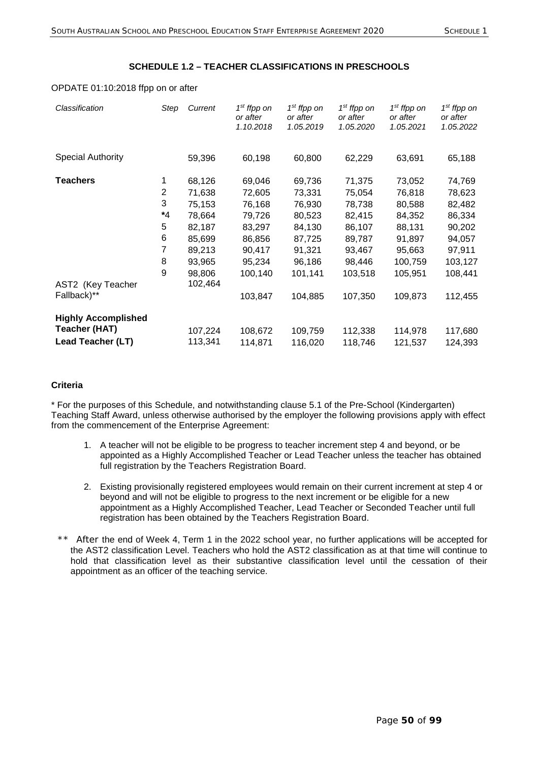## SCHEDULE 1.2 – TEACHER CLASSIFICATIONS IN PRESCHOOLS

OPDATE 01:10:2018 ffpp on or after

| *Classification* | *Step* | *Current* | *1st ffpp on or after 1.10.2018* | *1st ffpp on or after 1.05.2019* | *1st ffpp on or after 1.05.2020* | *1st ffpp on or after 1.05.2021* | *1st ffpp on or after 1.05.2022* |
|---|---|---|---|---|---|---|---|
| Special Authority | | 59,396 | 60,198 | 60,800 | 62,229 | 63,691 | 65,188 |
| **Teachers** | 1 | 68,126 | 69,046 | 69,736 | 71,375 | 73,052 | 74,769 |
| | 2 | 71,638 | 72,605 | 73,331 | 75,054 | 76,818 | 78,623 |
| | 3 | 75,153 | 76,168 | 76,930 | 78,738 | 80,588 | 82,482 |
| | *4 | 78,664 | 79,726 | 80,523 | 82,415 | 84,352 | 86,334 |
| | 5 | 82,187 | 83,297 | 84,130 | 86,107 | 88,131 | 90,202 |
| | 6 | 85,699 | 86,856 | 87,725 | 89,787 | 91,897 | 94,057 |
| | 7 | 89,213 | 90,417 | 91,321 | 93,467 | 95,663 | 97,911 |
| | 8 | 93,965 | 95,234 | 96,186 | 98,446 | 100,759 | 103,127 |
| | 9 | 98,806 | 100,140 | 101,141 | 103,518 | 105,951 | 108,441 |
| AST2 (Key Teacher Fallback)** | | 102,464 | 103,847 | 104,885 | 107,350 | 109,873 | 112,455 |
| **Highly Accomplished Teacher (HAT)** | | 107,224 | 108,672 | 109,759 | 112,338 | 114,978 | 117,680 |
| **Lead Teacher (LT)** | | 113,341 | 114,871 | 116,020 | 118,746 | 121,537 | 124,393 |

**Criteria**

* For the purposes of this Schedule, and notwithstanding clause 5.1 of the Pre-School (Kindergarten) Teaching Staff Award, unless otherwise authorised by the employer the following provisions apply with effect from the commencement of the Enterprise Agreement:

1. A teacher will not be eligible to be progress to teacher increment step 4 and beyond, or be appointed as a Highly Accomplished Teacher or Lead Teacher unless the teacher has obtained full registration by the Teachers Registration Board.
2. Existing provisionally registered employees would remain on their current increment at step 4 or beyond and will not be eligible to progress to the next increment or be eligible for a new appointment as a Highly Accomplished Teacher, Lead Teacher or Seconded Teacher until full registration has been obtained by the Teachers Registration Board.

** After the end of Week 4, Term 1 in the 2022 school year, no further applications will be accepted for the AST2 classification Level. Teachers who hold the AST2 classification as at that time will continue to hold that classification level as their substantive classification level until the cessation of their appointment as an officer of the teaching service.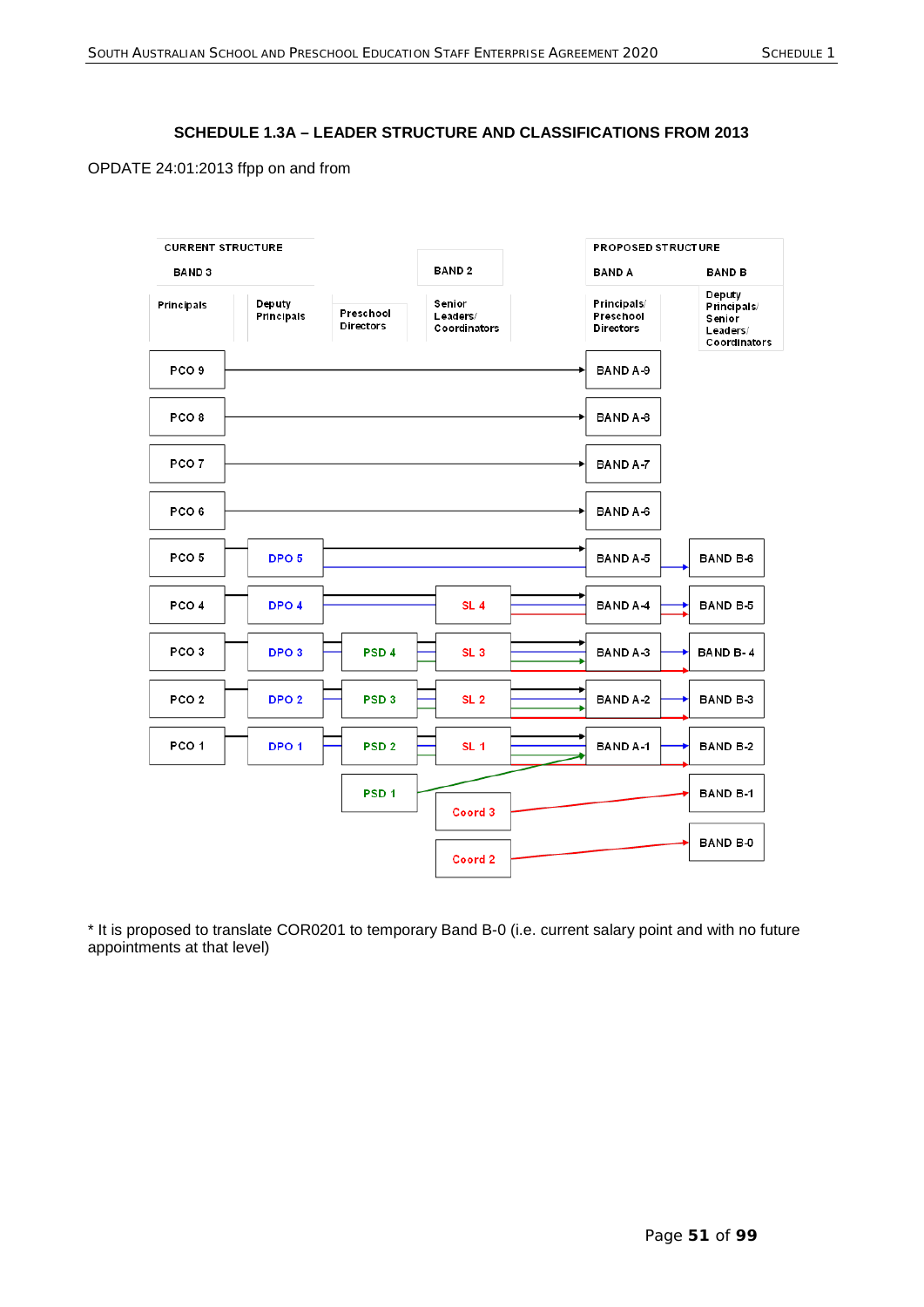## SCHEDULE 1.3A – LEADER STRUCTURE AND CLASSIFICATIONS FROM 2013

OPDATE 24:01:2013 ffpp on and from

| CURRENT STRUCTURE | | | | PROPOSED STRUCTURE | |
|---|---|---|---|---|---|
| BAND 3 | | | BAND 2 | BAND A | BAND B |
| Principals | Deputy Principals | Preschool Directors | Senior Leaders/ Coordinators | Principals/ Preschool Directors | Deputy Principals/ Senior Leaders/ Coordinators |
| PCO 9 | | | | BAND A-9 | |
| PCO 8 | | | | BAND A-8 | |
| PCO 7 | | | | BAND A-7 | |
| PCO 6 | | | | BAND A-6 | |
| PCO 5 | DPO 5 | | | BAND A-5 | BAND B-6 |
| PCO 4 | DPO 4 | | SL 4 | BAND A-4 | BAND B-5 |
| PCO 3 | DPO 3 | PSD 4 | SL 3 | BAND A-3 | BAND B- 4 |
| PCO 2 | DPO 2 | PSD 3 | SL 2 | BAND A-2 | BAND B-3 |
| PCO 1 | DPO 1 | PSD 2 | SL 1 | BAND A-1 | BAND B-2 |
| | | PSD 1 | Coord 3 | | BAND B-1 |
| | | | Coord 2 | | BAND B-0 |

\* It is proposed to translate COR0201 to temporary Band B-0 (i.e. current salary point and with no future appointments at that level)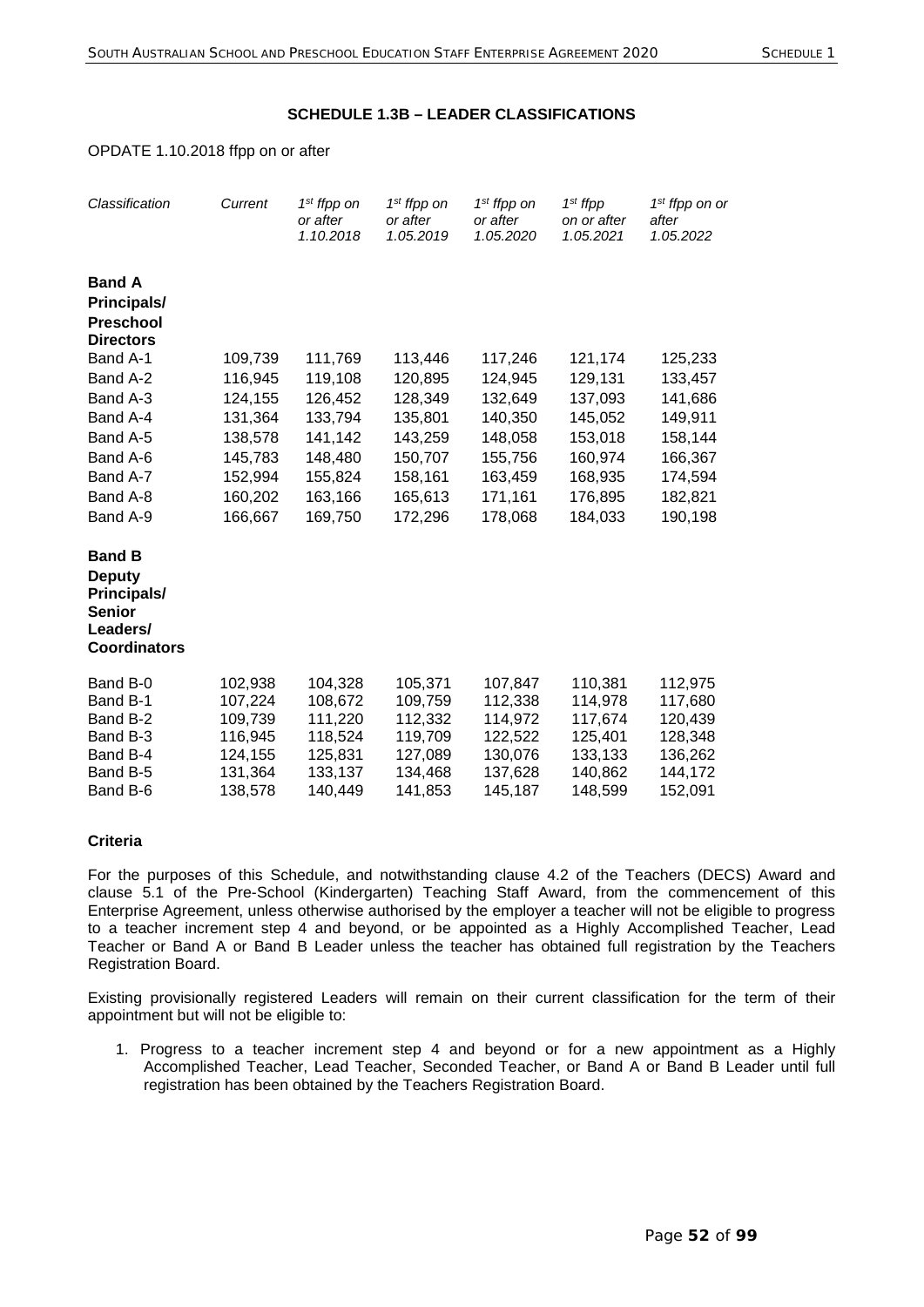## SCHEDULE 1.3B – LEADER CLASSIFICATIONS

OPDATE 1.10.2018 ffpp on or after

| *Classification* | *Current* | *1st ffpp on or after 1.10.2018* | *1st ffpp on or after 1.05.2019* | *1st ffpp on or after 1.05.2020* | *1st ffpp on or after 1.05.2021* | *1st ffpp on or after 1.05.2022* |
|---|---|---|---|---|---|---|
| **Band A Principals/ Preschool Directors** | | | | | | |
| Band A-1 | 109,739 | 111,769 | 113,446 | 117,246 | 121,174 | 125,233 |
| Band A-2 | 116,945 | 119,108 | 120,895 | 124,945 | 129,131 | 133,457 |
| Band A-3 | 124,155 | 126,452 | 128,349 | 132,649 | 137,093 | 141,686 |
| Band A-4 | 131,364 | 133,794 | 135,801 | 140,350 | 145,052 | 149,911 |
| Band A-5 | 138,578 | 141,142 | 143,259 | 148,058 | 153,018 | 158,144 |
| Band A-6 | 145,783 | 148,480 | 150,707 | 155,756 | 160,974 | 166,367 |
| Band A-7 | 152,994 | 155,824 | 158,161 | 163,459 | 168,935 | 174,594 |
| Band A-8 | 160,202 | 163,166 | 165,613 | 171,161 | 176,895 | 182,821 |
| Band A-9 | 166,667 | 169,750 | 172,296 | 178,068 | 184,033 | 190,198 |
| **Band B Deputy Principals/ Senior Leaders/ Coordinators** | | | | | | |
| Band B-0 | 102,938 | 104,328 | 105,371 | 107,847 | 110,381 | 112,975 |
| Band B-1 | 107,224 | 108,672 | 109,759 | 112,338 | 114,978 | 117,680 |
| Band B-2 | 109,739 | 111,220 | 112,332 | 114,972 | 117,674 | 120,439 |
| Band B-3 | 116,945 | 118,524 | 119,709 | 122,522 | 125,401 | 128,348 |
| Band B-4 | 124,155 | 125,831 | 127,089 | 130,076 | 133,133 | 136,262 |
| Band B-5 | 131,364 | 133,137 | 134,468 | 137,628 | 140,862 | 144,172 |
| Band B-6 | 138,578 | 140,449 | 141,853 | 145,187 | 148,599 | 152,091 |

### Criteria

For the purposes of this Schedule, and notwithstanding clause 4.2 of the Teachers (DECS) Award and clause 5.1 of the Pre-School (Kindergarten) Teaching Staff Award, from the commencement of this Enterprise Agreement, unless otherwise authorised by the employer a teacher will not be eligible to progress to a teacher increment step 4 and beyond, or be appointed as a Highly Accomplished Teacher, Lead Teacher or Band A or Band B Leader unless the teacher has obtained full registration by the Teachers Registration Board.

Existing provisionally registered Leaders will remain on their current classification for the term of their appointment but will not be eligible to:

1. Progress to a teacher increment step 4 and beyond or for a new appointment as a Highly Accomplished Teacher, Lead Teacher, Seconded Teacher, or Band A or Band B Leader until full registration has been obtained by the Teachers Registration Board.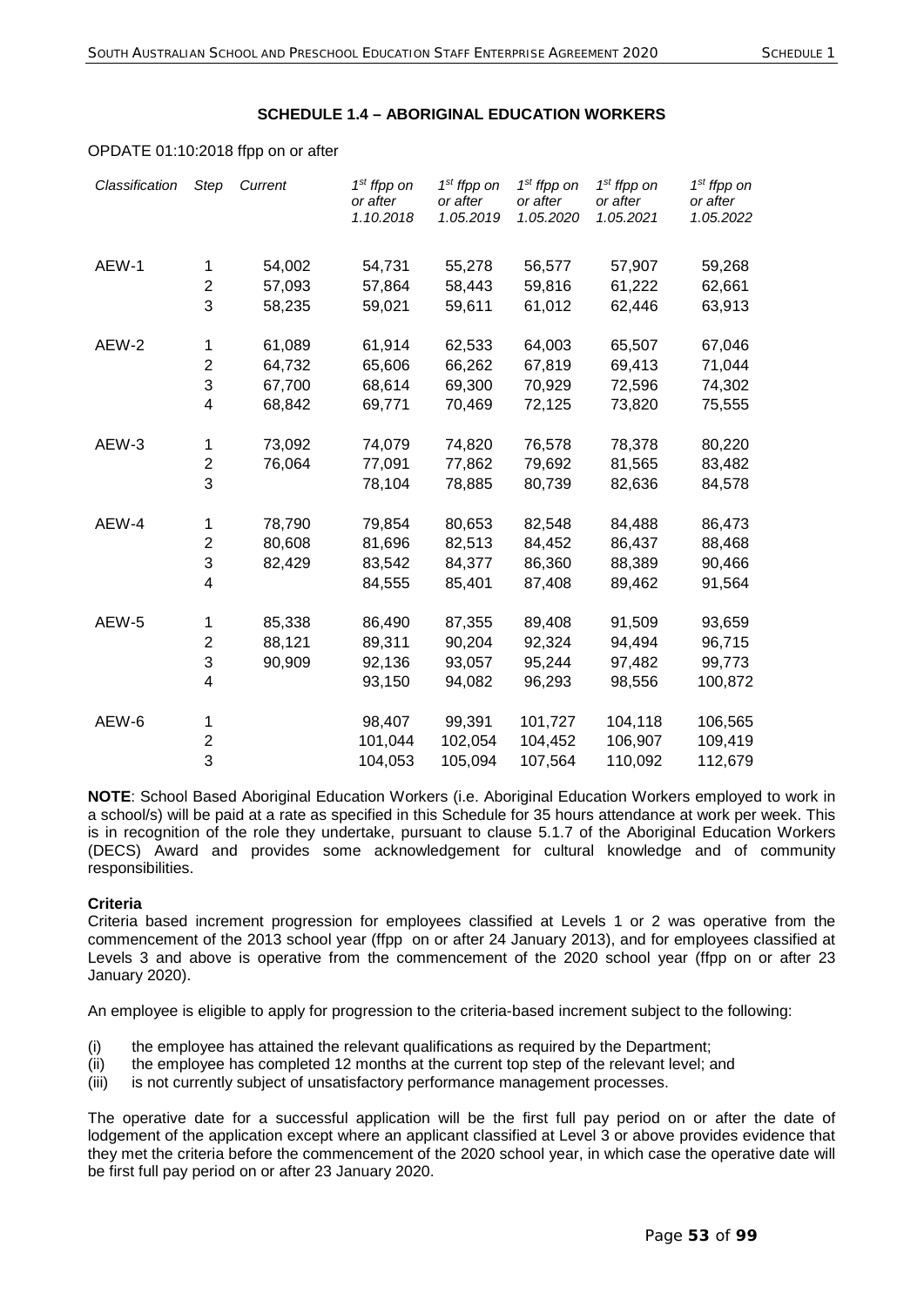### SCHEDULE 1.4 – ABORIGINAL EDUCATION WORKERS

OPDATE 01:10:2018 ffpp on or after

| *Classification* | *Step* | *Current* | *1st ffpp on or after 1.10.2018* | *1st ffpp on or after 1.05.2019* | *1st ffpp on or after 1.05.2020* | *1st ffpp on or after 1.05.2021* | *1st ffpp on or after 1.05.2022* |
|---|---|---|---|---|---|---|---|
| AEW-1 | 1 | 54,002 | 54,731 | 55,278 | 56,577 | 57,907 | 59,268 |
| | 2 | 57,093 | 57,864 | 58,443 | 59,816 | 61,222 | 62,661 |
| | 3 | 58,235 | 59,021 | 59,611 | 61,012 | 62,446 | 63,913 |
| AEW-2 | 1 | 61,089 | 61,914 | 62,533 | 64,003 | 65,507 | 67,046 |
| | 2 | 64,732 | 65,606 | 66,262 | 67,819 | 69,413 | 71,044 |
| | 3 | 67,700 | 68,614 | 69,300 | 70,929 | 72,596 | 74,302 |
| | 4 | 68,842 | 69,771 | 70,469 | 72,125 | 73,820 | 75,555 |
| AEW-3 | 1 | 73,092 | 74,079 | 74,820 | 76,578 | 78,378 | 80,220 |
| | 2 | 76,064 | 77,091 | 77,862 | 79,692 | 81,565 | 83,482 |
| | 3 | | 78,104 | 78,885 | 80,739 | 82,636 | 84,578 |
| AEW-4 | 1 | 78,790 | 79,854 | 80,653 | 82,548 | 84,488 | 86,473 |
| | 2 | 80,608 | 81,696 | 82,513 | 84,452 | 86,437 | 88,468 |
| | 3 | 82,429 | 83,542 | 84,377 | 86,360 | 88,389 | 90,466 |
| | 4 | | 84,555 | 85,401 | 87,408 | 89,462 | 91,564 |
| AEW-5 | 1 | 85,338 | 86,490 | 87,355 | 89,408 | 91,509 | 93,659 |
| | 2 | 88,121 | 89,311 | 90,204 | 92,324 | 94,494 | 96,715 |
| | 3 | 90,909 | 92,136 | 93,057 | 95,244 | 97,482 | 99,773 |
| | 4 | | 93,150 | 94,082 | 96,293 | 98,556 | 100,872 |
| AEW-6 | 1 | | 98,407 | 99,391 | 101,727 | 104,118 | 106,565 |
| | 2 | | 101,044 | 102,054 | 104,452 | 106,907 | 109,419 |
| | 3 | | 104,053 | 105,094 | 107,564 | 110,092 | 112,679 |

**NOTE**: School Based Aboriginal Education Workers (i.e. Aboriginal Education Workers employed to work in a school/s) will be paid at a rate as specified in this Schedule for 35 hours attendance at work per week. This is in recognition of the role they undertake, pursuant to clause 5.1.7 of the Aboriginal Education Workers (DECS) Award and provides some acknowledgement for cultural knowledge and of community responsibilities.

**Criteria**

Criteria based increment progression for employees classified at Levels 1 or 2 was operative from the commencement of the 2013 school year (ffpp on or after 24 January 2013), and for employees classified at Levels 3 and above is operative from the commencement of the 2020 school year (ffpp on or after 23 January 2020).

An employee is eligible to apply for progression to the criteria-based increment subject to the following:

(i) the employee has attained the relevant qualifications as required by the Department;
(ii) the employee has completed 12 months at the current top step of the relevant level; and
(iii) is not currently subject of unsatisfactory performance management processes.

The operative date for a successful application will be the first full pay period on or after the date of lodgement of the application except where an applicant classified at Level 3 or above provides evidence that they met the criteria before the commencement of the 2020 school year, in which case the operative date will be first full pay period on or after 23 January 2020.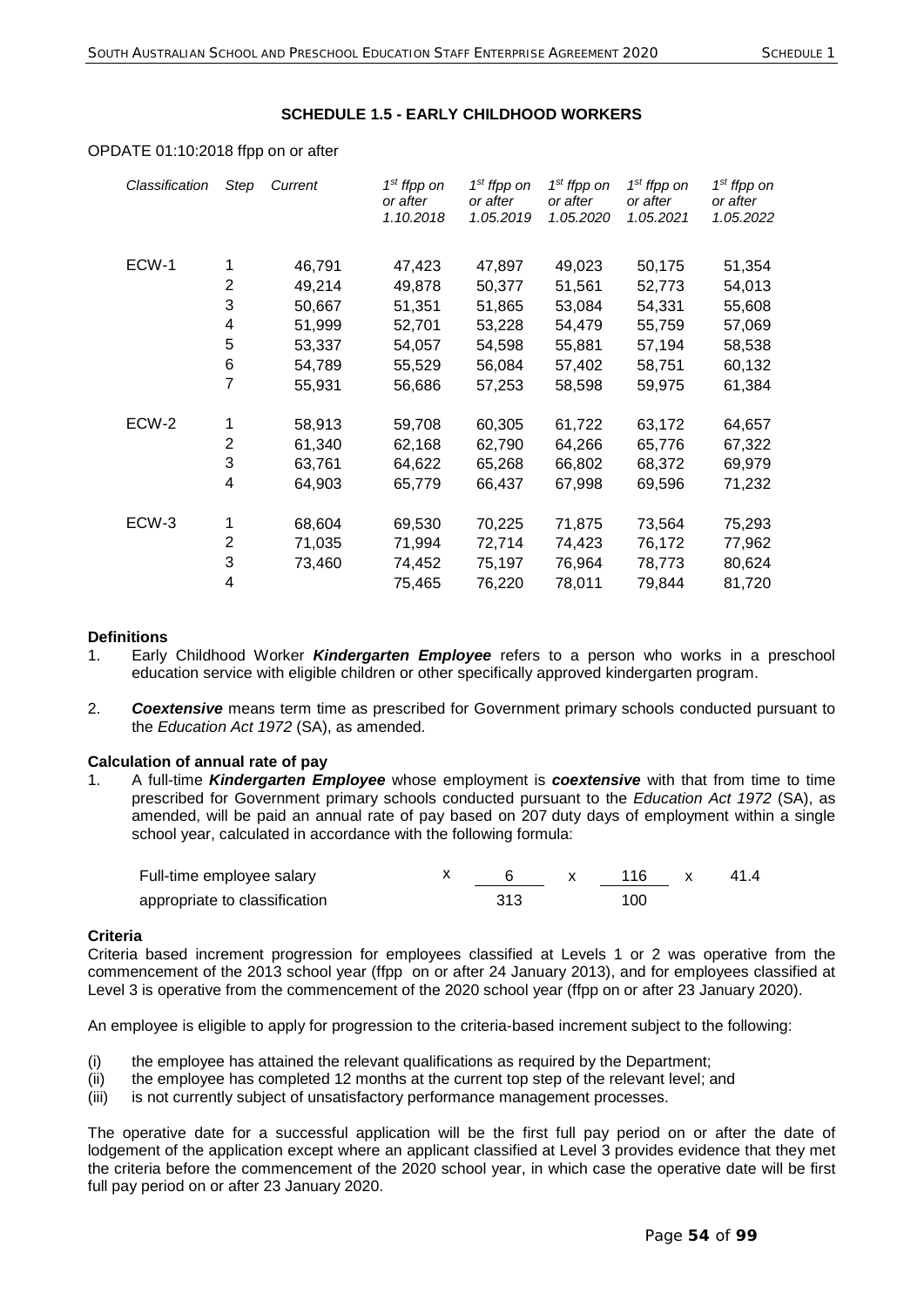## SCHEDULE 1.5 - EARLY CHILDHOOD WORKERS

OPDATE 01:10:2018 ffpp on or after

| *Classification* | *Step* | *Current* | *1st ffpp on or after 1.10.2018* | *1st ffpp on or after 1.05.2019* | *1st ffpp on or after 1.05.2020* | *1st ffpp on or after 1.05.2021* | *1st ffpp on or after 1.05.2022* |
|---|---|---|---|---|---|---|---|
| ECW-1 | 1 | 46,791 | 47,423 | 47,897 | 49,023 | 50,175 | 51,354 |
| | 2 | 49,214 | 49,878 | 50,377 | 51,561 | 52,773 | 54,013 |
| | 3 | 50,667 | 51,351 | 51,865 | 53,084 | 54,331 | 55,608 |
| | 4 | 51,999 | 52,701 | 53,228 | 54,479 | 55,759 | 57,069 |
| | 5 | 53,337 | 54,057 | 54,598 | 55,881 | 57,194 | 58,538 |
| | 6 | 54,789 | 55,529 | 56,084 | 57,402 | 58,751 | 60,132 |
| | 7 | 55,931 | 56,686 | 57,253 | 58,598 | 59,975 | 61,384 |
| ECW-2 | 1 | 58,913 | 59,708 | 60,305 | 61,722 | 63,172 | 64,657 |
| | 2 | 61,340 | 62,168 | 62,790 | 64,266 | 65,776 | 67,322 |
| | 3 | 63,761 | 64,622 | 65,268 | 66,802 | 68,372 | 69,979 |
| | 4 | 64,903 | 65,779 | 66,437 | 67,998 | 69,596 | 71,232 |
| ECW-3 | 1 | 68,604 | 69,530 | 70,225 | 71,875 | 73,564 | 75,293 |
| | 2 | 71,035 | 71,994 | 72,714 | 74,423 | 76,172 | 77,962 |
| | 3 | 73,460 | 74,452 | 75,197 | 76,964 | 78,773 | 80,624 |
| | 4 | | 75,465 | 76,220 | 78,011 | 79,844 | 81,720 |

**Definitions**

1. Early Childhood Worker ***Kindergarten Employee*** refers to a person who works in a preschool education service with eligible children or other specifically approved kindergarten program.

2. ***Coextensive*** means term time as prescribed for Government primary schools conducted pursuant to the *Education Act 1972* (SA), as amended.

**Calculation of annual rate of pay**

1. A full-time ***Kindergarten Employee*** whose employment is ***coextensive*** with that from time to time prescribed for Government primary schools conducted pursuant to the *Education Act 1972* (SA), as amended, will be paid an annual rate of pay based on 207 duty days of employment within a single school year, calculated in accordance with the following formula:

$$\text{Full-time employee salary appropriate to classification} \times \frac{6}{313} \times \frac{116}{100} \times 41.4$$

**Criteria**

Criteria based increment progression for employees classified at Levels 1 or 2 was operative from the commencement of the 2013 school year (ffpp on or after 24 January 2013), and for employees classified at Level 3 is operative from the commencement of the 2020 school year (ffpp on or after 23 January 2020).

An employee is eligible to apply for progression to the criteria-based increment subject to the following:

(i) the employee has attained the relevant qualifications as required by the Department;
(ii) the employee has completed 12 months at the current top step of the relevant level; and
(iii) is not currently subject of unsatisfactory performance management processes.

The operative date for a successful application will be the first full pay period on or after the date of lodgement of the application except where an applicant classified at Level 3 provides evidence that they met the criteria before the commencement of the 2020 school year, in which case the operative date will be first full pay period on or after 23 January 2020.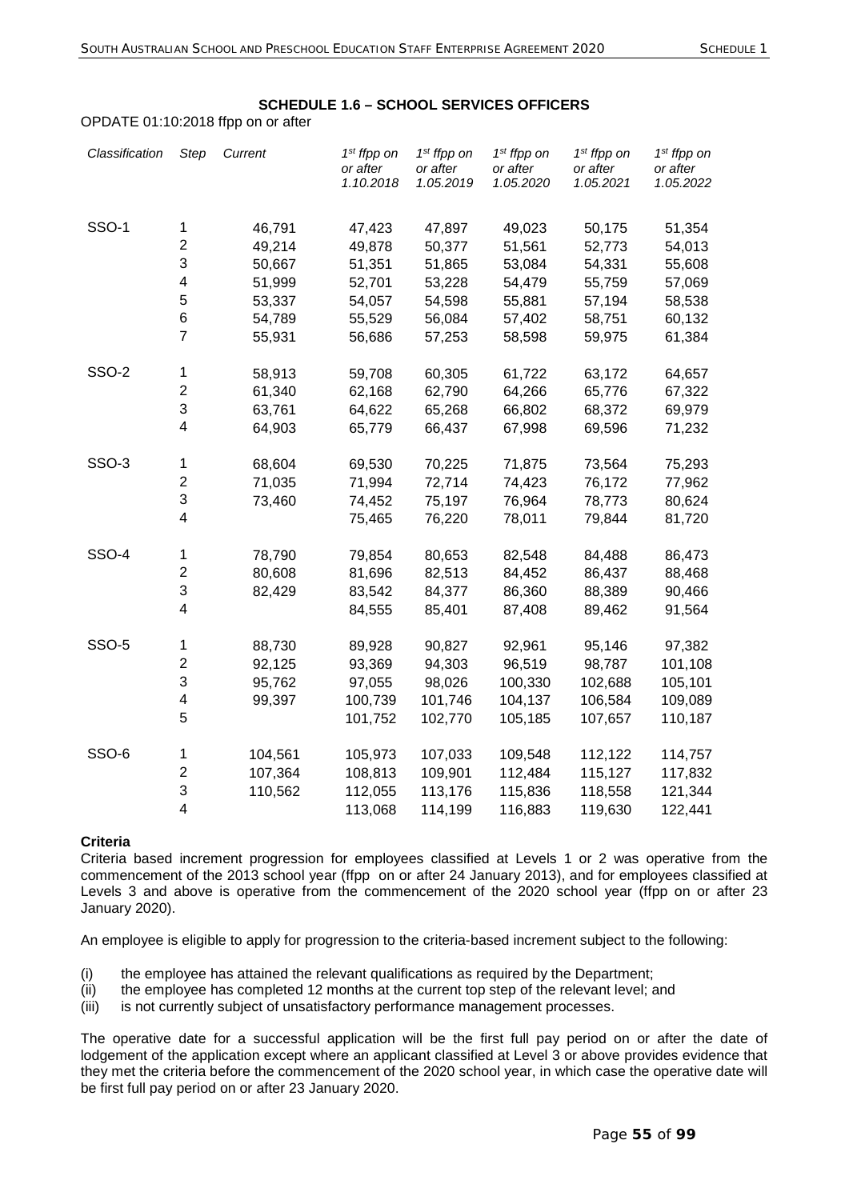## SCHEDULE 1.6 – SCHOOL SERVICES OFFICERS

OPDATE 01:10:2018 ffpp on or after

| *Classification* | *Step* | *Current* | *1st ffpp on or after 1.10.2018* | *1st ffpp on or after 1.05.2019* | *1st ffpp on or after 1.05.2020* | *1st ffpp on or after 1.05.2021* | *1st ffpp on or after 1.05.2022* |
|---|---|---|---|---|---|---|---|
| SSO-1 | 1 | 46,791 | 47,423 | 47,897 | 49,023 | 50,175 | 51,354 |
| | 2 | 49,214 | 49,878 | 50,377 | 51,561 | 52,773 | 54,013 |
| | 3 | 50,667 | 51,351 | 51,865 | 53,084 | 54,331 | 55,608 |
| | 4 | 51,999 | 52,701 | 53,228 | 54,479 | 55,759 | 57,069 |
| | 5 | 53,337 | 54,057 | 54,598 | 55,881 | 57,194 | 58,538 |
| | 6 | 54,789 | 55,529 | 56,084 | 57,402 | 58,751 | 60,132 |
| | 7 | 55,931 | 56,686 | 57,253 | 58,598 | 59,975 | 61,384 |
| SSO-2 | 1 | 58,913 | 59,708 | 60,305 | 61,722 | 63,172 | 64,657 |
| | 2 | 61,340 | 62,168 | 62,790 | 64,266 | 65,776 | 67,322 |
| | 3 | 63,761 | 64,622 | 65,268 | 66,802 | 68,372 | 69,979 |
| | 4 | 64,903 | 65,779 | 66,437 | 67,998 | 69,596 | 71,232 |
| SSO-3 | 1 | 68,604 | 69,530 | 70,225 | 71,875 | 73,564 | 75,293 |
| | 2 | 71,035 | 71,994 | 72,714 | 74,423 | 76,172 | 77,962 |
| | 3 | 73,460 | 74,452 | 75,197 | 76,964 | 78,773 | 80,624 |
| | 4 | | 75,465 | 76,220 | 78,011 | 79,844 | 81,720 |
| SSO-4 | 1 | 78,790 | 79,854 | 80,653 | 82,548 | 84,488 | 86,473 |
| | 2 | 80,608 | 81,696 | 82,513 | 84,452 | 86,437 | 88,468 |
| | 3 | 82,429 | 83,542 | 84,377 | 86,360 | 88,389 | 90,466 |
| | 4 | | 84,555 | 85,401 | 87,408 | 89,462 | 91,564 |
| SSO-5 | 1 | 88,730 | 89,928 | 90,827 | 92,961 | 95,146 | 97,382 |
| | 2 | 92,125 | 93,369 | 94,303 | 96,519 | 98,787 | 101,108 |
| | 3 | 95,762 | 97,055 | 98,026 | 100,330 | 102,688 | 105,101 |
| | 4 | 99,397 | 100,739 | 101,746 | 104,137 | 106,584 | 109,089 |
| | 5 | | 101,752 | 102,770 | 105,185 | 107,657 | 110,187 |
| SSO-6 | 1 | 104,561 | 105,973 | 107,033 | 109,548 | 112,122 | 114,757 |
| | 2 | 107,364 | 108,813 | 109,901 | 112,484 | 115,127 | 117,832 |
| | 3 | 110,562 | 112,055 | 113,176 | 115,836 | 118,558 | 121,344 |
| | 4 | | 113,068 | 114,199 | 116,883 | 119,630 | 122,441 |

**Criteria**

Criteria based increment progression for employees classified at Levels 1 or 2 was operative from the commencement of the 2013 school year (ffpp on or after 24 January 2013), and for employees classified at Levels 3 and above is operative from the commencement of the 2020 school year (ffpp on or after 23 January 2020).

An employee is eligible to apply for progression to the criteria-based increment subject to the following:

(i) the employee has attained the relevant qualifications as required by the Department;
(ii) the employee has completed 12 months at the current top step of the relevant level; and
(iii) is not currently subject of unsatisfactory performance management processes.

The operative date for a successful application will be the first full pay period on or after the date of lodgement of the application except where an applicant classified at Level 3 or above provides evidence that they met the criteria before the commencement of the 2020 school year, in which case the operative date will be first full pay period on or after 23 January 2020.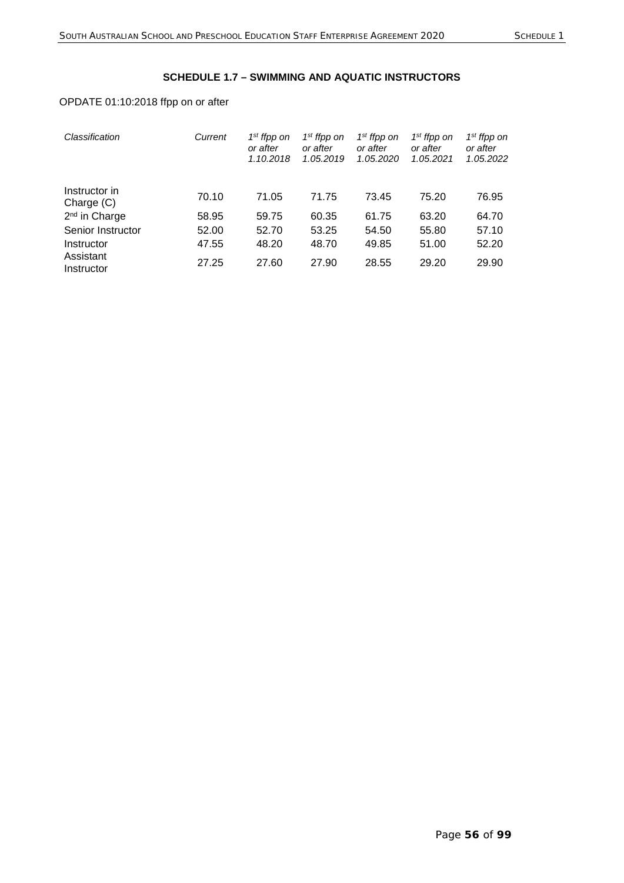### SCHEDULE 1.7 – SWIMMING AND AQUATIC INSTRUCTORS

OPDATE 01:10:2018 ffpp on or after

| *Classification* | *Current* | *1st ffpp on or after 1.10.2018* | *1st ffpp on or after 1.05.2019* | *1st ffpp on or after 1.05.2020* | *1st ffpp on or after 1.05.2021* | *1st ffpp on or after 1.05.2022* |
|---|---|---|---|---|---|---|
| Instructor in Charge (C) | 70.10 | 71.05 | 71.75 | 73.45 | 75.20 | 76.95 |
| 2nd in Charge | 58.95 | 59.75 | 60.35 | 61.75 | 63.20 | 64.70 |
| Senior Instructor | 52.00 | 52.70 | 53.25 | 54.50 | 55.80 | 57.10 |
| Instructor | 47.55 | 48.20 | 48.70 | 49.85 | 51.00 | 52.20 |
| Assistant Instructor | 27.25 | 27.60 | 27.90 | 28.55 | 29.20 | 29.90 |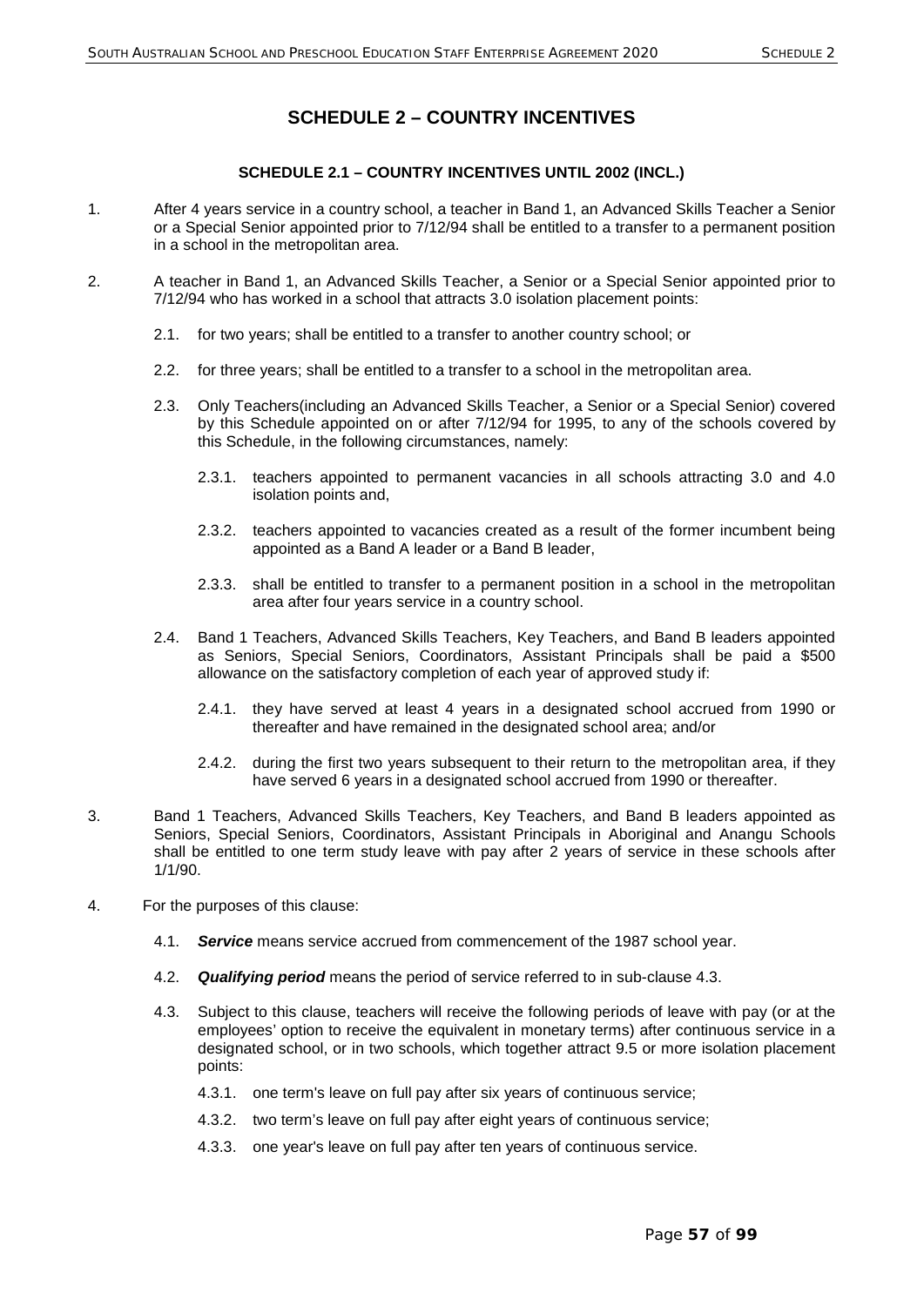# SCHEDULE 2 – COUNTRY INCENTIVES

## SCHEDULE 2.1 – COUNTRY INCENTIVES UNTIL 2002 (INCL.)

1. After 4 years service in a country school, a teacher in Band 1, an Advanced Skills Teacher a Senior or a Special Senior appointed prior to 7/12/94 shall be entitled to a transfer to a permanent position in a school in the metropolitan area.

2. A teacher in Band 1, an Advanced Skills Teacher, a Senior or a Special Senior appointed prior to 7/12/94 who has worked in a school that attracts 3.0 isolation placement points:

   2.1. for two years; shall be entitled to a transfer to another country school; or

   2.2. for three years; shall be entitled to a transfer to a school in the metropolitan area.

   2.3. Only Teachers(including an Advanced Skills Teacher, a Senior or a Special Senior) covered by this Schedule appointed on or after 7/12/94 for 1995, to any of the schools covered by this Schedule, in the following circumstances, namely:

      2.3.1. teachers appointed to permanent vacancies in all schools attracting 3.0 and 4.0 isolation points and,

      2.3.2. teachers appointed to vacancies created as a result of the former incumbent being appointed as a Band A leader or a Band B leader,

      2.3.3. shall be entitled to transfer to a permanent position in a school in the metropolitan area after four years service in a country school.

   2.4. Band 1 Teachers, Advanced Skills Teachers, Key Teachers, and Band B leaders appointed as Seniors, Special Seniors, Coordinators, Assistant Principals shall be paid a $500 allowance on the satisfactory completion of each year of approved study if:

      2.4.1. they have served at least 4 years in a designated school accrued from 1990 or thereafter and have remained in the designated school area; and/or

      2.4.2. during the first two years subsequent to their return to the metropolitan area, if they have served 6 years in a designated school accrued from 1990 or thereafter.

3. Band 1 Teachers, Advanced Skills Teachers, Key Teachers, and Band B leaders appointed as Seniors, Special Seniors, Coordinators, Assistant Principals in Aboriginal and Anangu Schools shall be entitled to one term study leave with pay after 2 years of service in these schools after 1/1/90.

4. For the purposes of this clause:

   4.1. ***Service*** means service accrued from commencement of the 1987 school year.

   4.2. ***Qualifying period*** means the period of service referred to in sub-clause 4.3.

   4.3. Subject to this clause, teachers will receive the following periods of leave with pay (or at the employees' option to receive the equivalent in monetary terms) after continuous service in a designated school, or in two schools, which together attract 9.5 or more isolation placement points:

      4.3.1. one term's leave on full pay after six years of continuous service;

      4.3.2. two term's leave on full pay after eight years of continuous service;

      4.3.3. one year's leave on full pay after ten years of continuous service.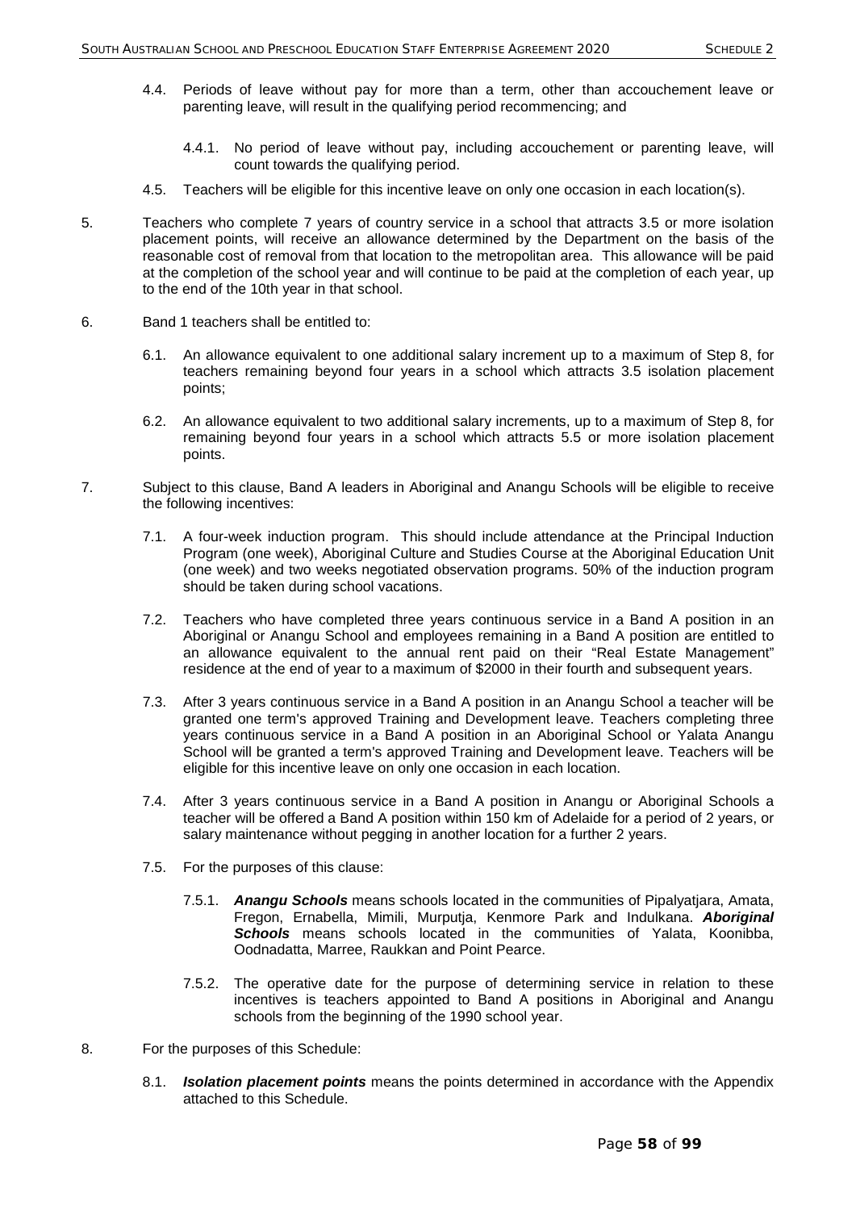4.4. Periods of leave without pay for more than a term, other than accouchement leave or parenting leave, will result in the qualifying period recommencing; and

4.4.1. No period of leave without pay, including accouchement or parenting leave, will count towards the qualifying period.

4.5. Teachers will be eligible for this incentive leave on only one occasion in each location(s).

5. Teachers who complete 7 years of country service in a school that attracts 3.5 or more isolation placement points, will receive an allowance determined by the Department on the basis of the reasonable cost of removal from that location to the metropolitan area. This allowance will be paid at the completion of the school year and will continue to be paid at the completion of each year, up to the end of the 10th year in that school.

6. Band 1 teachers shall be entitled to:

6.1. An allowance equivalent to one additional salary increment up to a maximum of Step 8, for teachers remaining beyond four years in a school which attracts 3.5 isolation placement points;

6.2. An allowance equivalent to two additional salary increments, up to a maximum of Step 8, for remaining beyond four years in a school which attracts 5.5 or more isolation placement points.

7. Subject to this clause, Band A leaders in Aboriginal and Anangu Schools will be eligible to receive the following incentives:

7.1. A four-week induction program. This should include attendance at the Principal Induction Program (one week), Aboriginal Culture and Studies Course at the Aboriginal Education Unit (one week) and two weeks negotiated observation programs. 50% of the induction program should be taken during school vacations.

7.2. Teachers who have completed three years continuous service in a Band A position in an Aboriginal or Anangu School and employees remaining in a Band A position are entitled to an allowance equivalent to the annual rent paid on their "Real Estate Management" residence at the end of year to a maximum of $2000 in their fourth and subsequent years.

7.3. After 3 years continuous service in a Band A position in an Anangu School a teacher will be granted one term's approved Training and Development leave. Teachers completing three years continuous service in a Band A position in an Aboriginal School or Yalata Anangu School will be granted a term's approved Training and Development leave. Teachers will be eligible for this incentive leave on only one occasion in each location.

7.4. After 3 years continuous service in a Band A position in Anangu or Aboriginal Schools a teacher will be offered a Band A position within 150 km of Adelaide for a period of 2 years, or salary maintenance without pegging in another location for a further 2 years.

7.5. For the purposes of this clause:

7.5.1. ***Anangu Schools*** means schools located in the communities of Pipalyatjara, Amata, Fregon, Ernabella, Mimili, Murputja, Kenmore Park and Indulkana. ***Aboriginal Schools*** means schools located in the communities of Yalata, Koonibba, Oodnadatta, Marree, Raukkan and Point Pearce.

7.5.2. The operative date for the purpose of determining service in relation to these incentives is teachers appointed to Band A positions in Aboriginal and Anangu schools from the beginning of the 1990 school year.

8. For the purposes of this Schedule:

8.1. ***Isolation placement points*** means the points determined in accordance with the Appendix attached to this Schedule.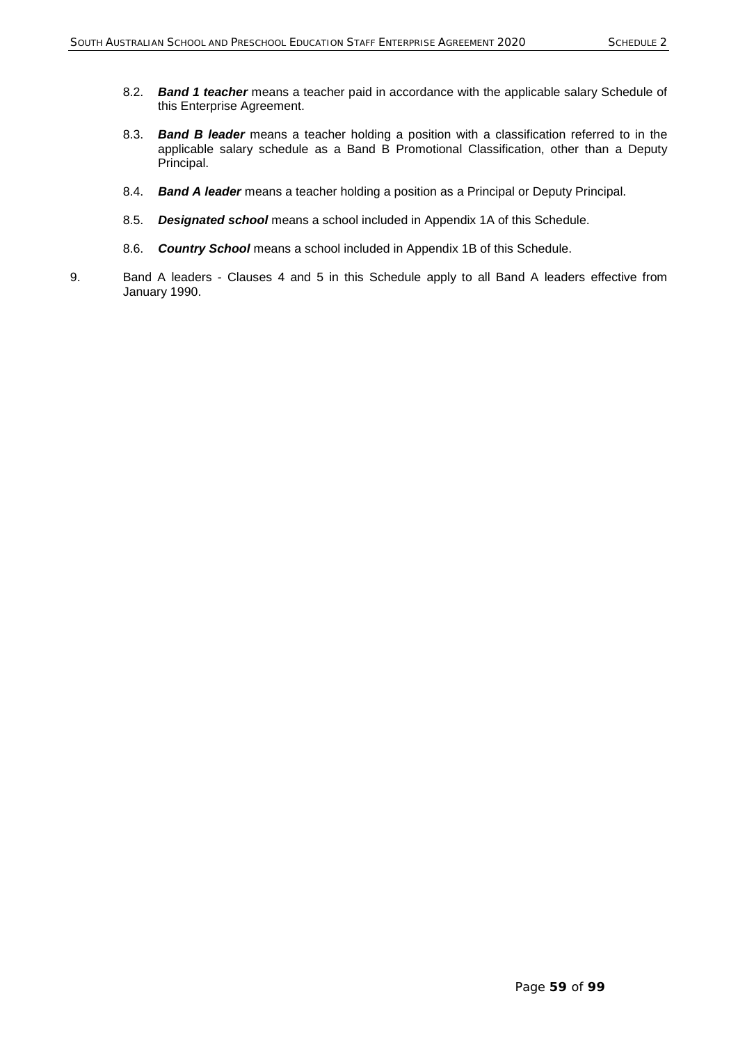8.2. ***Band 1 teacher*** means a teacher paid in accordance with the applicable salary Schedule of this Enterprise Agreement.

8.3. ***Band B leader*** means a teacher holding a position with a classification referred to in the applicable salary schedule as a Band B Promotional Classification, other than a Deputy Principal.

8.4. ***Band A leader*** means a teacher holding a position as a Principal or Deputy Principal.

8.5. ***Designated school*** means a school included in Appendix 1A of this Schedule.

8.6. ***Country School*** means a school included in Appendix 1B of this Schedule.

9. Band A leaders - Clauses 4 and 5 in this Schedule apply to all Band A leaders effective from January 1990.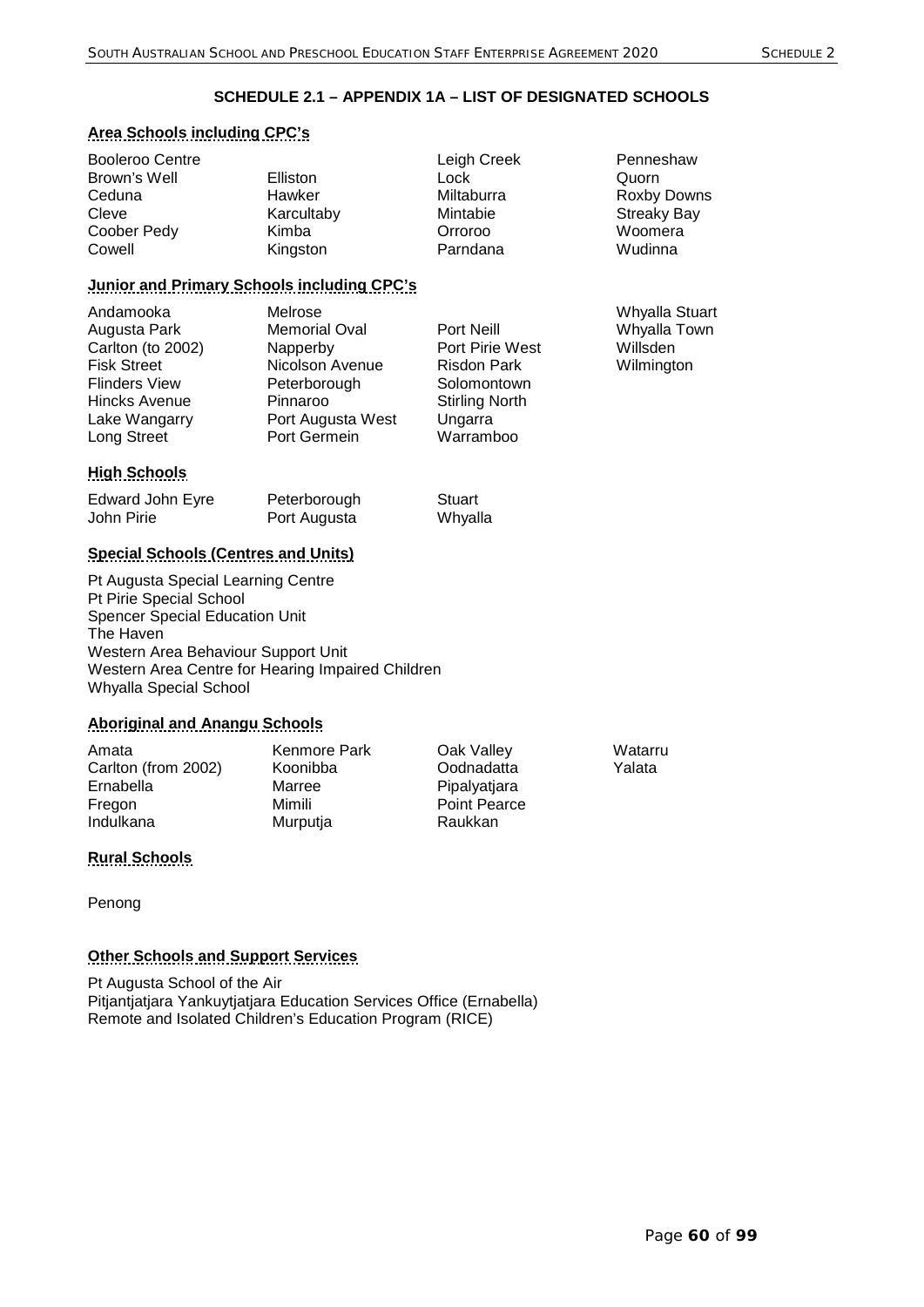## SCHEDULE 2.1 – APPENDIX 1A – LIST OF DESIGNATED SCHOOLS

### Area Schools including CPC's

- Booleroo Centre
- Brown's Well
- Ceduna
- Cleve
- Coober Pedy
- Cowell
- Elliston
- Hawker
- Karcultaby
- Kimba
- Kingston
- Leigh Creek
- Lock
- Miltaburra
- Mintabie
- Orroroo
- Parndana
- Penneshaw
- Quorn
- Roxby Downs
- Streaky Bay
- Woomera
- Wudinna

### Junior and Primary Schools including CPC's

- Andamooka
- Augusta Park
- Carlton (to 2002)
- Fisk Street
- Flinders View
- Hincks Avenue
- Lake Wangarry
- Long Street
- Melrose
- Memorial Oval
- Napperby
- Nicolson Avenue
- Peterborough
- Pinnaroo
- Port Augusta West
- Port Germein
- Port Neill
- Port Pirie West
- Risdon Park
- Solomontown
- Stirling North
- Ungarra
- Warramboo
- Whyalla Stuart
- Whyalla Town
- Willsden
- Wilmington

### High Schools

- Edward John Eyre
- John Pirie
- Peterborough
- Port Augusta
- Stuart
- Whyalla

### Special Schools (Centres and Units)

- Pt Augusta Special Learning Centre
- Pt Pirie Special School
- Spencer Special Education Unit
- The Haven
- Western Area Behaviour Support Unit
- Western Area Centre for Hearing Impaired Children
- Whyalla Special School

### Aboriginal and Anangu Schools

- Amata
- Carlton (from 2002)
- Ernabella
- Fregon
- Indulkana
- Kenmore Park
- Koonibba
- Marree
- Mimili
- Murputja
- Oak Valley
- Oodnadatta
- Pipalyatjara
- Point Pearce
- Raukkan
- Watarru
- Yalata

### Rural Schools

- Penong

### Other Schools and Support Services

- Pt Augusta School of the Air
- Pitjantjatjara Yankuytjatjara Education Services Office (Ernabella)
- Remote and Isolated Children's Education Program (RICE)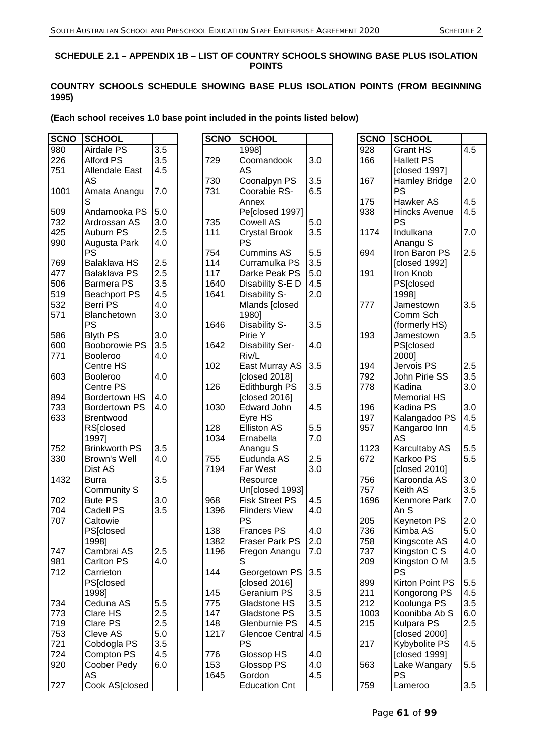**SCHEDULE 2.1 – APPENDIX 1B – LIST OF COUNTRY SCHOOLS SHOWING BASE PLUS ISOLATION POINTS**

**COUNTRY SCHOOLS SCHEDULE SHOWING BASE PLUS ISOLATION POINTS (FROM BEGINNING 1995)**

**(Each school receives 1.0 base point included in the points listed below)**

| SCNO | SCHOOL | |
|---|---|---|
| 980 | Airdale PS | 3.5 |
| 226 | Alford PS | 3.5 |
| 751 | Allendale East AS | 4.5 |
| 1001 | Amata Anangu S | 7.0 |
| 509 | Andamooka PS | 5.0 |
| 732 | Ardrossan AS | 3.0 |
| 425 | Auburn PS | 2.5 |
| 990 | Augusta Park PS | 4.0 |
| 769 | Balaklava HS | 2.5 |
| 477 | Balaklava PS | 2.5 |
| 506 | Barmera PS | 3.5 |
| 519 | Beachport PS | 4.5 |
| 532 | Berri PS | 4.0 |
| 571 | Blanchetown PS | 3.0 |
| 586 | Blyth PS | 3.0 |
| 600 | Booborowie PS | 3.5 |
| 771 | Booleroo Centre HS | 4.0 |
| 603 | Booleroo Centre PS | 4.0 |
| 894 | Bordertown HS | 4.0 |
| 733 | Bordertown PS | 4.0 |
| 633 | Brentwood RS[closed 1997] | |
| 752 | Brinkworth PS | 3.5 |
| 330 | Brown's Well Dist AS | 4.0 |
| 1432 | Burra Community S | 3.5 |
| 702 | Bute PS | 3.0 |
| 704 | Cadell PS | 3.5 |
| 707 | Caltowie PS[closed 1998] | |
| 747 | Cambrai AS | 2.5 |
| 981 | Carlton PS | 4.0 |
| 712 | Carrieton PS[closed 1998] | |
| 734 | Ceduna AS | 5.5 |
| 773 | Clare HS | 2.5 |
| 719 | Clare PS | 2.5 |
| 753 | Cleve AS | 5.0 |
| 721 | Cobdogla PS | 3.5 |
| 724 | Compton PS | 4.5 |
| 920 | Coober Pedy AS | 6.0 |
| 727 | Cook AS[closed 1998] | |
| 729 | Coomandook AS | 3.0 |
| 730 | Coonalpyn PS | 3.5 |
| 731 | Coorabie RS-Annex Pe[closed 1997] | 6.5 |
| 735 | Cowell AS | 5.0 |
| 111 | Crystal Brook PS | 3.5 |
| 754 | Cummins AS | 5.5 |
| 114 | Curramulka PS | 3.5 |
| 117 | Darke Peak PS | 5.0 |
| 1640 | Disability S-E D | 4.5 |
| 1641 | Disability S-Mlands [closed 1980] | 2.0 |
| 1646 | Disability S-Pirie Y | 3.5 |
| 1642 | Disability Ser-Riv/L | 4.0 |
| 102 | East Murray AS [closed 2018] | 3.5 |
| 126 | Edithburgh PS [closed 2016] | 3.5 |
| 1030 | Edward John Eyre HS | 4.5 |
| 128 | Elliston AS | 5.5 |
| 1034 | Ernabella Anangu S | 7.0 |
| 755 | Eudunda AS | 2.5 |
| 7194 | Far West Resource Un[closed 1993] | 3.0 |
| 968 | Fisk Street PS | 4.5 |
| 1396 | Flinders View PS | 4.0 |
| 138 | Frances PS | 4.0 |
| 1382 | Fraser Park PS | 2.0 |
| 1196 | Fregon Anangu S | 7.0 |
| 144 | Georgetown PS [closed 2016] | 3.5 |
| 145 | Geranium PS | 3.5 |
| 775 | Gladstone HS | 3.5 |
| 147 | Gladstone PS | 3.5 |
| 148 | Glenburnie PS | 4.5 |
| 1217 | Glencoe Central PS | 4.5 |
| 776 | Glossop HS | 4.0 |
| 153 | Glossop PS | 4.0 |
| 1645 | Gordon Education Cnt | 4.5 |
| 928 | Grant HS | 4.5 |
| 166 | Hallett PS [closed 1997] | |
| 167 | Hamley Bridge PS | 2.0 |
| 175 | Hawker AS | 4.5 |
| 938 | Hincks Avenue PS | 4.5 |
| 1174 | Indulkana Anangu S | 7.0 |
| 694 | Iron Baron PS [closed 1992] | 2.5 |
| 191 | Iron Knob PS[closed 1998] | |
| 777 | Jamestown Comm Sch (formerly HS) | 3.5 |
| 193 | Jamestown PS[closed 2000] | 3.5 |
| 194 | Jervois PS | 2.5 |
| 792 | John Pirie SS | 3.5 |
| 778 | Kadina Memorial HS | 3.0 |
| 196 | Kadina PS | 3.0 |
| 197 | Kalangadoo PS | 4.5 |
| 957 | Kangaroo Inn AS | 4.5 |
| 1123 | Karcultaby AS | 5.5 |
| 672 | Karkoo PS [closed 2010] | 5.5 |
| 756 | Karoonda AS | 3.0 |
| 757 | Keith AS | 3.5 |
| 1696 | Kenmore Park An S | 7.0 |
| 205 | Keyneton PS | 2.0 |
| 736 | Kimba AS | 5.0 |
| 758 | Kingscote AS | 4.0 |
| 737 | Kingston C S | 4.0 |
| 209 | Kingston O M PS | 3.5 |
| 899 | Kirton Point PS | 5.5 |
| 211 | Kongorong PS | 4.5 |
| 212 | Koolunga PS | 3.5 |
| 1003 | Koonibba Ab S | 6.0 |
| 215 | Kulpara PS [closed 2000] | 2.5 |
| 217 | Kybybolite PS [closed 1999] | 4.5 |
| 563 | Lake Wangary PS | 5.5 |
| 759 | Lameroo | 3.5 |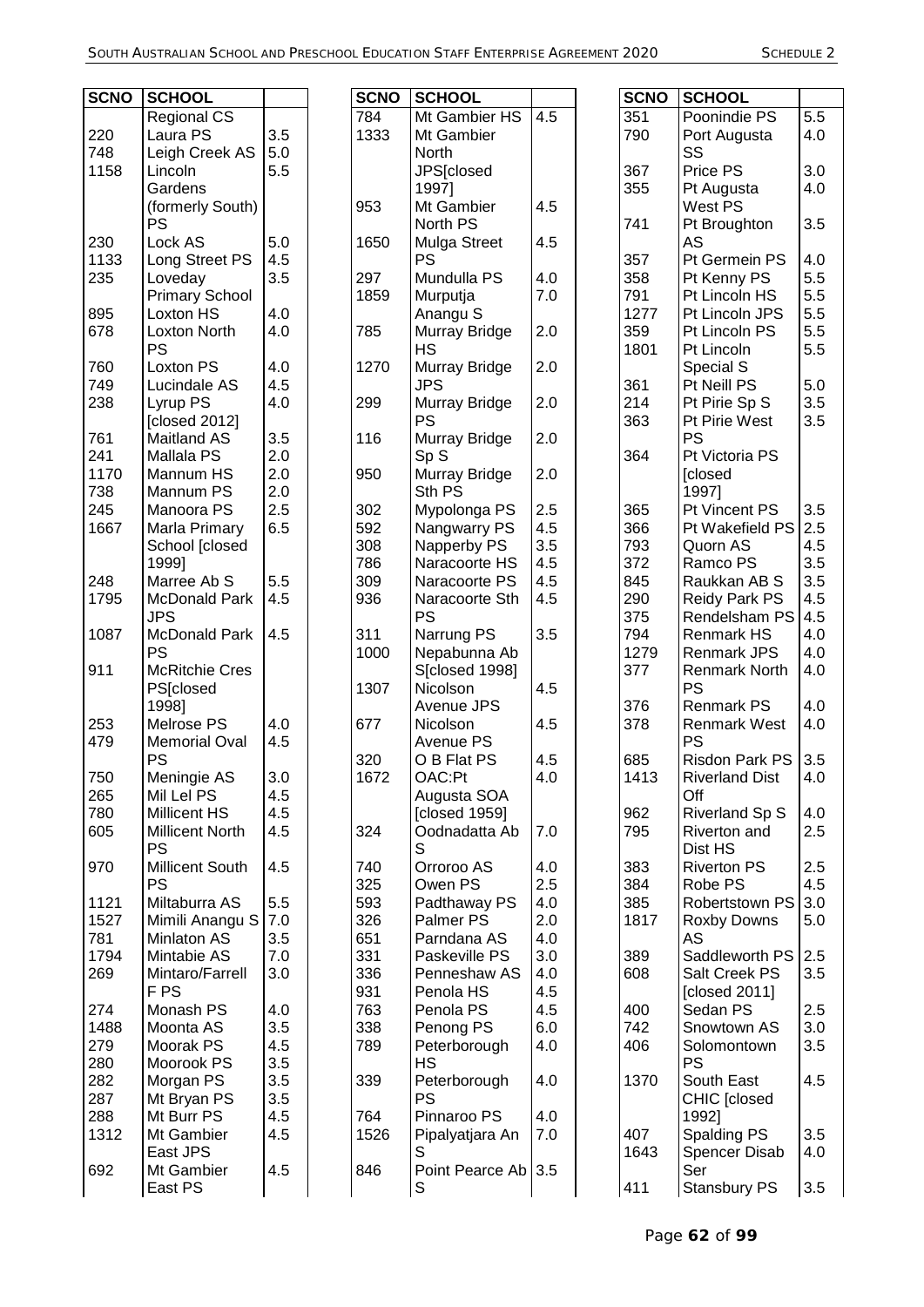| SCNO | SCHOOL | |
|---|---|---|
| | Regional CS | |
| 220 | Laura PS | 3.5 |
| 748 | Leigh Creek AS | 5.0 |
| 1158 | Lincoln Gardens (formerly South) PS | 5.5 |
| 230 | Lock AS | 5.0 |
| 1133 | Long Street PS | 4.5 |
| 235 | Loveday Primary School | 3.5 |
| 895 | Loxton HS | 4.0 |
| 678 | Loxton North PS | 4.0 |
| 760 | Loxton PS | 4.0 |
| 749 | Lucindale AS | 4.5 |
| 238 | Lyrup PS [closed 2012] | 4.0 |
| 761 | Maitland AS | 3.5 |
| 241 | Mallala PS | 2.0 |
| 1170 | Mannum HS | 2.0 |
| 738 | Mannum PS | 2.0 |
| 245 | Manoora PS | 2.5 |
| 1667 | Marla Primary School [closed 1999] | 6.5 |
| 248 | Marree Ab S | 5.5 |
| 1795 | McDonald Park JPS | 4.5 |
| 1087 | McDonald Park PS | 4.5 |
| 911 | McRitchie Cres PS[closed 1998] | |
| 253 | Melrose PS | 4.0 |
| 479 | Memorial Oval PS | 4.5 |
| 750 | Meningie AS | 3.0 |
| 265 | Mil Lel PS | 4.5 |
| 780 | Millicent HS | 4.5 |
| 605 | Millicent North PS | 4.5 |
| 970 | Millicent South PS | 4.5 |
| 1121 | Miltaburra AS | 5.5 |
| 1527 | Mimili Angangu S | 7.0 |
| 781 | Minlaton AS | 3.5 |
| 1794 | Mintabie AS | 7.0 |
| 269 | Mintaro/Farrell F PS | 3.0 |
| 274 | Monash PS | 4.0 |
| 1488 | Moonta AS | 3.5 |
| 279 | Moorak PS | 4.5 |
| 280 | Moorook PS | 3.5 |
| 282 | Morgan PS | 3.5 |
| 287 | Mt Bryan PS | 3.5 |
| 288 | Mt Burr PS | 4.5 |
| 1312 | Mt Gambier East JPS | 4.5 |
| 692 | Mt Gambier East PS | 4.5 |
| 784 | Mt Gambier HS | 4.5 |
| 1333 | Mt Gambier North JPS[closed 1997] | |
| 953 | Mt Gambier North PS | 4.5 |
| 1650 | Mulga Street PS | 4.5 |
| 297 | Mundulla PS | 4.0 |
| 1859 | Murputja Anangu S | 7.0 |
| 785 | Murray Bridge HS | 2.0 |
| 1270 | Murray Bridge JPS | 2.0 |
| 299 | Murray Bridge PS | 2.0 |
| 116 | Murray Bridge Sp S | 2.0 |
| 950 | Murray Bridge Sth PS | 2.0 |
| 302 | Mypolonga PS | 2.5 |
| 592 | Nangwarry PS | 4.5 |
| 308 | Napperby PS | 3.5 |
| 786 | Naracoorte HS | 4.5 |
| 309 | Naracoorte PS | 4.5 |
| 936 | Naracoorte Sth PS | 4.5 |
| 311 | Narrung PS | 3.5 |
| 1000 | Nepabunna Ab S[closed 1998] | |
| 1307 | Nicolson Avenue JPS | 4.5 |
| 677 | Nicolson Avenue PS | 4.5 |
| 320 | O B Flat PS | 4.5 |
| 1672 | OAC:Pt Augusta SOA [closed 1959] | 4.0 |
| 324 | Oodnadatta Ab S | 7.0 |
| 740 | Orroroo AS | 4.0 |
| 325 | Owen PS | 2.5 |
| 593 | Padthaway PS | 4.0 |
| 326 | Palmer PS | 2.0 |
| 651 | Parndana AS | 4.0 |
| 331 | Paskeville PS | 3.0 |
| 336 | Penneshaw AS | 4.0 |
| 931 | Penola HS | 4.5 |
| 763 | Penola PS | 4.5 |
| 338 | Penong PS | 6.0 |
| 789 | Peterborough HS | 4.0 |
| 339 | Peterborough PS | 4.0 |
| 764 | Pinnaroo PS | 4.0 |
| 1526 | Pipalyatjara An S | 7.0 |
| 846 | Point Pearce Ab S | 3.5 |
| 351 | Poonindie PS | 5.5 |
| 790 | Port Augusta SS | 4.0 |
| 367 | Price PS | 3.0 |
| 355 | Pt Augusta West PS | 4.0 |
| 741 | Pt Broughton AS | 3.5 |
| 357 | Pt Germein PS | 4.0 |
| 358 | Pt Kenny PS | 5.5 |
| 791 | Pt Lincoln HS | 5.5 |
| 1277 | Pt Lincoln JPS | 5.5 |
| 359 | Pt Lincoln PS | 5.5 |
| 1801 | Pt Lincoln Special S | 5.5 |
| 361 | Pt Neill PS | 5.0 |
| 214 | Pt Pirie Sp S | 3.5 |
| 363 | Pt Pirie West PS | 3.5 |
| 364 | Pt Victoria PS [closed 1997] | |
| 365 | Pt Vincent PS | 3.5 |
| 366 | Pt Wakefield PS | 2.5 |
| 793 | Quorn AS | 4.5 |
| 372 | Ramco PS | 3.5 |
| 845 | Raukkan AB S | 3.5 |
| 290 | Reidy Park PS | 4.5 |
| 375 | Rendelsham PS | 4.5 |
| 794 | Renmark HS | 4.0 |
| 1279 | Renmark JPS | 4.0 |
| 377 | Renmark North PS | 4.0 |
| 376 | Renmark PS | 4.0 |
| 378 | Renmark West PS | 4.0 |
| 685 | Risdon Park PS | 3.5 |
| 1413 | Riverland Dist Off | 4.0 |
| 962 | Riverland Sp S | 4.0 |
| 795 | Riverton and Dist HS | 2.5 |
| 383 | Riverton PS | 2.5 |
| 384 | Robe PS | 4.5 |
| 385 | Robertstown PS | 3.0 |
| 1817 | Roxby Downs AS | 5.0 |
| 389 | Saddleworth PS | 2.5 |
| 608 | Salt Creek PS [closed 2011] | 3.5 |
| 400 | Sedan PS | 2.5 |
| 742 | Snowtown AS | 3.0 |
| 406 | Solomontown PS | 3.5 |
| 1370 | South East CHIC [closed 1992] | 4.5 |
| 407 | Spalding PS | 3.5 |
| 1643 | Spencer Disab Ser | 4.0 |
| 411 | Stansbury PS | 3.5 |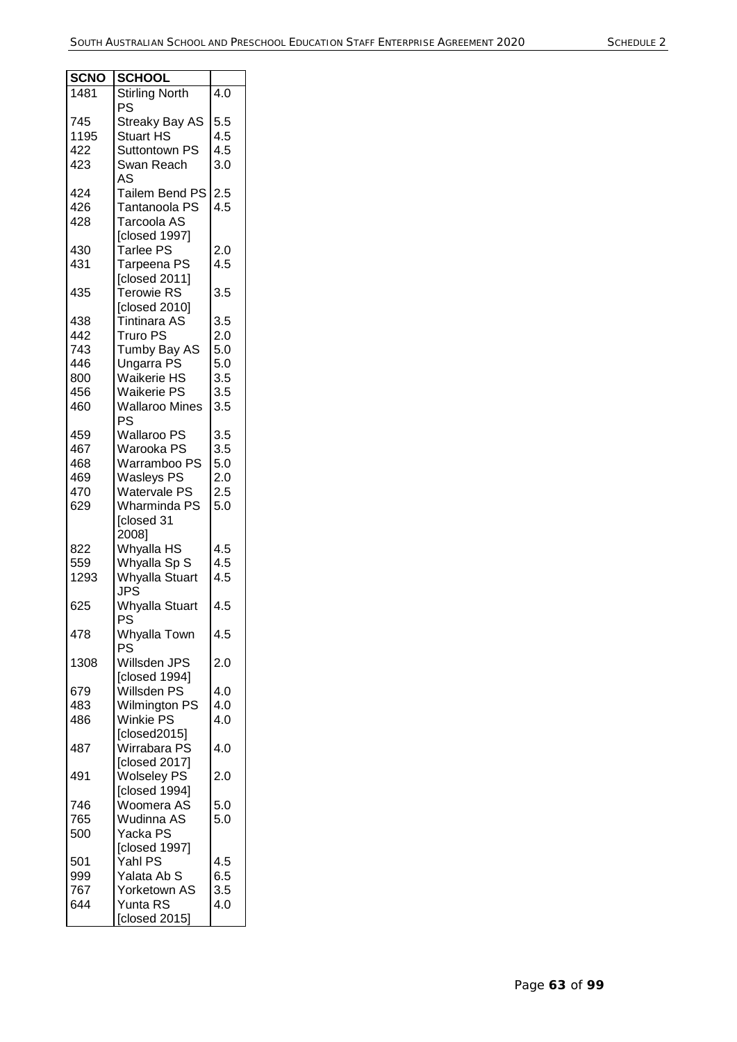| SCNO | SCHOOL | |
|---|---|---|
| 1481 | Stirling North PS | 4.0 |
| 745 | Streaky Bay AS | 5.5 |
| 1195 | Stuart HS | 4.5 |
| 422 | Suttontown PS | 4.5 |
| 423 | Swan Reach AS | 3.0 |
| 424 | Tailem Bend PS | 2.5 |
| 426 | Tantanoola PS | 4.5 |
| 428 | Tarcoola AS [closed 1997] | |
| 430 | Tarlee PS | 2.0 |
| 431 | Tarpeena PS [closed 2011] | 4.5 |
| 435 | Terowie RS [closed 2010] | 3.5 |
| 438 | Tintinara AS | 3.5 |
| 442 | Truro PS | 2.0 |
| 743 | Tumby Bay AS | 5.0 |
| 446 | Ungarra PS | 5.0 |
| 800 | Waikerie HS | 3.5 |
| 456 | Waikerie PS | 3.5 |
| 460 | Wallaroo Mines PS | 3.5 |
| 459 | Wallaroo PS | 3.5 |
| 467 | Warooka PS | 3.5 |
| 468 | Warramboo PS | 5.0 |
| 469 | Wasleys PS | 2.0 |
| 470 | Watervale PS | 2.5 |
| 629 | Wharminda PS [closed 31 2008] | 5.0 |
| 822 | Whyalla HS | 4.5 |
| 559 | Whyalla Sp S | 4.5 |
| 1293 | Whyalla Stuart JPS | 4.5 |
| 625 | Whyalla Stuart PS | 4.5 |
| 478 | Whyalla Town PS | 4.5 |
| 1308 | Willsden JPS [closed 1994] | 2.0 |
| 679 | Willsden PS | 4.0 |
| 483 | Wilmington PS | 4.0 |
| 486 | Winkie PS [closed2015] | 4.0 |
| 487 | Wirrabara PS [closed 2017] | 4.0 |
| 491 | Wolseley PS [closed 1994] | 2.0 |
| 746 | Woomera AS | 5.0 |
| 765 | Wudinna AS | 5.0 |
| 500 | Yacka PS [closed 1997] | |
| 501 | Yahl PS | 4.5 |
| 999 | Yalata Ab S | 6.5 |
| 767 | Yorketown AS | 3.5 |
| 644 | Yunta RS [closed 2015] | 4.0 |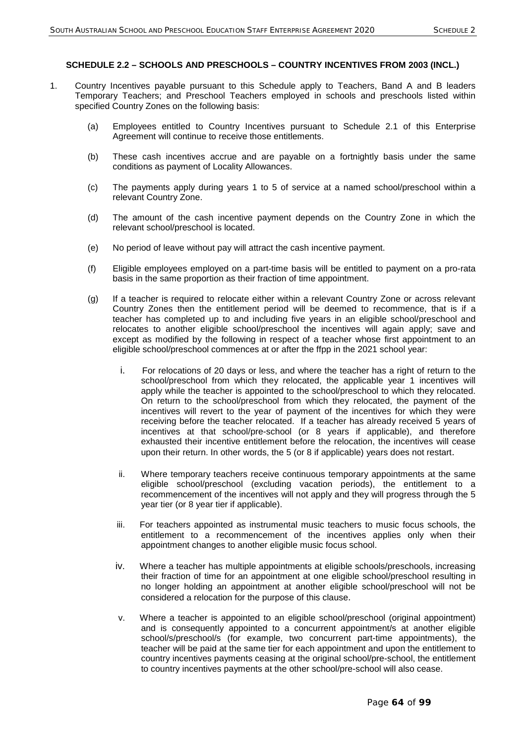## SCHEDULE 2.2 – SCHOOLS AND PRESCHOOLS – COUNTRY INCENTIVES FROM 2003 (INCL.)

1. Country Incentives payable pursuant to this Schedule apply to Teachers, Band A and B leaders Temporary Teachers; and Preschool Teachers employed in schools and preschools listed within specified Country Zones on the following basis:

   (a) Employees entitled to Country Incentives pursuant to Schedule 2.1 of this Enterprise Agreement will continue to receive those entitlements.

   (b) These cash incentives accrue and are payable on a fortnightly basis under the same conditions as payment of Locality Allowances.

   (c) The payments apply during years 1 to 5 of service at a named school/preschool within a relevant Country Zone.

   (d) The amount of the cash incentive payment depends on the Country Zone in which the relevant school/preschool is located.

   (e) No period of leave without pay will attract the cash incentive payment.

   (f) Eligible employees employed on a part-time basis will be entitled to payment on a pro-rata basis in the same proportion as their fraction of time appointment.

   (g) If a teacher is required to relocate either within a relevant Country Zone or across relevant Country Zones then the entitlement period will be deemed to recommence, that is if a teacher has completed up to and including five years in an eligible school/preschool and relocates to another eligible school/preschool the incentives will again apply; save and except as modified by the following in respect of a teacher whose first appointment to an eligible school/preschool commences at or after the ffpp in the 2021 school year:

      i. For relocations of 20 days or less, and where the teacher has a right of return to the school/preschool from which they relocated, the applicable year 1 incentives will apply while the teacher is appointed to the school/preschool to which they relocated. On return to the school/preschool from which they relocated, the payment of the incentives will revert to the year of payment of the incentives for which they were receiving before the teacher relocated. If a teacher has already received 5 years of incentives at that school/pre-school (or 8 years if applicable), and therefore exhausted their incentive entitlement before the relocation, the incentives will cease upon their return. In other words, the 5 (or 8 if applicable) years does not restart.

      ii. Where temporary teachers receive continuous temporary appointments at the same eligible school/preschool (excluding vacation periods), the entitlement to a recommencement of the incentives will not apply and they will progress through the 5 year tier (or 8 year tier if applicable).

      iii. For teachers appointed as instrumental music teachers to music focus schools, the entitlement to a recommencement of the incentives applies only when their appointment changes to another eligible music focus school.

      iv. Where a teacher has multiple appointments at eligible schools/preschools, increasing their fraction of time for an appointment at one eligible school/preschool resulting in no longer holding an appointment at another eligible school/preschool will not be considered a relocation for the purpose of this clause.

      v. Where a teacher is appointed to an eligible school/preschool (original appointment) and is consequently appointed to a concurrent appointment/s at another eligible school/s/preschool/s (for example, two concurrent part-time appointments), the teacher will be paid at the same tier for each appointment and upon the entitlement to country incentives payments ceasing at the original school/pre-school, the entitlement to country incentives payments at the other school/pre-school will also cease.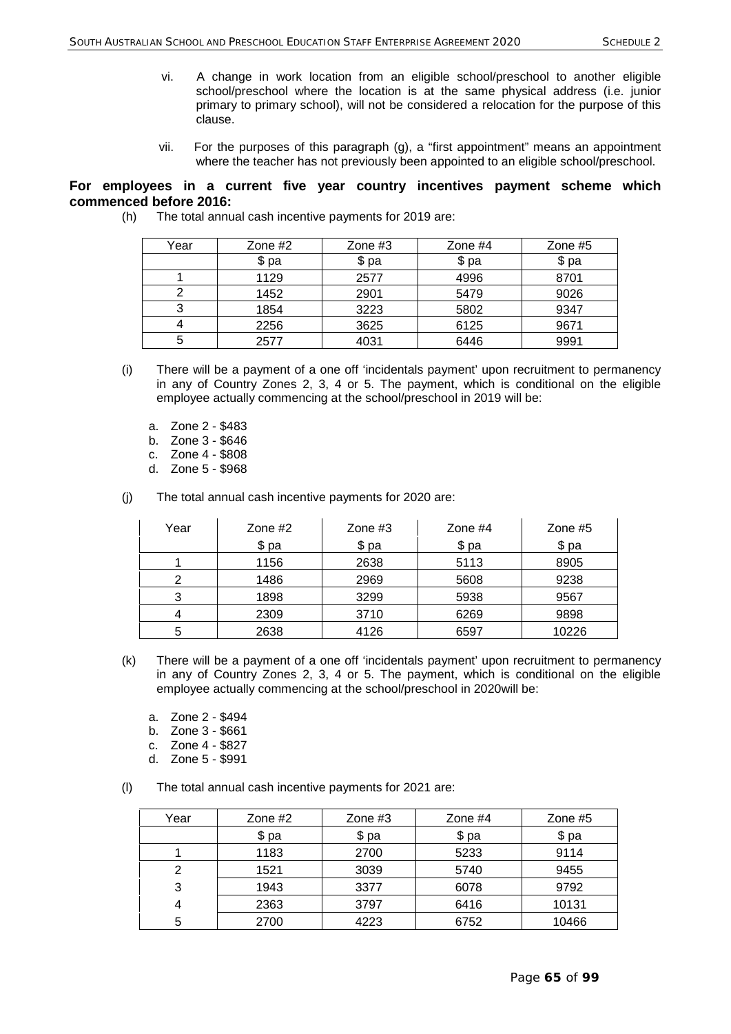vi. A change in work location from an eligible school/preschool to another eligible school/preschool where the location is at the same physical address (i.e. junior primary to primary school), will not be considered a relocation for the purpose of this clause.

vii. For the purposes of this paragraph (g), a “first appointment” means an appointment where the teacher has not previously been appointed to an eligible school/preschool.

**For employees in a current five year country incentives payment scheme which commenced before 2016:**

(h) The total annual cash incentive payments for 2019 are:

| Year | Zone #2 | Zone #3 | Zone #4 | Zone #5 |
|---|---|---|---|---|
| | $ pa | $ pa | $ pa | $ pa |
| 1 | 1129 | 2577 | 4996 | 8701 |
| 2 | 1452 | 2901 | 5479 | 9026 |
| 3 | 1854 | 3223 | 5802 | 9347 |
| 4 | 2256 | 3625 | 6125 | 9671 |
| 5 | 2577 | 4031 | 6446 | 9991 |

(i) There will be a payment of a one off ‘incidentals payment’ upon recruitment to permanency in any of Country Zones 2, 3, 4 or 5. The payment, which is conditional on the eligible employee actually commencing at the school/preschool in 2019 will be:

a. Zone 2 - $483
b. Zone 3 - $646
c. Zone 4 - $808
d. Zone 5 - $968

(j) The total annual cash incentive payments for 2020 are:

| Year | Zone #2 | Zone #3 | Zone #4 | Zone #5 |
|---|---|---|---|---|
| | $ pa | $ pa | $ pa | $ pa |
| 1 | 1156 | 2638 | 5113 | 8905 |
| 2 | 1486 | 2969 | 5608 | 9238 |
| 3 | 1898 | 3299 | 5938 | 9567 |
| 4 | 2309 | 3710 | 6269 | 9898 |
| 5 | 2638 | 4126 | 6597 | 10226 |

(k) There will be a payment of a one off ‘incidentals payment’ upon recruitment to permanency in any of Country Zones 2, 3, 4 or 5. The payment, which is conditional on the eligible employee actually commencing at the school/preschool in 2020will be:

a. Zone 2 - $494
b. Zone 3 - $661
c. Zone 4 - $827
d. Zone 5 - $991

(l) The total annual cash incentive payments for 2021 are:

| Year | Zone #2 | Zone #3 | Zone #4 | Zone #5 |
|---|---|---|---|---|
| | $ pa | $ pa | $ pa | $ pa |
| 1 | 1183 | 2700 | 5233 | 9114 |
| 2 | 1521 | 3039 | 5740 | 9455 |
| 3 | 1943 | 3377 | 6078 | 9792 |
| 4 | 2363 | 3797 | 6416 | 10131 |
| 5 | 2700 | 4223 | 6752 | 10466 |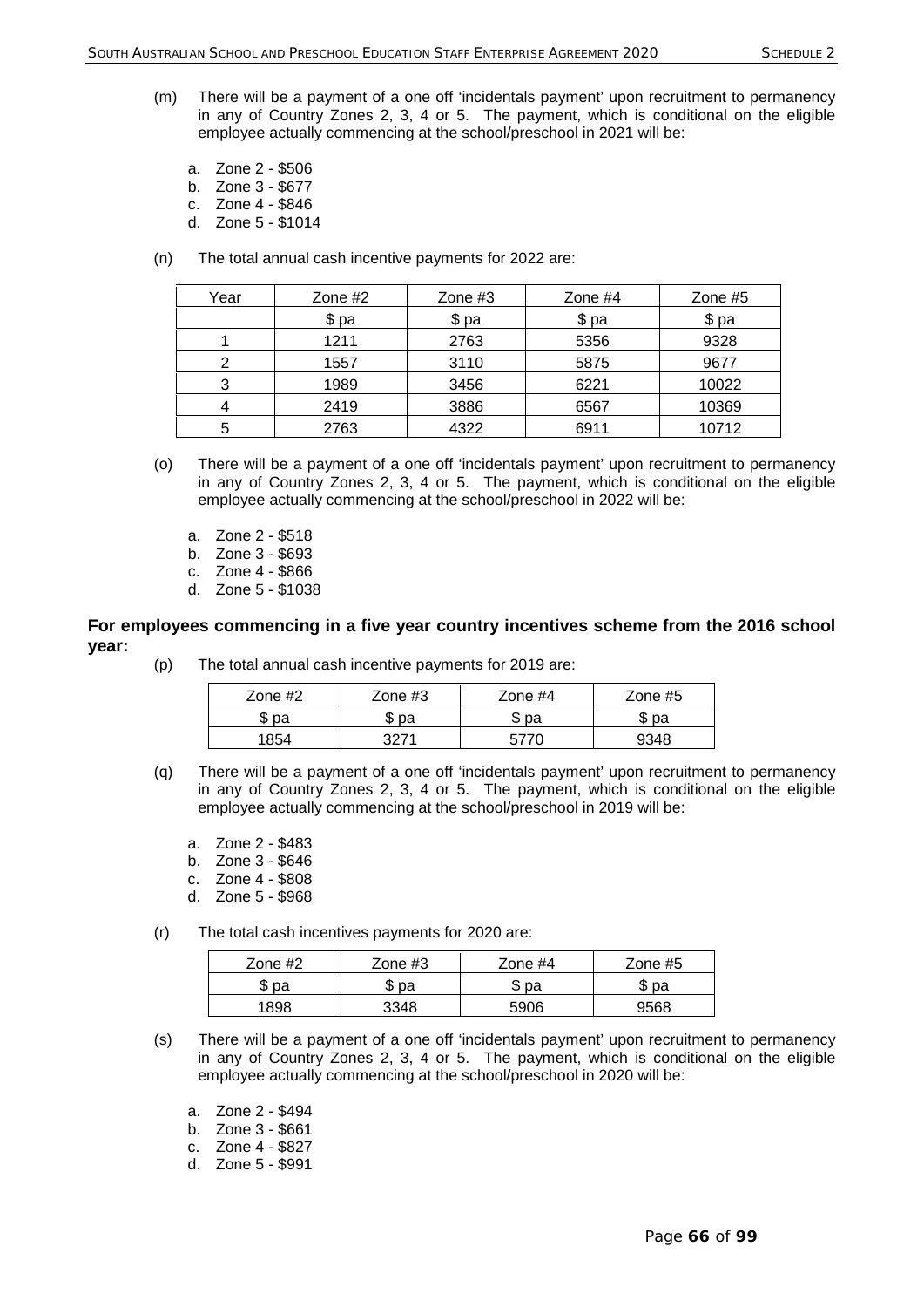(m) There will be a payment of a one off 'incidentals payment' upon recruitment to permanency in any of Country Zones 2, 3, 4 or 5. The payment, which is conditional on the eligible employee actually commencing at the school/preschool in 2021 will be:

a. Zone 2 - $506
b. Zone 3 - $677
c. Zone 4 - $846
d. Zone 5 - $1014

(n) The total annual cash incentive payments for 2022 are:

| Year | Zone #2 | Zone #3 | Zone #4 | Zone #5 |
|---|---|---|---|---|
| | $ pa | $ pa | $ pa | $ pa |
| 1 | 1211 | 2763 | 5356 | 9328 |
| 2 | 1557 | 3110 | 5875 | 9677 |
| 3 | 1989 | 3456 | 6221 | 10022 |
| 4 | 2419 | 3886 | 6567 | 10369 |
| 5 | 2763 | 4322 | 6911 | 10712 |

(o) There will be a payment of a one off 'incidentals payment' upon recruitment to permanency in any of Country Zones 2, 3, 4 or 5. The payment, which is conditional on the eligible employee actually commencing at the school/preschool in 2022 will be:

a. Zone 2 - $518
b. Zone 3 - $693
c. Zone 4 - $866
d. Zone 5 - $1038

**For employees commencing in a five year country incentives scheme from the 2016 school year:**

(p) The total annual cash incentive payments for 2019 are:

| Zone #2 | Zone #3 | Zone #4 | Zone #5 |
|---|---|---|---|
| $ pa | $ pa | $ pa | $ pa |
| 1854 | 3271 | 5770 | 9348 |

(q) There will be a payment of a one off 'incidentals payment' upon recruitment to permanency in any of Country Zones 2, 3, 4 or 5. The payment, which is conditional on the eligible employee actually commencing at the school/preschool in 2019 will be:

a. Zone 2 - $483
b. Zone 3 - $646
c. Zone 4 - $808
d. Zone 5 - $968

(r) The total cash incentives payments for 2020 are:

| Zone #2 | Zone #3 | Zone #4 | Zone #5 |
|---|---|---|---|
| $ pa | $ pa | $ pa | $ pa |
| 1898 | 3348 | 5906 | 9568 |

(s) There will be a payment of a one off 'incidentals payment' upon recruitment to permanency in any of Country Zones 2, 3, 4 or 5. The payment, which is conditional on the eligible employee actually commencing at the school/preschool in 2020 will be:

a. Zone 2 - $494
b. Zone 3 - $661
c. Zone 4 - $827
d. Zone 5 - $991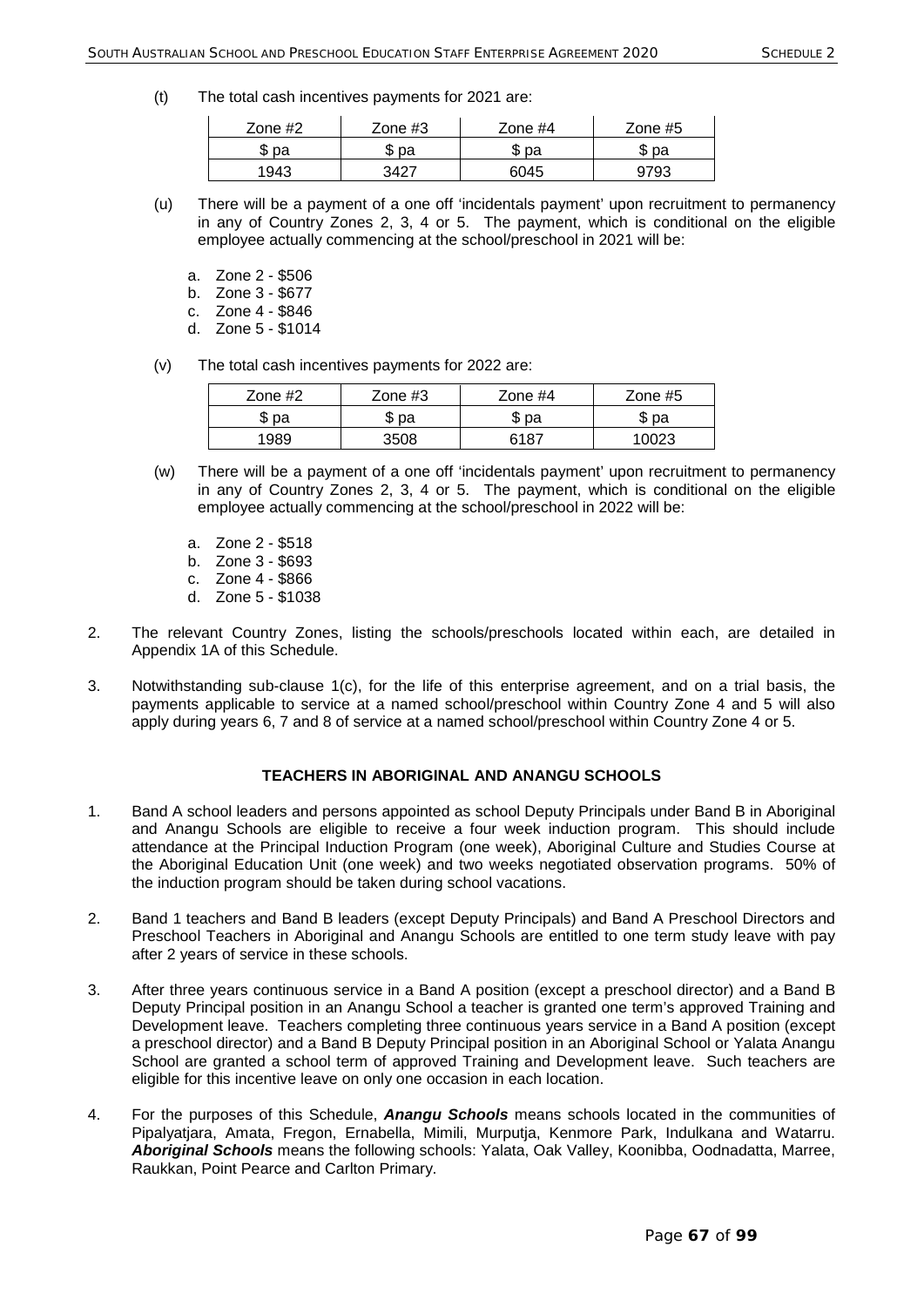(t) The total cash incentives payments for 2021 are:

| Zone #2 | Zone #3 | Zone #4 | Zone #5 |
|---|---|---|---|
| $ pa | $ pa | $ pa | $ pa |
| 1943 | 3427 | 6045 | 9793 |

(u) There will be a payment of a one off 'incidentals payment' upon recruitment to permanency in any of Country Zones 2, 3, 4 or 5. The payment, which is conditional on the eligible employee actually commencing at the school/preschool in 2021 will be:

a. Zone 2 - $506
b. Zone 3 - $677
c. Zone 4 - $846
d. Zone 5 - $1014

(v) The total cash incentives payments for 2022 are:

| Zone #2 | Zone #3 | Zone #4 | Zone #5 |
|---|---|---|---|
| $ pa | $ pa | $ pa | $ pa |
| 1989 | 3508 | 6187 | 10023 |

(w) There will be a payment of a one off 'incidentals payment' upon recruitment to permanency in any of Country Zones 2, 3, 4 or 5. The payment, which is conditional on the eligible employee actually commencing at the school/preschool in 2022 will be:

a. Zone 2 - $518
b. Zone 3 - $693
c. Zone 4 - $866
d. Zone 5 - $1038

2. The relevant Country Zones, listing the schools/preschools located within each, are detailed in Appendix 1A of this Schedule.

3. Notwithstanding sub-clause 1(c), for the life of this enterprise agreement, and on a trial basis, the payments applicable to service at a named school/preschool within Country Zone 4 and 5 will also apply during years 6, 7 and 8 of service at a named school/preschool within Country Zone 4 or 5.

## TEACHERS IN ABORIGINAL AND ANANGU SCHOOLS

1. Band A school leaders and persons appointed as school Deputy Principals under Band B in Aboriginal and Anangu Schools are eligible to receive a four week induction program. This should include attendance at the Principal Induction Program (one week), Aboriginal Culture and Studies Course at the Aboriginal Education Unit (one week) and two weeks negotiated observation programs. 50% of the induction program should be taken during school vacations.

2. Band 1 teachers and Band B leaders (except Deputy Principals) and Band A Preschool Directors and Preschool Teachers in Aboriginal and Anangu Schools are entitled to one term study leave with pay after 2 years of service in these schools.

3. After three years continuous service in a Band A position (except a preschool director) and a Band B Deputy Principal position in an Anangu School a teacher is granted one term's approved Training and Development leave. Teachers completing three continuous years service in a Band A position (except a preschool director) and a Band B Deputy Principal position in an Aboriginal School or Yalata Anangu School are granted a school term of approved Training and Development leave. Such teachers are eligible for this incentive leave on only one occasion in each location.

4. For the purposes of this Schedule, ***Anangu Schools*** means schools located in the communities of Pipalyatjara, Amata, Fregon, Ernabella, Mimili, Murputja, Kenmore Park, Indulkana and Watarru. ***Aboriginal Schools*** means the following schools: Yalata, Oak Valley, Koonibba, Oodnadatta, Marree, Raukkan, Point Pearce and Carlton Primary.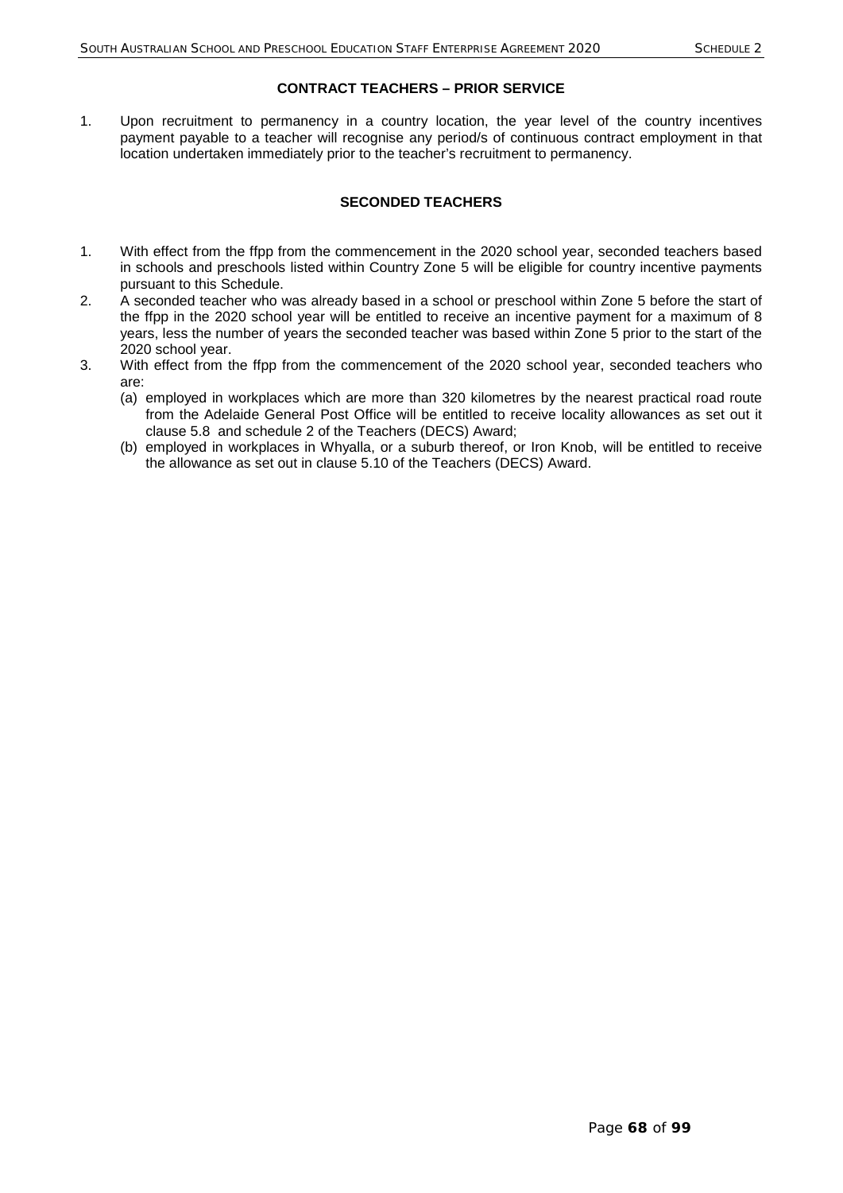## CONTRACT TEACHERS – PRIOR SERVICE

1. Upon recruitment to permanency in a country location, the year level of the country incentives payment payable to a teacher will recognise any period/s of continuous contract employment in that location undertaken immediately prior to the teacher's recruitment to permanency.

## SECONDED TEACHERS

1. With effect from the ffpp from the commencement in the 2020 school year, seconded teachers based in schools and preschools listed within Country Zone 5 will be eligible for country incentive payments pursuant to this Schedule.
2. A seconded teacher who was already based in a school or preschool within Zone 5 before the start of the ffpp in the 2020 school year will be entitled to receive an incentive payment for a maximum of 8 years, less the number of years the seconded teacher was based within Zone 5 prior to the start of the 2020 school year.
3. With effect from the ffpp from the commencement of the 2020 school year, seconded teachers who are:
   (a) employed in workplaces which are more than 320 kilometres by the nearest practical road route from the Adelaide General Post Office will be entitled to receive locality allowances as set out it clause 5.8 and schedule 2 of the Teachers (DECS) Award;
   (b) employed in workplaces in Whyalla, or a suburb thereof, or Iron Knob, will be entitled to receive the allowance as set out in clause 5.10 of the Teachers (DECS) Award.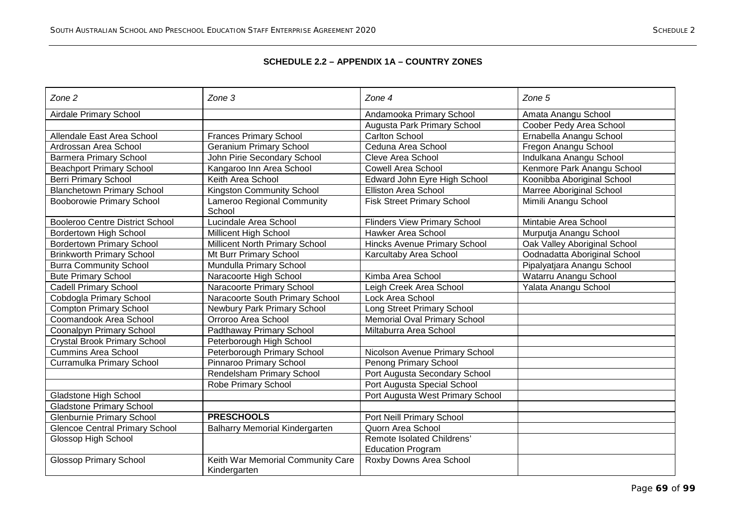## SCHEDULE 2.2 – APPENDIX 1A – COUNTRY ZONES

| *Zone 2* | *Zone 3* | *Zone 4* | *Zone 5* |
|---|---|---|---|
| Airdale Primary School | | Andamooka Primary School | Amata Anangu School |
| | | Augusta Park Primary School | Coober Pedy Area School |
| Allendale East Area School | Frances Primary School | Carlton School | Ernabella Anangu School |
| Ardrossan Area School | Geranium Primary School | Ceduna Area School | Fregon Anangu School |
| Barmera Primary School | John Pirie Secondary School | Cleve Area School | Indulkana Anangu School |
| Beachport Primary School | Kangaroo Inn Area School | Cowell Area School | Kenmore Park Anangu School |
| Berri Primary School | Keith Area School | Edward John Eyre High School | Koonibba Aboriginal School |
| Blanchetown Primary School | Kingston Community School | Elliston Area School | Marree Aboriginal School |
| Booborowie Primary School | Lameroo Regional Community School | Fisk Street Primary School | Mimili Anangu School |
| Booleroo Centre District School | Lucindale Area School | Flinders View Primary School | Mintabie Area School |
| Bordertown High School | Millicent High School | Hawker Area School | Murputja Anangu School |
| Bordertown Primary School | Millicent North Primary School | Hincks Avenue Primary School | Oak Valley Aboriginal School |
| Brinkworth Primary School | Mt Burr Primary School | Karcultaby Area School | Oodnadatta Aboriginal School |
| Burra Community School | Mundulla Primary School | | Pipalyatjara Anangu School |
| Bute Primary School | Naracoorte High School | Kimba Area School | Watarru Anangu School |
| Cadell Primary School | Naracoorte Primary School | Leigh Creek Area School | Yalata Anangu School |
| Cobdogla Primary School | Naracoorte South Primary School | Lock Area School | |
| Compton Primary School | Newbury Park Primary School | Long Street Primary School | |
| Coomandook Area School | Orroroo Area School | Memorial Oval Primary School | |
| Coonalpyn Primary School | Padthaway Primary School | Miltaburra Area School | |
| Crystal Brook Primary School | Peterborough High School | | |
| Cummins Area School | Peterborough Primary School | Nicolson Avenue Primary School | |
| Curramulka Primary School | Pinnaroo Primary School | Penong Primary School | |
| | Rendelsham Primary School | Port Augusta Secondary School | |
| | Robe Primary School | Port Augusta Special School | |
| Gladstone High School | | Port Augusta West Primary School | |
| Gladstone Primary School | | | |
| Glenburnie Primary School | **PRESCHOOLS** | Port Neill Primary School | |
| Glencoe Central Primary School | Balharry Memorial Kindergarten | Quorn Area School | |
| Glossop High School | | Remote Isolated Childrens' Education Program | |
| Glossop Primary School | Keith War Memorial Community Care Kindergarten | Roxby Downs Area School | |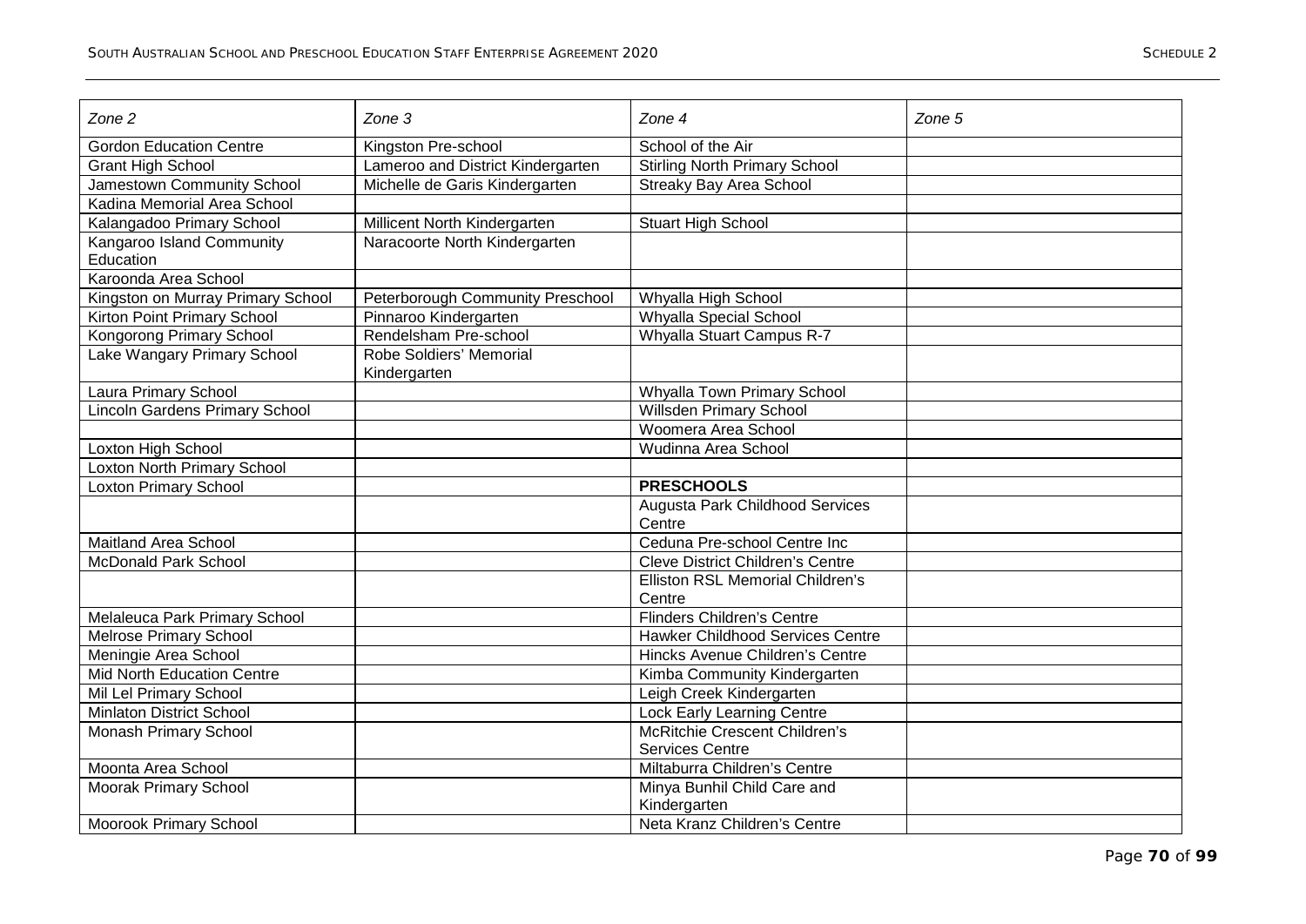| *Zone 2* | *Zone 3* | *Zone 4* | *Zone 5* |
|---|---|---|---|
| Gordon Education Centre | Kingston Pre-school | School of the Air | |
| Grant High School | Lameroo and District Kindergarten | Stirling North Primary School | |
| Jamestown Community School | Michelle de Garis Kindergarten | Streaky Bay Area School | |
| Kadina Memorial Area School | | | |
| Kalangadoo Primary School | Millicent North Kindergarten | Stuart High School | |
| Kangaroo Island Community Education | Naracoorte North Kindergarten | | |
| Karoonda Area School | | | |
| Kingston on Murray Primary School | Peterborough Community Preschool | Whyalla High School | |
| Kirton Point Primary School | Pinnaroo Kindergarten | Whyalla Special School | |
| Kongorong Primary School | Rendelsham Pre-school | Whyalla Stuart Campus R-7 | |
| Lake Wangary Primary School | Robe Soldiers' Memorial Kindergarten | | |
| Laura Primary School | | Whyalla Town Primary School | |
| Lincoln Gardens Primary School | | Willsden Primary School | |
| | | Woomera Area School | |
| Loxton High School | | Wudinna Area School | |
| Loxton North Primary School | | | |
| Loxton Primary School | | **PRESCHOOLS** | |
| | | Augusta Park Childhood Services Centre | |
| Maitland Area School | | Ceduna Pre-school Centre Inc | |
| McDonald Park School | | Cleve District Children's Centre | |
| | | Elliston RSL Memorial Children's Centre | |
| Melaleuca Park Primary School | | Flinders Children's Centre | |
| Melrose Primary School | | Hawker Childhood Services Centre | |
| Meningie Area School | | Hincks Avenue Children's Centre | |
| Mid North Education Centre | | Kimba Community Kindergarten | |
| Mil Lel Primary School | | Leigh Creek Kindergarten | |
| Minlaton District School | | Lock Early Learning Centre | |
| Monash Primary School | | McRitchie Crescent Children's Services Centre | |
| Moonta Area School | | Miltaburra Children's Centre | |
| Moorak Primary School | | Minya Bunhil Child Care and Kindergarten | |
| Moorook Primary School | | Neta Kranz Children's Centre | |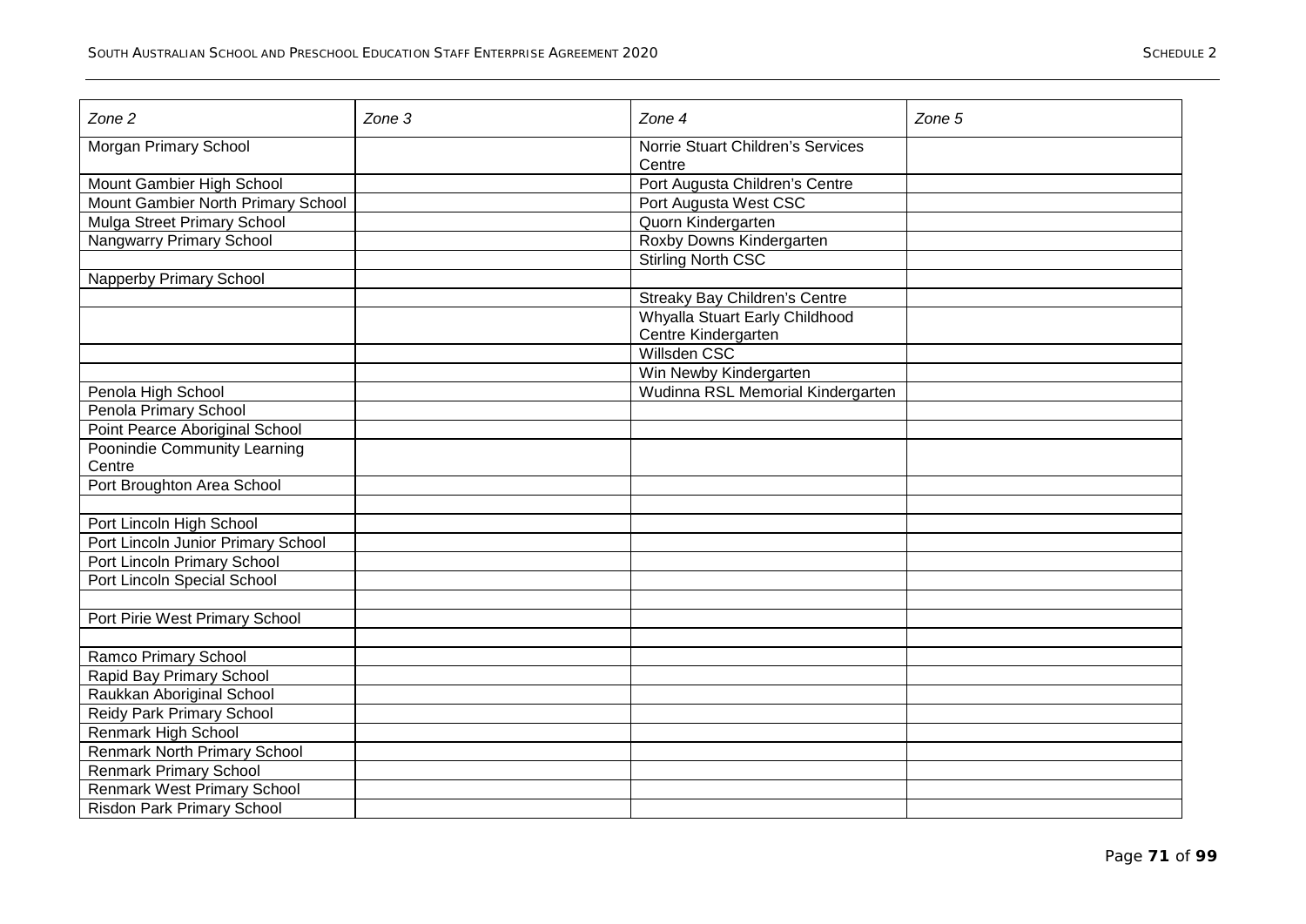| Zone 2 | Zone 3 | Zone 4 | Zone 5 |
|---|---|---|---|
| Morgan Primary School | | Norrie Stuart Children's Services Centre | |
| Mount Gambier High School | | Port Augusta Children's Centre | |
| Mount Gambier North Primary School | | Port Augusta West CSC | |
| Mulga Street Primary School | | Quorn Kindergarten | |
| Nangwarry Primary School | | Roxby Downs Kindergarten | |
| | | Stirling North CSC | |
| Napperby Primary School | | | |
| | | Streaky Bay Children's Centre | |
| | | Whyalla Stuart Early Childhood Centre Kindergarten | |
| | | Willsden CSC | |
| | | Win Newby Kindergarten | |
| Penola High School | | Wudinna RSL Memorial Kindergarten | |
| Penola Primary School | | | |
| Point Pearce Aboriginal School | | | |
| Poonindie Community Learning Centre | | | |
| Port Broughton Area School | | | |
| | | | |
| Port Lincoln High School | | | |
| Port Lincoln Junior Primary School | | | |
| Port Lincoln Primary School | | | |
| Port Lincoln Special School | | | |
| | | | |
| Port Pirie West Primary School | | | |
| | | | |
| Ramco Primary School | | | |
| Rapid Bay Primary School | | | |
| Raukkan Aboriginal School | | | |
| Reidy Park Primary School | | | |
| Renmark High School | | | |
| Renmark North Primary School | | | |
| Renmark Primary School | | | |
| Renmark West Primary School | | | |
| Risdon Park Primary School | | | |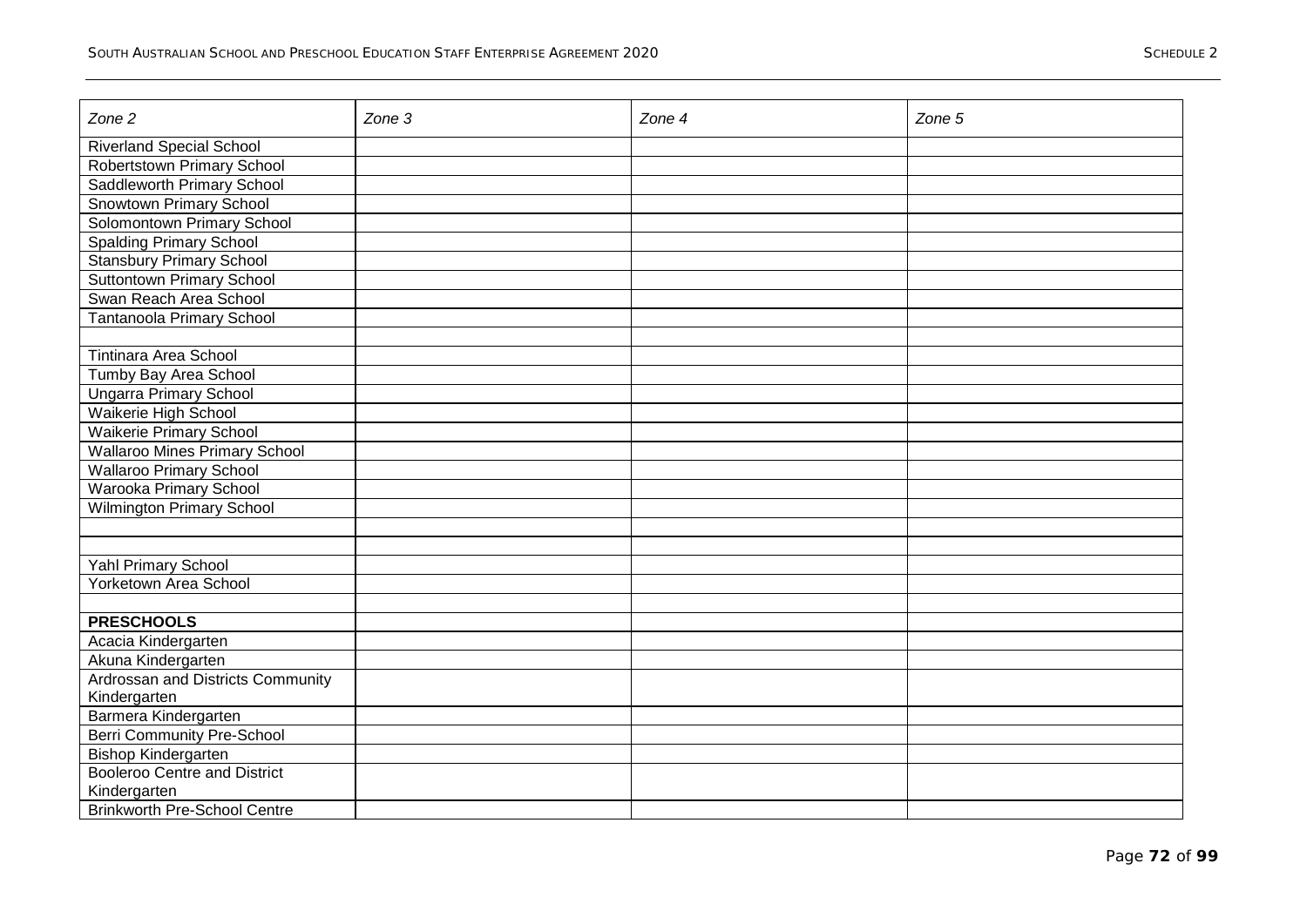| *Zone 2* | *Zone 3* | *Zone 4* | *Zone 5* |
|---|---|---|---|
| Riverland Special School | | | |
| Robertstown Primary School | | | |
| Saddleworth Primary School | | | |
| Snowtown Primary School | | | |
| Solomontown Primary School | | | |
| Spalding Primary School | | | |
| Stansbury Primary School | | | |
| Suttontown Primary School | | | |
| Swan Reach Area School | | | |
| Tantanoola Primary School | | | |
| | | | |
| Tintinara Area School | | | |
| Tumby Bay Area School | | | |
| Ungarra Primary School | | | |
| Waikerie High School | | | |
| Waikerie Primary School | | | |
| Wallaroo Mines Primary School | | | |
| Wallaroo Primary School | | | |
| Warooka Primary School | | | |
| Wilmington Primary School | | | |
| | | | |
| | | | |
| Yahl Primary School | | | |
| Yorketown Area School | | | |
| | | | |
| **PRESCHOOLS** | | | |
| Acacia Kindergarten | | | |
| Akuna Kindergarten | | | |
| Ardrossan and Districts Community Kindergarten | | | |
| Barmera Kindergarten | | | |
| Berri Community Pre-School | | | |
| Bishop Kindergarten | | | |
| Booleroo Centre and District Kindergarten | | | |
| Brinkworth Pre-School Centre | | | |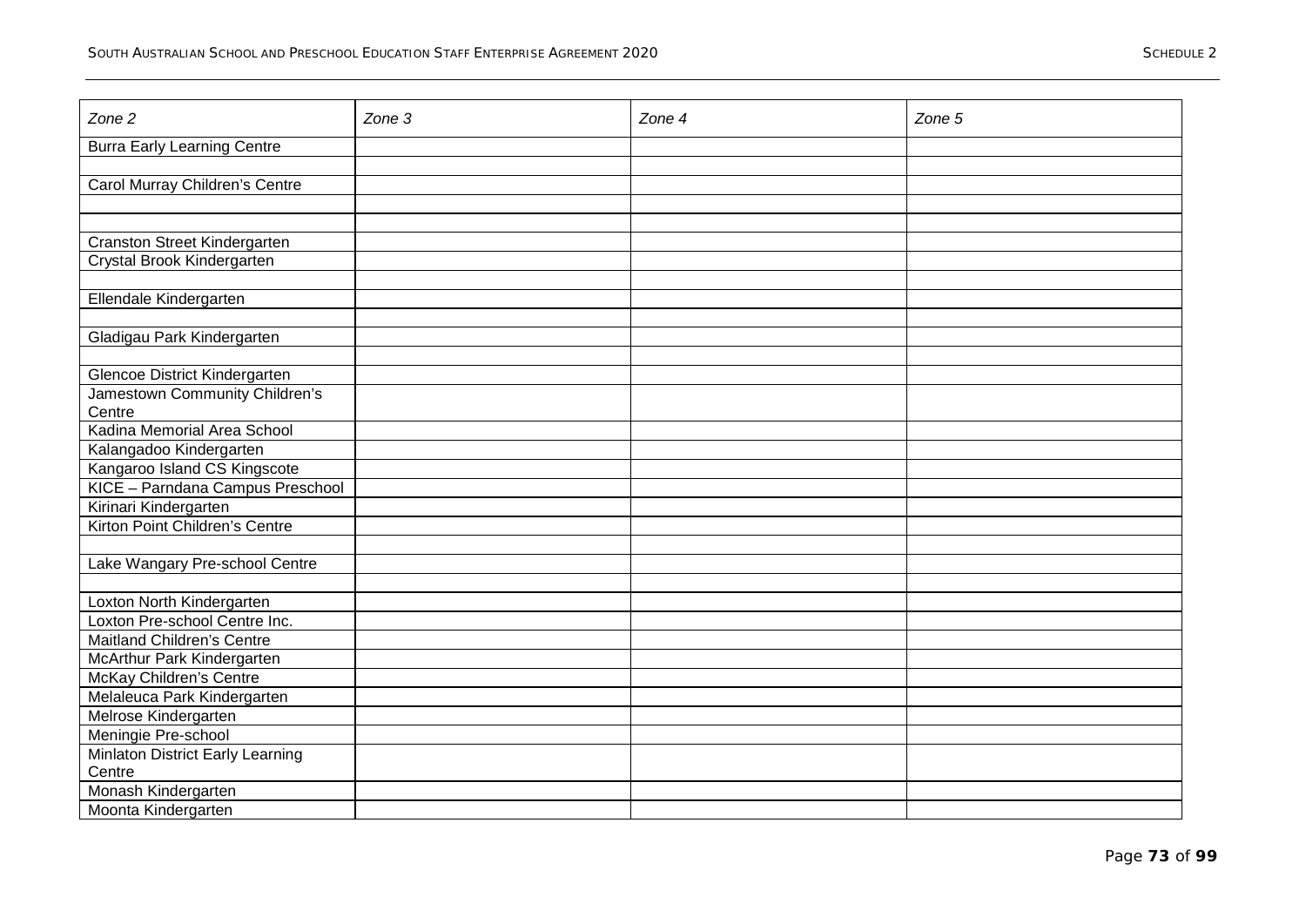| Zone 2 | Zone 3 | Zone 4 | Zone 5 |
|---|---|---|---|
| Burra Early Learning Centre | | | |
| | | | |
| Carol Murray Children's Centre | | | |
| | | | |
| | | | |
| Cranston Street Kindergarten | | | |
| Crystal Brook Kindergarten | | | |
| | | | |
| Ellendale Kindergarten | | | |
| | | | |
| Gladigau Park Kindergarten | | | |
| | | | |
| Glencoe District Kindergarten | | | |
| Jamestown Community Children's Centre | | | |
| Kadina Memorial Area School | | | |
| Kalangadoo Kindergarten | | | |
| Kangaroo Island CS Kingscote | | | |
| KICE – Parndana Campus Preschool | | | |
| Kirinari Kindergarten | | | |
| Kirton Point Children's Centre | | | |
| | | | |
| Lake Wangary Pre-school Centre | | | |
| | | | |
| Loxton North Kindergarten | | | |
| Loxton Pre-school Centre Inc. | | | |
| Maitland Children's Centre | | | |
| McArthur Park Kindergarten | | | |
| McKay Children's Centre | | | |
| Melaleuca Park Kindergarten | | | |
| Melrose Kindergarten | | | |
| Meningie Pre-school | | | |
| Minlaton District Early Learning Centre | | | |
| Monash Kindergarten | | | |
| Moonta Kindergarten | | | |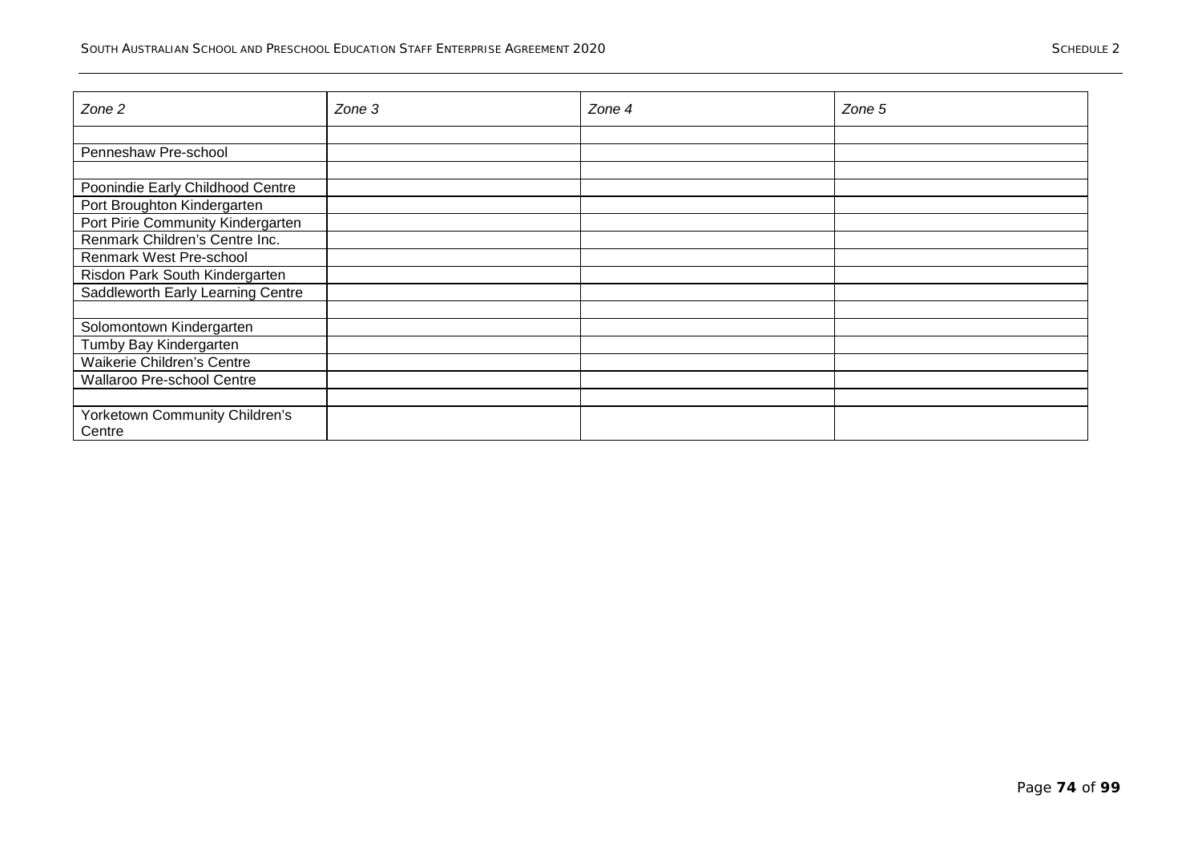| *Zone 2* | *Zone 3* | *Zone 4* | *Zone 5* |
|---|---|---|---|
| | | | |
| Penneshaw Pre-school | | | |
| | | | |
| Poonindie Early Childhood Centre | | | |
| Port Broughton Kindergarten | | | |
| Port Pirie Community Kindergarten | | | |
| Renmark Children's Centre Inc. | | | |
| Renmark West Pre-school | | | |
| Risdon Park South Kindergarten | | | |
| Saddleworth Early Learning Centre | | | |
| | | | |
| Solomontown Kindergarten | | | |
| Tumby Bay Kindergarten | | | |
| Waikerie Children's Centre | | | |
| Wallaroo Pre-school Centre | | | |
| | | | |
| Yorketown Community Children's Centre | | | |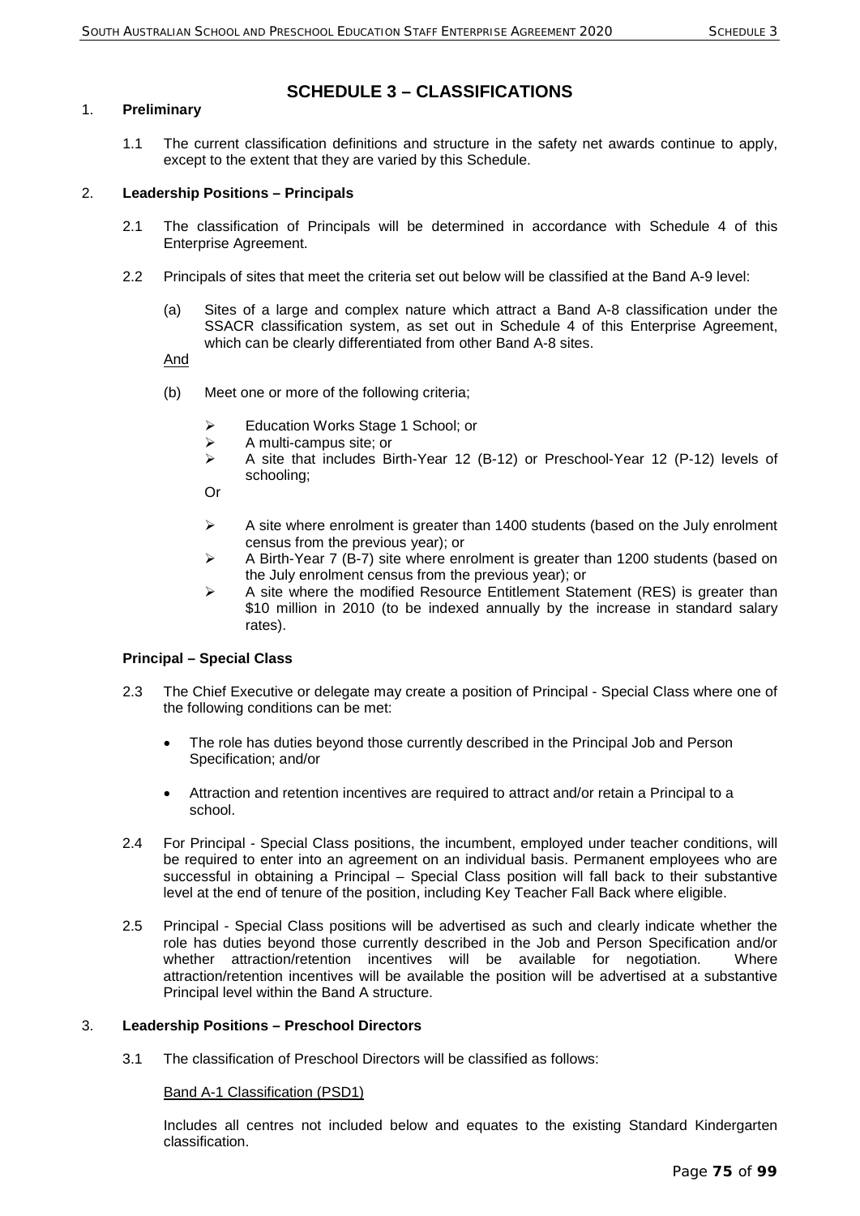# SCHEDULE 3 – CLASSIFICATIONS

1. **Preliminary**

   1.1 The current classification definitions and structure in the safety net awards continue to apply, except to the extent that they are varied by this Schedule.

2. **Leadership Positions – Principals**

   2.1 The classification of Principals will be determined in accordance with Schedule 4 of this Enterprise Agreement.

   2.2 Principals of sites that meet the criteria set out below will be classified at the Band A-9 level:

   (a) Sites of a large and complex nature which attract a Band A-8 classification under the SSACR classification system, as set out in Schedule 4 of this Enterprise Agreement, which can be clearly differentiated from other Band A-8 sites.

   <u>And</u>

   (b) Meet one or more of the following criteria;

   - Education Works Stage 1 School; or
   - A multi-campus site; or
   - A site that includes Birth-Year 12 (B-12) or Preschool-Year 12 (P-12) levels of schooling;

   Or

   - A site where enrolment is greater than 1400 students (based on the July enrolment census from the previous year); or
   - A Birth-Year 7 (B-7) site where enrolment is greater than 1200 students (based on the July enrolment census from the previous year); or
   - A site where the modified Resource Entitlement Statement (RES) is greater than $10 million in 2010 (to be indexed annually by the increase in standard salary rates).

**Principal – Special Class**

   2.3 The Chief Executive or delegate may create a position of Principal - Special Class where one of the following conditions can be met:

   - The role has duties beyond those currently described in the Principal Job and Person Specification; and/or
   - Attraction and retention incentives are required to attract and/or retain a Principal to a school.

   2.4 For Principal - Special Class positions, the incumbent, employed under teacher conditions, will be required to enter into an agreement on an individual basis. Permanent employees who are successful in obtaining a Principal – Special Class position will fall back to their substantive level at the end of tenure of the position, including Key Teacher Fall Back where eligible.

   2.5 Principal - Special Class positions will be advertised as such and clearly indicate whether the role has duties beyond those currently described in the Job and Person Specification and/or whether attraction/retention incentives will be available for negotiation. Where attraction/retention incentives will be available the position will be advertised at a substantive Principal level within the Band A structure.

3. **Leadership Positions – Preschool Directors**

   3.1 The classification of Preschool Directors will be classified as follows:

   <u>Band A-1 Classification (PSD1)</u>

   Includes all centres not included below and equates to the existing Standard Kindergarten classification.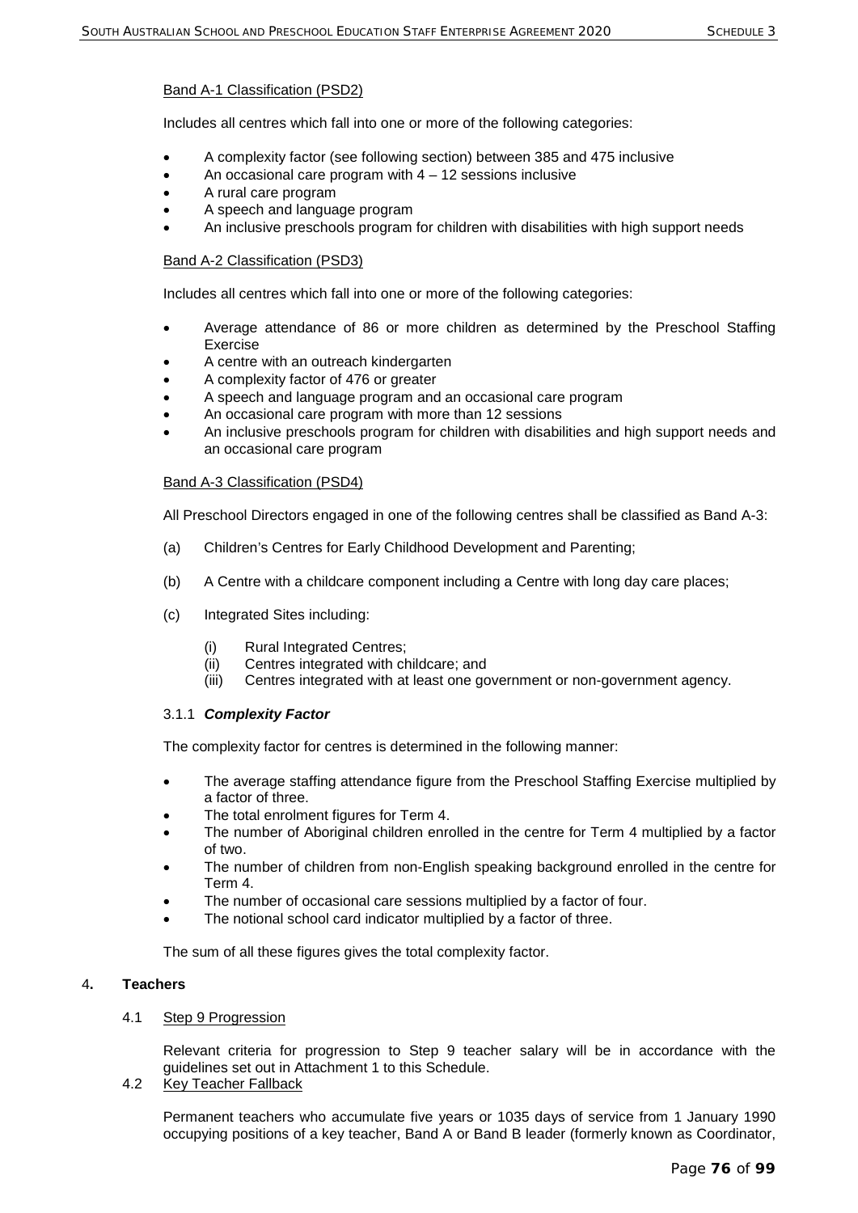Band A-1 Classification (PSD2)

Includes all centres which fall into one or more of the following categories:

- A complexity factor (see following section) between 385 and 475 inclusive
- An occasional care program with 4 – 12 sessions inclusive
- A rural care program
- A speech and language program
- An inclusive preschools program for children with disabilities with high support needs

Band A-2 Classification (PSD3)

Includes all centres which fall into one or more of the following categories:

- Average attendance of 86 or more children as determined by the Preschool Staffing Exercise
- A centre with an outreach kindergarten
- A complexity factor of 476 or greater
- A speech and language program and an occasional care program
- An occasional care program with more than 12 sessions
- An inclusive preschools program for children with disabilities and high support needs and an occasional care program

Band A-3 Classification (PSD4)

All Preschool Directors engaged in one of the following centres shall be classified as Band A-3:

(a) Children's Centres for Early Childhood Development and Parenting;

(b) A Centre with a childcare component including a Centre with long day care places;

(c) Integrated Sites including:

(i) Rural Integrated Centres;
(ii) Centres integrated with childcare; and
(iii) Centres integrated with at least one government or non-government agency.

3.1.1 ***Complexity Factor***

The complexity factor for centres is determined in the following manner:

- The average staffing attendance figure from the Preschool Staffing Exercise multiplied by a factor of three.
- The total enrolment figures for Term 4.
- The number of Aboriginal children enrolled in the centre for Term 4 multiplied by a factor of two.
- The number of children from non-English speaking background enrolled in the centre for Term 4.
- The number of occasional care sessions multiplied by a factor of four.
- The notional school card indicator multiplied by a factor of three.

The sum of all these figures gives the total complexity factor.

## 4. Teachers

4.1 Step 9 Progression

Relevant criteria for progression to Step 9 teacher salary will be in accordance with the guidelines set out in Attachment 1 to this Schedule.

4.2 Key Teacher Fallback

Permanent teachers who accumulate five years or 1035 days of service from 1 January 1990 occupying positions of a key teacher, Band A or Band B leader (formerly known as Coordinator,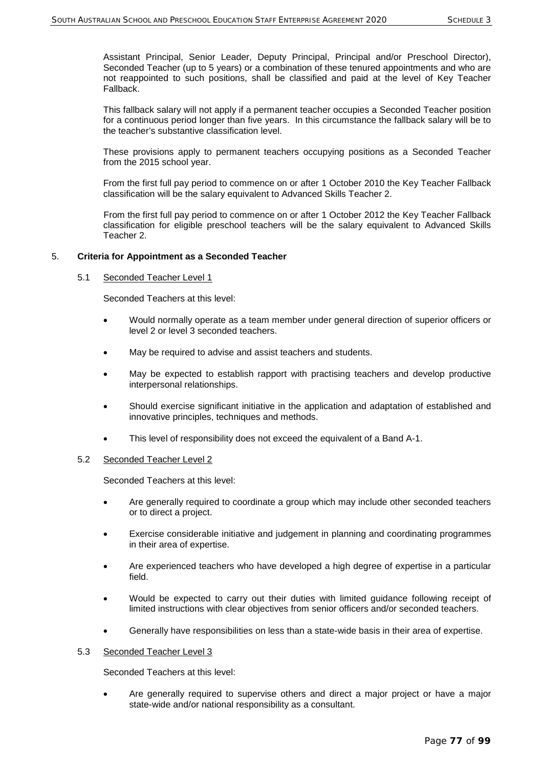Assistant Principal, Senior Leader, Deputy Principal, Principal and/or Preschool Director), Seconded Teacher (up to 5 years) or a combination of these tenured appointments and who are not reappointed to such positions, shall be classified and paid at the level of Key Teacher Fallback.

This fallback salary will not apply if a permanent teacher occupies a Seconded Teacher position for a continuous period longer than five years. In this circumstance the fallback salary will be to the teacher's substantive classification level.

These provisions apply to permanent teachers occupying positions as a Seconded Teacher from the 2015 school year.

From the first full pay period to commence on or after 1 October 2010 the Key Teacher Fallback classification will be the salary equivalent to Advanced Skills Teacher 2.

From the first full pay period to commence on or after 1 October 2012 the Key Teacher Fallback classification for eligible preschool teachers will be the salary equivalent to Advanced Skills Teacher 2.

## 5. **Criteria for Appointment as a Seconded Teacher**

### 5.1 Seconded Teacher Level 1

Seconded Teachers at this level:

- Would normally operate as a team member under general direction of superior officers or level 2 or level 3 seconded teachers.
- May be required to advise and assist teachers and students.
- May be expected to establish rapport with practising teachers and develop productive interpersonal relationships.
- Should exercise significant initiative in the application and adaptation of established and innovative principles, techniques and methods.
- This level of responsibility does not exceed the equivalent of a Band A-1.

### 5.2 Seconded Teacher Level 2

Seconded Teachers at this level:

- Are generally required to coordinate a group which may include other seconded teachers or to direct a project.
- Exercise considerable initiative and judgement in planning and coordinating programmes in their area of expertise.
- Are experienced teachers who have developed a high degree of expertise in a particular field.
- Would be expected to carry out their duties with limited guidance following receipt of limited instructions with clear objectives from senior officers and/or seconded teachers.
- Generally have responsibilities on less than a state-wide basis in their area of expertise.

### 5.3 Seconded Teacher Level 3

Seconded Teachers at this level:

- Are generally required to supervise others and direct a major project or have a major state-wide and/or national responsibility as a consultant.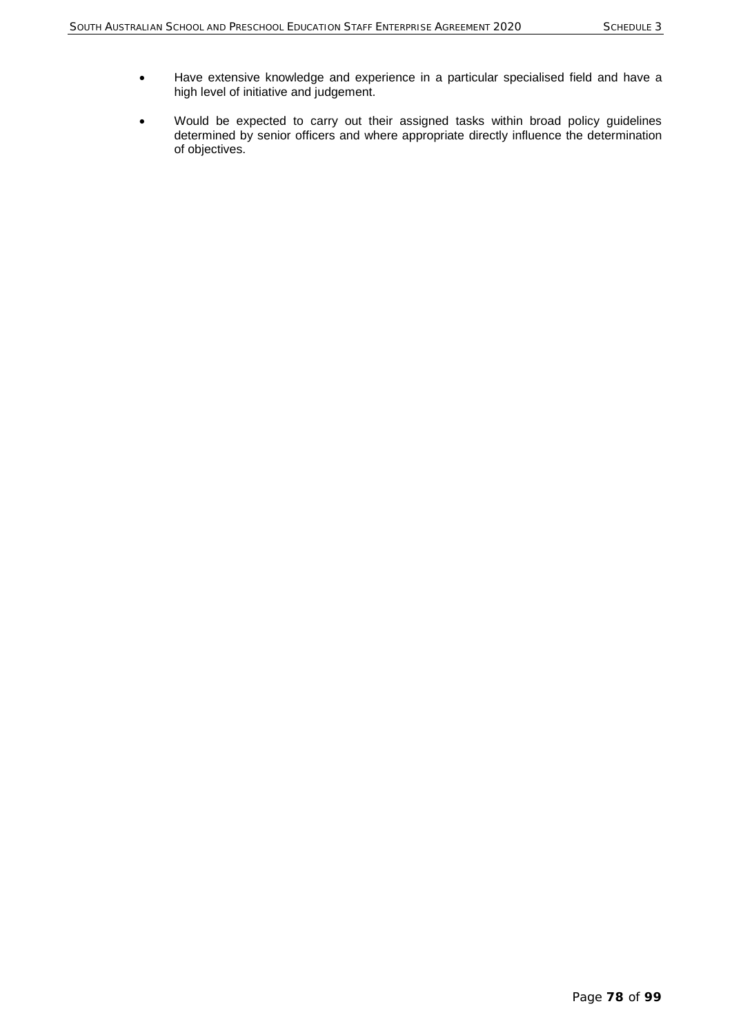- Have extensive knowledge and experience in a particular specialised field and have a high level of initiative and judgement.
- Would be expected to carry out their assigned tasks within broad policy guidelines determined by senior officers and where appropriate directly influence the determination of objectives.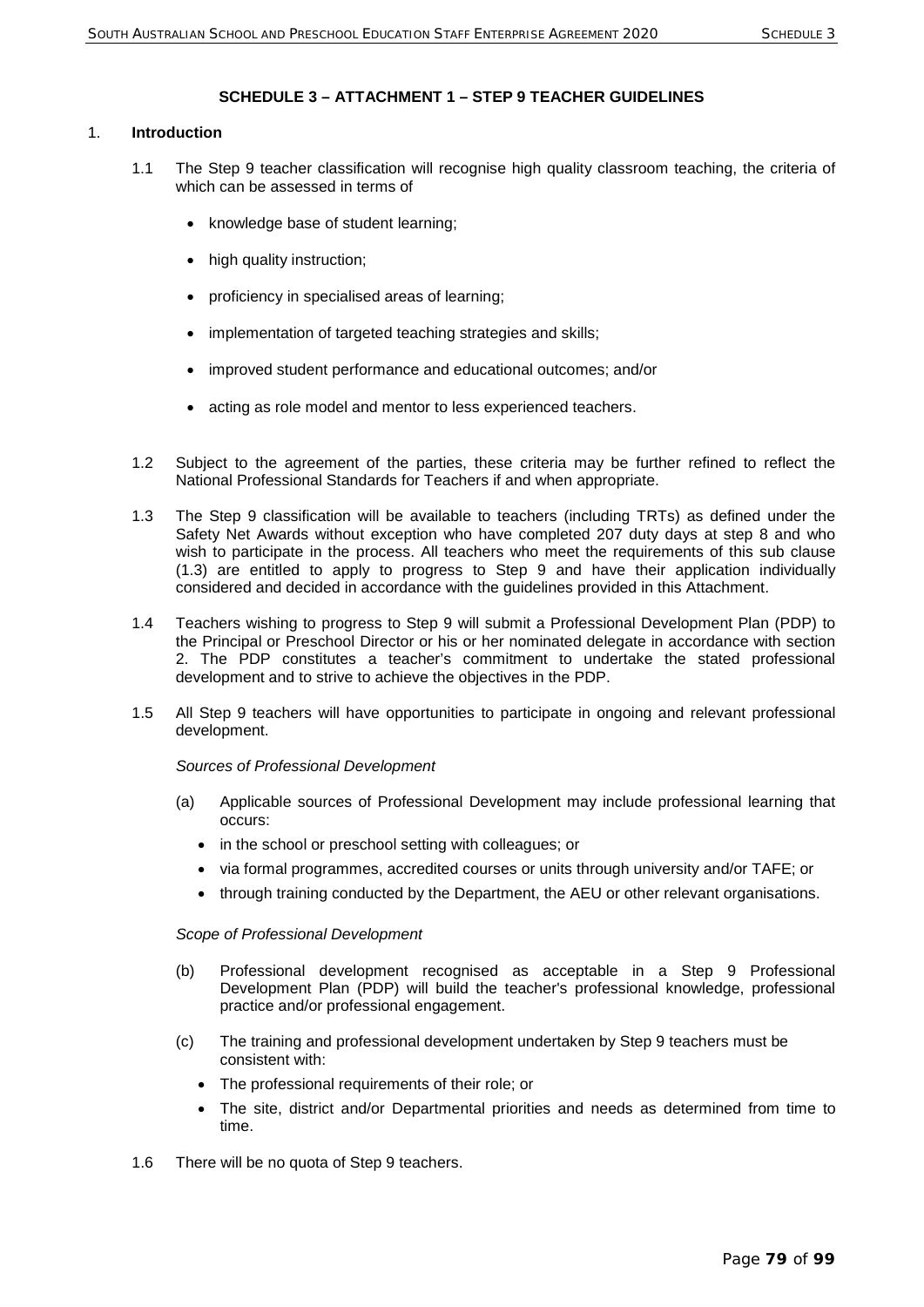## SCHEDULE 3 – ATTACHMENT 1 – STEP 9 TEACHER GUIDELINES

1. **Introduction**

   1.1 The Step 9 teacher classification will recognise high quality classroom teaching, the criteria of which can be assessed in terms of

   - knowledge base of student learning;
   - high quality instruction;
   - proficiency in specialised areas of learning;
   - implementation of targeted teaching strategies and skills;
   - improved student performance and educational outcomes; and/or
   - acting as role model and mentor to less experienced teachers.

   1.2 Subject to the agreement of the parties, these criteria may be further refined to reflect the National Professional Standards for Teachers if and when appropriate.

   1.3 The Step 9 classification will be available to teachers (including TRTs) as defined under the Safety Net Awards without exception who have completed 207 duty days at step 8 and who wish to participate in the process. All teachers who meet the requirements of this sub clause (1.3) are entitled to apply to progress to Step 9 and have their application individually considered and decided in accordance with the guidelines provided in this Attachment.

   1.4 Teachers wishing to progress to Step 9 will submit a Professional Development Plan (PDP) to the Principal or Preschool Director or his or her nominated delegate in accordance with section 2. The PDP constitutes a teacher's commitment to undertake the stated professional development and to strive to achieve the objectives in the PDP.

   1.5 All Step 9 teachers will have opportunities to participate in ongoing and relevant professional development.

   *Sources of Professional Development*

   (a) Applicable sources of Professional Development may include professional learning that occurs:
      - in the school or preschool setting with colleagues; or
      - via formal programmes, accredited courses or units through university and/or TAFE; or
      - through training conducted by the Department, the AEU or other relevant organisations.

   *Scope of Professional Development*

   (b) Professional development recognised as acceptable in a Step 9 Professional Development Plan (PDP) will build the teacher's professional knowledge, professional practice and/or professional engagement.

   (c) The training and professional development undertaken by Step 9 teachers must be consistent with:
      - The professional requirements of their role; or
      - The site, district and/or Departmental priorities and needs as determined from time to time.

   1.6 There will be no quota of Step 9 teachers.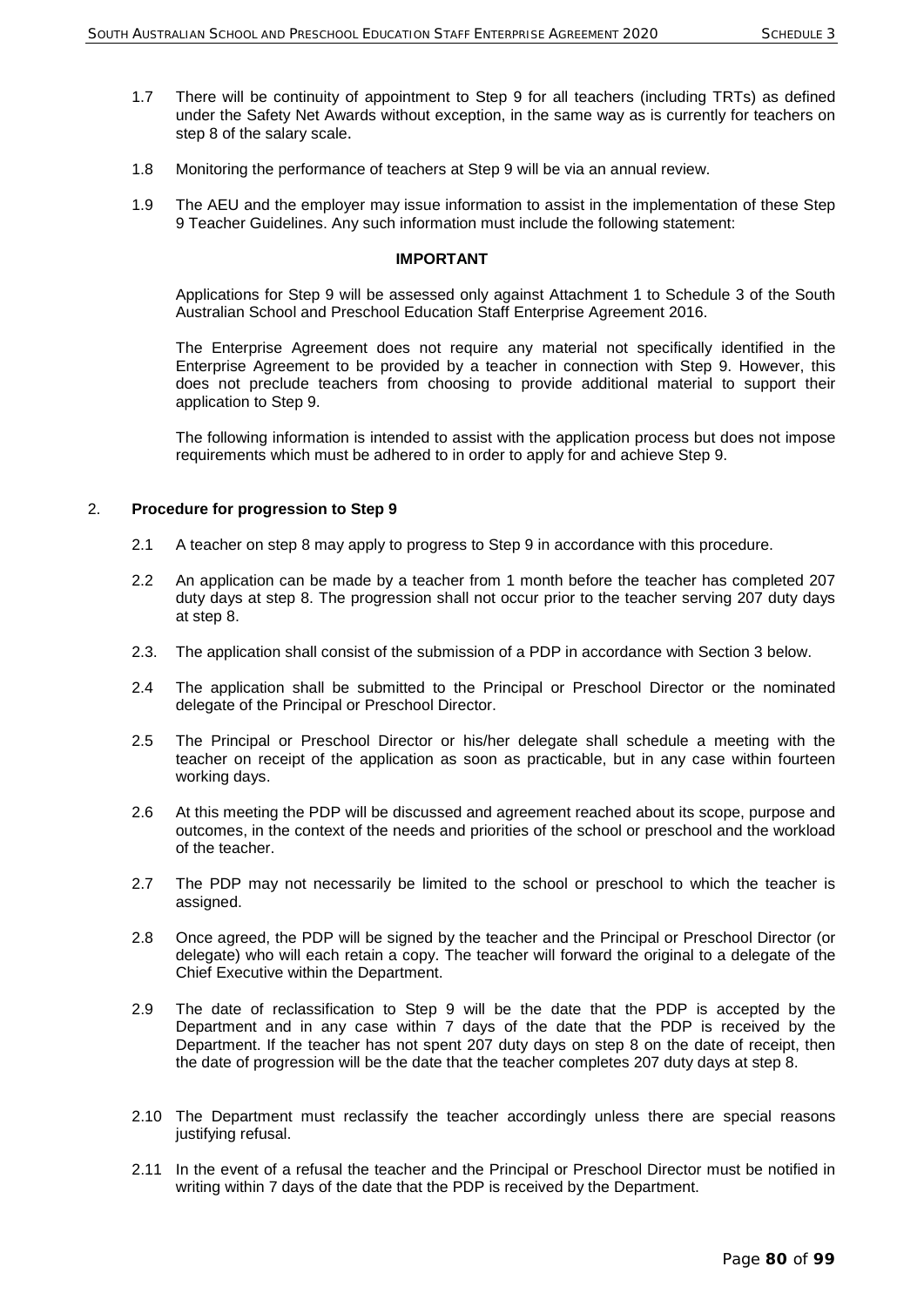1.7 There will be continuity of appointment to Step 9 for all teachers (including TRTs) as defined under the Safety Net Awards without exception, in the same way as is currently for teachers on step 8 of the salary scale.

1.8 Monitoring the performance of teachers at Step 9 will be via an annual review.

1.9 The AEU and the employer may issue information to assist in the implementation of these Step 9 Teacher Guidelines. Any such information must include the following statement:

**IMPORTANT**

Applications for Step 9 will be assessed only against Attachment 1 to Schedule 3 of the South Australian School and Preschool Education Staff Enterprise Agreement 2016.

The Enterprise Agreement does not require any material not specifically identified in the Enterprise Agreement to be provided by a teacher in connection with Step 9. However, this does not preclude teachers from choosing to provide additional material to support their application to Step 9.

The following information is intended to assist with the application process but does not impose requirements which must be adhered to in order to apply for and achieve Step 9.

## 2. Procedure for progression to Step 9

2.1 A teacher on step 8 may apply to progress to Step 9 in accordance with this procedure.

2.2 An application can be made by a teacher from 1 month before the teacher has completed 207 duty days at step 8. The progression shall not occur prior to the teacher serving 207 duty days at step 8.

2.3. The application shall consist of the submission of a PDP in accordance with Section 3 below.

2.4 The application shall be submitted to the Principal or Preschool Director or the nominated delegate of the Principal or Preschool Director.

2.5 The Principal or Preschool Director or his/her delegate shall schedule a meeting with the teacher on receipt of the application as soon as practicable, but in any case within fourteen working days.

2.6 At this meeting the PDP will be discussed and agreement reached about its scope, purpose and outcomes, in the context of the needs and priorities of the school or preschool and the workload of the teacher.

2.7 The PDP may not necessarily be limited to the school or preschool to which the teacher is assigned.

2.8 Once agreed, the PDP will be signed by the teacher and the Principal or Preschool Director (or delegate) who will each retain a copy. The teacher will forward the original to a delegate of the Chief Executive within the Department.

2.9 The date of reclassification to Step 9 will be the date that the PDP is accepted by the Department and in any case within 7 days of the date that the PDP is received by the Department. If the teacher has not spent 207 duty days on step 8 on the date of receipt, then the date of progression will be the date that the teacher completes 207 duty days at step 8.

2.10 The Department must reclassify the teacher accordingly unless there are special reasons justifying refusal.

2.11 In the event of a refusal the teacher and the Principal or Preschool Director must be notified in writing within 7 days of the date that the PDP is received by the Department.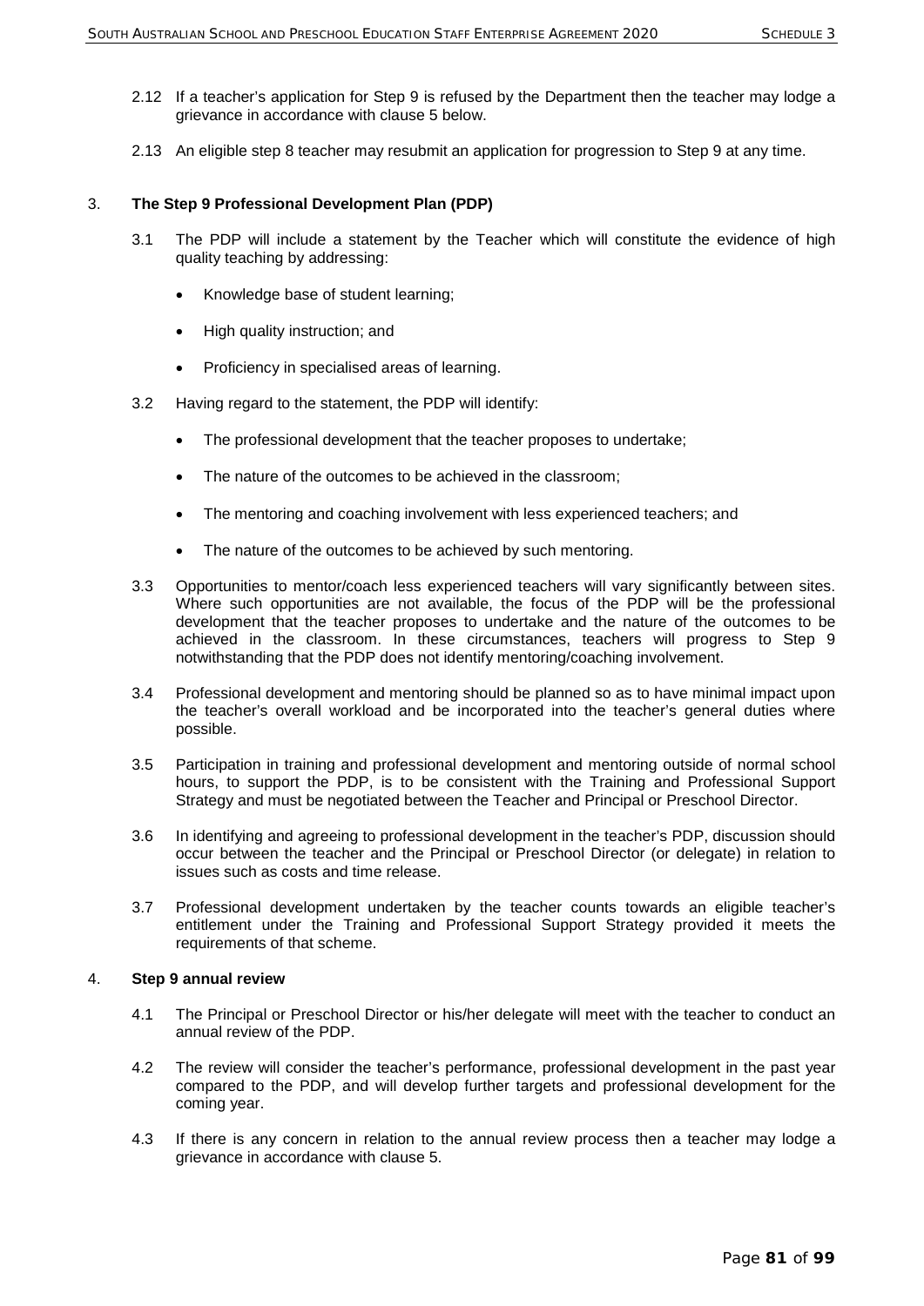2.12 If a teacher's application for Step 9 is refused by the Department then the teacher may lodge a grievance in accordance with clause 5 below.

2.13 An eligible step 8 teacher may resubmit an application for progression to Step 9 at any time.

3. **The Step 9 Professional Development Plan (PDP)**

3.1 The PDP will include a statement by the Teacher which will constitute the evidence of high quality teaching by addressing:

- Knowledge base of student learning;
- High quality instruction; and
- Proficiency in specialised areas of learning.

3.2 Having regard to the statement, the PDP will identify:

- The professional development that the teacher proposes to undertake;
- The nature of the outcomes to be achieved in the classroom;
- The mentoring and coaching involvement with less experienced teachers; and
- The nature of the outcomes to be achieved by such mentoring.

3.3 Opportunities to mentor/coach less experienced teachers will vary significantly between sites. Where such opportunities are not available, the focus of the PDP will be the professional development that the teacher proposes to undertake and the nature of the outcomes to be achieved in the classroom. In these circumstances, teachers will progress to Step 9 notwithstanding that the PDP does not identify mentoring/coaching involvement.

3.4 Professional development and mentoring should be planned so as to have minimal impact upon the teacher's overall workload and be incorporated into the teacher's general duties where possible.

3.5 Participation in training and professional development and mentoring outside of normal school hours, to support the PDP, is to be consistent with the Training and Professional Support Strategy and must be negotiated between the Teacher and Principal or Preschool Director.

3.6 In identifying and agreeing to professional development in the teacher's PDP, discussion should occur between the teacher and the Principal or Preschool Director (or delegate) in relation to issues such as costs and time release.

3.7 Professional development undertaken by the teacher counts towards an eligible teacher's entitlement under the Training and Professional Support Strategy provided it meets the requirements of that scheme.

4. **Step 9 annual review**

4.1 The Principal or Preschool Director or his/her delegate will meet with the teacher to conduct an annual review of the PDP.

4.2 The review will consider the teacher's performance, professional development in the past year compared to the PDP, and will develop further targets and professional development for the coming year.

4.3 If there is any concern in relation to the annual review process then a teacher may lodge a grievance in accordance with clause 5.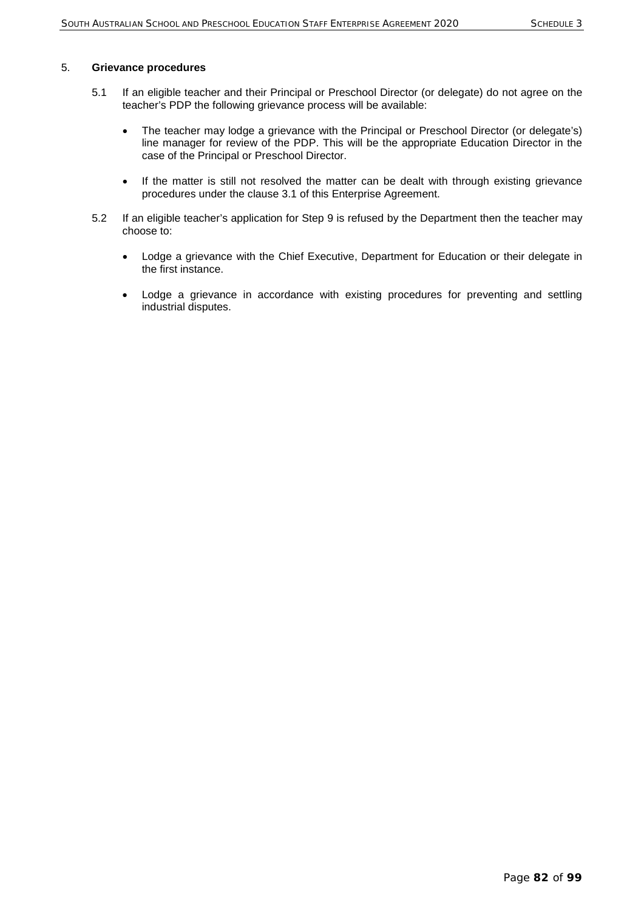## 5. **Grievance procedures**

5.1 If an eligible teacher and their Principal or Preschool Director (or delegate) do not agree on the teacher's PDP the following grievance process will be available:

- The teacher may lodge a grievance with the Principal or Preschool Director (or delegate's) line manager for review of the PDP. This will be the appropriate Education Director in the case of the Principal or Preschool Director.

- If the matter is still not resolved the matter can be dealt with through existing grievance procedures under the clause 3.1 of this Enterprise Agreement.

5.2 If an eligible teacher's application for Step 9 is refused by the Department then the teacher may choose to:

- Lodge a grievance with the Chief Executive, Department for Education or their delegate in the first instance.

- Lodge a grievance in accordance with existing procedures for preventing and settling industrial disputes.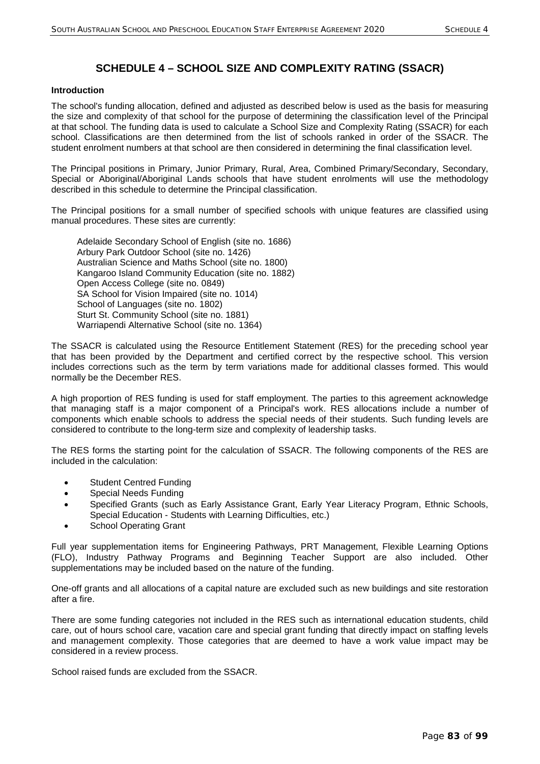# SCHEDULE 4 – SCHOOL SIZE AND COMPLEXITY RATING (SSACR)

**Introduction**

The school's funding allocation, defined and adjusted as described below is used as the basis for measuring the size and complexity of that school for the purpose of determining the classification level of the Principal at that school. The funding data is used to calculate a School Size and Complexity Rating (SSACR) for each school. Classifications are then determined from the list of schools ranked in order of the SSACR. The student enrolment numbers at that school are then considered in determining the final classification level.

The Principal positions in Primary, Junior Primary, Rural, Area, Combined Primary/Secondary, Secondary, Special or Aboriginal/Aboriginal Lands schools that have student enrolments will use the methodology described in this schedule to determine the Principal classification.

The Principal positions for a small number of specified schools with unique features are classified using manual procedures. These sites are currently:

Adelaide Secondary School of English (site no. 1686)
Arbury Park Outdoor School (site no. 1426)
Australian Science and Maths School (site no. 1800)
Kangaroo Island Community Education (site no. 1882)
Open Access College (site no. 0849)
SA School for Vision Impaired (site no. 1014)
School of Languages (site no. 1802)
Sturt St. Community School (site no. 1881)
Warriapendi Alternative School (site no. 1364)

The SSACR is calculated using the Resource Entitlement Statement (RES) for the preceding school year that has been provided by the Department and certified correct by the respective school. This version includes corrections such as the term by term variations made for additional classes formed. This would normally be the December RES.

A high proportion of RES funding is used for staff employment. The parties to this agreement acknowledge that managing staff is a major component of a Principal's work. RES allocations include a number of components which enable schools to address the special needs of their students. Such funding levels are considered to contribute to the long-term size and complexity of leadership tasks.

The RES forms the starting point for the calculation of SSACR. The following components of the RES are included in the calculation:

- Student Centred Funding
- Special Needs Funding
- Specified Grants (such as Early Assistance Grant, Early Year Literacy Program, Ethnic Schools, Special Education - Students with Learning Difficulties, etc.)
- School Operating Grant

Full year supplementation items for Engineering Pathways, PRT Management, Flexible Learning Options (FLO), Industry Pathway Programs and Beginning Teacher Support are also included. Other supplementations may be included based on the nature of the funding.

One-off grants and all allocations of a capital nature are excluded such as new buildings and site restoration after a fire.

There are some funding categories not included in the RES such as international education students, child care, out of hours school care, vacation care and special grant funding that directly impact on staffing levels and management complexity. Those categories that are deemed to have a work value impact may be considered in a review process.

School raised funds are excluded from the SSACR.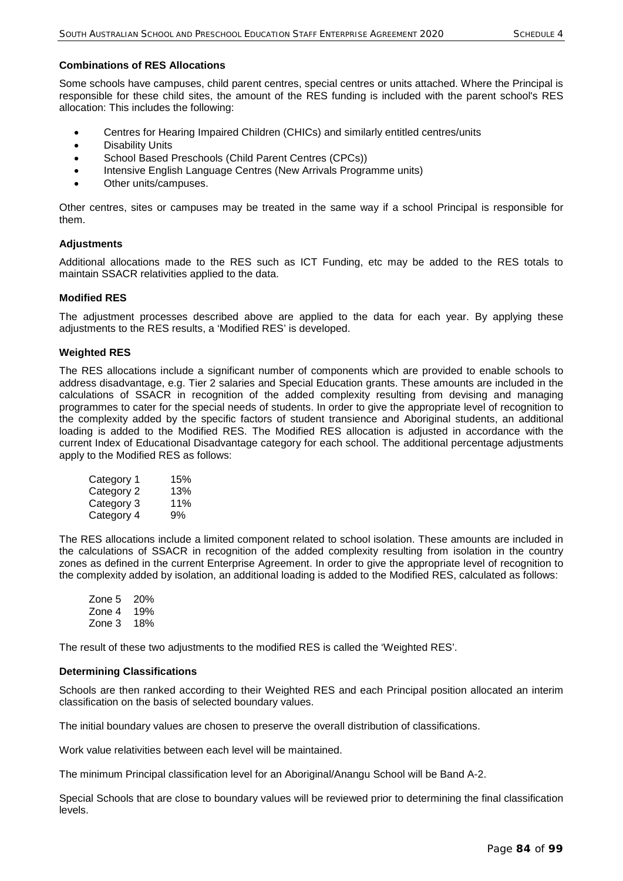**Combinations of RES Allocations**

Some schools have campuses, child parent centres, special centres or units attached. Where the Principal is responsible for these child sites, the amount of the RES funding is included with the parent school's RES allocation: This includes the following:

- Centres for Hearing Impaired Children (CHICs) and similarly entitled centres/units
- Disability Units
- School Based Preschools (Child Parent Centres (CPCs))
- Intensive English Language Centres (New Arrivals Programme units)
- Other units/campuses.

Other centres, sites or campuses may be treated in the same way if a school Principal is responsible for them.

**Adjustments**

Additional allocations made to the RES such as ICT Funding, etc may be added to the RES totals to maintain SSACR relativities applied to the data.

**Modified RES**

The adjustment processes described above are applied to the data for each year. By applying these adjustments to the RES results, a 'Modified RES' is developed.

**Weighted RES**

The RES allocations include a significant number of components which are provided to enable schools to address disadvantage, e.g. Tier 2 salaries and Special Education grants. These amounts are included in the calculations of SSACR in recognition of the added complexity resulting from devising and managing programmes to cater for the special needs of students. In order to give the appropriate level of recognition to the complexity added by the specific factors of student transience and Aboriginal students, an additional loading is added to the Modified RES. The Modified RES allocation is adjusted in accordance with the current Index of Educational Disadvantage category for each school. The additional percentage adjustments apply to the Modified RES as follows:

| | |
|---|---|
| Category 1 | 15% |
| Category 2 | 13% |
| Category 3 | 11% |
| Category 4 | 9% |

The RES allocations include a limited component related to school isolation. These amounts are included in the calculations of SSACR in recognition of the added complexity resulting from isolation in the country zones as defined in the current Enterprise Agreement. In order to give the appropriate level of recognition to the complexity added by isolation, an additional loading is added to the Modified RES, calculated as follows:

| | |
|---|---|
| Zone 5 | 20% |
| Zone 4 | 19% |
| Zone 3 | 18% |

The result of these two adjustments to the modified RES is called the 'Weighted RES'.

**Determining Classifications**

Schools are then ranked according to their Weighted RES and each Principal position allocated an interim classification on the basis of selected boundary values.

The initial boundary values are chosen to preserve the overall distribution of classifications.

Work value relativities between each level will be maintained.

The minimum Principal classification level for an Aboriginal/Anangu School will be Band A-2.

Special Schools that are close to boundary values will be reviewed prior to determining the final classification levels.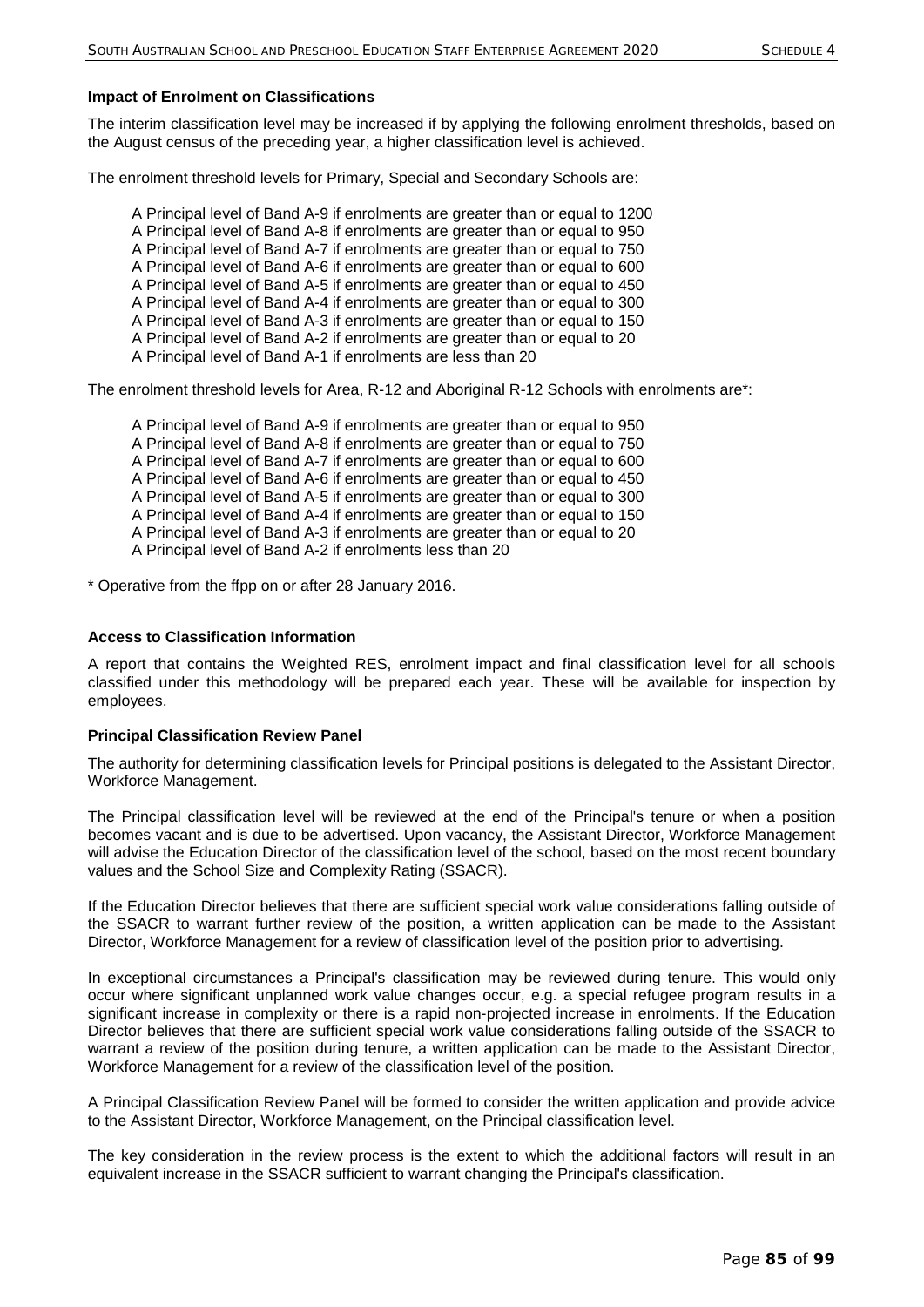**Impact of Enrolment on Classifications**

The interim classification level may be increased if by applying the following enrolment thresholds, based on the August census of the preceding year, a higher classification level is achieved.

The enrolment threshold levels for Primary, Special and Secondary Schools are:

A Principal level of Band A-9 if enrolments are greater than or equal to 1200
A Principal level of Band A-8 if enrolments are greater than or equal to 950
A Principal level of Band A-7 if enrolments are greater than or equal to 750
A Principal level of Band A-6 if enrolments are greater than or equal to 600
A Principal level of Band A-5 if enrolments are greater than or equal to 450
A Principal level of Band A-4 if enrolments are greater than or equal to 300
A Principal level of Band A-3 if enrolments are greater than or equal to 150
A Principal level of Band A-2 if enrolments are greater than or equal to 20
A Principal level of Band A-1 if enrolments are less than 20

The enrolment threshold levels for Area, R-12 and Aboriginal R-12 Schools with enrolments are*:

A Principal level of Band A-9 if enrolments are greater than or equal to 950
A Principal level of Band A-8 if enrolments are greater than or equal to 750
A Principal level of Band A-7 if enrolments are greater than or equal to 600
A Principal level of Band A-6 if enrolments are greater than or equal to 450
A Principal level of Band A-5 if enrolments are greater than or equal to 300
A Principal level of Band A-4 if enrolments are greater than or equal to 150
A Principal level of Band A-3 if enrolments are greater than or equal to 20
A Principal level of Band A-2 if enrolments less than 20

* Operative from the ffpp on or after 28 January 2016.

**Access to Classification Information**

A report that contains the Weighted RES, enrolment impact and final classification level for all schools classified under this methodology will be prepared each year. These will be available for inspection by employees.

**Principal Classification Review Panel**

The authority for determining classification levels for Principal positions is delegated to the Assistant Director, Workforce Management.

The Principal classification level will be reviewed at the end of the Principal's tenure or when a position becomes vacant and is due to be advertised. Upon vacancy, the Assistant Director, Workforce Management will advise the Education Director of the classification level of the school, based on the most recent boundary values and the School Size and Complexity Rating (SSACR).

If the Education Director believes that there are sufficient special work value considerations falling outside of the SSACR to warrant further review of the position, a written application can be made to the Assistant Director, Workforce Management for a review of classification level of the position prior to advertising.

In exceptional circumstances a Principal's classification may be reviewed during tenure. This would only occur where significant unplanned work value changes occur, e.g. a special refugee program results in a significant increase in complexity or there is a rapid non-projected increase in enrolments. If the Education Director believes that there are sufficient special work value considerations falling outside of the SSACR to warrant a review of the position during tenure, a written application can be made to the Assistant Director, Workforce Management for a review of the classification level of the position.

A Principal Classification Review Panel will be formed to consider the written application and provide advice to the Assistant Director, Workforce Management, on the Principal classification level.

The key consideration in the review process is the extent to which the additional factors will result in an equivalent increase in the SSACR sufficient to warrant changing the Principal's classification.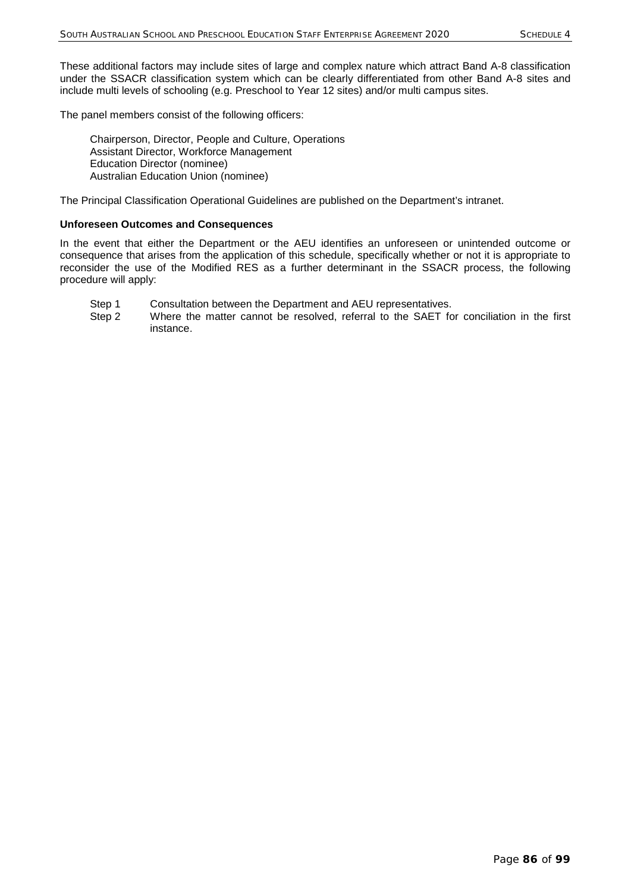These additional factors may include sites of large and complex nature which attract Band A-8 classification under the SSACR classification system which can be clearly differentiated from other Band A-8 sites and include multi levels of schooling (e.g. Preschool to Year 12 sites) and/or multi campus sites.

The panel members consist of the following officers:

Chairperson, Director, People and Culture, Operations
Assistant Director, Workforce Management
Education Director (nominee)
Australian Education Union (nominee)

The Principal Classification Operational Guidelines are published on the Department's intranet.

**Unforeseen Outcomes and Consequences**

In the event that either the Department or the AEU identifies an unforeseen or unintended outcome or consequence that arises from the application of this schedule, specifically whether or not it is appropriate to reconsider the use of the Modified RES as a further determinant in the SSACR process, the following procedure will apply:

- Step 1 Consultation between the Department and AEU representatives.
- Step 2 Where the matter cannot be resolved, referral to the SAET for conciliation in the first instance.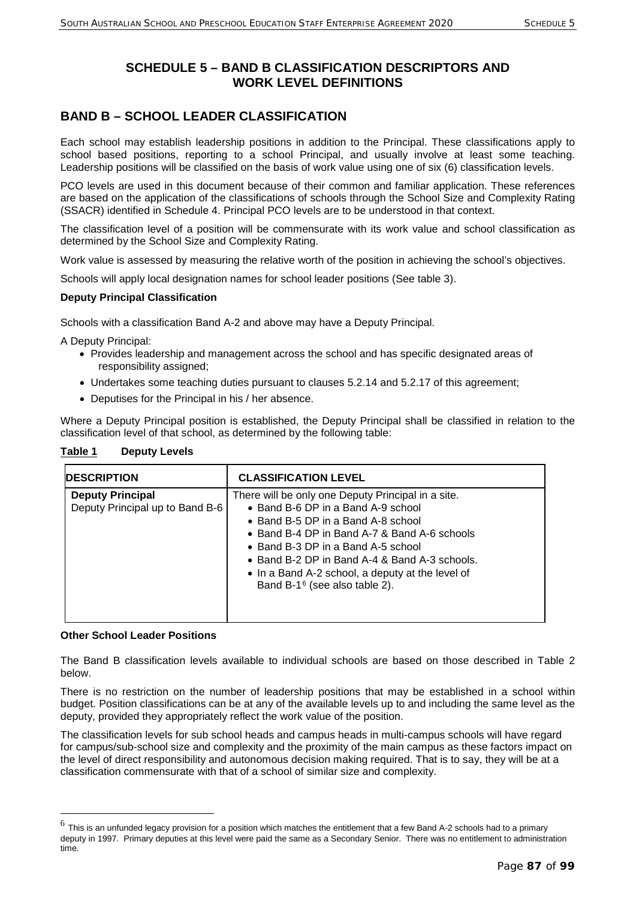## SCHEDULE 5 – BAND B CLASSIFICATION DESCRIPTORS AND WORK LEVEL DEFINITIONS

## BAND B – SCHOOL LEADER CLASSIFICATION

Each school may establish leadership positions in addition to the Principal. These classifications apply to school based positions, reporting to a school Principal, and usually involve at least some teaching. Leadership positions will be classified on the basis of work value using one of six (6) classification levels.

PCO levels are used in this document because of their common and familiar application. These references are based on the application of the classifications of schools through the School Size and Complexity Rating (SSACR) identified in Schedule 4. Principal PCO levels are to be understood in that context.

The classification level of a position will be commensurate with its work value and school classification as determined by the School Size and Complexity Rating.

Work value is assessed by measuring the relative worth of the position in achieving the school's objectives.

Schools will apply local designation names for school leader positions (See table 3).

**Deputy Principal Classification**

Schools with a classification Band A-2 and above may have a Deputy Principal.

A Deputy Principal:

- Provides leadership and management across the school and has specific designated areas of responsibility assigned;
- Undertakes some teaching duties pursuant to clauses 5.2.14 and 5.2.17 of this agreement;
- Deputises for the Principal in his / her absence.

Where a Deputy Principal position is established, the Deputy Principal shall be classified in relation to the classification level of that school, as determined by the following table:

**Table 1 Deputy Levels**

| DESCRIPTION | CLASSIFICATION LEVEL |
|---|---|
| **Deputy Principal**<br>Deputy Principal up to Band B-6 | There will be only one Deputy Principal in a site.<br>• Band B-6 DP in a Band A-9 school<br>• Band B-5 DP in a Band A-8 school<br>• Band B-4 DP in Band A-7 & Band A-6 schools<br>• Band B-3 DP in a Band A-5 school<br>• Band B-2 DP in Band A-4 & Band A-3 schools.<br>• In a Band A-2 school, a deputy at the level of Band B-1[6] (see also table 2). |

**Other School Leader Positions**

The Band B classification levels available to individual schools are based on those described in Table 2 below.

There is no restriction on the number of leadership positions that may be established in a school within budget. Position classifications can be at any of the available levels up to and including the same level as the deputy, provided they appropriately reflect the work value of the position.

The classification levels for sub school heads and campus heads in multi-campus schools will have regard for campus/sub-school size and complexity and the proximity of the main campus as these factors impact on the level of direct responsibility and autonomous decision making required. That is to say, they will be at a classification commensurate with that of a school of similar size and complexity.

---

[6] This is an unfunded legacy provision for a position which matches the entitlement that a few Band A-2 schools had to a primary deputy in 1997. Primary deputies at this level were paid the same as a Secondary Senior. There was no entitlement to administration time.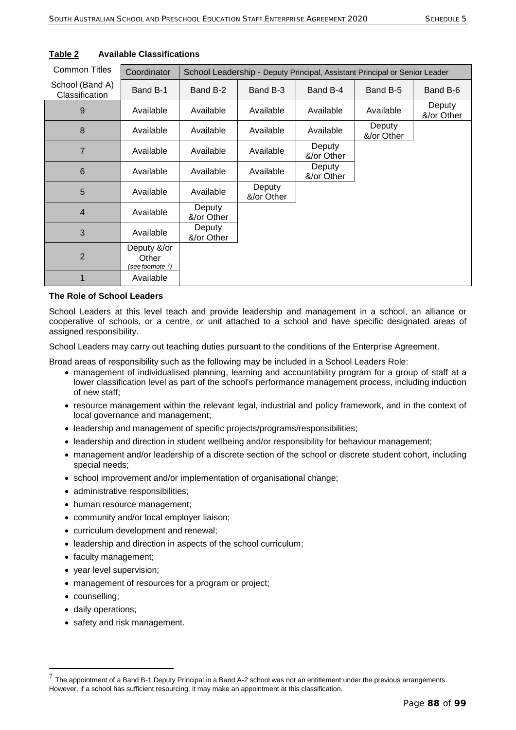**Table 2 Available Classifications**

| Common Titles | Coordinator | School Leadership - Deputy Principal, Assistant Principal or Senior Leader | | | | |
|---|---|---|---|---|---|---|
| School (Band A) Classification | Band B-1 | Band B-2 | Band B-3 | Band B-4 | Band B-5 | Band B-6 |
| 9 | Available | Available | Available | Available | Available | Deputy &/or Other |
| 8 | Available | Available | Available | Available | Deputy &/or Other | |
| 7 | Available | Available | Available | Deputy &/or Other | | |
| 6 | Available | Available | Available | Deputy &/or Other | | |
| 5 | Available | Available | Deputy &/or Other | | | |
| 4 | Available | Deputy &/or Other | | | | |
| 3 | Available | Deputy &/or Other | | | | |
| 2 | Deputy &/or Other *(see footnote [7])* | | | | | |
| 1 | Available | | | | | |

**The Role of School Leaders**

School Leaders at this level teach and provide leadership and management in a school, an alliance or cooperative of schools, or a centre, or unit attached to a school and have specific designated areas of assigned responsibility.

School Leaders may carry out teaching duties pursuant to the conditions of the Enterprise Agreement.

Broad areas of responsibility such as the following may be included in a School Leaders Role:

- management of individualised planning, learning and accountability program for a group of staff at a lower classification level as part of the school's performance management process, including induction of new staff;
- resource management within the relevant legal, industrial and policy framework, and in the context of local governance and management;
- leadership and management of specific projects/programs/responsibilities;
- leadership and direction in student wellbeing and/or responsibility for behaviour management;
- management and/or leadership of a discrete section of the school or discrete student cohort, including special needs;
- school improvement and/or implementation of organisational change;
- administrative responsibilities;
- human resource management;
- community and/or local employer liaison;
- curriculum development and renewal;
- leadership and direction in aspects of the school curriculum;
- faculty management;
- year level supervision;
- management of resources for a program or project;
- counselling;
- daily operations;
- safety and risk management.

[7] The appointment of a Band B-1 Deputy Principal in a Band A-2 school was not an entitlement under the previous arrangements. However, if a school has sufficient resourcing, it may make an appointment at this classification.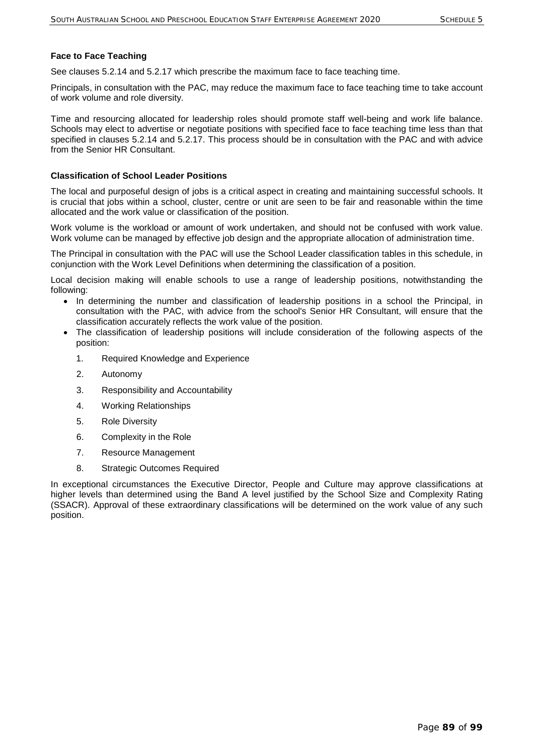**Face to Face Teaching**

See clauses 5.2.14 and 5.2.17 which prescribe the maximum face to face teaching time.

Principals, in consultation with the PAC, may reduce the maximum face to face teaching time to take account of work volume and role diversity.

Time and resourcing allocated for leadership roles should promote staff well-being and work life balance. Schools may elect to advertise or negotiate positions with specified face to face teaching time less than that specified in clauses 5.2.14 and 5.2.17. This process should be in consultation with the PAC and with advice from the Senior HR Consultant.

**Classification of School Leader Positions**

The local and purposeful design of jobs is a critical aspect in creating and maintaining successful schools. It is crucial that jobs within a school, cluster, centre or unit are seen to be fair and reasonable within the time allocated and the work value or classification of the position.

Work volume is the workload or amount of work undertaken, and should not be confused with work value. Work volume can be managed by effective job design and the appropriate allocation of administration time.

The Principal in consultation with the PAC will use the School Leader classification tables in this schedule, in conjunction with the Work Level Definitions when determining the classification of a position.

Local decision making will enable schools to use a range of leadership positions, notwithstanding the following:

- In determining the number and classification of leadership positions in a school the Principal, in consultation with the PAC, with advice from the school's Senior HR Consultant, will ensure that the classification accurately reflects the work value of the position.
- The classification of leadership positions will include consideration of the following aspects of the position:
  1. Required Knowledge and Experience
  2. Autonomy
  3. Responsibility and Accountability
  4. Working Relationships
  5. Role Diversity
  6. Complexity in the Role
  7. Resource Management
  8. Strategic Outcomes Required

In exceptional circumstances the Executive Director, People and Culture may approve classifications at higher levels than determined using the Band A level justified by the School Size and Complexity Rating (SSACR). Approval of these extraordinary classifications will be determined on the work value of any such position.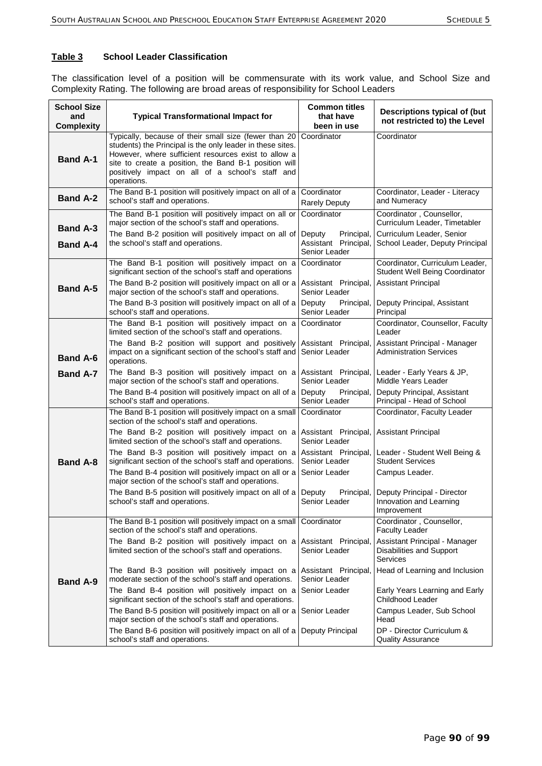**Table 3 School Leader Classification**

The classification level of a position will be commensurate with its work value, and School Size and Complexity Rating. The following are broad areas of responsibility for School Leaders

| School Size and Complexity | Typical Transformational Impact for | Common titles that have been in use | Descriptions typical of (but not restricted to) the Level |
|---|---|---|---|
| **Band A-1** | Typically, because of their small size (fewer than 20 students) the Principal is the only leader in these sites. However, where sufficient resources exist to allow a site to create a position, the Band B-1 position will positively impact on all of a school's staff and operations. | Coordinator | Coordinator |
| **Band A-2** | The Band B-1 position will positively impact on all of a school's staff and operations. | Coordinator<br>Rarely Deputy | Coordinator, Leader - Literacy and Numeracy |
| **Band A-3**<br>**Band A-4** | The Band B-1 position will positively impact on all or major section of the school's staff and operations. | Coordinator | Coordinator , Counsellor, Curriculum Leader, Timetabler |
| | The Band B-2 position will positively impact on all of the school's staff and operations. | Deputy Principal, Assistant Principal, Senior Leader | Curriculum Leader, Senior School Leader, Deputy Principal |
| **Band A-5** | The Band B-1 position will positively impact on a significant section of the school's staff and operations | Coordinator | Coordinator, Curriculum Leader, Student Well Being Coordinator |
| | The Band B-2 position will positively impact on all or a major section of the school's staff and operations. | Assistant Principal, Senior Leader | Assistant Principal |
| | The Band B-3 position will positively impact on all of a school's staff and operations. | Deputy Principal, Senior Leader | Deputy Principal, Assistant Principal |
| **Band A-6**<br>**Band A-7** | The Band B-1 position will positively impact on a limited section of the school's staff and operations. | Coordinator | Coordinator, Counsellor, Faculty Leader |
| | The Band B-2 position will support and positively impact on a significant section of the school's staff and operations. | Assistant Principal, Senior Leader | Assistant Principal - Manager Administration Services |
| | The Band B-3 position will positively impact on a major section of the school's staff and operations. | Assistant Principal, Senior Leader | Leader - Early Years & JP, Middle Years Leader |
| | The Band B-4 position will positively impact on all of a school's staff and operations. | Deputy Principal, Senior Leader | Deputy Principal, Assistant Principal - Head of School |
| **Band A-8** | The Band B-1 position will positively impact on a small section of the school's staff and operations. | Coordinator | Coordinator, Faculty Leader |
| | The Band B-2 position will positively impact on a limited section of the school's staff and operations. | Assistant Principal, Senior Leader | Assistant Principal |
| | The Band B-3 position will positively impact on a significant section of the school's staff and operations. | Assistant Principal, Senior Leader | Leader - Student Well Being & Student Services |
| | The Band B-4 position will positively impact on all or a major section of the school's staff and operations. | Senior Leader | Campus Leader. |
| | The Band B-5 position will positively impact on all of a school's staff and operations. | Deputy Principal, Senior Leader | Deputy Principal - Director Innovation and Learning Improvement |
| **Band A-9** | The Band B-1 position will positively impact on a small section of the school's staff and operations. | Coordinator | Coordinator , Counsellor, Faculty Leader |
| | The Band B-2 position will positively impact on a limited section of the school's staff and operations. | Assistant Principal, Senior Leader | Assistant Principal - Manager Disabilities and Support Services |
| | The Band B-3 position will positively impact on a moderate section of the school's staff and operations. | Assistant Principal, Senior Leader | Head of Learning and Inclusion |
| | The Band B-4 position will positively impact on a significant section of the school's staff and operations. | Senior Leader | Early Years Learning and Early Childhood Leader |
| | The Band B-5 position will positively impact on all or a major section of the school's staff and operations. | Senior Leader | Campus Leader, Sub School Head |
| | The Band B-6 position will positively impact on all of a school's staff and operations. | Deputy Principal | DP - Director Curriculum & Quality Assurance |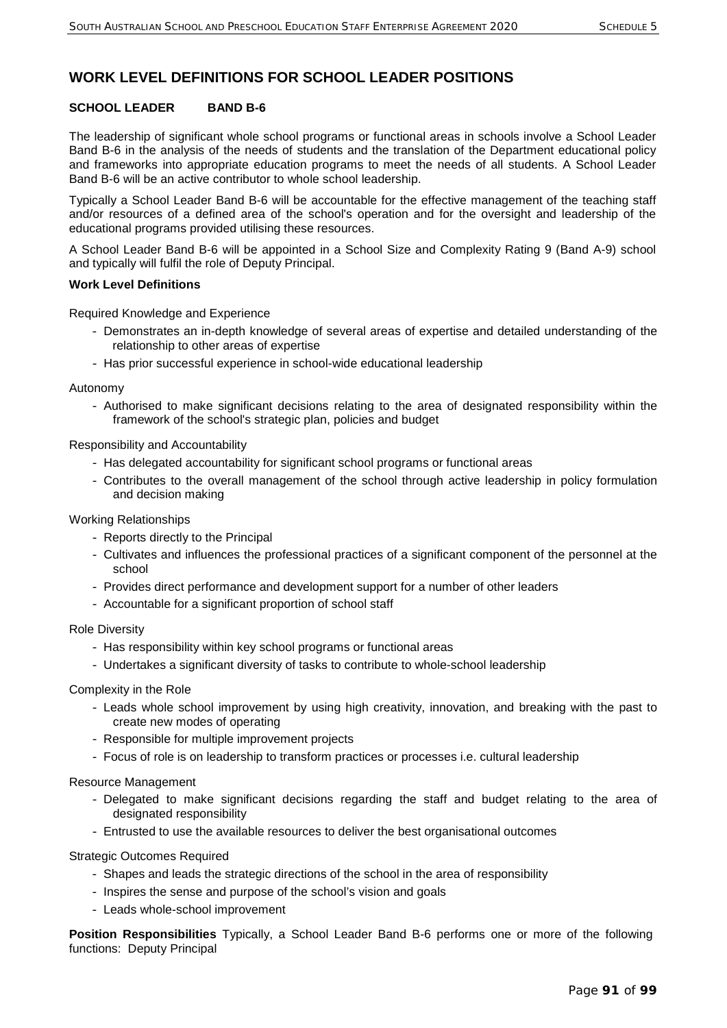## WORK LEVEL DEFINITIONS FOR SCHOOL LEADER POSITIONS

### SCHOOL LEADER BAND B-6

The leadership of significant whole school programs or functional areas in schools involve a School Leader Band B-6 in the analysis of the needs of students and the translation of the Department educational policy and frameworks into appropriate education programs to meet the needs of all students. A School Leader Band B-6 will be an active contributor to whole school leadership.

Typically a School Leader Band B-6 will be accountable for the effective management of the teaching staff and/or resources of a defined area of the school's operation and for the oversight and leadership of the educational programs provided utilising these resources.

A School Leader Band B-6 will be appointed in a School Size and Complexity Rating 9 (Band A-9) school and typically will fulfil the role of Deputy Principal.

**Work Level Definitions**

Required Knowledge and Experience

- Demonstrates an in-depth knowledge of several areas of expertise and detailed understanding of the relationship to other areas of expertise
- Has prior successful experience in school-wide educational leadership

Autonomy

- Authorised to make significant decisions relating to the area of designated responsibility within the framework of the school's strategic plan, policies and budget

Responsibility and Accountability

- Has delegated accountability for significant school programs or functional areas
- Contributes to the overall management of the school through active leadership in policy formulation and decision making

Working Relationships

- Reports directly to the Principal
- Cultivates and influences the professional practices of a significant component of the personnel at the school
- Provides direct performance and development support for a number of other leaders
- Accountable for a significant proportion of school staff

Role Diversity

- Has responsibility within key school programs or functional areas
- Undertakes a significant diversity of tasks to contribute to whole-school leadership

Complexity in the Role

- Leads whole school improvement by using high creativity, innovation, and breaking with the past to create new modes of operating
- Responsible for multiple improvement projects
- Focus of role is on leadership to transform practices or processes i.e. cultural leadership

Resource Management

- Delegated to make significant decisions regarding the staff and budget relating to the area of designated responsibility
- Entrusted to use the available resources to deliver the best organisational outcomes

Strategic Outcomes Required

- Shapes and leads the strategic directions of the school in the area of responsibility
- Inspires the sense and purpose of the school's vision and goals
- Leads whole-school improvement

**Position Responsibilities** Typically, a School Leader Band B-6 performs one or more of the following functions: Deputy Principal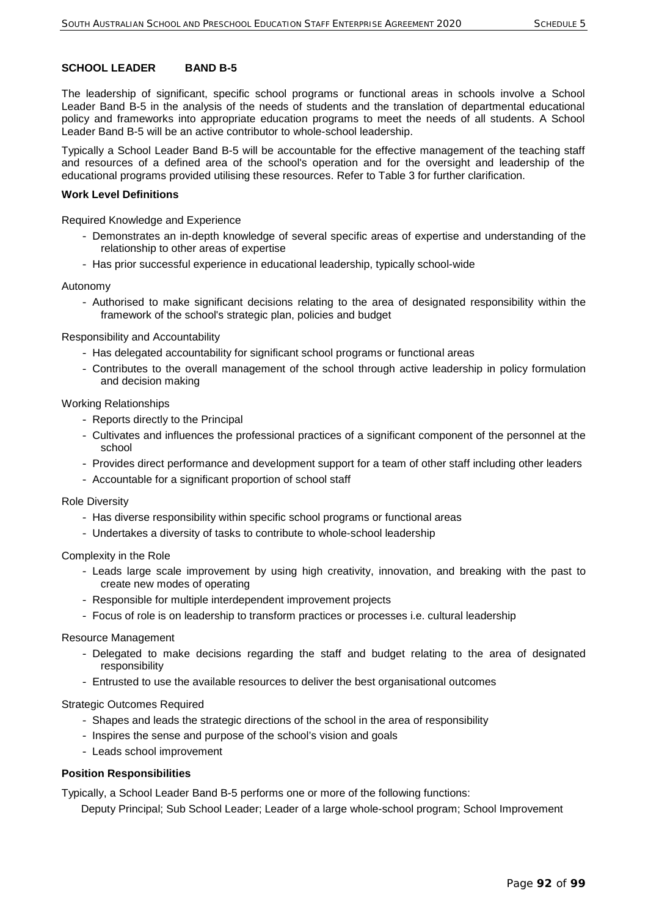## SCHOOL LEADER BAND B-5

The leadership of significant, specific school programs or functional areas in schools involve a School Leader Band B-5 in the analysis of the needs of students and the translation of departmental educational policy and frameworks into appropriate education programs to meet the needs of all students. A School Leader Band B-5 will be an active contributor to whole-school leadership.

Typically a School Leader Band B-5 will be accountable for the effective management of the teaching staff and resources of a defined area of the school's operation and for the oversight and leadership of the educational programs provided utilising these resources. Refer to Table 3 for further clarification.

### Work Level Definitions

Required Knowledge and Experience

- Demonstrates an in-depth knowledge of several specific areas of expertise and understanding of the relationship to other areas of expertise
- Has prior successful experience in educational leadership, typically school-wide

Autonomy

- Authorised to make significant decisions relating to the area of designated responsibility within the framework of the school's strategic plan, policies and budget

Responsibility and Accountability

- Has delegated accountability for significant school programs or functional areas
- Contributes to the overall management of the school through active leadership in policy formulation and decision making

Working Relationships

- Reports directly to the Principal
- Cultivates and influences the professional practices of a significant component of the personnel at the school
- Provides direct performance and development support for a team of other staff including other leaders
- Accountable for a significant proportion of school staff

Role Diversity

- Has diverse responsibility within specific school programs or functional areas
- Undertakes a diversity of tasks to contribute to whole-school leadership

Complexity in the Role

- Leads large scale improvement by using high creativity, innovation, and breaking with the past to create new modes of operating
- Responsible for multiple interdependent improvement projects
- Focus of role is on leadership to transform practices or processes i.e. cultural leadership

Resource Management

- Delegated to make decisions regarding the staff and budget relating to the area of designated responsibility
- Entrusted to use the available resources to deliver the best organisational outcomes

Strategic Outcomes Required

- Shapes and leads the strategic directions of the school in the area of responsibility
- Inspires the sense and purpose of the school's vision and goals
- Leads school improvement

### Position Responsibilities

Typically, a School Leader Band B-5 performs one or more of the following functions:

Deputy Principal; Sub School Leader; Leader of a large whole-school program; School Improvement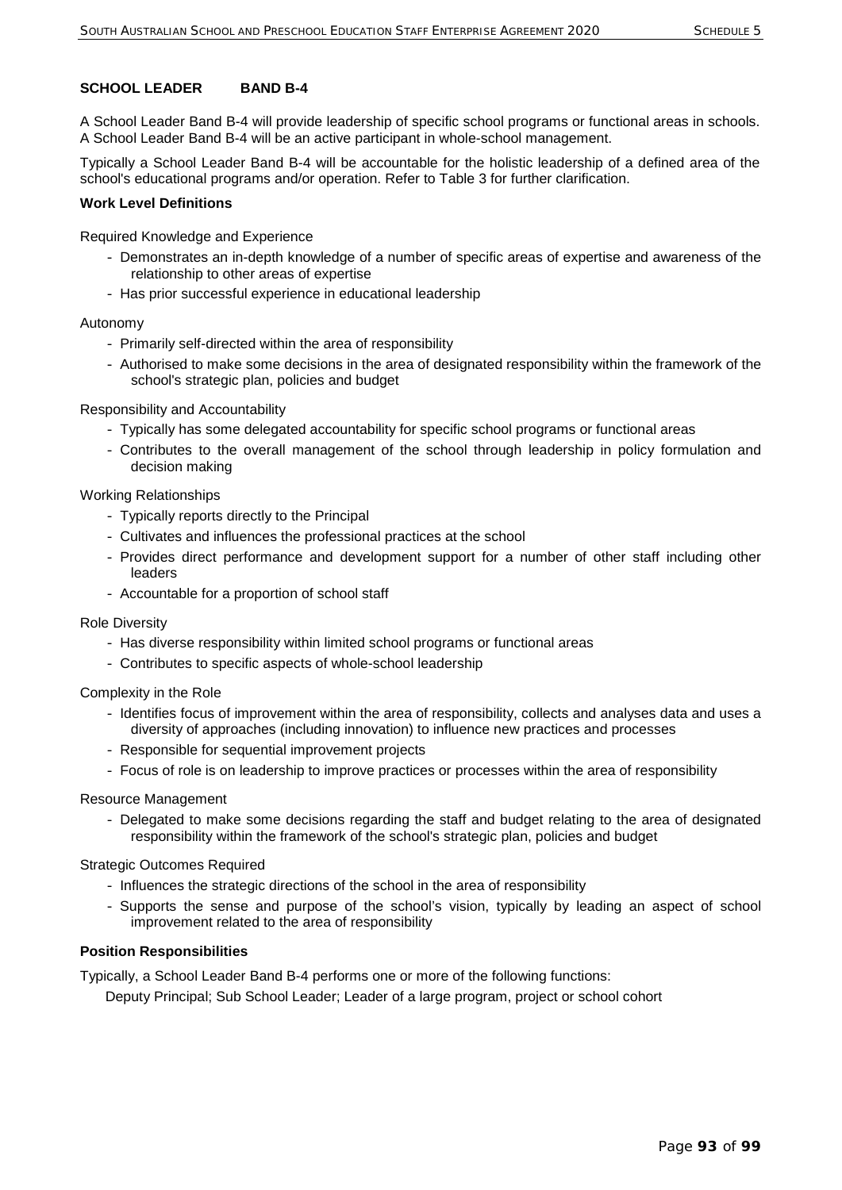**SCHOOL LEADER BAND B-4**

A School Leader Band B-4 will provide leadership of specific school programs or functional areas in schools. A School Leader Band B-4 will be an active participant in whole-school management.

Typically a School Leader Band B-4 will be accountable for the holistic leadership of a defined area of the school's educational programs and/or operation. Refer to Table 3 for further clarification.

**Work Level Definitions**

Required Knowledge and Experience

- Demonstrates an in-depth knowledge of a number of specific areas of expertise and awareness of the relationship to other areas of expertise
- Has prior successful experience in educational leadership

Autonomy

- Primarily self-directed within the area of responsibility
- Authorised to make some decisions in the area of designated responsibility within the framework of the school's strategic plan, policies and budget

Responsibility and Accountability

- Typically has some delegated accountability for specific school programs or functional areas
- Contributes to the overall management of the school through leadership in policy formulation and decision making

Working Relationships

- Typically reports directly to the Principal
- Cultivates and influences the professional practices at the school
- Provides direct performance and development support for a number of other staff including other leaders
- Accountable for a proportion of school staff

Role Diversity

- Has diverse responsibility within limited school programs or functional areas
- Contributes to specific aspects of whole-school leadership

Complexity in the Role

- Identifies focus of improvement within the area of responsibility, collects and analyses data and uses a diversity of approaches (including innovation) to influence new practices and processes
- Responsible for sequential improvement projects
- Focus of role is on leadership to improve practices or processes within the area of responsibility

Resource Management

- Delegated to make some decisions regarding the staff and budget relating to the area of designated responsibility within the framework of the school's strategic plan, policies and budget

Strategic Outcomes Required

- Influences the strategic directions of the school in the area of responsibility
- Supports the sense and purpose of the school's vision, typically by leading an aspect of school improvement related to the area of responsibility

**Position Responsibilities**

Typically, a School Leader Band B-4 performs one or more of the following functions:

Deputy Principal; Sub School Leader; Leader of a large program, project or school cohort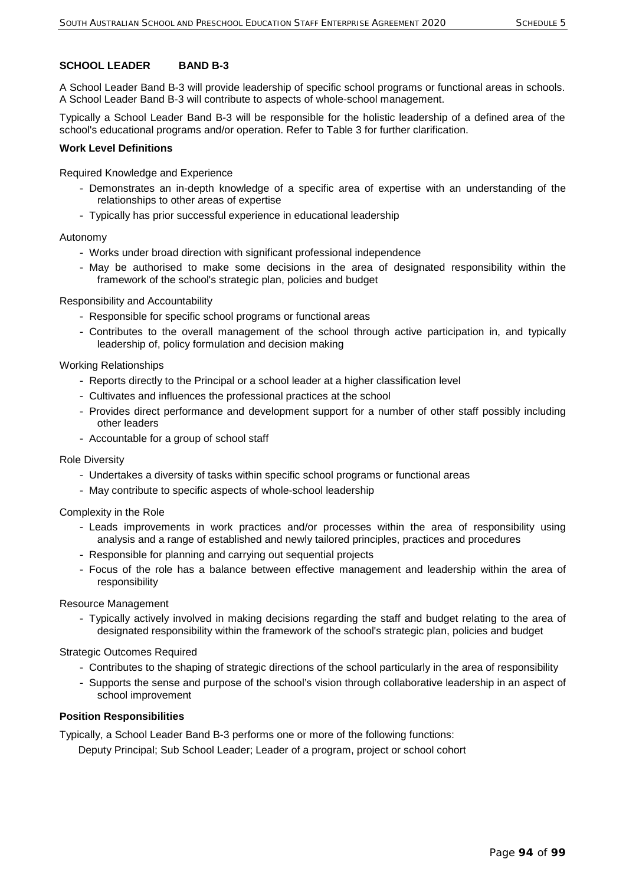## SCHOOL LEADER BAND B-3

A School Leader Band B-3 will provide leadership of specific school programs or functional areas in schools. A School Leader Band B-3 will contribute to aspects of whole-school management.

Typically a School Leader Band B-3 will be responsible for the holistic leadership of a defined area of the school's educational programs and/or operation. Refer to Table 3 for further clarification.

### Work Level Definitions

Required Knowledge and Experience

- Demonstrates an in-depth knowledge of a specific area of expertise with an understanding of the relationships to other areas of expertise
- Typically has prior successful experience in educational leadership

Autonomy

- Works under broad direction with significant professional independence
- May be authorised to make some decisions in the area of designated responsibility within the framework of the school's strategic plan, policies and budget

Responsibility and Accountability

- Responsible for specific school programs or functional areas
- Contributes to the overall management of the school through active participation in, and typically leadership of, policy formulation and decision making

Working Relationships

- Reports directly to the Principal or a school leader at a higher classification level
- Cultivates and influences the professional practices at the school
- Provides direct performance and development support for a number of other staff possibly including other leaders
- Accountable for a group of school staff

Role Diversity

- Undertakes a diversity of tasks within specific school programs or functional areas
- May contribute to specific aspects of whole-school leadership

Complexity in the Role

- Leads improvements in work practices and/or processes within the area of responsibility using analysis and a range of established and newly tailored principles, practices and procedures
- Responsible for planning and carrying out sequential projects
- Focus of the role has a balance between effective management and leadership within the area of responsibility

Resource Management

- Typically actively involved in making decisions regarding the staff and budget relating to the area of designated responsibility within the framework of the school's strategic plan, policies and budget

Strategic Outcomes Required

- Contributes to the shaping of strategic directions of the school particularly in the area of responsibility
- Supports the sense and purpose of the school's vision through collaborative leadership in an aspect of school improvement

### Position Responsibilities

Typically, a School Leader Band B-3 performs one or more of the following functions:

Deputy Principal; Sub School Leader; Leader of a program, project or school cohort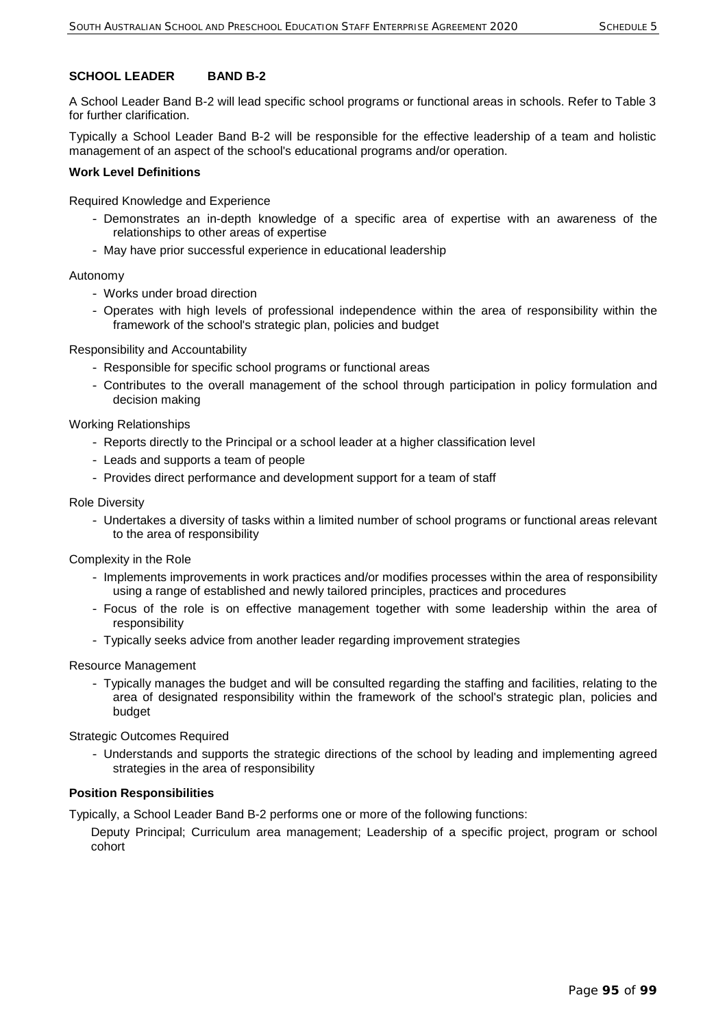## SCHOOL LEADER BAND B-2

A School Leader Band B-2 will lead specific school programs or functional areas in schools. Refer to Table 3 for further clarification.

Typically a School Leader Band B-2 will be responsible for the effective leadership of a team and holistic management of an aspect of the school's educational programs and/or operation.

### Work Level Definitions

Required Knowledge and Experience

- Demonstrates an in-depth knowledge of a specific area of expertise with an awareness of the relationships to other areas of expertise
- May have prior successful experience in educational leadership

Autonomy

- Works under broad direction
- Operates with high levels of professional independence within the area of responsibility within the framework of the school's strategic plan, policies and budget

Responsibility and Accountability

- Responsible for specific school programs or functional areas
- Contributes to the overall management of the school through participation in policy formulation and decision making

Working Relationships

- Reports directly to the Principal or a school leader at a higher classification level
- Leads and supports a team of people
- Provides direct performance and development support for a team of staff

Role Diversity

- Undertakes a diversity of tasks within a limited number of school programs or functional areas relevant to the area of responsibility

Complexity in the Role

- Implements improvements in work practices and/or modifies processes within the area of responsibility using a range of established and newly tailored principles, practices and procedures
- Focus of the role is on effective management together with some leadership within the area of responsibility
- Typically seeks advice from another leader regarding improvement strategies

Resource Management

- Typically manages the budget and will be consulted regarding the staffing and facilities, relating to the area of designated responsibility within the framework of the school's strategic plan, policies and budget

Strategic Outcomes Required

- Understands and supports the strategic directions of the school by leading and implementing agreed strategies in the area of responsibility

### Position Responsibilities

Typically, a School Leader Band B-2 performs one or more of the following functions:

Deputy Principal; Curriculum area management; Leadership of a specific project, program or school cohort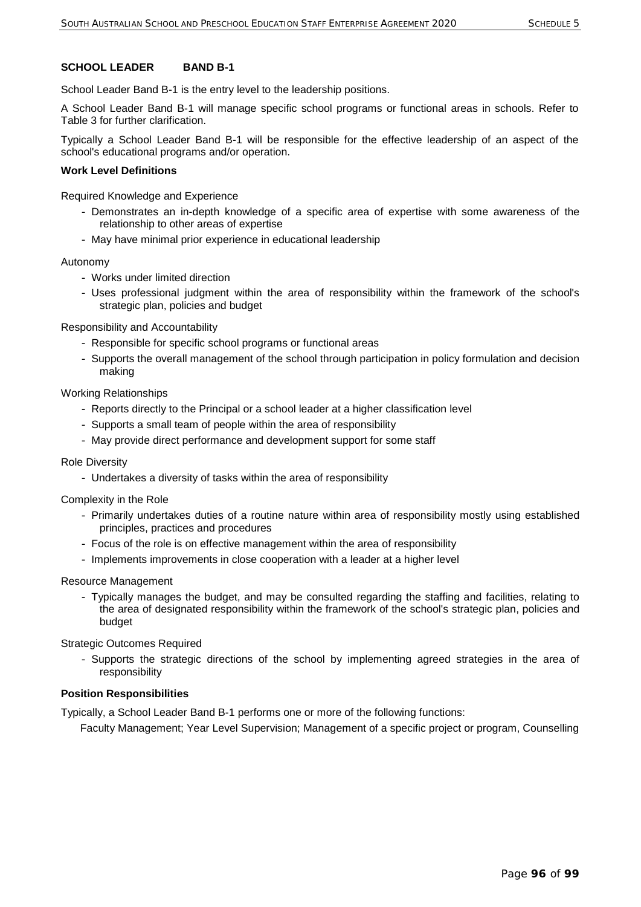## SCHOOL LEADER BAND B-1

School Leader Band B-1 is the entry level to the leadership positions.

A School Leader Band B-1 will manage specific school programs or functional areas in schools. Refer to Table 3 for further clarification.

Typically a School Leader Band B-1 will be responsible for the effective leadership of an aspect of the school's educational programs and/or operation.

### Work Level Definitions

Required Knowledge and Experience

- Demonstrates an in-depth knowledge of a specific area of expertise with some awareness of the relationship to other areas of expertise
- May have minimal prior experience in educational leadership

Autonomy

- Works under limited direction
- Uses professional judgment within the area of responsibility within the framework of the school's strategic plan, policies and budget

Responsibility and Accountability

- Responsible for specific school programs or functional areas
- Supports the overall management of the school through participation in policy formulation and decision making

Working Relationships

- Reports directly to the Principal or a school leader at a higher classification level
- Supports a small team of people within the area of responsibility
- May provide direct performance and development support for some staff

Role Diversity

- Undertakes a diversity of tasks within the area of responsibility

Complexity in the Role

- Primarily undertakes duties of a routine nature within area of responsibility mostly using established principles, practices and procedures
- Focus of the role is on effective management within the area of responsibility
- Implements improvements in close cooperation with a leader at a higher level

Resource Management

- Typically manages the budget, and may be consulted regarding the staffing and facilities, relating to the area of designated responsibility within the framework of the school's strategic plan, policies and budget

Strategic Outcomes Required

- Supports the strategic directions of the school by implementing agreed strategies in the area of responsibility

### Position Responsibilities

Typically, a School Leader Band B-1 performs one or more of the following functions:

Faculty Management; Year Level Supervision; Management of a specific project or program, Counselling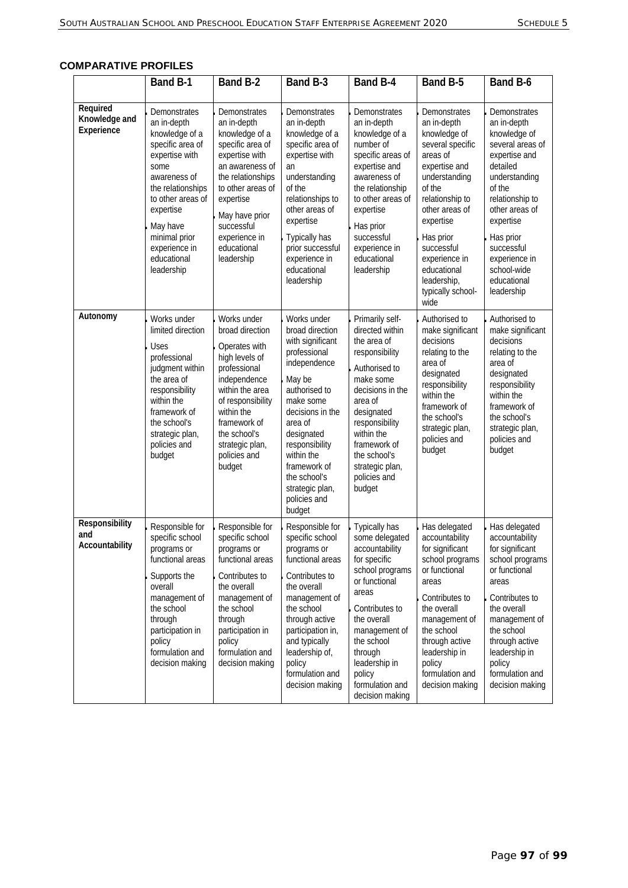## COMPARATIVE PROFILES

| | Band B-1 | Band B-2 | Band B-3 | Band B-4 | Band B-5 | Band B-6 |
|---|---|---|---|---|---|---|
| **Required Knowledge and Experience** | Demonstrates an in-depth knowledge of a specific area of expertise with some awareness of the relationships to other areas of expertise<br>May have minimal prior experience in educational leadership | Demonstrates an in-depth knowledge of a specific area of expertise with an awareness of the relationships to other areas of expertise<br>May have prior successful experience in educational leadership | Demonstrates an in-depth knowledge of a specific area of expertise with an understanding of the relationships to other areas of expertise<br>Typically has prior successful experience in educational leadership | Demonstrates an in-depth knowledge of a number of specific areas of expertise and awareness of the relationship to other areas of expertise<br>Has prior successful experience in educational leadership | Demonstrates an in-depth knowledge of several specific areas of expertise and understanding of the relationship to other areas of expertise<br>Has prior successful experience in educational leadership, typically school-wide | Demonstrates an in-depth knowledge of several areas of expertise and detailed understanding of the relationship to other areas of expertise<br>Has prior successful experience in school-wide educational leadership |
| **Autonomy** | Works under limited direction<br>Uses professional judgment within the area of responsibility within the framework of the school's strategic plan, policies and budget | Works under broad direction<br>Operates with high levels of professional independence within the area of responsibility within the framework of the school's strategic plan, policies and budget | Works under broad direction with significant professional independence<br>May be authorised to make some decisions in the area of designated responsibility within the framework of the school's strategic plan, policies and budget | Primarily self-directed within the area of responsibility<br>Authorised to make some decisions in the area of designated responsibility within the framework of the school's strategic plan, policies and budget | Authorised to make significant decisions relating to the area of designated responsibility within the framework of the school's strategic plan, policies and budget | Authorised to make significant decisions relating to the area of designated responsibility within the framework of the school's strategic plan, policies and budget |
| **Responsibility and Accountability** | Responsible for specific school programs or functional areas<br>Supports the overall management of the school through participation in policy formulation and decision making | Responsible for specific school programs or functional areas<br>Contributes to the overall management of the school through participation in policy formulation and decision making | Responsible for specific school programs or functional areas<br>Contributes to the overall management of the school through active participation in, and typically leadership of, policy formulation and decision making | Typically has some delegated accountability for specific school programs or functional areas<br>Contributes to the overall management of the school through leadership in policy formulation and decision making | Has delegated accountability for significant school programs or functional areas<br>Contributes to the overall management of the school through active leadership in policy formulation and decision making | Has delegated accountability for significant school programs or functional areas<br>Contributes to the overall management of the school through active leadership in policy formulation and decision making |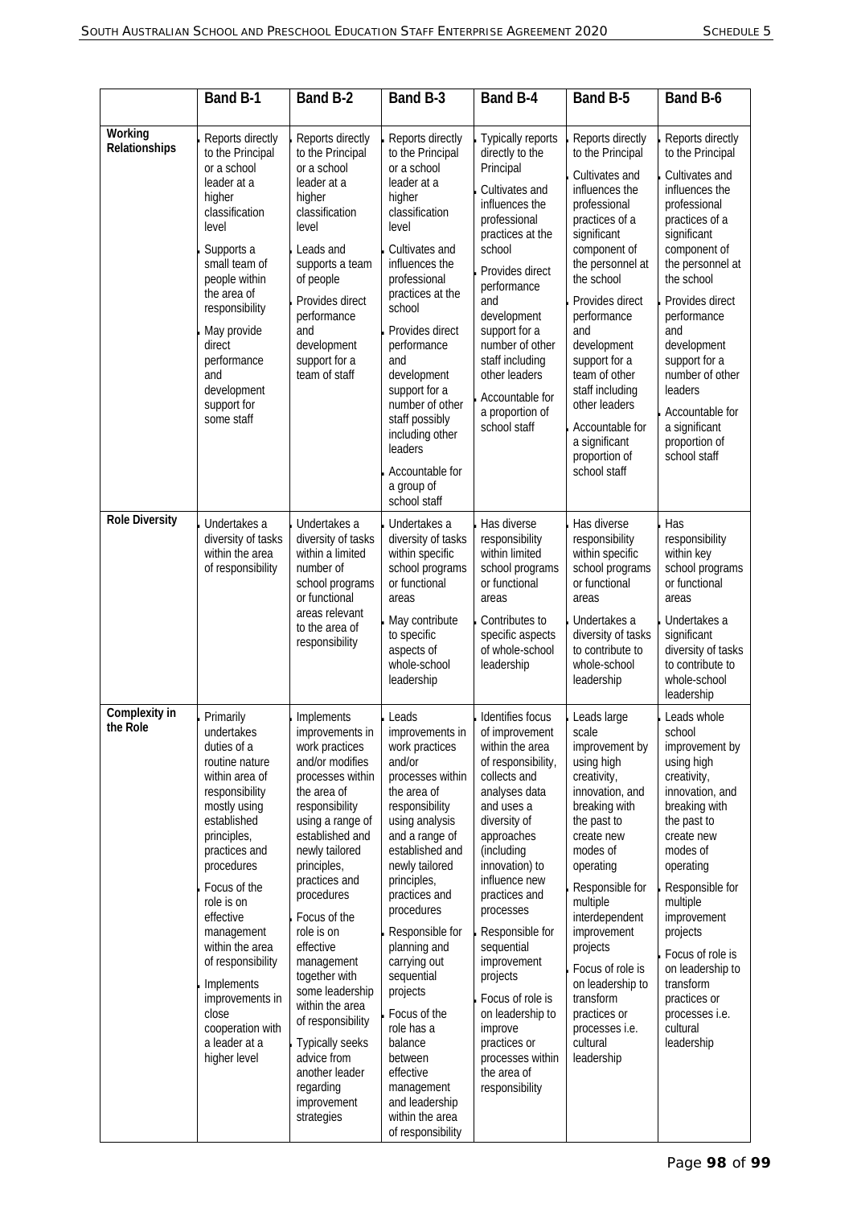| | Band B-1 | Band B-2 | Band B-3 | Band B-4 | Band B-5 | Band B-6 |
|---|---|---|---|---|---|---|
| **Working Relationships** | - Reports directly to the Principal or a school leader at a higher classification level<br>- Supports a small team of people within the area of responsibility<br>- May provide direct performance and development support for some staff | - Reports directly to the Principal or a school leader at a higher classification level<br>- Leads and supports a team of people<br>- Provides direct performance and development support for a team of staff | - Reports directly to the Principal or a school leader at a higher classification level<br>- Cultivates and influences the professional practices at the school<br>- Provides direct performance and development support for a number of other staff possibly including other leaders<br>- Accountable for a group of school staff | - Typically reports directly to the Principal<br>- Cultivates and influences the professional practices at the school<br>- Provides direct performance and development support for a number of other staff including other leaders<br>- Accountable for a proportion of school staff | - Reports directly to the Principal<br>- Cultivates and influences the professional practices of a significant component of the personnel at the school<br>- Provides direct performance and development support for a team of other staff including other leaders<br>- Accountable for a significant proportion of school staff | - Reports directly to the Principal<br>- Cultivates and influences the professional practices of a significant component of the personnel at the school<br>- Provides direct performance and development support for a number of other leaders<br>- Accountable for a significant proportion of school staff |
| **Role Diversity** | - Undertakes a diversity of tasks within the area of responsibility | - Undertakes a diversity of tasks within a limited number of school programs or functional areas relevant to the area of responsibility | - Undertakes a diversity of tasks within specific school programs or functional areas<br>- May contribute to specific aspects of whole-school leadership | - Has diverse responsibility within limited school programs or functional areas<br>- Contributes to specific aspects of whole-school leadership | - Has diverse responsibility within specific school programs or functional areas<br>- Undertakes a diversity of tasks to contribute to whole-school leadership | - Has responsibility within key school programs or functional areas<br>- Undertakes a significant diversity of tasks to contribute to whole-school leadership |
| **Complexity in the Role** | - Primarily undertakes duties of a routine nature within area of responsibility mostly using established principles, practices and procedures<br>- Focus of the role is on effective management within the area of responsibility<br>- Implements improvements in close cooperation with a leader at a higher level | - Implements improvements in work practices and/or modifies processes within the area of responsibility using a range of established and newly tailored principles, practices and procedures<br>- Focus of the role is on effective management together with some leadership within the area of responsibility<br>- Typically seeks advice from another leader regarding improvement strategies | - Leads improvements in work practices and/or processes within the area of responsibility using analysis and a range of established and newly tailored principles, practices and procedures<br>- Responsible for planning and carrying out sequential projects<br>- Focus of the role has a balance between effective management and leadership within the area of responsibility | - Identifies focus of improvement within the area of responsibility, collects and analyses data and uses a diversity of approaches (including innovation) to influence new practices and processes<br>- Responsible for sequential improvement projects<br>- Focus of role is on leadership to improve practices or processes within the area of responsibility | - Leads large scale improvement by using high creativity, innovation, and breaking with the past to create new modes of operating<br>- Responsible for multiple interdependent improvement projects<br>- Focus of role is on leadership to transform practices or processes i.e. cultural leadership | - Leads whole school improvement by using high creativity, innovation, and breaking with the past to create new modes of operating<br>- Responsible for multiple improvement projects<br>- Focus of role is on leadership to transform practices or processes i.e. cultural leadership |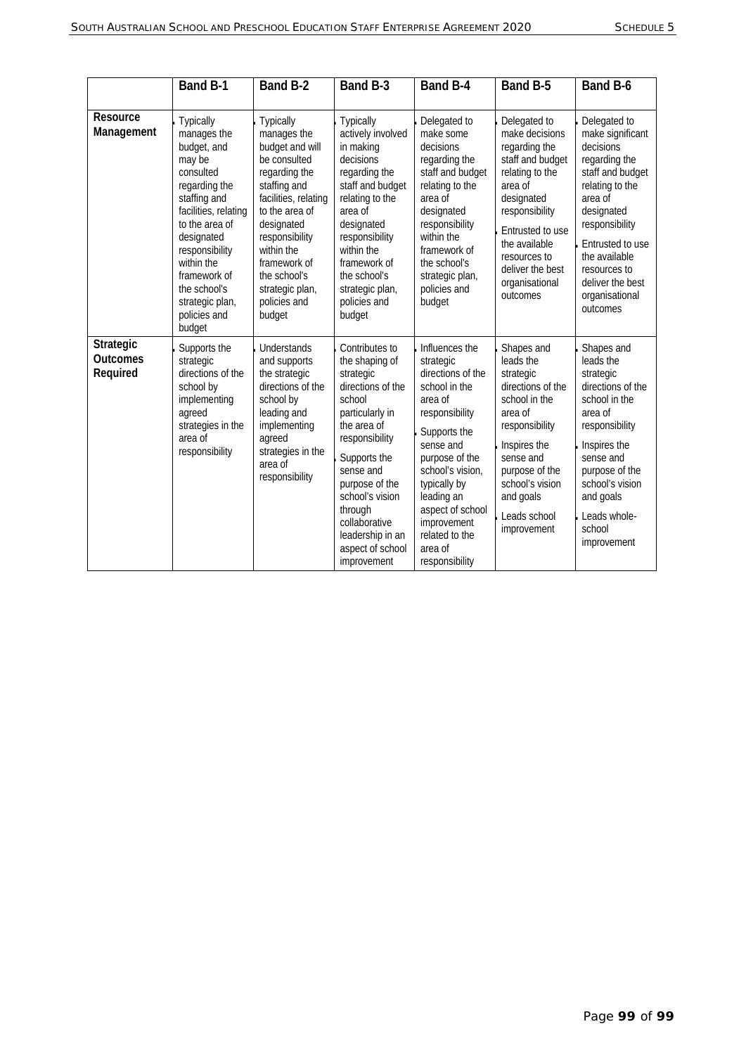| | Band B-1 | Band B-2 | Band B-3 | Band B-4 | Band B-5 | Band B-6 |
|---|---|---|---|---|---|---|
| **Resource Management** | Typically manages the budget, and may be consulted regarding the staffing and facilities, relating to the area of designated responsibility within the framework of the school's strategic plan, policies and budget | Typically manages the budget and will be consulted regarding the staffing and facilities, relating to the area of designated responsibility within the framework of the school's strategic plan, policies and budget | Typically actively involved in making decisions regarding the staff and budget relating to the area of designated responsibility within the framework of the school's strategic plan, policies and budget | Delegated to make some decisions regarding the staff and budget relating to the area of designated responsibility within the framework of the school's strategic plan, policies and budget | Delegated to make decisions regarding the staff and budget relating to the area of designated responsibility<br>Entrusted to use the available resources to deliver the best organisational outcomes | Delegated to make significant decisions regarding the staff and budget relating to the area of designated responsibility<br>Entrusted to use the available resources to deliver the best organisational outcomes |
| **Strategic Outcomes Required** | Supports the strategic directions of the school by implementing agreed strategies in the area of responsibility | Understands and supports the strategic directions of the school by leading and implementing agreed strategies in the area of responsibility | Contributes to the shaping of strategic directions of the school particularly in the area of responsibility<br>Supports the sense and purpose of the school's vision through collaborative leadership in an aspect of school improvement | Influences the strategic directions of the school in the area of responsibility<br>Supports the sense and purpose of the school's vision, typically by leading an aspect of school improvement related to the area of responsibility | Shapes and leads the strategic directions of the school in the area of responsibility<br>Inspires the sense and purpose of the school's vision and goals<br>Leads school improvement | Shapes and leads the strategic directions of the school in the area of responsibility<br>Inspires the sense and purpose of the school's vision and goals<br>Leads whole-school improvement |